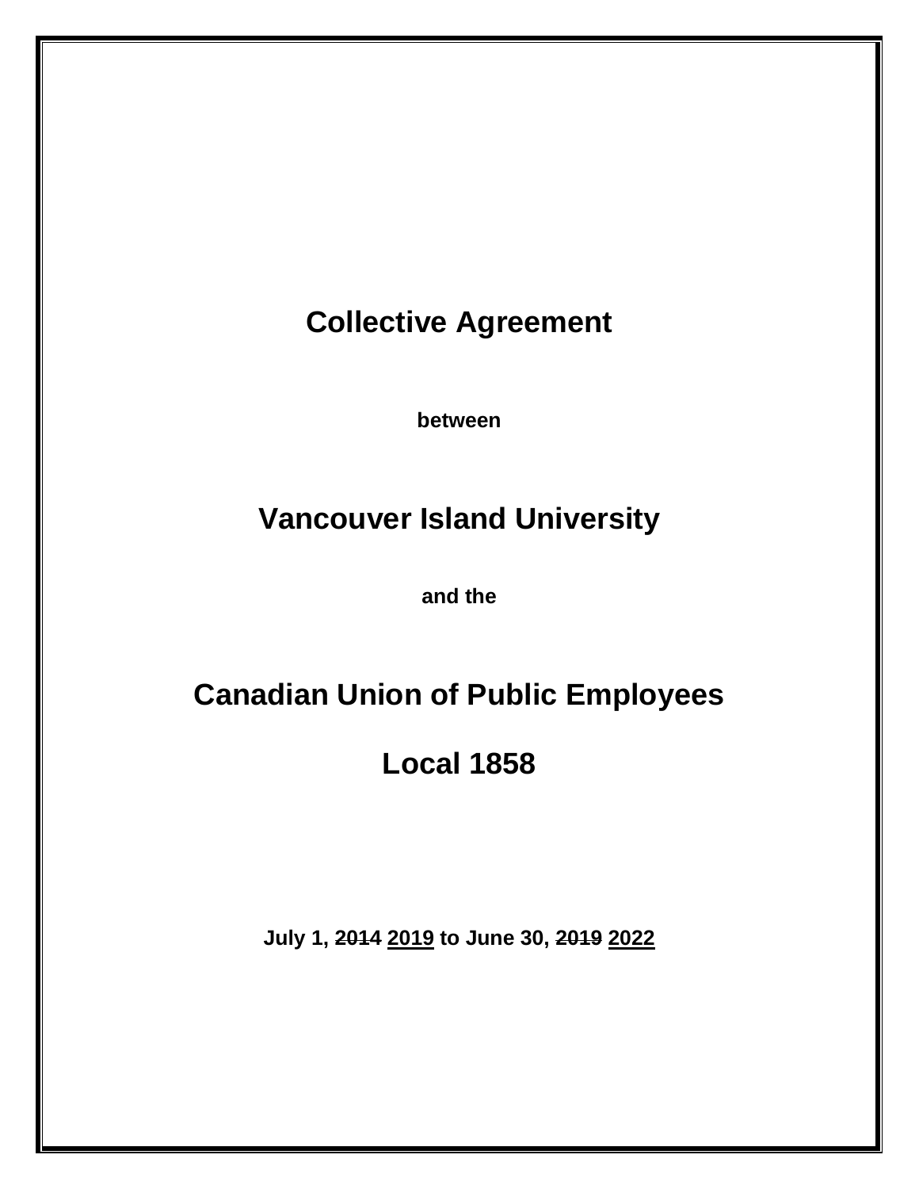# Collective Agreement

**between**

# Vancouver Island University

**and the**

# Canadian Union of Public Employees

# Local 1858

**July 1, ~~2014~~ <u>2019</u> to June 30, ~~2019~~ <u>2022</u>**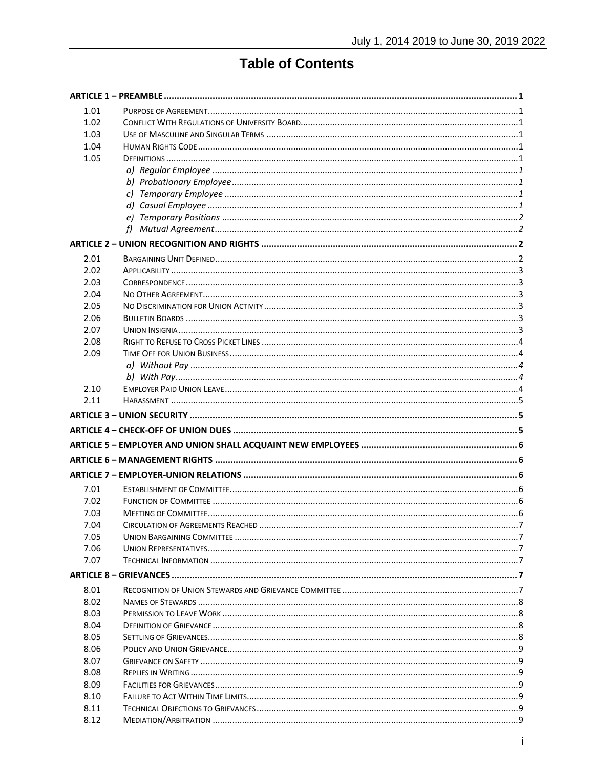# Table of Contents

**ARTICLE 1 – PREAMBLE** ..... 1

1.01 Purpose of Agreement ..... 1
1.02 Conflict With Regulations of University Board ..... 1
1.03 Use of Masculine and Singular Terms ..... 1
1.04 Human Rights Code ..... 1
1.05 Definitions ..... 1
- *a) Regular Employee* ..... 1
- *b) Probationary Employee* ..... 1
- *c) Temporary Employee* ..... 1
- *d) Casual Employee* ..... 1
- *e) Temporary Positions* ..... 2
- *f) Mutual Agreement* ..... 2

**ARTICLE 2 – UNION RECOGNITION AND RIGHTS** ..... 2

2.01 Bargaining Unit Defined ..... 2
2.02 Applicability ..... 3
2.03 Correspondence ..... 3
2.04 No Other Agreement ..... 3
2.05 No Discrimination for Union Activity ..... 3
2.06 Bulletin Boards ..... 3
2.07 Union Insignia ..... 3
2.08 Right to Refuse to Cross Picket Lines ..... 4
2.09 Time Off for Union Business ..... 4
- *a) Without Pay* ..... 4
- *b) With Pay* ..... 4

2.10 Employer Paid Union Leave ..... 4
2.11 Harassment ..... 5

**ARTICLE 3 – UNION SECURITY** ..... 5

**ARTICLE 4 – CHECK-OFF OF UNION DUES** ..... 5

**ARTICLE 5 – EMPLOYER AND UNION SHALL ACQUAINT NEW EMPLOYEES** ..... 6

**ARTICLE 6 – MANAGEMENT RIGHTS** ..... 6

**ARTICLE 7 – EMPLOYER-UNION RELATIONS** ..... 6

7.01 Establishment of Committee ..... 6
7.02 Function of Committee ..... 6
7.03 Meeting of Committee ..... 6
7.04 Circulation of Agreements Reached ..... 7
7.05 Union Bargaining Committee ..... 7
7.06 Union Representatives ..... 7
7.07 Technical Information ..... 7

**ARTICLE 8 – GRIEVANCES** ..... 7

8.01 Recognition of Union Stewards and Grievance Committee ..... 7
8.02 Names of Stewards ..... 8
8.03 Permission to Leave Work ..... 8
8.04 Definition of Grievance ..... 8
8.05 Settling of Grievances ..... 8
8.06 Policy and Union Grievance ..... 9
8.07 Grievance on Safety ..... 9
8.08 Replies in Writing ..... 9
8.09 Facilities for Grievances ..... 9
8.10 Failure to Act Within Time Limits ..... 9
8.11 Technical Objections to Grievances ..... 9
8.12 Mediation/Arbitration ..... 9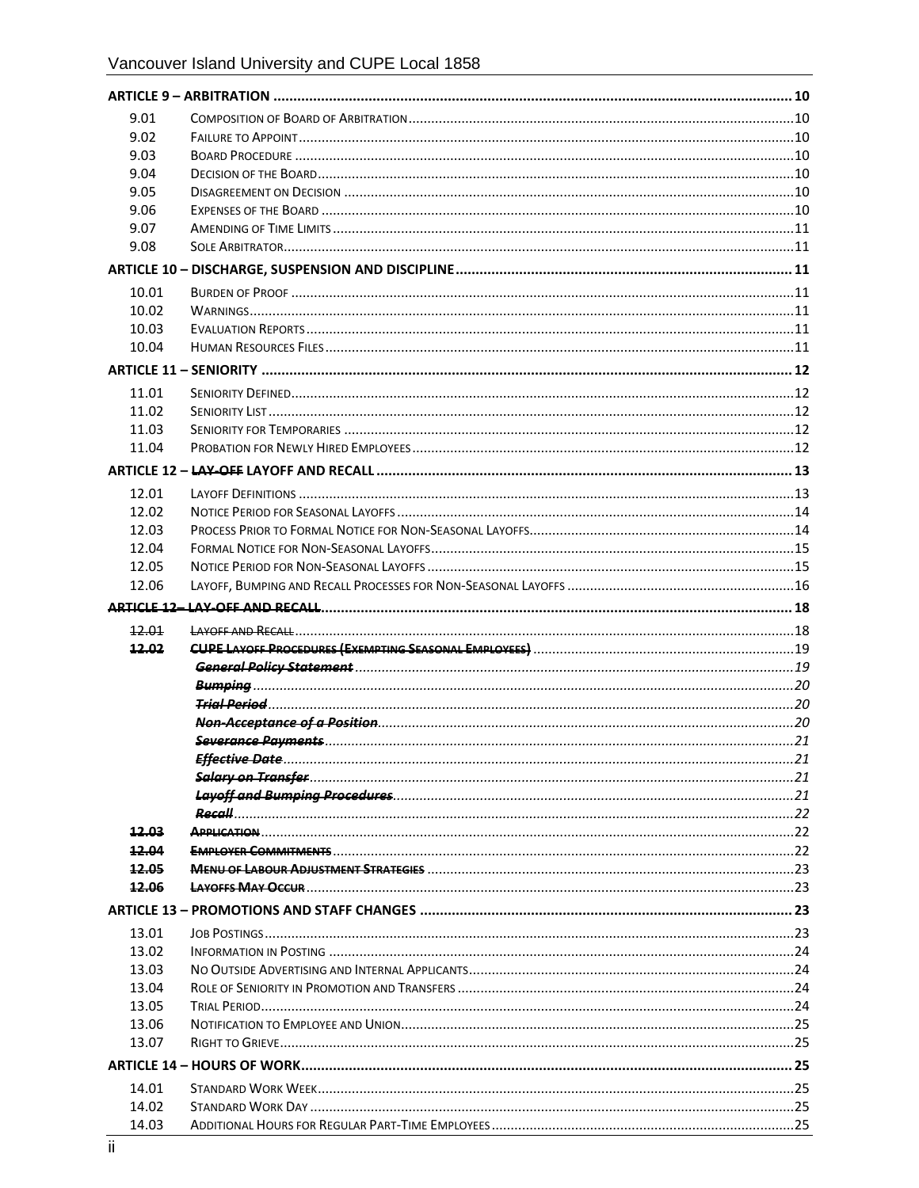| | | |
|---|---|---|
| **ARTICLE 9 – ARBITRATION** | | **10** |
| 9.01 | COMPOSITION OF BOARD OF ARBITRATION | 10 |
| 9.02 | FAILURE TO APPOINT | 10 |
| 9.03 | BOARD PROCEDURE | 10 |
| 9.04 | DECISION OF THE BOARD | 10 |
| 9.05 | DISAGREEMENT ON DECISION | 10 |
| 9.06 | EXPENSES OF THE BOARD | 10 |
| 9.07 | AMENDING OF TIME LIMITS | 11 |
| 9.08 | SOLE ARBITRATOR | 11 |
| **ARTICLE 10 – DISCHARGE, SUSPENSION AND DISCIPLINE** | | **11** |
| 10.01 | BURDEN OF PROOF | 11 |
| 10.02 | WARNINGS | 11 |
| 10.03 | EVALUATION REPORTS | 11 |
| 10.04 | HUMAN RESOURCES FILES | 11 |
| **ARTICLE 11 – SENIORITY** | | **12** |
| 11.01 | SENIORITY DEFINED | 12 |
| 11.02 | SENIORITY LIST | 12 |
| 11.03 | SENIORITY FOR TEMPORARIES | 12 |
| 11.04 | PROBATION FOR NEWLY HIRED EMPLOYEES | 12 |
| **ARTICLE 12 – ~~LAY-OFF~~ LAYOFF AND RECALL** | | **13** |
| 12.01 | LAYOFF DEFINITIONS | 13 |
| 12.02 | NOTICE PERIOD FOR SEASONAL LAYOFFS | 14 |
| 12.03 | PROCESS PRIOR TO FORMAL NOTICE FOR NON-SEASONAL LAYOFFS | 14 |
| 12.04 | FORMAL NOTICE FOR NON-SEASONAL LAYOFFS | 15 |
| 12.05 | NOTICE PERIOD FOR NON-SEASONAL LAYOFFS | 15 |
| 12.06 | LAYOFF, BUMPING AND RECALL PROCESSES FOR NON-SEASONAL LAYOFFS | 16 |
| ~~**ARTICLE 12– LAY-OFF AND RECALL**~~ | | **18** |
| ~~12.01~~ | ~~LAYOFF AND RECALL~~ | 18 |
| ~~**12.02**~~ | ~~**CUPE LAYOFF PROCEDURES (EXEMPTING SEASONAL EMPLOYEES)**~~ | 19 |
| | ~~***General Policy Statement***~~ | *19* |
| | ~~***Bumping***~~ | *20* |
| | ~~***Trial Period***~~ | *20* |
| | ~~***Non-Acceptance of a Position***~~ | *20* |
| | ~~***Severance Payments***~~ | *21* |
| | ~~***Effective Date***~~ | *21* |
| | ~~***Salary on Transfer***~~ | *21* |
| | ~~***Layoff and Bumping Procedures***~~ | *21* |
| | ~~***Recall***~~ | *22* |
| ~~**12.03**~~ | ~~**APPLICATION**~~ | 22 |
| ~~**12.04**~~ | ~~**EMPLOYER COMMITMENTS**~~ | 22 |
| ~~**12.05**~~ | ~~**MENU OF LABOUR ADJUSTMENT STRATEGIES**~~ | 23 |
| ~~**12.06**~~ | ~~**LAYOFFS MAY OCCUR**~~ | 23 |
| **ARTICLE 13 – PROMOTIONS AND STAFF CHANGES** | | **23** |
| 13.01 | JOB POSTINGS | 23 |
| 13.02 | INFORMATION IN POSTING | 24 |
| 13.03 | NO OUTSIDE ADVERTISING AND INTERNAL APPLICANTS | 24 |
| 13.04 | ROLE OF SENIORITY IN PROMOTION AND TRANSFERS | 24 |
| 13.05 | TRIAL PERIOD | 24 |
| 13.06 | NOTIFICATION TO EMPLOYEE AND UNION | 25 |
| 13.07 | RIGHT TO GRIEVE | 25 |
| **ARTICLE 14 – HOURS OF WORK** | | **25** |
| 14.01 | STANDARD WORK WEEK | 25 |
| 14.02 | STANDARD WORK DAY | 25 |
| 14.03 | ADDITIONAL HOURS FOR REGULAR PART-TIME EMPLOYEES | 25 |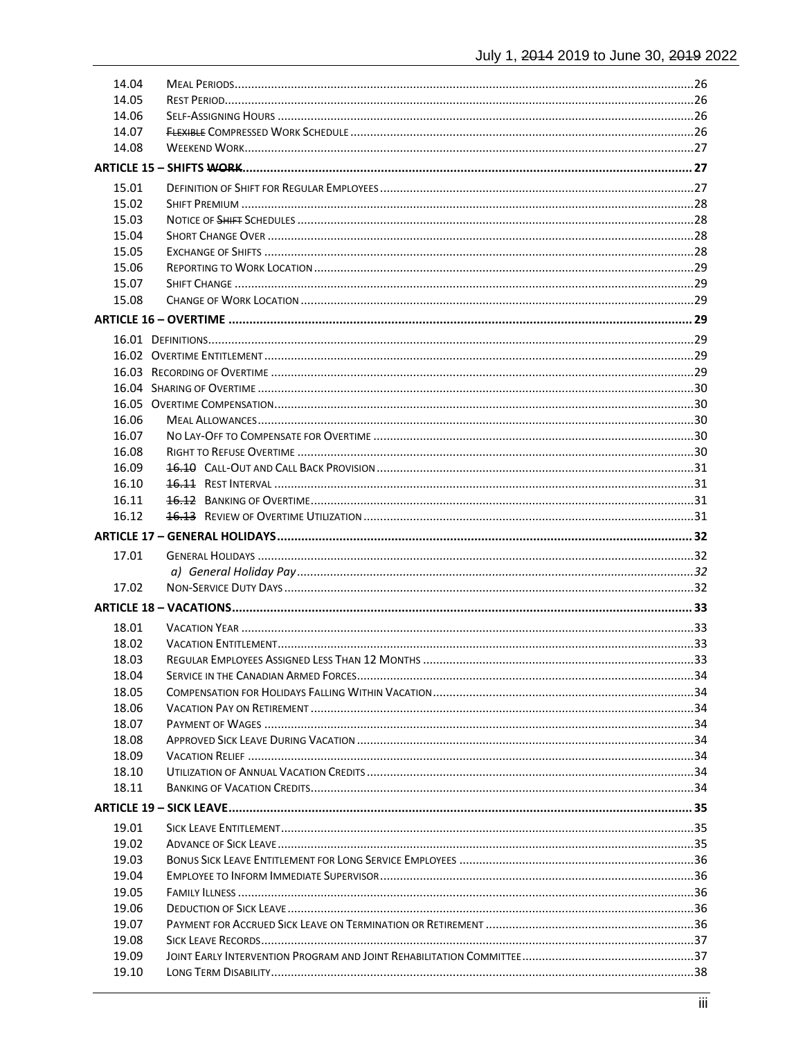| | | |
|---|---|---|
| 14.04 | Meal Periods | 26 |
| 14.05 | Rest Period | 26 |
| 14.06 | Self-Assigning Hours | 26 |
| 14.07 | ~~Flexible~~ Compressed Work Schedule | 26 |
| 14.08 | Weekend Work | 27 |
| **Article 15 – Shifts ~~Work~~** | | **27** |
| 15.01 | Definition of Shift for Regular Employees | 27 |
| 15.02 | Shift Premium | 28 |
| 15.03 | Notice of ~~Shift~~ Schedules | 28 |
| 15.04 | Short Change Over | 28 |
| 15.05 | Exchange of Shifts | 28 |
| 15.06 | Reporting to Work Location | 29 |
| 15.07 | Shift Change | 29 |
| 15.08 | Change of Work Location | 29 |
| **Article 16 – Overtime** | | **29** |
| 16.01 | Definitions | 29 |
| 16.02 | Overtime Entitlement | 29 |
| 16.03 | Recording of Overtime | 29 |
| 16.04 | Sharing of Overtime | 30 |
| 16.05 | Overtime Compensation | 30 |
| 16.06 | Meal Allowances | 30 |
| 16.07 | No Lay-Off to Compensate for Overtime | 30 |
| 16.08 | Right to Refuse Overtime | 30 |
| 16.09 | ~~16.10~~ Call-Out and Call Back Provision | 31 |
| 16.10 | ~~16.11~~ Rest Interval | 31 |
| 16.11 | ~~16.12~~ Banking of Overtime | 31 |
| 16.12 | ~~16.13~~ Review of Overtime Utilization | 31 |
| **Article 17 – General Holidays** | | **32** |
| 17.01 | General Holidays | 32 |
| | *a) General Holiday Pay* | *32* |
| 17.02 | Non-Service Duty Days | 32 |
| **Article 18 – Vacations** | | **33** |
| 18.01 | Vacation Year | 33 |
| 18.02 | Vacation Entitlement | 33 |
| 18.03 | Regular Employees Assigned Less Than 12 Months | 33 |
| 18.04 | Service in the Canadian Armed Forces | 34 |
| 18.05 | Compensation for Holidays Falling Within Vacation | 34 |
| 18.06 | Vacation Pay on Retirement | 34 |
| 18.07 | Payment of Wages | 34 |
| 18.08 | Approved Sick Leave During Vacation | 34 |
| 18.09 | Vacation Relief | 34 |
| 18.10 | Utilization of Annual Vacation Credits | 34 |
| 18.11 | Banking of Vacation Credits | 34 |
| **Article 19 – Sick Leave** | | **35** |
| 19.01 | Sick Leave Entitlement | 35 |
| 19.02 | Advance of Sick Leave | 35 |
| 19.03 | Bonus Sick Leave Entitlement for Long Service Employees | 36 |
| 19.04 | Employee to Inform Immediate Supervisor | 36 |
| 19.05 | Family Illness | 36 |
| 19.06 | Deduction of Sick Leave | 36 |
| 19.07 | Payment for Accrued Sick Leave on Termination or Retirement | 36 |
| 19.08 | Sick Leave Records | 37 |
| 19.09 | Joint Early Intervention Program and Joint Rehabilitation Committee | 37 |
| 19.10 | Long Term Disability | 38 |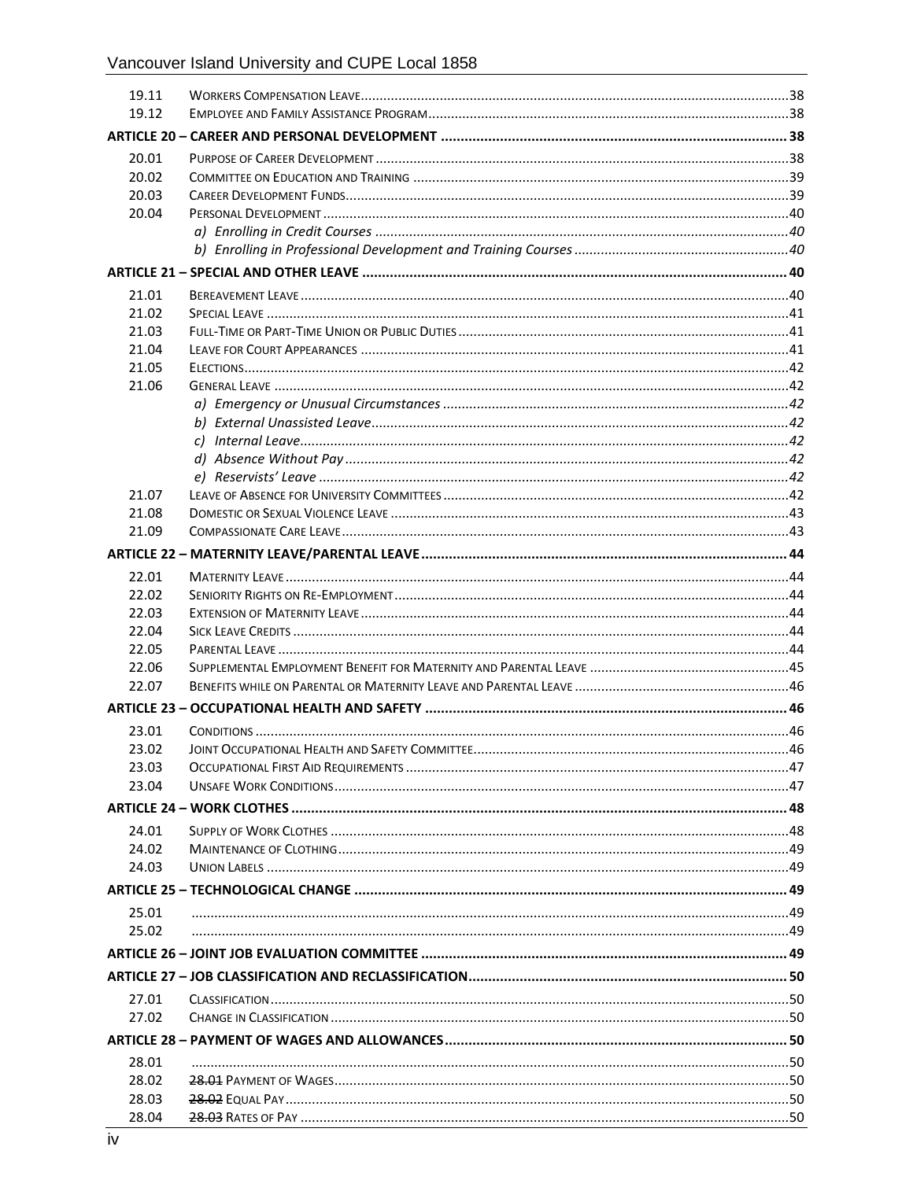| | | |
|---|---|---|
| 19.11 | Workers Compensation Leave | 38 |
| 19.12 | Employee and Family Assistance Program | 38 |
| **Article 20 – Career and Personal Development** | | **38** |
| 20.01 | Purpose of Career Development | 38 |
| 20.02 | Committee on Education and Training | 39 |
| 20.03 | Career Development Funds | 39 |
| 20.04 | Personal Development | 40 |
| | *a) Enrolling in Credit Courses* | *40* |
| | *b) Enrolling in Professional Development and Training Courses* | *40* |
| **Article 21 – Special and Other Leave** | | **40** |
| 21.01 | Bereavement Leave | 40 |
| 21.02 | Special Leave | 41 |
| 21.03 | Full-Time or Part-Time Union or Public Duties | 41 |
| 21.04 | Leave for Court Appearances | 41 |
| 21.05 | Elections | 42 |
| 21.06 | General Leave | 42 |
| | *a) Emergency or Unusual Circumstances* | *42* |
| | *b) External Unassisted Leave* | *42* |
| | *c) Internal Leave* | *42* |
| | *d) Absence Without Pay* | *42* |
| | *e) Reservists' Leave* | *42* |
| 21.07 | Leave of Absence for University Committees | 42 |
| 21.08 | Domestic or Sexual Violence Leave | 43 |
| 21.09 | Compassionate Care Leave | 43 |
| **Article 22 – Maternity Leave/Parental Leave** | | **44** |
| 22.01 | Maternity Leave | 44 |
| 22.02 | Seniority Rights on Re-Employment | 44 |
| 22.03 | Extension of Maternity Leave | 44 |
| 22.04 | Sick Leave Credits | 44 |
| 22.05 | Parental Leave | 44 |
| 22.06 | Supplemental Employment Benefit for Maternity and Parental Leave | 45 |
| 22.07 | Benefits while on Parental or Maternity Leave and Parental Leave | 46 |
| **Article 23 – Occupational Health and Safety** | | **46** |
| 23.01 | Conditions | 46 |
| 23.02 | Joint Occupational Health and Safety Committee | 46 |
| 23.03 | Occupational First Aid Requirements | 47 |
| 23.04 | Unsafe Work Conditions | 47 |
| **Article 24 – Work Clothes** | | **48** |
| 24.01 | Supply of Work Clothes | 48 |
| 24.02 | Maintenance of Clothing | 49 |
| 24.03 | Union Labels | 49 |
| **Article 25 – Technological Change** | | **49** |
| 25.01 | | 49 |
| 25.02 | | 49 |
| **Article 26 – Joint Job Evaluation Committee** | | **49** |
| **Article 27 – Job Classification and Reclassification** | | **50** |
| 27.01 | Classification | 50 |
| 27.02 | Change in Classification | 50 |
| **Article 28 – Payment of Wages and Allowances** | | **50** |
| 28.01 | | 50 |
| 28.02 | ~~28.01~~ Payment of Wages | 50 |
| 28.03 | ~~28.02~~ Equal Pay | 50 |
| 28.04 | ~~28.03~~ Rates of Pay | 50 |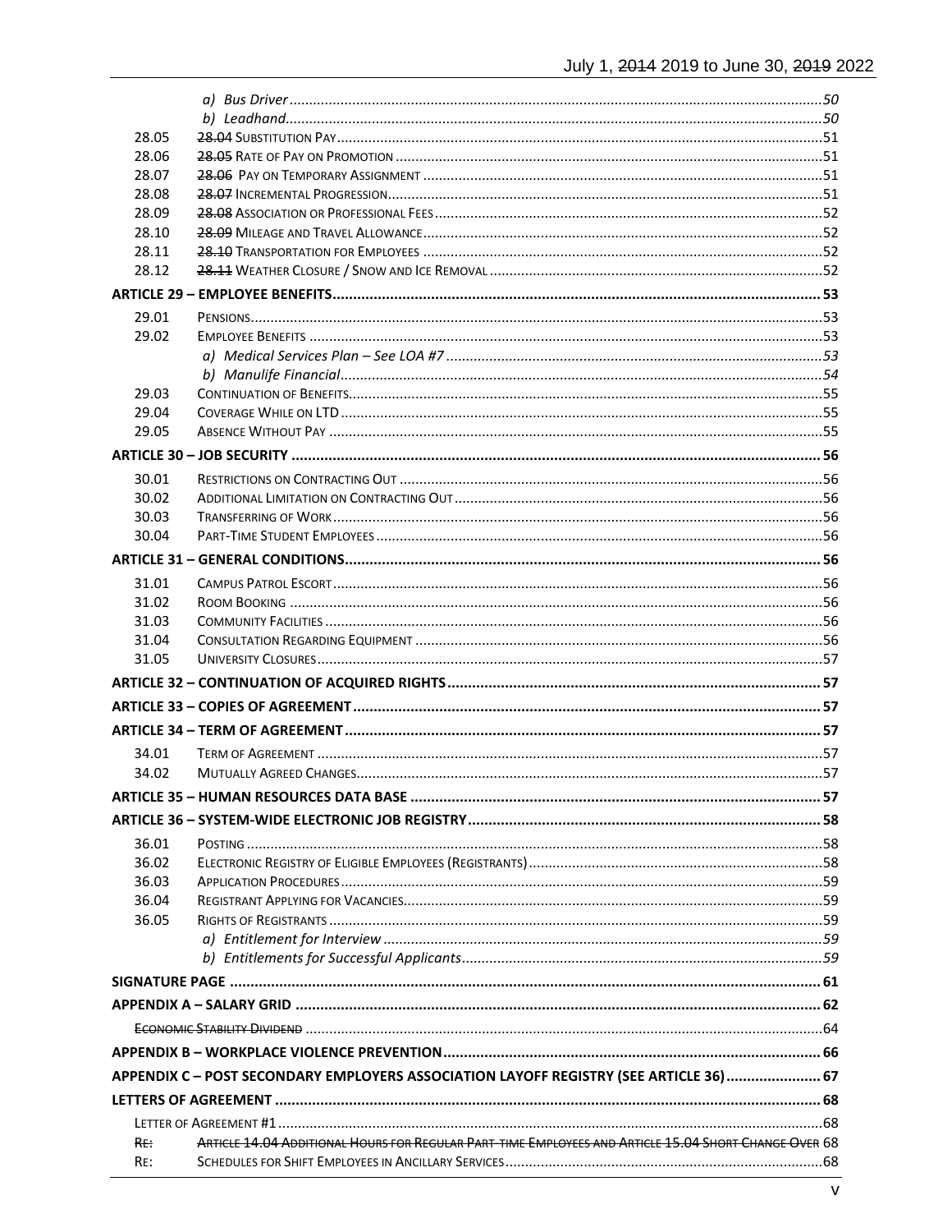| | | |
|---|---|---|
| | *a) Bus Driver* | *50* |
| | *b) Leadhand* | *50* |
| 28.05 | ~~28.04~~ Substitution Pay | 51 |
| 28.06 | ~~28.05~~ Rate of Pay on Promotion | 51 |
| 28.07 | ~~28.06~~ Pay on Temporary Assignment | 51 |
| 28.08 | ~~28.07~~ Incremental Progression | 51 |
| 28.09 | ~~28.08~~ Association or Professional Fees | 52 |
| 28.10 | ~~28.09~~ Mileage and Travel Allowance | 52 |
| 28.11 | ~~28.10~~ Transportation for Employees | 52 |
| 28.12 | ~~28.11~~ Weather Closure / Snow and Ice Removal | 52 |
| **Article 29 – Employee Benefits** | | **53** |
| 29.01 | Pensions | 53 |
| 29.02 | Employee Benefits | 53 |
| | *a) Medical Services Plan – See LOA #7* | *53* |
| | *b) Manulife Financial* | *54* |
| 29.03 | Continuation of Benefits | 55 |
| 29.04 | Coverage While on LTD | 55 |
| 29.05 | Absence Without Pay | 55 |
| **Article 30 – Job Security** | | **56** |
| 30.01 | Restrictions on Contracting Out | 56 |
| 30.02 | Additional Limitation on Contracting Out | 56 |
| 30.03 | Transferring of Work | 56 |
| 30.04 | Part-Time Student Employees | 56 |
| **Article 31 – General Conditions** | | **56** |
| 31.01 | Campus Patrol Escort | 56 |
| 31.02 | Room Booking | 56 |
| 31.03 | Community Facilities | 56 |
| 31.04 | Consultation Regarding Equipment | 56 |
| 31.05 | University Closures | 57 |
| **Article 32 – Continuation of Acquired Rights** | | **57** |
| **Article 33 – Copies of Agreement** | | **57** |
| **Article 34 – Term of Agreement** | | **57** |
| 34.01 | Term of Agreement | 57 |
| 34.02 | Mutually Agreed Changes | 57 |
| **Article 35 – Human Resources Data Base** | | **57** |
| **Article 36 – System-Wide Electronic Job Registry** | | **58** |
| 36.01 | Posting | 58 |
| 36.02 | Electronic Registry of Eligible Employees (Registrants) | 58 |
| 36.03 | Application Procedures | 59 |
| 36.04 | Registrant Applying for Vacancies | 59 |
| 36.05 | Rights of Registrants | 59 |
| | *a) Entitlement for Interview* | *59* |
| | *b) Entitlements for Successful Applicants* | *59* |
| **Signature Page** | | **61** |
| **Appendix A – Salary Grid** | | **62** |
| ~~Economic Stability Dividend~~ | | 64 |
| **Appendix B – Workplace Violence Prevention** | | **66** |
| **Appendix C – Post Secondary Employers Association Layoff Registry (see Article 36)** | | **67** |
| **Letters of Agreement** | | **68** |
| Letter of Agreement #1 | | 68 |
| ~~Re:~~ | ~~Article 14.04 Additional Hours for Regular Part-time Employees and Article 15.04 Short Change Over~~ | 68 |
| Re: | Schedules for Shift Employees in Ancillary Services | 68 |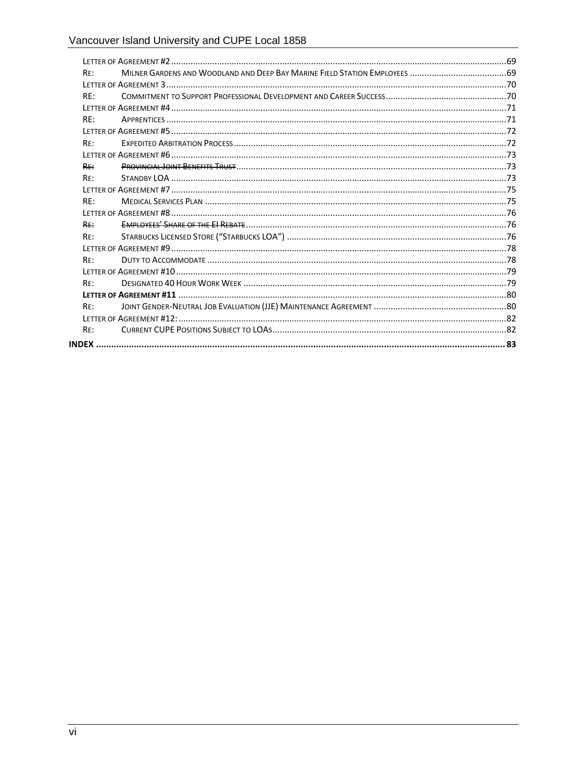Letter of Agreement #2 ........................................................ 69
Re: Milner Gardens and Woodland and Deep Bay Marine Field Station Employees ........ 69
Letter of Agreement 3 ........................................................ 70
RE: Commitment to Support Professional Development and Career Success ........ 70
Letter of Agreement #4 ........................................................ 71
RE: Apprentices ........................................................ 71
Letter of Agreement #5 ........................................................ 72
Re: Expedited Arbitration Process ........................................................ 72
Letter of Agreement #6 ........................................................ 73
~~Re: Provincial Joint Benefits Trust~~ ........................................................ 73
Re: Standby LOA ........................................................ 73
Letter of Agreement #7 ........................................................ 75
RE: Medical Services Plan ........................................................ 75
Letter of Agreement #8 ........................................................ 76
~~Re: Employees' Share of the EI Rebate~~ ........................................................ 76
Re: Starbucks Licensed Store ("Starbucks LOA") ........................................................ 76
Letter of Agreement #9 ........................................................ 78
Re: Duty to Accommodate ........................................................ 78
Letter of Agreement #10 ........................................................ 79
Re: Designated 40 Hour Work Week ........................................................ 79
**Letter of Agreement #11** ........................................................ 80
Re: Joint Gender-Neutral Job Evaluation (JJE) Maintenance Agreement ........ 80
Letter of Agreement #12: ........................................................ 82
Re: Current CUPE Positions Subject to LOAs ........................................................ 82
**INDEX ........................................................ 83**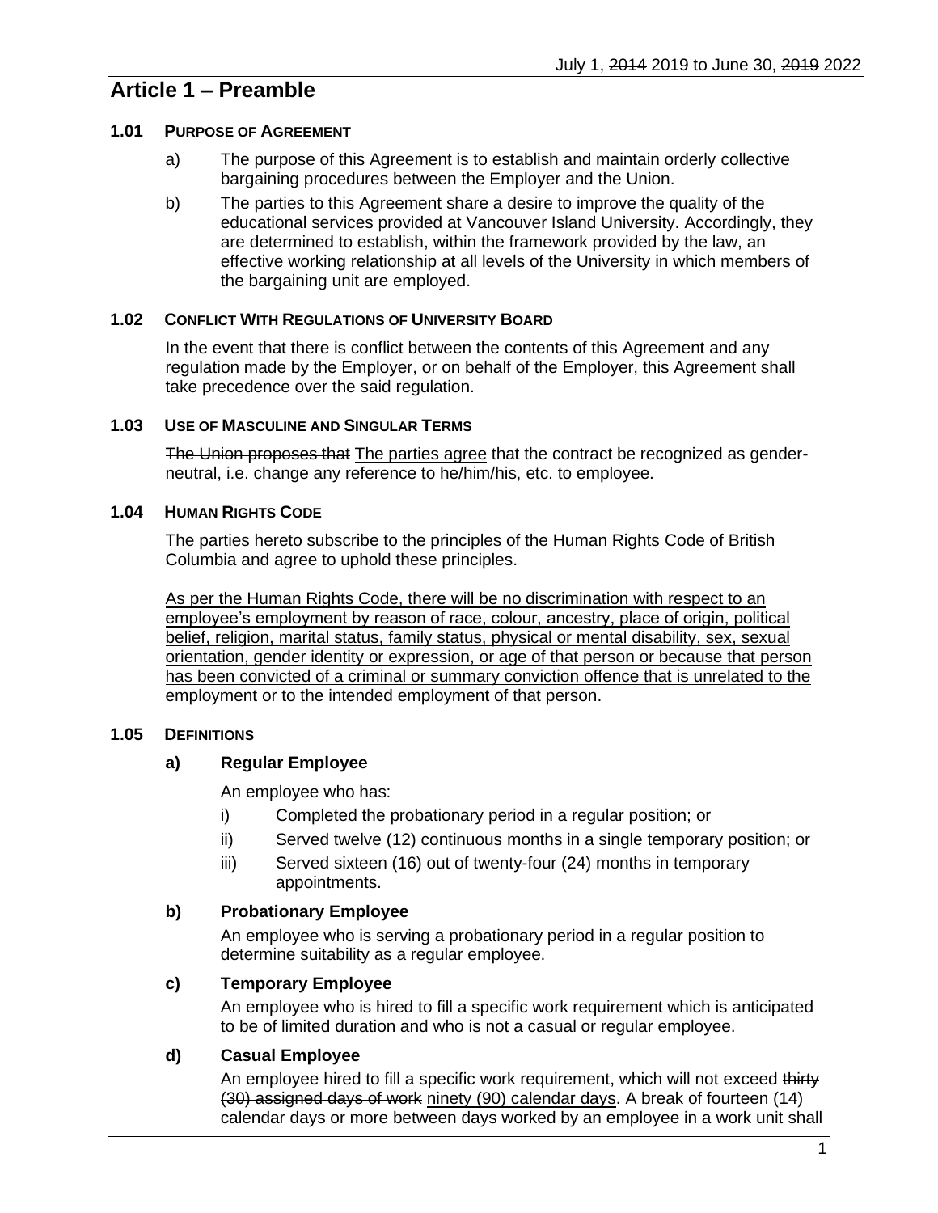# Article 1 – Preamble

### 1.01 Purpose of Agreement

a) The purpose of this Agreement is to establish and maintain orderly collective bargaining procedures between the Employer and the Union.

b) The parties to this Agreement share a desire to improve the quality of the educational services provided at Vancouver Island University. Accordingly, they are determined to establish, within the framework provided by the law, an effective working relationship at all levels of the University in which members of the bargaining unit are employed.

### 1.02 Conflict With Regulations of University Board

In the event that there is conflict between the contents of this Agreement and any regulation made by the Employer, or on behalf of the Employer, this Agreement shall take precedence over the said regulation.

### 1.03 Use of Masculine and Singular Terms

~~The Union proposes that~~ <u>The parties agree</u> that the contract be recognized as gender-neutral, i.e. change any reference to he/him/his, etc. to employee.

### 1.04 Human Rights Code

The parties hereto subscribe to the principles of the Human Rights Code of British Columbia and agree to uphold these principles.

<u>As per the Human Rights Code, there will be no discrimination with respect to an employee's employment by reason of race, colour, ancestry, place of origin, political belief, religion, marital status, family status, physical or mental disability, sex, sexual orientation, gender identity or expression, or age of that person or because that person has been convicted of a criminal or summary conviction offence that is unrelated to the employment or to the intended employment of that person.</u>

### 1.05 Definitions

#### a) Regular Employee

An employee who has:

i) Completed the probationary period in a regular position; or

ii) Served twelve (12) continuous months in a single temporary position; or

iii) Served sixteen (16) out of twenty-four (24) months in temporary appointments.

#### b) Probationary Employee

An employee who is serving a probationary period in a regular position to determine suitability as a regular employee.

#### c) Temporary Employee

An employee who is hired to fill a specific work requirement which is anticipated to be of limited duration and who is not a casual or regular employee.

#### d) Casual Employee

An employee hired to fill a specific work requirement, which will not exceed ~~thirty (30) assigned days of work~~ <u>ninety (90) calendar days</u>. A break of fourteen (14) calendar days or more between days worked by an employee in a work unit shall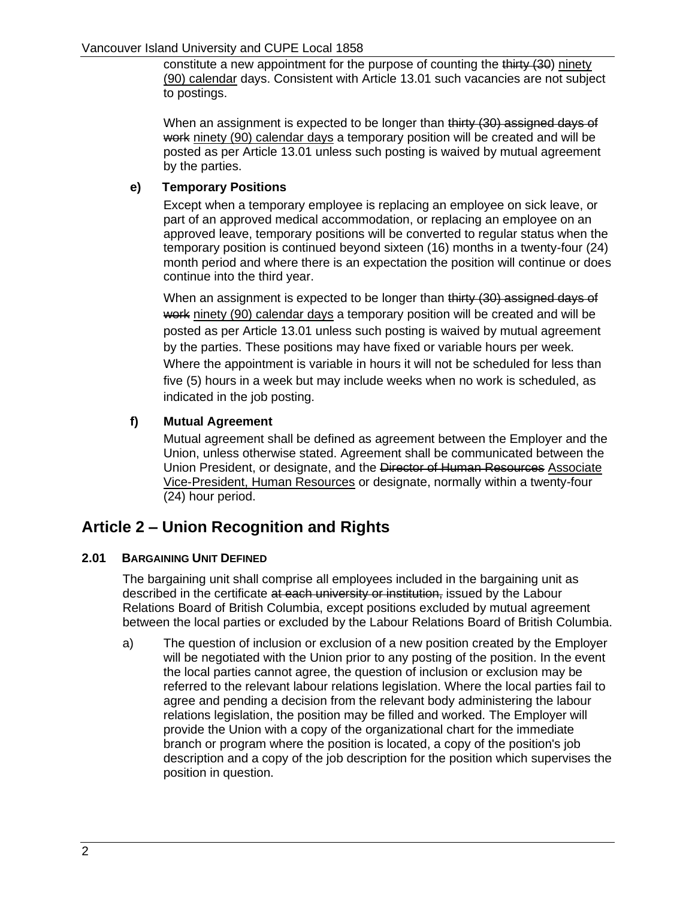constitute a new appointment for the purpose of counting the ~~thirty (30~~) <u>ninety (90) calendar</u> days. Consistent with Article 13.01 such vacancies are not subject to postings.

When an assignment is expected to be longer than ~~thirty (30) assigned days of work~~ <u>ninety (90) calendar days</u> a temporary position will be created and will be posted as per Article 13.01 unless such posting is waived by mutual agreement by the parties.

**e) Temporary Positions**

Except when a temporary employee is replacing an employee on sick leave, or part of an approved medical accommodation, or replacing an employee on an approved leave, temporary positions will be converted to regular status when the temporary position is continued beyond sixteen (16) months in a twenty-four (24) month period and where there is an expectation the position will continue or does continue into the third year.

When an assignment is expected to be longer than ~~thirty (30) assigned days of work~~ <u>ninety (90) calendar days</u> a temporary position will be created and will be posted as per Article 13.01 unless such posting is waived by mutual agreement by the parties. These positions may have fixed or variable hours per week. Where the appointment is variable in hours it will not be scheduled for less than five (5) hours in a week but may include weeks when no work is scheduled, as indicated in the job posting.

**f) Mutual Agreement**

Mutual agreement shall be defined as agreement between the Employer and the Union, unless otherwise stated. Agreement shall be communicated between the Union President, or designate, and the ~~Director of Human Resources~~ <u>Associate Vice-President, Human Resources</u> or designate, normally within a twenty-four (24) hour period.

## Article 2 – Union Recognition and Rights

### 2.01 BARGAINING UNIT DEFINED

The bargaining unit shall comprise all employees included in the bargaining unit as described in the certificate ~~at each university or institution,~~ issued by the Labour Relations Board of British Columbia, except positions excluded by mutual agreement between the local parties or excluded by the Labour Relations Board of British Columbia.

a) The question of inclusion or exclusion of a new position created by the Employer will be negotiated with the Union prior to any posting of the position. In the event the local parties cannot agree, the question of inclusion or exclusion may be referred to the relevant labour relations legislation. Where the local parties fail to agree and pending a decision from the relevant body administering the labour relations legislation, the position may be filled and worked. The Employer will provide the Union with a copy of the organizational chart for the immediate branch or program where the position is located, a copy of the position's job description and a copy of the job description for the position which supervises the position in question.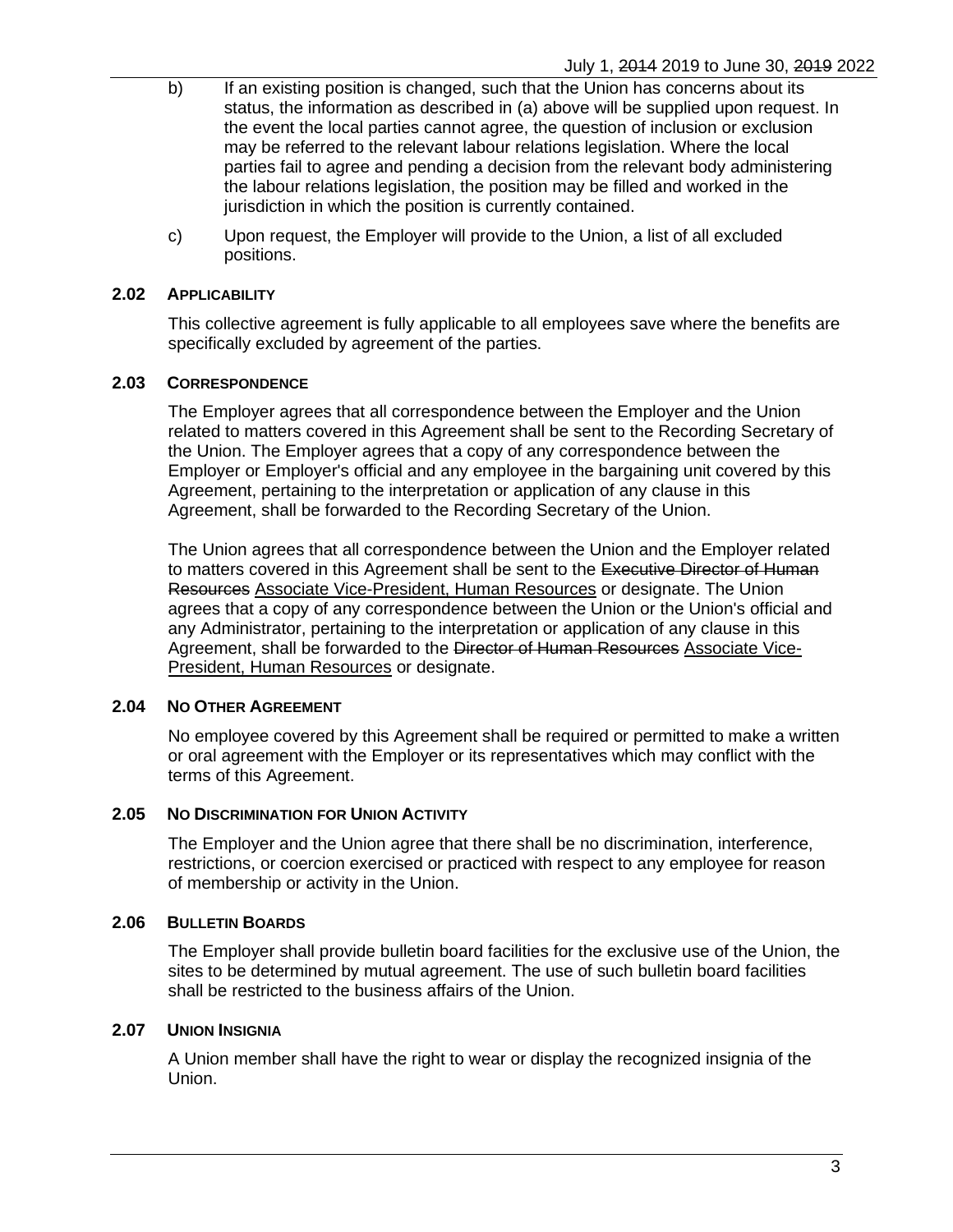b) If an existing position is changed, such that the Union has concerns about its status, the information as described in (a) above will be supplied upon request. In the event the local parties cannot agree, the question of inclusion or exclusion may be referred to the relevant labour relations legislation. Where the local parties fail to agree and pending a decision from the relevant body administering the labour relations legislation, the position may be filled and worked in the jurisdiction in which the position is currently contained.

c) Upon request, the Employer will provide to the Union, a list of all excluded positions.

### 2.02 Applicability

This collective agreement is fully applicable to all employees save where the benefits are specifically excluded by agreement of the parties.

### 2.03 Correspondence

The Employer agrees that all correspondence between the Employer and the Union related to matters covered in this Agreement shall be sent to the Recording Secretary of the Union. The Employer agrees that a copy of any correspondence between the Employer or Employer's official and any employee in the bargaining unit covered by this Agreement, pertaining to the interpretation or application of any clause in this Agreement, shall be forwarded to the Recording Secretary of the Union.

The Union agrees that all correspondence between the Union and the Employer related to matters covered in this Agreement shall be sent to the ~~Executive Director of Human Resources~~ Associate Vice-President, Human Resources or designate. The Union agrees that a copy of any correspondence between the Union or the Union's official and any Administrator, pertaining to the interpretation or application of any clause in this Agreement, shall be forwarded to the ~~Director of Human Resources~~ Associate Vice-President, Human Resources or designate.

### 2.04 No Other Agreement

No employee covered by this Agreement shall be required or permitted to make a written or oral agreement with the Employer or its representatives which may conflict with the terms of this Agreement.

### 2.05 No Discrimination for Union Activity

The Employer and the Union agree that there shall be no discrimination, interference, restrictions, or coercion exercised or practiced with respect to any employee for reason of membership or activity in the Union.

### 2.06 Bulletin Boards

The Employer shall provide bulletin board facilities for the exclusive use of the Union, the sites to be determined by mutual agreement. The use of such bulletin board facilities shall be restricted to the business affairs of the Union.

### 2.07 Union Insignia

A Union member shall have the right to wear or display the recognized insignia of the Union.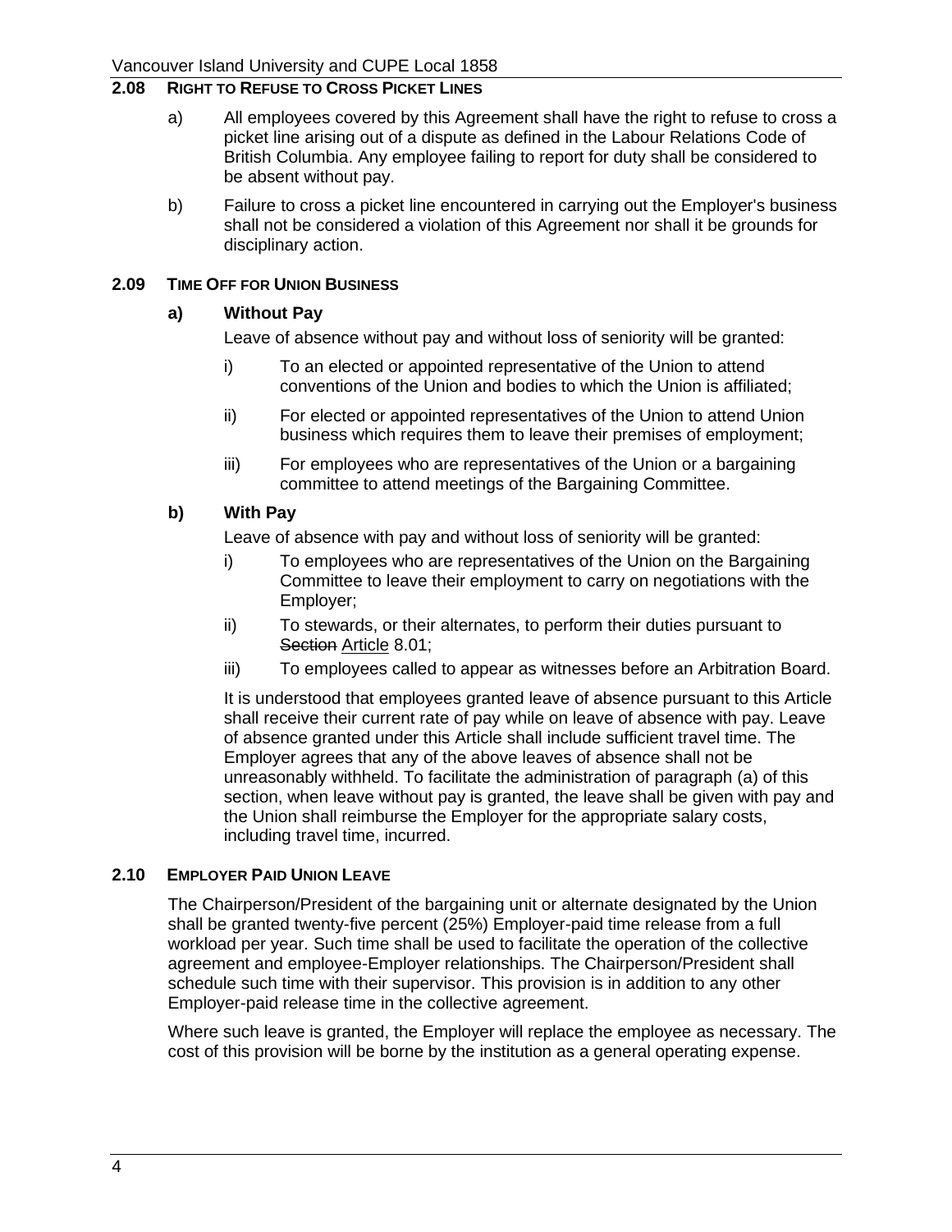### 2.08 RIGHT TO REFUSE TO CROSS PICKET LINES

a) All employees covered by this Agreement shall have the right to refuse to cross a picket line arising out of a dispute as defined in the Labour Relations Code of British Columbia. Any employee failing to report for duty shall be considered to be absent without pay.

b) Failure to cross a picket line encountered in carrying out the Employer's business shall not be considered a violation of this Agreement nor shall it be grounds for disciplinary action.

### 2.09 TIME OFF FOR UNION BUSINESS

**a) Without Pay**

Leave of absence without pay and without loss of seniority will be granted:

i) To an elected or appointed representative of the Union to attend conventions of the Union and bodies to which the Union is affiliated;

ii) For elected or appointed representatives of the Union to attend Union business which requires them to leave their premises of employment;

iii) For employees who are representatives of the Union or a bargaining committee to attend meetings of the Bargaining Committee.

**b) With Pay**

Leave of absence with pay and without loss of seniority will be granted:

i) To employees who are representatives of the Union on the Bargaining Committee to leave their employment to carry on negotiations with the Employer;

ii) To stewards, or their alternates, to perform their duties pursuant to ~~Section~~ Article 8.01;

iii) To employees called to appear as witnesses before an Arbitration Board.

It is understood that employees granted leave of absence pursuant to this Article shall receive their current rate of pay while on leave of absence with pay. Leave of absence granted under this Article shall include sufficient travel time. The Employer agrees that any of the above leaves of absence shall not be unreasonably withheld. To facilitate the administration of paragraph (a) of this section, when leave without pay is granted, the leave shall be given with pay and the Union shall reimburse the Employer for the appropriate salary costs, including travel time, incurred.

### 2.10 EMPLOYER PAID UNION LEAVE

The Chairperson/President of the bargaining unit or alternate designated by the Union shall be granted twenty-five percent (25%) Employer-paid time release from a full workload per year. Such time shall be used to facilitate the operation of the collective agreement and employee-Employer relationships. The Chairperson/President shall schedule such time with their supervisor. This provision is in addition to any other Employer-paid release time in the collective agreement.

Where such leave is granted, the Employer will replace the employee as necessary. The cost of this provision will be borne by the institution as a general operating expense.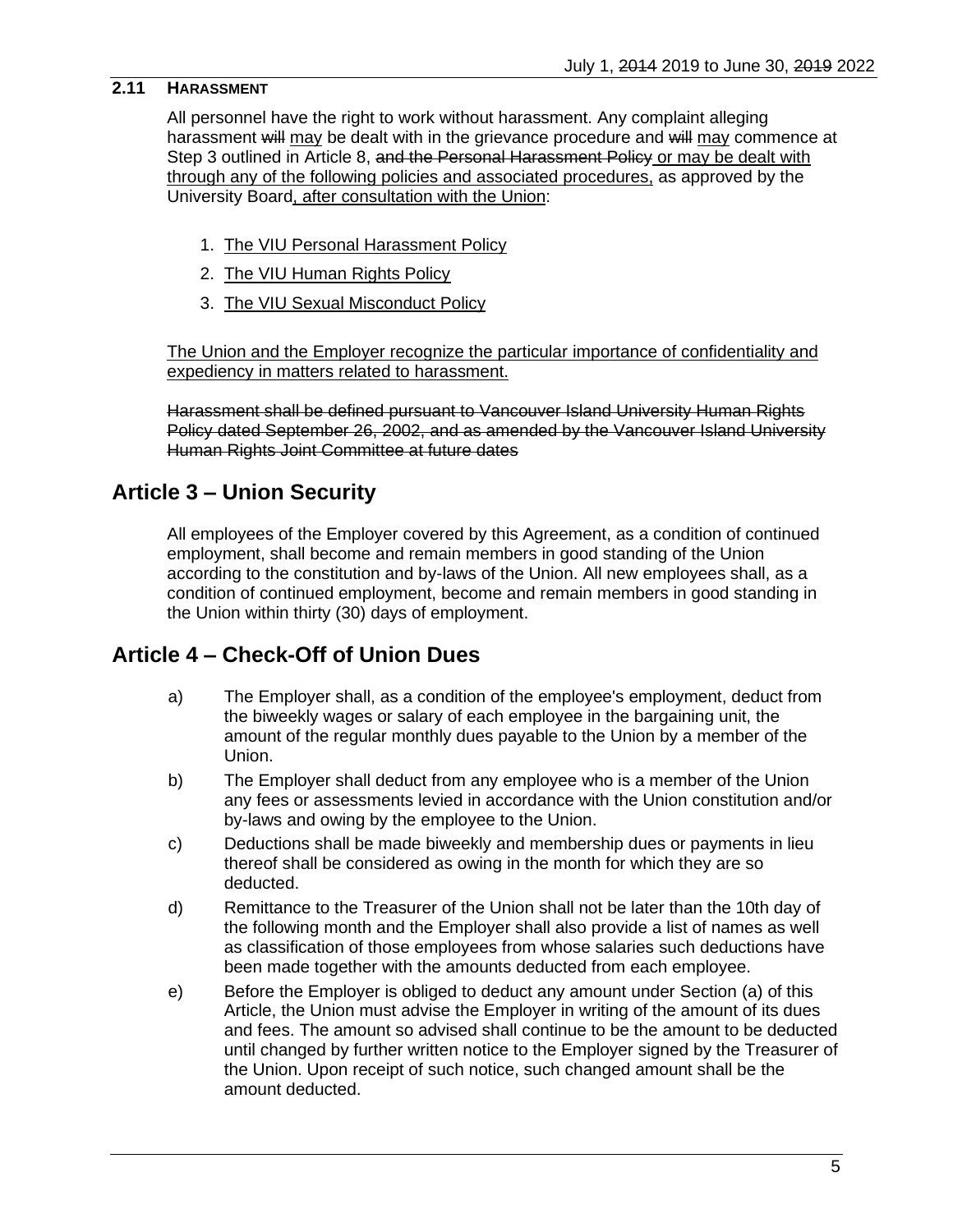### 2.11 HARASSMENT

All personnel have the right to work without harassment. Any complaint alleging harassment ~~will~~ may be dealt with in the grievance procedure and ~~will~~ may commence at Step 3 outlined in Article 8, ~~and the Personal Harassment Policy~~ or may be dealt with through any of the following policies and associated procedures, as approved by the University Board, after consultation with the Union:

1. The VIU Personal Harassment Policy
2. The VIU Human Rights Policy
3. The VIU Sexual Misconduct Policy

The Union and the Employer recognize the particular importance of confidentiality and expediency in matters related to harassment.

~~Harassment shall be defined pursuant to Vancouver Island University Human Rights Policy dated September 26, 2002, and as amended by the Vancouver Island University Human Rights Joint Committee at future dates~~

## Article 3 – Union Security

All employees of the Employer covered by this Agreement, as a condition of continued employment, shall become and remain members in good standing of the Union according to the constitution and by-laws of the Union. All new employees shall, as a condition of continued employment, become and remain members in good standing in the Union within thirty (30) days of employment.

## Article 4 – Check-Off of Union Dues

a) The Employer shall, as a condition of the employee's employment, deduct from the biweekly wages or salary of each employee in the bargaining unit, the amount of the regular monthly dues payable to the Union by a member of the Union.

b) The Employer shall deduct from any employee who is a member of the Union any fees or assessments levied in accordance with the Union constitution and/or by-laws and owing by the employee to the Union.

c) Deductions shall be made biweekly and membership dues or payments in lieu thereof shall be considered as owing in the month for which they are so deducted.

d) Remittance to the Treasurer of the Union shall not be later than the 10th day of the following month and the Employer shall also provide a list of names as well as classification of those employees from whose salaries such deductions have been made together with the amounts deducted from each employee.

e) Before the Employer is obliged to deduct any amount under Section (a) of this Article, the Union must advise the Employer in writing of the amount of its dues and fees. The amount so advised shall continue to be the amount to be deducted until changed by further written notice to the Employer signed by the Treasurer of the Union. Upon receipt of such notice, such changed amount shall be the amount deducted.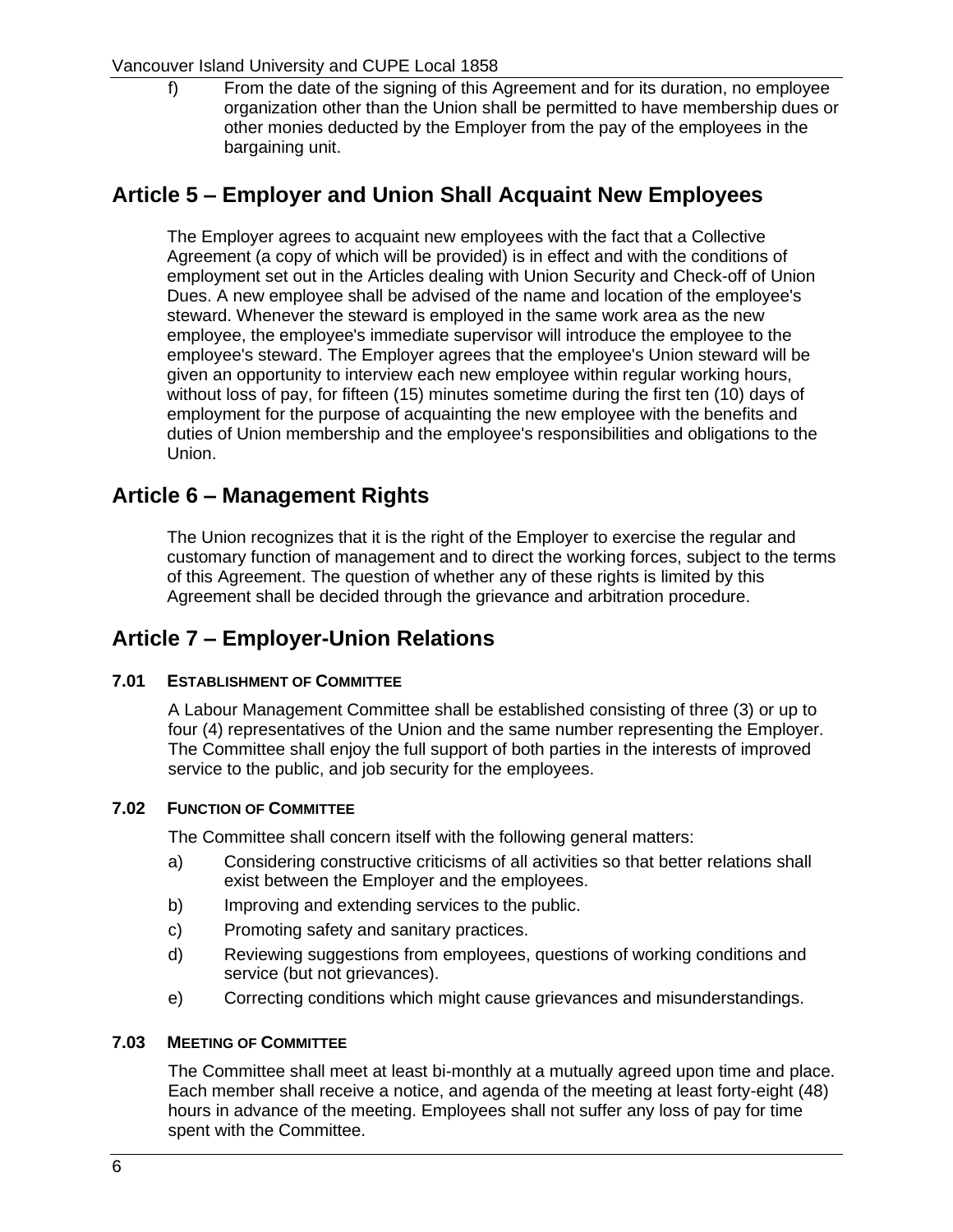f) From the date of the signing of this Agreement and for its duration, no employee organization other than the Union shall be permitted to have membership dues or other monies deducted by the Employer from the pay of the employees in the bargaining unit.

## Article 5 – Employer and Union Shall Acquaint New Employees

The Employer agrees to acquaint new employees with the fact that a Collective Agreement (a copy of which will be provided) is in effect and with the conditions of employment set out in the Articles dealing with Union Security and Check-off of Union Dues. A new employee shall be advised of the name and location of the employee's steward. Whenever the steward is employed in the same work area as the new employee, the employee's immediate supervisor will introduce the employee to the employee's steward. The Employer agrees that the employee's Union steward will be given an opportunity to interview each new employee within regular working hours, without loss of pay, for fifteen (15) minutes sometime during the first ten (10) days of employment for the purpose of acquainting the new employee with the benefits and duties of Union membership and the employee's responsibilities and obligations to the Union.

## Article 6 – Management Rights

The Union recognizes that it is the right of the Employer to exercise the regular and customary function of management and to direct the working forces, subject to the terms of this Agreement. The question of whether any of these rights is limited by this Agreement shall be decided through the grievance and arbitration procedure.

## Article 7 – Employer-Union Relations

### 7.01 Establishment of Committee

A Labour Management Committee shall be established consisting of three (3) or up to four (4) representatives of the Union and the same number representing the Employer. The Committee shall enjoy the full support of both parties in the interests of improved service to the public, and job security for the employees.

### 7.02 Function of Committee

The Committee shall concern itself with the following general matters:

a) Considering constructive criticisms of all activities so that better relations shall exist between the Employer and the employees.

b) Improving and extending services to the public.

c) Promoting safety and sanitary practices.

d) Reviewing suggestions from employees, questions of working conditions and service (but not grievances).

e) Correcting conditions which might cause grievances and misunderstandings.

### 7.03 Meeting of Committee

The Committee shall meet at least bi-monthly at a mutually agreed upon time and place. Each member shall receive a notice, and agenda of the meeting at least forty-eight (48) hours in advance of the meeting. Employees shall not suffer any loss of pay for time spent with the Committee.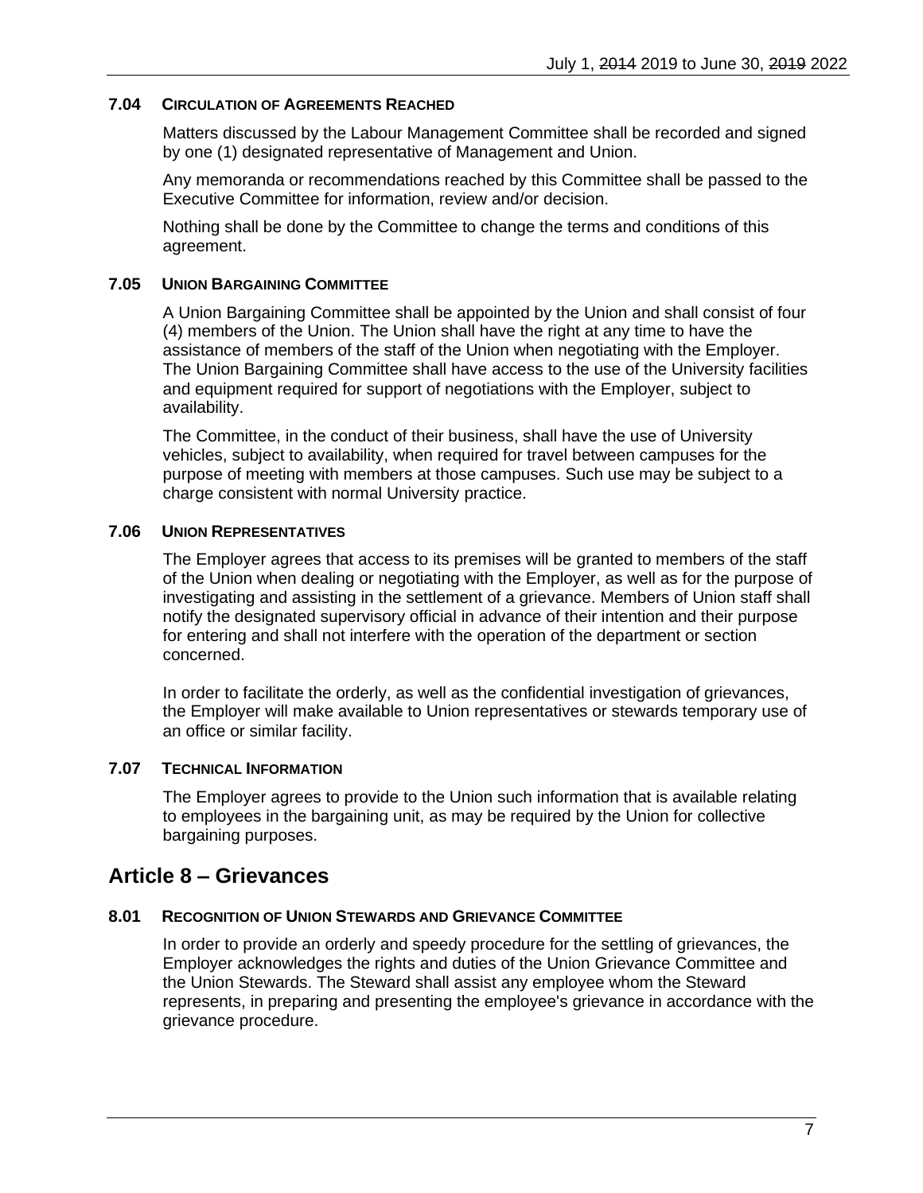### 7.04 CIRCULATION OF AGREEMENTS REACHED

Matters discussed by the Labour Management Committee shall be recorded and signed by one (1) designated representative of Management and Union.

Any memoranda or recommendations reached by this Committee shall be passed to the Executive Committee for information, review and/or decision.

Nothing shall be done by the Committee to change the terms and conditions of this agreement.

### 7.05 UNION BARGAINING COMMITTEE

A Union Bargaining Committee shall be appointed by the Union and shall consist of four (4) members of the Union. The Union shall have the right at any time to have the assistance of members of the staff of the Union when negotiating with the Employer. The Union Bargaining Committee shall have access to the use of the University facilities and equipment required for support of negotiations with the Employer, subject to availability.

The Committee, in the conduct of their business, shall have the use of University vehicles, subject to availability, when required for travel between campuses for the purpose of meeting with members at those campuses. Such use may be subject to a charge consistent with normal University practice.

### 7.06 UNION REPRESENTATIVES

The Employer agrees that access to its premises will be granted to members of the staff of the Union when dealing or negotiating with the Employer, as well as for the purpose of investigating and assisting in the settlement of a grievance. Members of Union staff shall notify the designated supervisory official in advance of their intention and their purpose for entering and shall not interfere with the operation of the department or section concerned.

In order to facilitate the orderly, as well as the confidential investigation of grievances, the Employer will make available to Union representatives or stewards temporary use of an office or similar facility.

### 7.07 TECHNICAL INFORMATION

The Employer agrees to provide to the Union such information that is available relating to employees in the bargaining unit, as may be required by the Union for collective bargaining purposes.

## Article 8 – Grievances

### 8.01 RECOGNITION OF UNION STEWARDS AND GRIEVANCE COMMITTEE

In order to provide an orderly and speedy procedure for the settling of grievances, the Employer acknowledges the rights and duties of the Union Grievance Committee and the Union Stewards. The Steward shall assist any employee whom the Steward represents, in preparing and presenting the employee's grievance in accordance with the grievance procedure.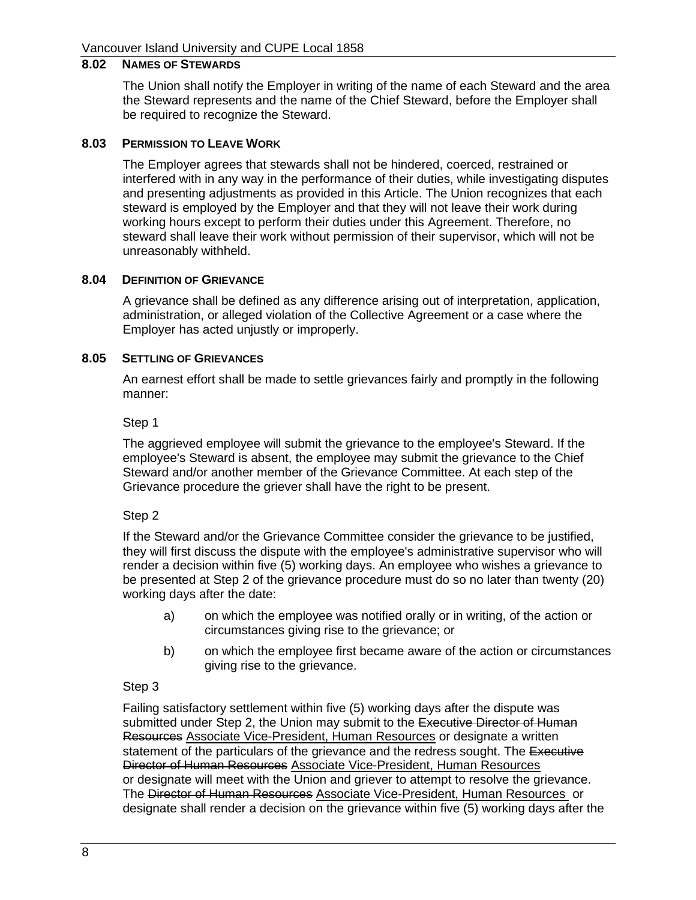### 8.02 NAMES OF STEWARDS

The Union shall notify the Employer in writing of the name of each Steward and the area the Steward represents and the name of the Chief Steward, before the Employer shall be required to recognize the Steward.

### 8.03 PERMISSION TO LEAVE WORK

The Employer agrees that stewards shall not be hindered, coerced, restrained or interfered with in any way in the performance of their duties, while investigating disputes and presenting adjustments as provided in this Article. The Union recognizes that each steward is employed by the Employer and that they will not leave their work during working hours except to perform their duties under this Agreement. Therefore, no steward shall leave their work without permission of their supervisor, which will not be unreasonably withheld.

### 8.04 DEFINITION OF GRIEVANCE

A grievance shall be defined as any difference arising out of interpretation, application, administration, or alleged violation of the Collective Agreement or a case where the Employer has acted unjustly or improperly.

### 8.05 SETTLING OF GRIEVANCES

An earnest effort shall be made to settle grievances fairly and promptly in the following manner:

Step 1

The aggrieved employee will submit the grievance to the employee's Steward. If the employee's Steward is absent, the employee may submit the grievance to the Chief Steward and/or another member of the Grievance Committee. At each step of the Grievance procedure the griever shall have the right to be present.

Step 2

If the Steward and/or the Grievance Committee consider the grievance to be justified, they will first discuss the dispute with the employee's administrative supervisor who will render a decision within five (5) working days. An employee who wishes a grievance to be presented at Step 2 of the grievance procedure must do so no later than twenty (20) working days after the date:

a) on which the employee was notified orally or in writing, of the action or circumstances giving rise to the grievance; or

b) on which the employee first became aware of the action or circumstances giving rise to the grievance.

Step 3

Failing satisfactory settlement within five (5) working days after the dispute was submitted under Step 2, the Union may submit to the ~~Executive Director of Human Resources~~ Associate Vice-President, Human Resources or designate a written statement of the particulars of the grievance and the redress sought. The ~~Executive Director of Human Resources~~ Associate Vice-President, Human Resources or designate will meet with the Union and griever to attempt to resolve the grievance. The ~~Director of Human Resources~~ Associate Vice-President, Human Resources or designate shall render a decision on the grievance within five (5) working days after the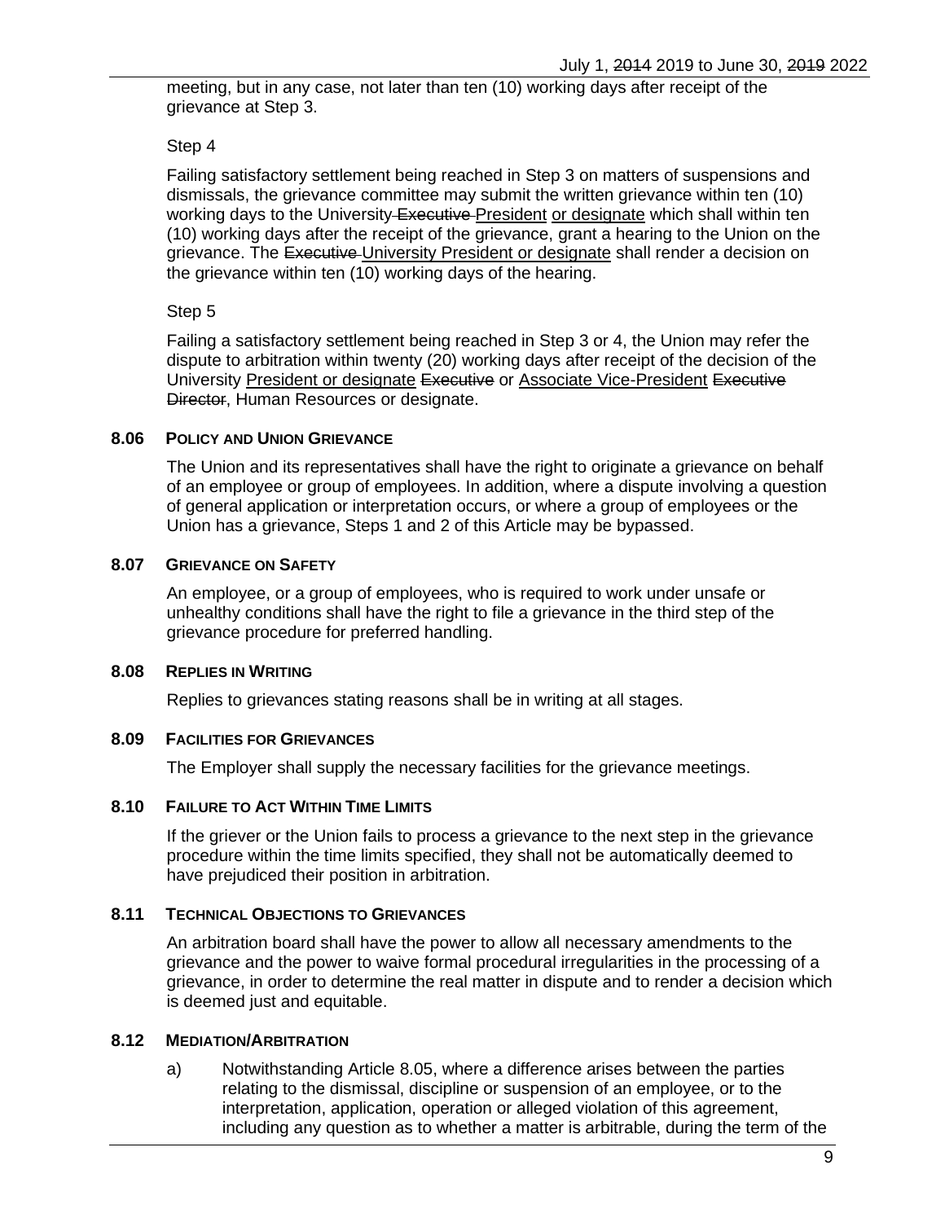meeting, but in any case, not later than ten (10) working days after receipt of the grievance at Step 3.

Step 4

Failing satisfactory settlement being reached in Step 3 on matters of suspensions and dismissals, the grievance committee may submit the written grievance within ten (10) working days to the University ~~Executive~~ President or designate which shall within ten (10) working days after the receipt of the grievance, grant a hearing to the Union on the grievance. The ~~Executive~~ University President or designate shall render a decision on the grievance within ten (10) working days of the hearing.

Step 5

Failing a satisfactory settlement being reached in Step 3 or 4, the Union may refer the dispute to arbitration within twenty (20) working days after receipt of the decision of the University President or designate ~~Executive~~ or Associate Vice-President ~~Executive Director~~, Human Resources or designate.

### 8.06 POLICY AND UNION GRIEVANCE

The Union and its representatives shall have the right to originate a grievance on behalf of an employee or group of employees. In addition, where a dispute involving a question of general application or interpretation occurs, or where a group of employees or the Union has a grievance, Steps 1 and 2 of this Article may be bypassed.

### 8.07 GRIEVANCE ON SAFETY

An employee, or a group of employees, who is required to work under unsafe or unhealthy conditions shall have the right to file a grievance in the third step of the grievance procedure for preferred handling.

### 8.08 REPLIES IN WRITING

Replies to grievances stating reasons shall be in writing at all stages.

### 8.09 FACILITIES FOR GRIEVANCES

The Employer shall supply the necessary facilities for the grievance meetings.

### 8.10 FAILURE TO ACT WITHIN TIME LIMITS

If the griever or the Union fails to process a grievance to the next step in the grievance procedure within the time limits specified, they shall not be automatically deemed to have prejudiced their position in arbitration.

### 8.11 TECHNICAL OBJECTIONS TO GRIEVANCES

An arbitration board shall have the power to allow all necessary amendments to the grievance and the power to waive formal procedural irregularities in the processing of a grievance, in order to determine the real matter in dispute and to render a decision which is deemed just and equitable.

### 8.12 MEDIATION/ARBITRATION

a) Notwithstanding Article 8.05, where a difference arises between the parties relating to the dismissal, discipline or suspension of an employee, or to the interpretation, application, operation or alleged violation of this agreement, including any question as to whether a matter is arbitrable, during the term of the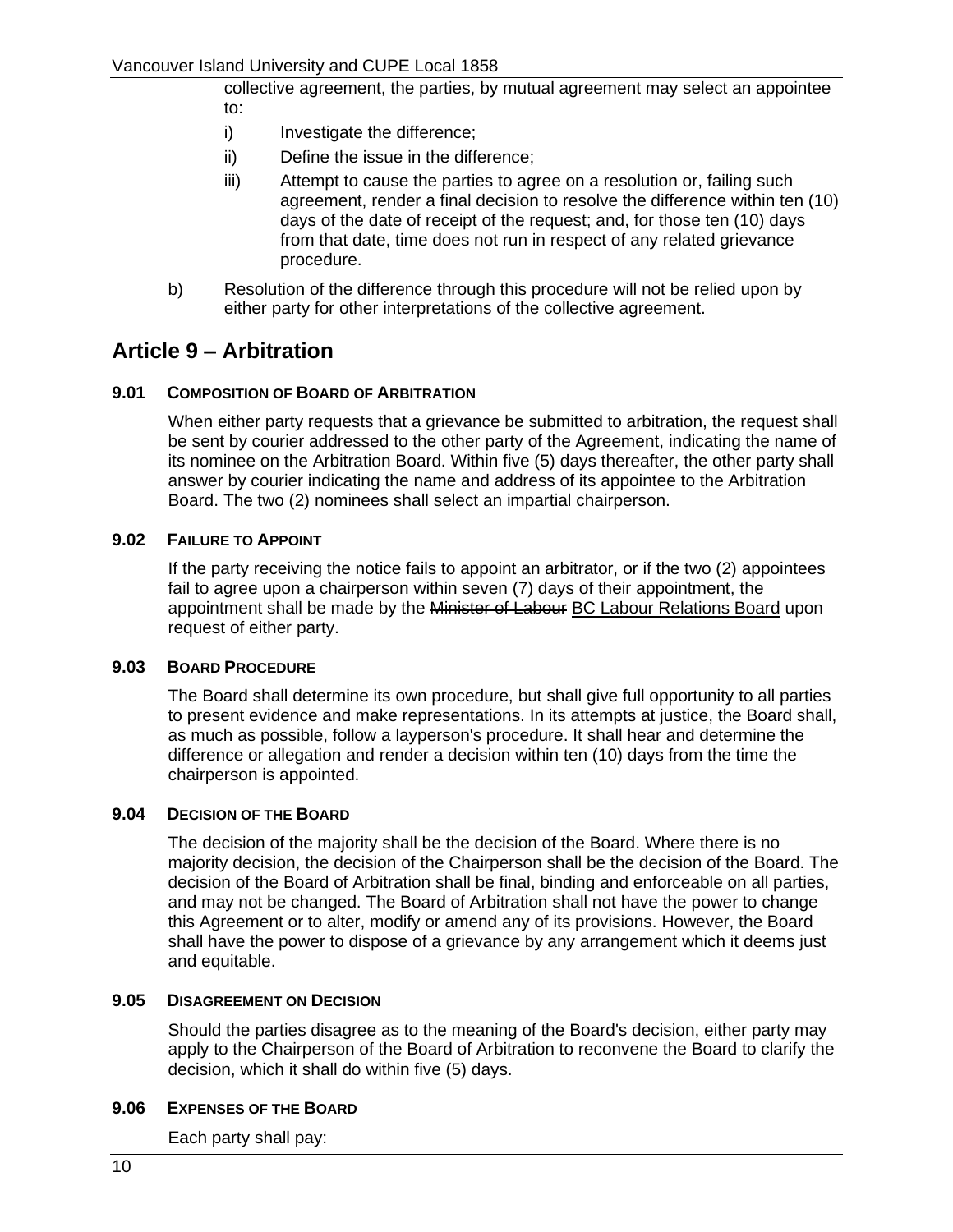collective agreement, the parties, by mutual agreement may select an appointee to:

i) Investigate the difference;

ii) Define the issue in the difference;

iii) Attempt to cause the parties to agree on a resolution or, failing such agreement, render a final decision to resolve the difference within ten (10) days of the date of receipt of the request; and, for those ten (10) days from that date, time does not run in respect of any related grievance procedure.

b) Resolution of the difference through this procedure will not be relied upon by either party for other interpretations of the collective agreement.

## Article 9 – Arbitration

### 9.01 Composition of Board of Arbitration

When either party requests that a grievance be submitted to arbitration, the request shall be sent by courier addressed to the other party of the Agreement, indicating the name of its nominee on the Arbitration Board. Within five (5) days thereafter, the other party shall answer by courier indicating the name and address of its appointee to the Arbitration Board. The two (2) nominees shall select an impartial chairperson.

### 9.02 Failure to Appoint

If the party receiving the notice fails to appoint an arbitrator, or if the two (2) appointees fail to agree upon a chairperson within seven (7) days of their appointment, the appointment shall be made by the ~~Minister of Labour~~ BC Labour Relations Board upon request of either party.

### 9.03 Board Procedure

The Board shall determine its own procedure, but shall give full opportunity to all parties to present evidence and make representations. In its attempts at justice, the Board shall, as much as possible, follow a layperson's procedure. It shall hear and determine the difference or allegation and render a decision within ten (10) days from the time the chairperson is appointed.

### 9.04 Decision of the Board

The decision of the majority shall be the decision of the Board. Where there is no majority decision, the decision of the Chairperson shall be the decision of the Board. The decision of the Board of Arbitration shall be final, binding and enforceable on all parties, and may not be changed. The Board of Arbitration shall not have the power to change this Agreement or to alter, modify or amend any of its provisions. However, the Board shall have the power to dispose of a grievance by any arrangement which it deems just and equitable.

### 9.05 Disagreement on Decision

Should the parties disagree as to the meaning of the Board's decision, either party may apply to the Chairperson of the Board of Arbitration to reconvene the Board to clarify the decision, which it shall do within five (5) days.

### 9.06 Expenses of the Board

Each party shall pay: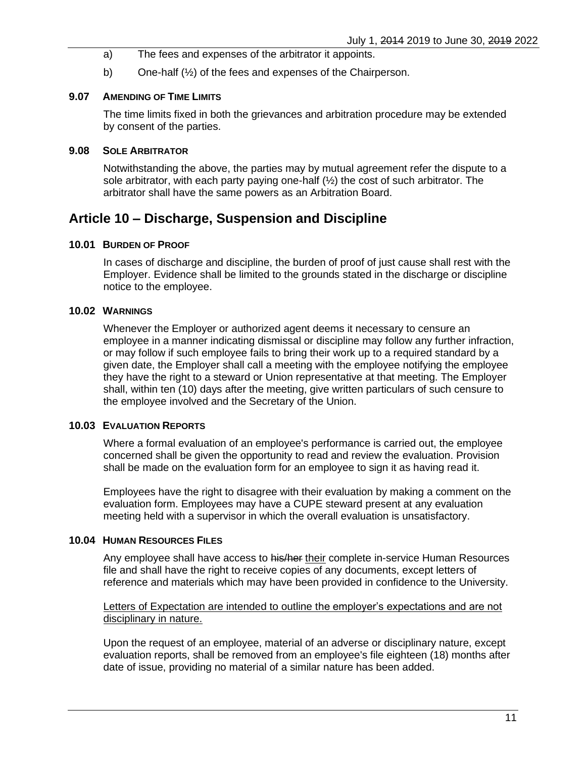a) The fees and expenses of the arbitrator it appoints.

b) One-half (½) of the fees and expenses of the Chairperson.

**9.07 AMENDING OF TIME LIMITS**

The time limits fixed in both the grievances and arbitration procedure may be extended by consent of the parties.

**9.08 SOLE ARBITRATOR**

Notwithstanding the above, the parties may by mutual agreement refer the dispute to a sole arbitrator, with each party paying one-half (½) the cost of such arbitrator. The arbitrator shall have the same powers as an Arbitration Board.

## Article 10 – Discharge, Suspension and Discipline

**10.01 BURDEN OF PROOF**

In cases of discharge and discipline, the burden of proof of just cause shall rest with the Employer. Evidence shall be limited to the grounds stated in the discharge or discipline notice to the employee.

**10.02 WARNINGS**

Whenever the Employer or authorized agent deems it necessary to censure an employee in a manner indicating dismissal or discipline may follow any further infraction, or may follow if such employee fails to bring their work up to a required standard by a given date, the Employer shall call a meeting with the employee notifying the employee they have the right to a steward or Union representative at that meeting. The Employer shall, within ten (10) days after the meeting, give written particulars of such censure to the employee involved and the Secretary of the Union.

**10.03 EVALUATION REPORTS**

Where a formal evaluation of an employee's performance is carried out, the employee concerned shall be given the opportunity to read and review the evaluation. Provision shall be made on the evaluation form for an employee to sign it as having read it.

Employees have the right to disagree with their evaluation by making a comment on the evaluation form. Employees may have a CUPE steward present at any evaluation meeting held with a supervisor in which the overall evaluation is unsatisfactory.

**10.04 HUMAN RESOURCES FILES**

Any employee shall have access to ~~his/her~~ their complete in-service Human Resources file and shall have the right to receive copies of any documents, except letters of reference and materials which may have been provided in confidence to the University.

Letters of Expectation are intended to outline the employer's expectations and are not disciplinary in nature.

Upon the request of an employee, material of an adverse or disciplinary nature, except evaluation reports, shall be removed from an employee's file eighteen (18) months after date of issue, providing no material of a similar nature has been added.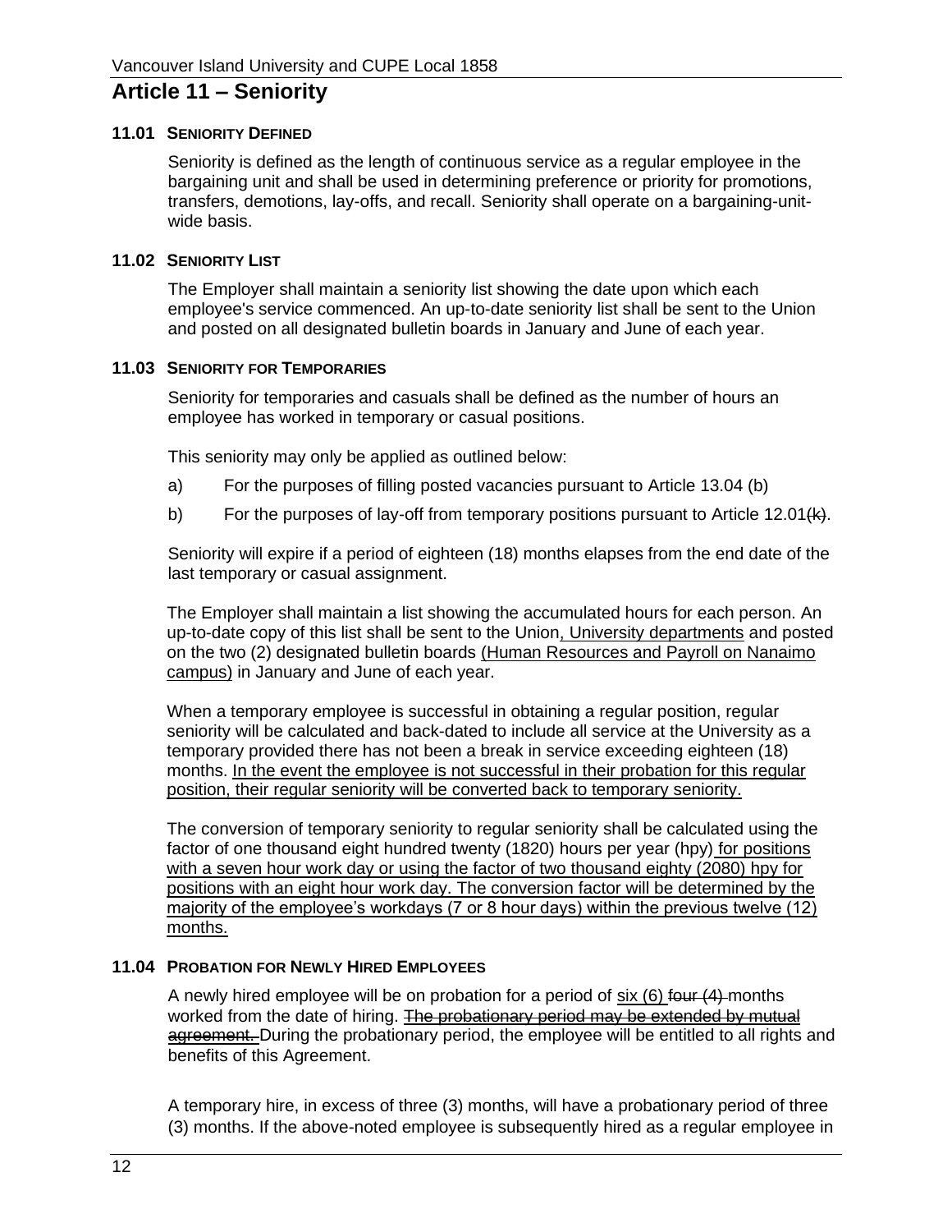# Article 11 – Seniority

### 11.01 SENIORITY DEFINED

Seniority is defined as the length of continuous service as a regular employee in the bargaining unit and shall be used in determining preference or priority for promotions, transfers, demotions, lay-offs, and recall. Seniority shall operate on a bargaining-unit-wide basis.

### 11.02 SENIORITY LIST

The Employer shall maintain a seniority list showing the date upon which each employee's service commenced. An up-to-date seniority list shall be sent to the Union and posted on all designated bulletin boards in January and June of each year.

### 11.03 SENIORITY FOR TEMPORARIES

Seniority for temporaries and casuals shall be defined as the number of hours an employee has worked in temporary or casual positions.

This seniority may only be applied as outlined below:

a) For the purposes of filling posted vacancies pursuant to Article 13.04 (b)

b) For the purposes of lay-off from temporary positions pursuant to Article 12.01~~(k)~~.

Seniority will expire if a period of eighteen (18) months elapses from the end date of the last temporary or casual assignment.

The Employer shall maintain a list showing the accumulated hours for each person. An up-to-date copy of this list shall be sent to the Union<u>, University departments</u> and posted on the two (2) designated bulletin boards <u>(Human Resources and Payroll on Nanaimo campus)</u> in January and June of each year.

When a temporary employee is successful in obtaining a regular position, regular seniority will be calculated and back-dated to include all service at the University as a temporary provided there has not been a break in service exceeding eighteen (18) months. <u>In the event the employee is not successful in their probation for this regular position, their regular seniority will be converted back to temporary seniority.</u>

The conversion of temporary seniority to regular seniority shall be calculated using the factor of one thousand eight hundred twenty (1820) hours per year (hpy)<u> for positions with a seven hour work day or using the factor of two thousand eighty (2080) hpy for positions with an eight hour work day. The conversion factor will be determined by the majority of the employee's workdays (7 or 8 hour days) within the previous twelve (12) months.</u>

### 11.04 PROBATION FOR NEWLY HIRED EMPLOYEES

A newly hired employee will be on probation for a period of <u>six (6) </u>~~four (4) ~~months worked from the date of hiring. ~~The probationary period may be extended by mutual agreement. ~~During the probationary period, the employee will be entitled to all rights and benefits of this Agreement.

A temporary hire, in excess of three (3) months, will have a probationary period of three (3) months. If the above-noted employee is subsequently hired as a regular employee in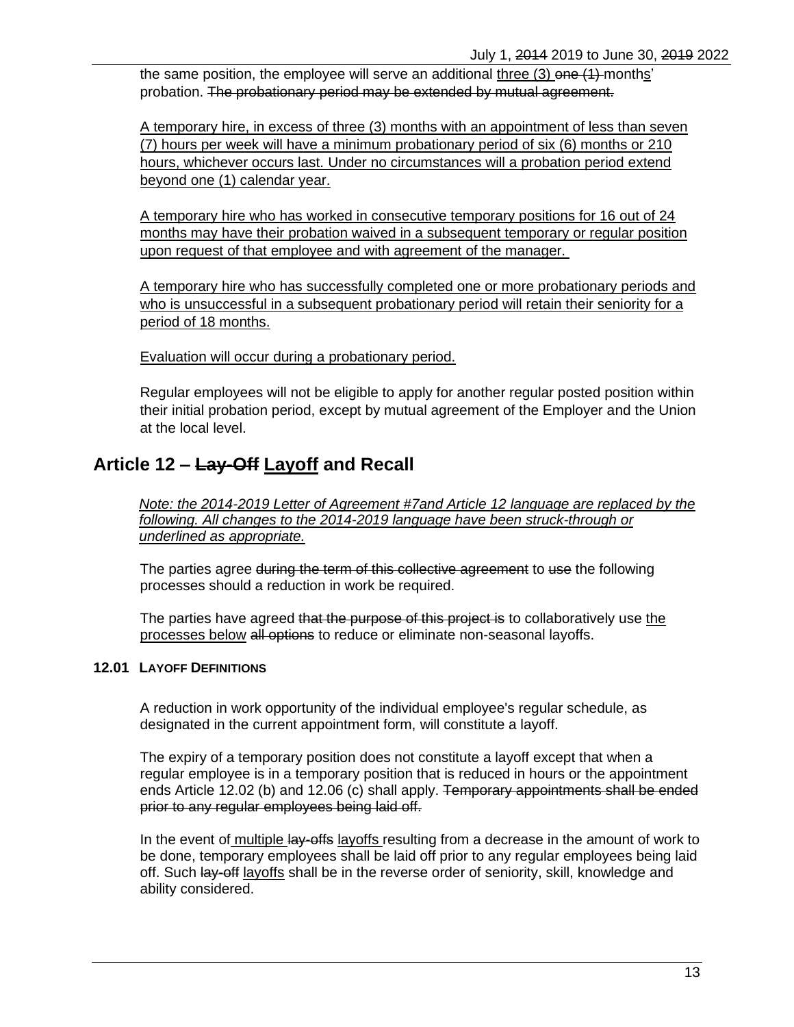the same position, the employee will serve an additional <u>three (3)</u> ~~one (1)~~ month<u>s</u>' probation. ~~The probationary period may be extended by mutual agreement.~~

<u>A temporary hire, in excess of three (3) months with an appointment of less than seven (7) hours per week will have a minimum probationary period of six (6) months or 210 hours, whichever occurs last. Under no circumstances will a probation period extend beyond one (1) calendar year.</u>

<u>A temporary hire who has worked in consecutive temporary positions for 16 out of 24 months may have their probation waived in a subsequent temporary or regular position upon request of that employee and with agreement of the manager.</u>

<u>A temporary hire who has successfully completed one or more probationary periods and who is unsuccessful in a subsequent probationary period will retain their seniority for a period of 18 months.</u>

<u>Evaluation will occur during a probationary period.</u>

Regular employees will not be eligible to apply for another regular posted position within their initial probation period, except by mutual agreement of the Employer and the Union at the local level.

## Article 12 – ~~Lay-Off~~ <u>Layoff</u> and Recall

<u>*Note: the 2014-2019 Letter of Agreement #7and Article 12 language are replaced by the following. All changes to the 2014-2019 language have been struck-through or underlined as appropriate.*</u>

The parties agree ~~during the term of this collective agreement~~ to ~~use~~ the following processes should a reduction in work be required.

The parties have agreed ~~that the purpose of this project is~~ to collaboratively use <u>the processes below</u> ~~all options~~ to reduce or eliminate non-seasonal layoffs.

### 12.01 Layoff Definitions

A reduction in work opportunity of the individual employee's regular schedule, as designated in the current appointment form, will constitute a layoff.

The expiry of a temporary position does not constitute a layoff except that when a regular employee is in a temporary position that is reduced in hours or the appointment ends Article 12.02 (b) and 12.06 (c) shall apply. ~~Temporary appointments shall be ended prior to any regular employees being laid off.~~

In the event of <u>multiple</u> ~~lay-offs~~ <u>layoffs</u> resulting from a decrease in the amount of work to be done, temporary employees shall be laid off prior to any regular employees being laid off. Such ~~lay-off~~ <u>layoffs</u> shall be in the reverse order of seniority, skill, knowledge and ability considered.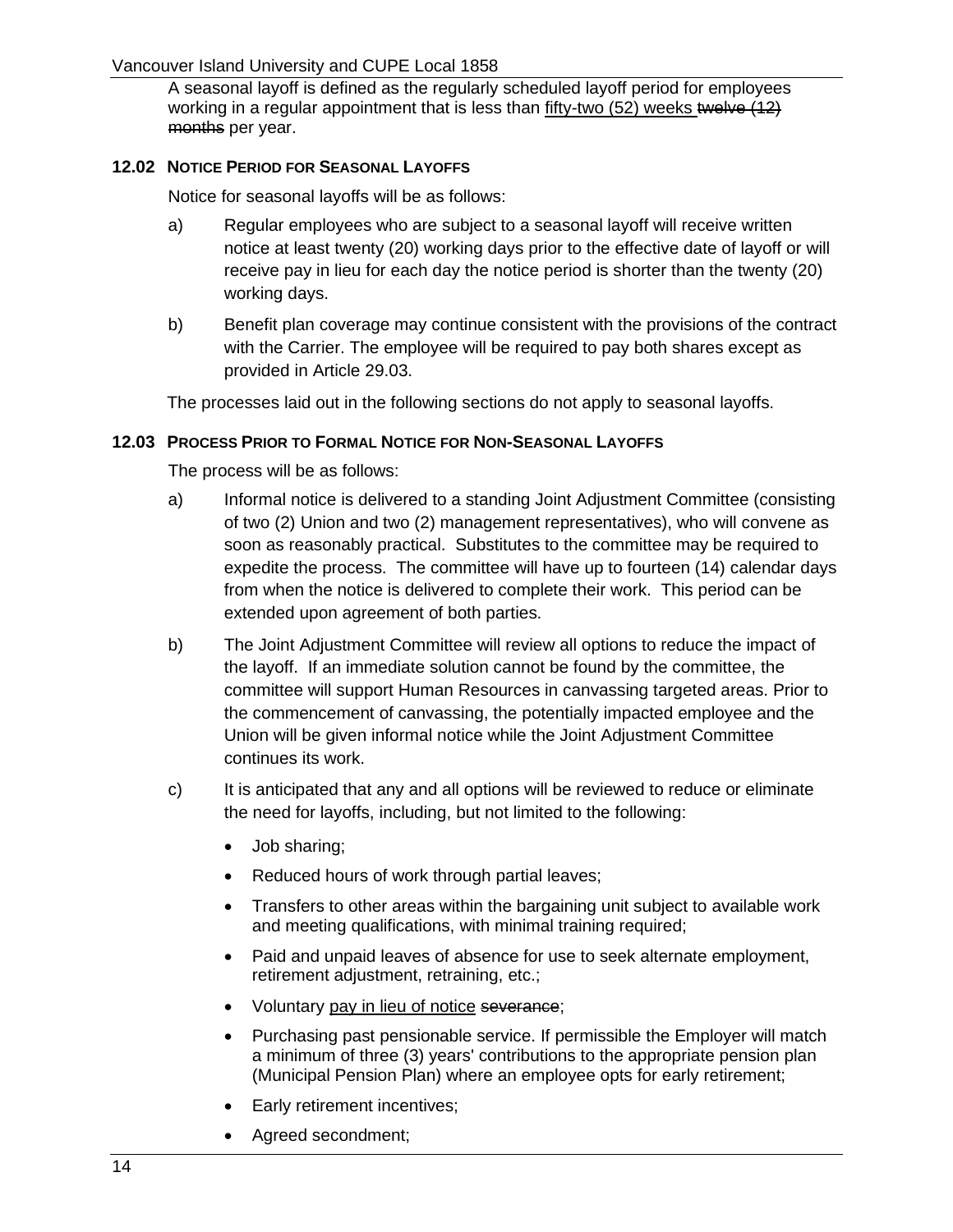A seasonal layoff is defined as the regularly scheduled layoff period for employees working in a regular appointment that is less than <u>fifty-two (52) weeks</u> ~~twelve (12) months~~ per year.

### 12.02 NOTICE PERIOD FOR SEASONAL LAYOFFS

Notice for seasonal layoffs will be as follows:

a) Regular employees who are subject to a seasonal layoff will receive written notice at least twenty (20) working days prior to the effective date of layoff or will receive pay in lieu for each day the notice period is shorter than the twenty (20) working days.

b) Benefit plan coverage may continue consistent with the provisions of the contract with the Carrier. The employee will be required to pay both shares except as provided in Article 29.03.

The processes laid out in the following sections do not apply to seasonal layoffs.

### 12.03 PROCESS PRIOR TO FORMAL NOTICE FOR NON-SEASONAL LAYOFFS

The process will be as follows:

a) Informal notice is delivered to a standing Joint Adjustment Committee (consisting of two (2) Union and two (2) management representatives), who will convene as soon as reasonably practical. Substitutes to the committee may be required to expedite the process. The committee will have up to fourteen (14) calendar days from when the notice is delivered to complete their work. This period can be extended upon agreement of both parties.

b) The Joint Adjustment Committee will review all options to reduce the impact of the layoff. If an immediate solution cannot be found by the committee, the committee will support Human Resources in canvassing targeted areas. Prior to the commencement of canvassing, the potentially impacted employee and the Union will be given informal notice while the Joint Adjustment Committee continues its work.

c) It is anticipated that any and all options will be reviewed to reduce or eliminate the need for layoffs, including, but not limited to the following:

- Job sharing;
- Reduced hours of work through partial leaves;
- Transfers to other areas within the bargaining unit subject to available work and meeting qualifications, with minimal training required;
- Paid and unpaid leaves of absence for use to seek alternate employment, retirement adjustment, retraining, etc.;
- Voluntary <u>pay in lieu of notice</u> ~~severance~~;
- Purchasing past pensionable service. If permissible the Employer will match a minimum of three (3) years' contributions to the appropriate pension plan (Municipal Pension Plan) where an employee opts for early retirement;
- Early retirement incentives;
- Agreed secondment;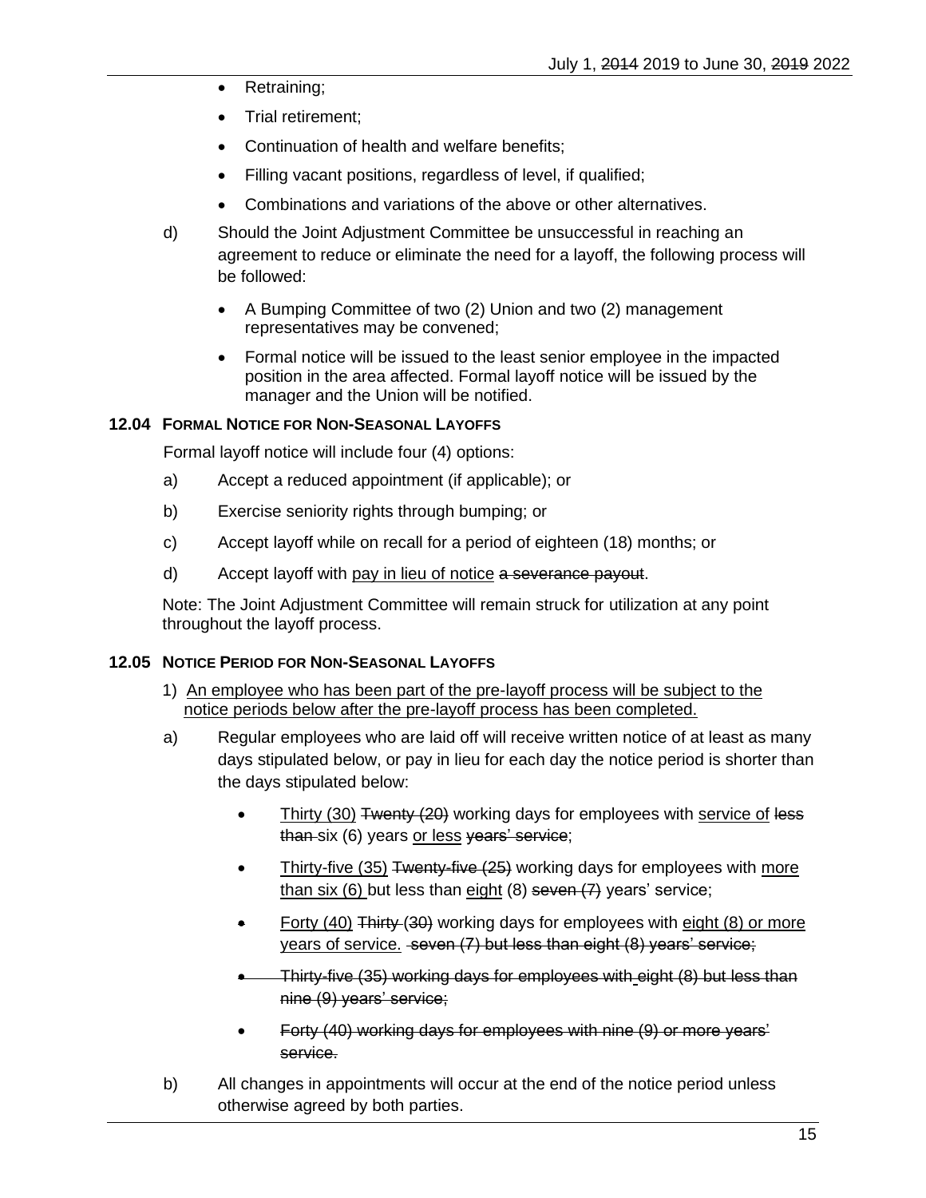- Retraining;
- Trial retirement;
- Continuation of health and welfare benefits;
- Filling vacant positions, regardless of level, if qualified;
- Combinations and variations of the above or other alternatives.

d) Should the Joint Adjustment Committee be unsuccessful in reaching an agreement to reduce or eliminate the need for a layoff, the following process will be followed:

- A Bumping Committee of two (2) Union and two (2) management representatives may be convened;
- Formal notice will be issued to the least senior employee in the impacted position in the area affected. Formal layoff notice will be issued by the manager and the Union will be notified.

### 12.04 FORMAL NOTICE FOR NON-SEASONAL LAYOFFS

Formal layoff notice will include four (4) options:

a) Accept a reduced appointment (if applicable); or

b) Exercise seniority rights through bumping; or

c) Accept layoff while on recall for a period of eighteen (18) months; or

d) Accept layoff with <u>pay in lieu of notice</u> ~~a severance payout~~.

Note: The Joint Adjustment Committee will remain struck for utilization at any point throughout the layoff process.

### 12.05 NOTICE PERIOD FOR NON-SEASONAL LAYOFFS

1) <u>An employee who has been part of the pre-layoff process will be subject to the notice periods below after the pre-layoff process has been completed.</u>

a) Regular employees who are laid off will receive written notice of at least as many days stipulated below, or pay in lieu for each day the notice period is shorter than the days stipulated below:

- <u>Thirty (30)</u> ~~Twenty (20)~~ working days for employees with <u>service of</u> ~~less than~~ six (6) years <u>or less</u> ~~years' service~~;
- <u>Thirty-five (35)</u> ~~Twenty-five (25)~~ working days for employees with <u>more than six (6)</u> but less than <u>eight</u> (8) ~~seven (7)~~ years' service;
- <u>Forty (40)</u> ~~Thirty (30)~~ working days for employees with <u>eight (8) or more years of service.</u> ~~seven (7) but less than eight (8) years' service;~~
- ~~Thirty-five (35) working days for employees with eight (8) but less than nine (9) years' service;~~
- ~~Forty (40) working days for employees with nine (9) or more years' service.~~

b) All changes in appointments will occur at the end of the notice period unless otherwise agreed by both parties.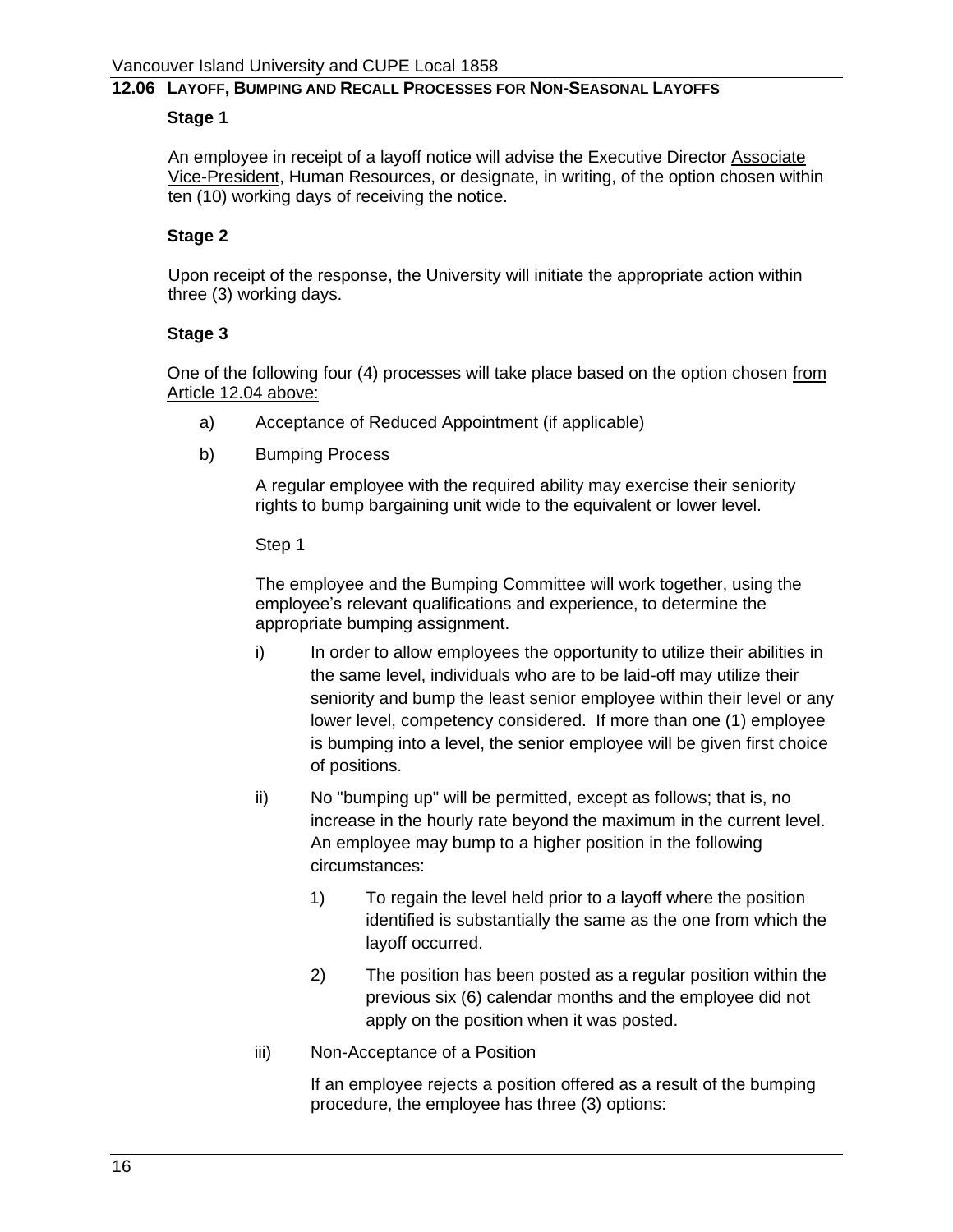## 12.06 LAYOFF, BUMPING AND RECALL PROCESSES FOR NON-SEASONAL LAYOFFS

**Stage 1**

An employee in receipt of a layoff notice will advise the ~~Executive Director~~ Associate Vice-President, Human Resources, or designate, in writing, of the option chosen within ten (10) working days of receiving the notice.

**Stage 2**

Upon receipt of the response, the University will initiate the appropriate action within three (3) working days.

**Stage 3**

One of the following four (4) processes will take place based on the option chosen from Article 12.04 above:

a) Acceptance of Reduced Appointment (if applicable)

b) Bumping Process

A regular employee with the required ability may exercise their seniority rights to bump bargaining unit wide to the equivalent or lower level.

Step 1

The employee and the Bumping Committee will work together, using the employee's relevant qualifications and experience, to determine the appropriate bumping assignment.

i) In order to allow employees the opportunity to utilize their abilities in the same level, individuals who are to be laid-off may utilize their seniority and bump the least senior employee within their level or any lower level, competency considered. If more than one (1) employee is bumping into a level, the senior employee will be given first choice of positions.

ii) No "bumping up" will be permitted, except as follows; that is, no increase in the hourly rate beyond the maximum in the current level. An employee may bump to a higher position in the following circumstances:

1) To regain the level held prior to a layoff where the position identified is substantially the same as the one from which the layoff occurred.

2) The position has been posted as a regular position within the previous six (6) calendar months and the employee did not apply on the position when it was posted.

iii) Non-Acceptance of a Position

If an employee rejects a position offered as a result of the bumping procedure, the employee has three (3) options: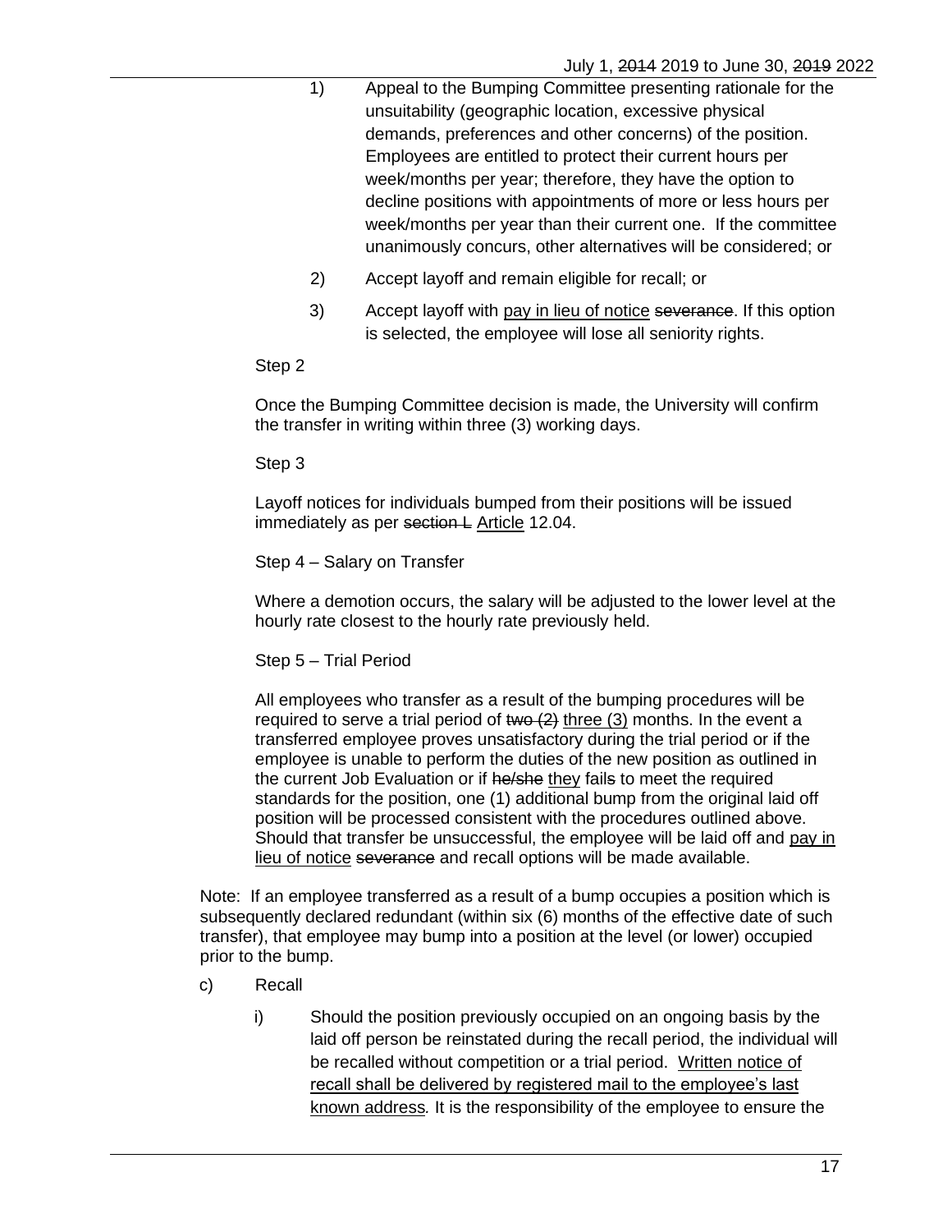1) Appeal to the Bumping Committee presenting rationale for the unsuitability (geographic location, excessive physical demands, preferences and other concerns) of the position. Employees are entitled to protect their current hours per week/months per year; therefore, they have the option to decline positions with appointments of more or less hours per week/months per year than their current one. If the committee unanimously concurs, other alternatives will be considered; or

2) Accept layoff and remain eligible for recall; or

3) Accept layoff with <u>pay in lieu of notice</u> ~~severance~~. If this option is selected, the employee will lose all seniority rights.

Step 2

Once the Bumping Committee decision is made, the University will confirm the transfer in writing within three (3) working days.

Step 3

Layoff notices for individuals bumped from their positions will be issued immediately as per ~~section L~~ <u>Article</u> 12.04.

Step 4 – Salary on Transfer

Where a demotion occurs, the salary will be adjusted to the lower level at the hourly rate closest to the hourly rate previously held.

Step 5 – Trial Period

All employees who transfer as a result of the bumping procedures will be required to serve a trial period of ~~two (2)~~ <u>three (3)</u> months. In the event a transferred employee proves unsatisfactory during the trial period or if the employee is unable to perform the duties of the new position as outlined in the current Job Evaluation or if ~~he/she~~ <u>they</u> fail~~s~~ to meet the required standards for the position, one (1) additional bump from the original laid off position will be processed consistent with the procedures outlined above. Should that transfer be unsuccessful, the employee will be laid off and <u>pay in lieu of notice</u> ~~severance~~ and recall options will be made available.

Note: If an employee transferred as a result of a bump occupies a position which is subsequently declared redundant (within six (6) months of the effective date of such transfer), that employee may bump into a position at the level (or lower) occupied prior to the bump.

c) Recall

i) Should the position previously occupied on an ongoing basis by the laid off person be reinstated during the recall period, the individual will be recalled without competition or a trial period. <u>Written notice of recall shall be delivered by registered mail to the employee's last known address</u>. It is the responsibility of the employee to ensure the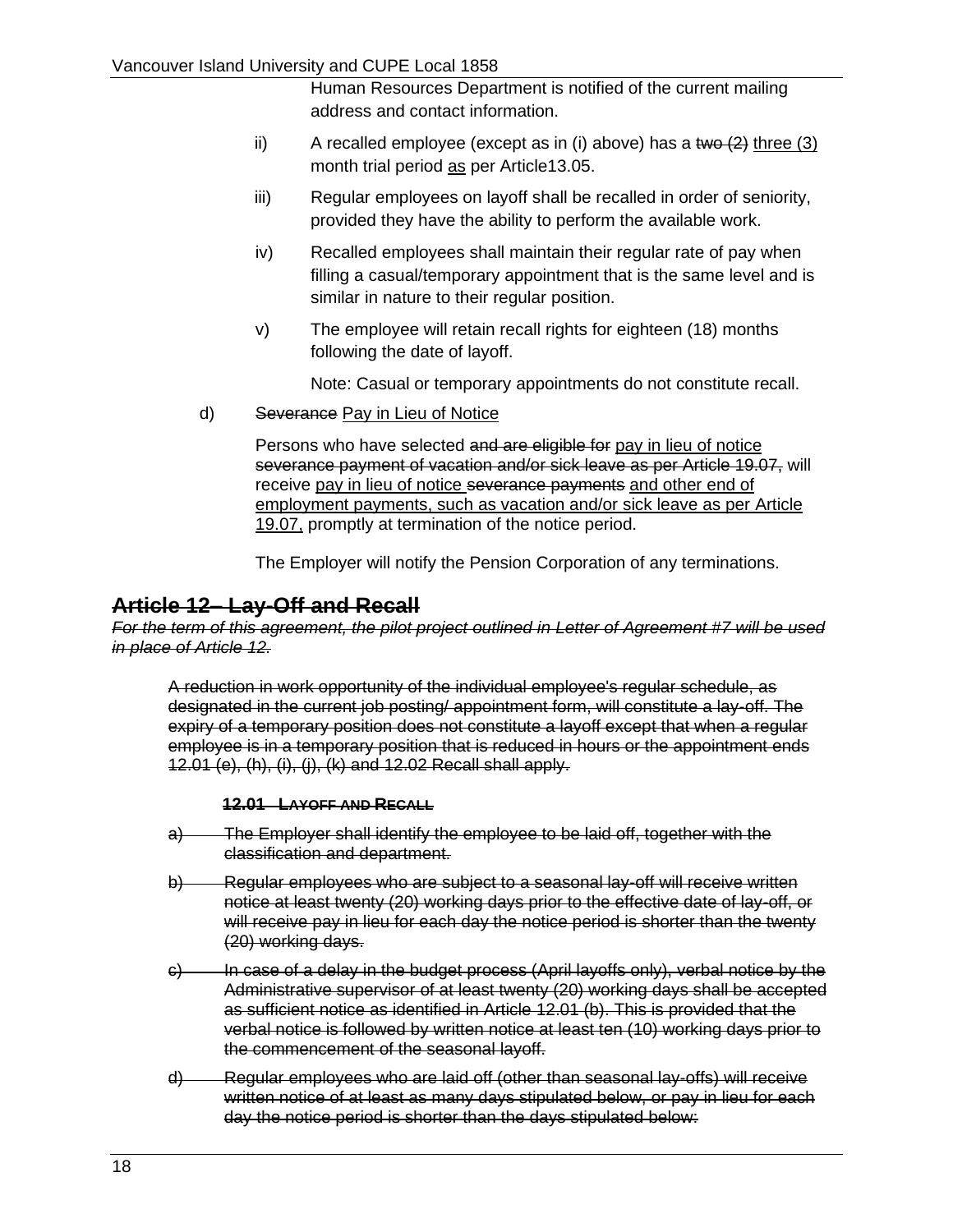Human Resources Department is notified of the current mailing address and contact information.

ii) A recalled employee (except as in (i) above) has a ~~two (2)~~ <u>three (3)</u> month trial period <u>as</u> per Article13.05.

iii) Regular employees on layoff shall be recalled in order of seniority, provided they have the ability to perform the available work.

iv) Recalled employees shall maintain their regular rate of pay when filling a casual/temporary appointment that is the same level and is similar in nature to their regular position.

v) The employee will retain recall rights for eighteen (18) months following the date of layoff.

Note: Casual or temporary appointments do not constitute recall.

d) ~~Severance~~ <u>Pay in Lieu of Notice</u>

Persons who have selected ~~and are eligible for~~ <u>pay in lieu of notice</u> ~~severance payment of vacation and/or sick leave as per Article 19.07,~~ will receive <u>pay in lieu of notice</u> ~~severance payments~~ <u>and other end of employment payments, such as vacation and/or sick leave as per Article 19.07,</u> promptly at termination of the notice period.

The Employer will notify the Pension Corporation of any terminations.

## ~~Article 12– Lay-Off and Recall~~

~~*For the term of this agreement, the pilot project outlined in Letter of Agreement #7 will be used in place of Article 12.*~~

~~A reduction in work opportunity of the individual employee's regular schedule, as designated in the current job posting/ appointment form, will constitute a lay-off. The expiry of a temporary position does not constitute a layoff except that when a regular employee is in a temporary position that is reduced in hours or the appointment ends 12.01 (e), (h), (i), (j), (k) and 12.02 Recall shall apply.~~

### ~~12.01 LAYOFF AND RECALL~~

~~a) The Employer shall identify the employee to be laid off, together with the classification and department.~~

~~b) Regular employees who are subject to a seasonal lay-off will receive written notice at least twenty (20) working days prior to the effective date of lay-off, or will receive pay in lieu for each day the notice period is shorter than the twenty (20) working days.~~

~~c) In case of a delay in the budget process (April layoffs only), verbal notice by the Administrative supervisor of at least twenty (20) working days shall be accepted as sufficient notice as identified in Article 12.01 (b). This is provided that the verbal notice is followed by written notice at least ten (10) working days prior to the commencement of the seasonal layoff.~~

~~d) Regular employees who are laid off (other than seasonal lay-offs) will receive written notice of at least as many days stipulated below, or pay in lieu for each day the notice period is shorter than the days stipulated below:~~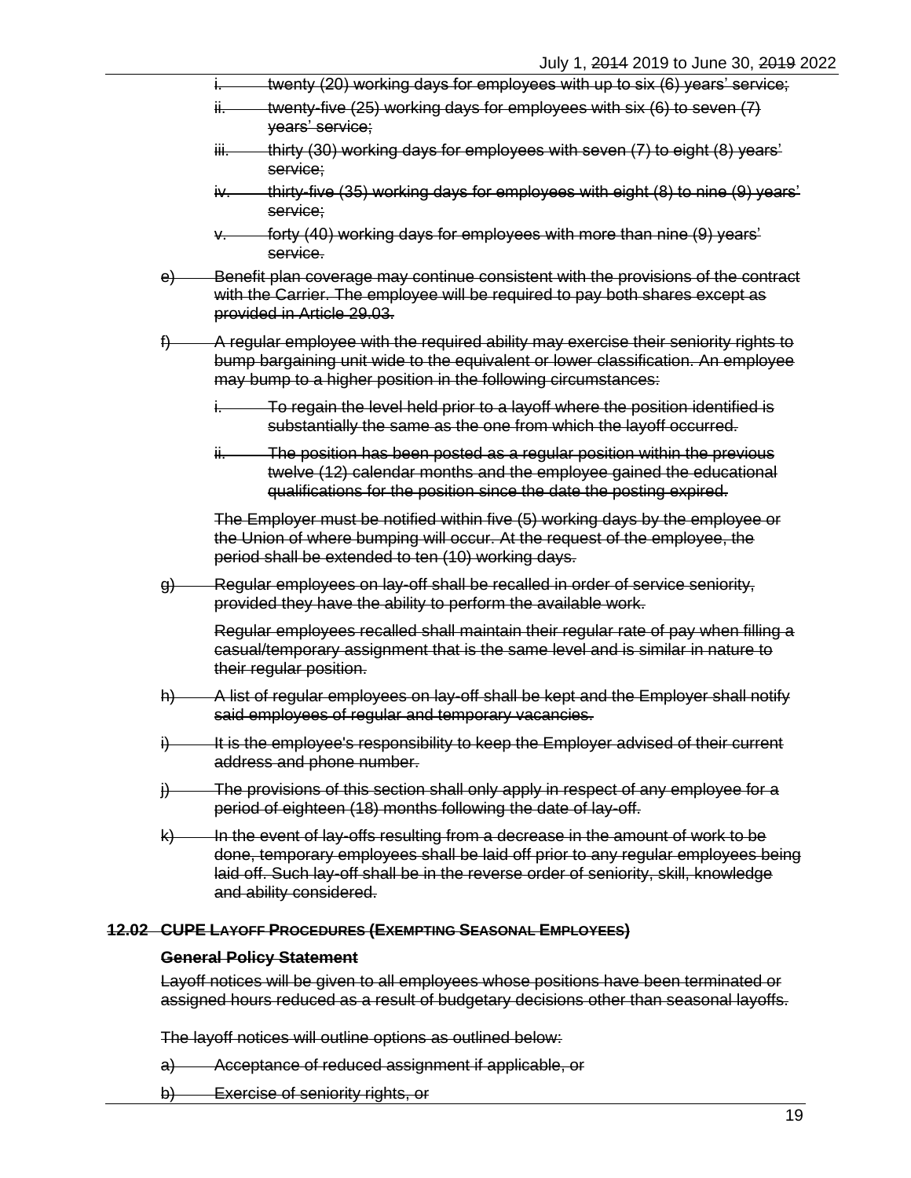~~i. twenty (20) working days for employees with up to six (6) years' service;~~

~~ii. twenty-five (25) working days for employees with six (6) to seven (7) years' service;~~

~~iii. thirty (30) working days for employees with seven (7) to eight (8) years' service;~~

~~iv. thirty-five (35) working days for employees with eight (8) to nine (9) years' service;~~

~~v. forty (40) working days for employees with more than nine (9) years' service.~~

~~e) Benefit plan coverage may continue consistent with the provisions of the contract with the Carrier. The employee will be required to pay both shares except as provided in Article 29.03.~~

~~f) A regular employee with the required ability may exercise their seniority rights to bump bargaining unit wide to the equivalent or lower classification. An employee may bump to a higher position in the following circumstances:~~

~~i. To regain the level held prior to a layoff where the position identified is substantially the same as the one from which the layoff occurred.~~

~~ii. The position has been posted as a regular position within the previous twelve (12) calendar months and the employee gained the educational qualifications for the position since the date the posting expired.~~

~~The Employer must be notified within five (5) working days by the employee or the Union of where bumping will occur. At the request of the employee, the period shall be extended to ten (10) working days.~~

~~g) Regular employees on lay-off shall be recalled in order of service seniority, provided they have the ability to perform the available work.~~

~~Regular employees recalled shall maintain their regular rate of pay when filling a casual/temporary assignment that is the same level and is similar in nature to their regular position.~~

~~h) A list of regular employees on lay-off shall be kept and the Employer shall notify said employees of regular and temporary vacancies.~~

~~i) It is the employee's responsibility to keep the Employer advised of their current address and phone number.~~

~~j) The provisions of this section shall only apply in respect of any employee for a period of eighteen (18) months following the date of lay-off.~~

~~k) In the event of lay-offs resulting from a decrease in the amount of work to be done, temporary employees shall be laid off prior to any regular employees being laid off. Such lay-off shall be in the reverse order of seniority, skill, knowledge and ability considered.~~

### ~~12.02 CUPE Layoff Procedures (Exempting Seasonal Employees)~~

**~~General Policy Statement~~**

~~Layoff notices will be given to all employees whose positions have been terminated or assigned hours reduced as a result of budgetary decisions other than seasonal layoffs.~~

~~The layoff notices will outline options as outlined below:~~

~~a) Acceptance of reduced assignment if applicable, or~~

~~b) Exercise of seniority rights, or~~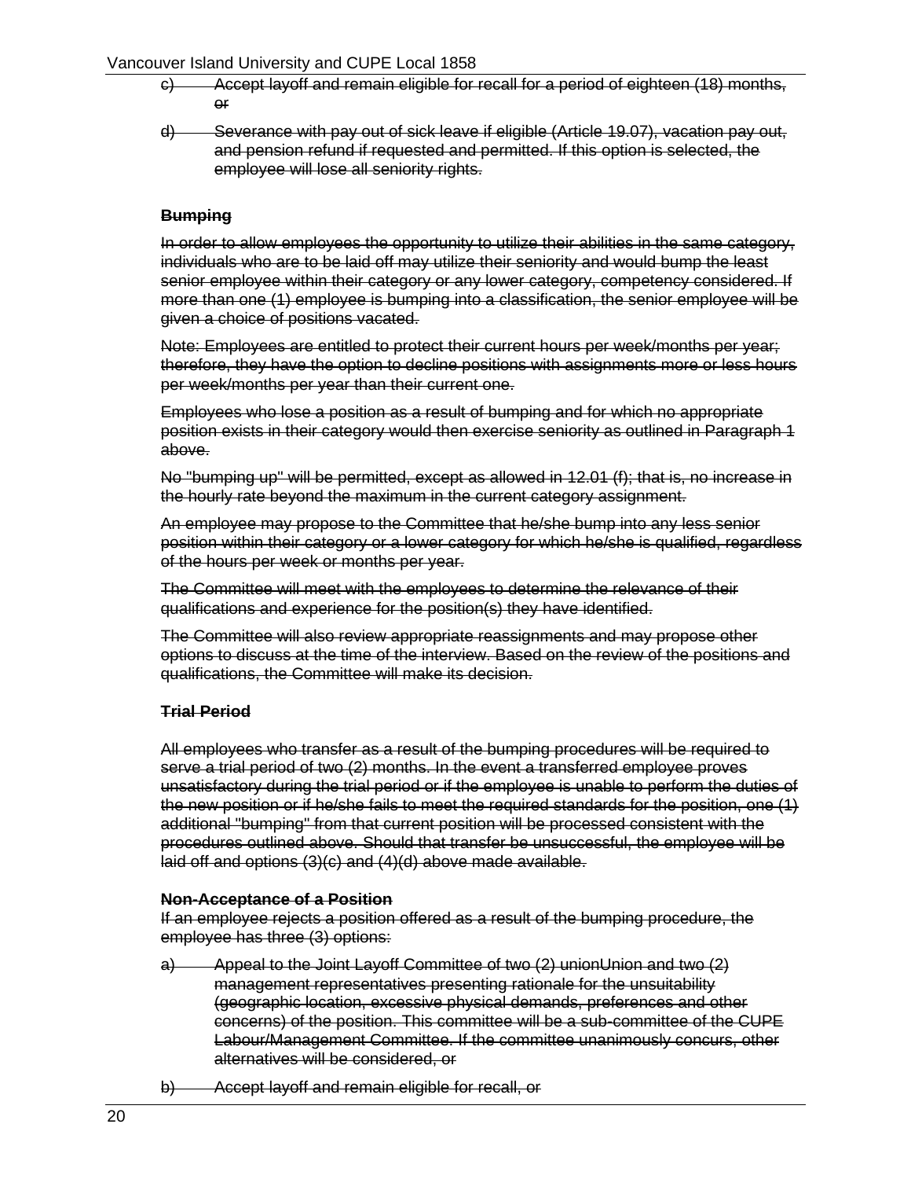~~c) Accept layoff and remain eligible for recall for a period of eighteen (18) months, or~~

~~d) Severance with pay out of sick leave if eligible (Article 19.07), vacation pay out, and pension refund if requested and permitted. If this option is selected, the employee will lose all seniority rights.~~

~~**Bumping**~~

~~In order to allow employees the opportunity to utilize their abilities in the same category, individuals who are to be laid off may utilize their seniority and would bump the least senior employee within their category or any lower category, competency considered. If more than one (1) employee is bumping into a classification, the senior employee will be given a choice of positions vacated.~~

~~Note: Employees are entitled to protect their current hours per week/months per year; therefore, they have the option to decline positions with assignments more or less hours per week/months per year than their current one.~~

~~Employees who lose a position as a result of bumping and for which no appropriate position exists in their category would then exercise seniority as outlined in Paragraph 1 above.~~

~~No "bumping up" will be permitted, except as allowed in 12.01 (f); that is, no increase in the hourly rate beyond the maximum in the current category assignment.~~

~~An employee may propose to the Committee that he/she bump into any less senior position within their category or a lower category for which he/she is qualified, regardless of the hours per week or months per year.~~

~~The Committee will meet with the employees to determine the relevance of their qualifications and experience for the position(s) they have identified.~~

~~The Committee will also review appropriate reassignments and may propose other options to discuss at the time of the interview. Based on the review of the positions and qualifications, the Committee will make its decision.~~

~~**Trial Period**~~

~~All employees who transfer as a result of the bumping procedures will be required to serve a trial period of two (2) months. In the event a transferred employee proves unsatisfactory during the trial period or if the employee is unable to perform the duties of the new position or if he/she fails to meet the required standards for the position, one (1) additional "bumping" from that current position will be processed consistent with the procedures outlined above. Should that transfer be unsuccessful, the employee will be laid off and options (3)(c) and (4)(d) above made available.~~

~~**Non-Acceptance of a Position**~~

~~If an employee rejects a position offered as a result of the bumping procedure, the employee has three (3) options:~~

~~a) Appeal to the Joint Layoff Committee of two (2) unionUnion and two (2) management representatives presenting rationale for the unsuitability (geographic location, excessive physical demands, preferences and other concerns) of the position. This committee will be a sub-committee of the CUPE Labour/Management Committee. If the committee unanimously concurs, other alternatives will be considered, or~~

~~b) Accept layoff and remain eligible for recall, or~~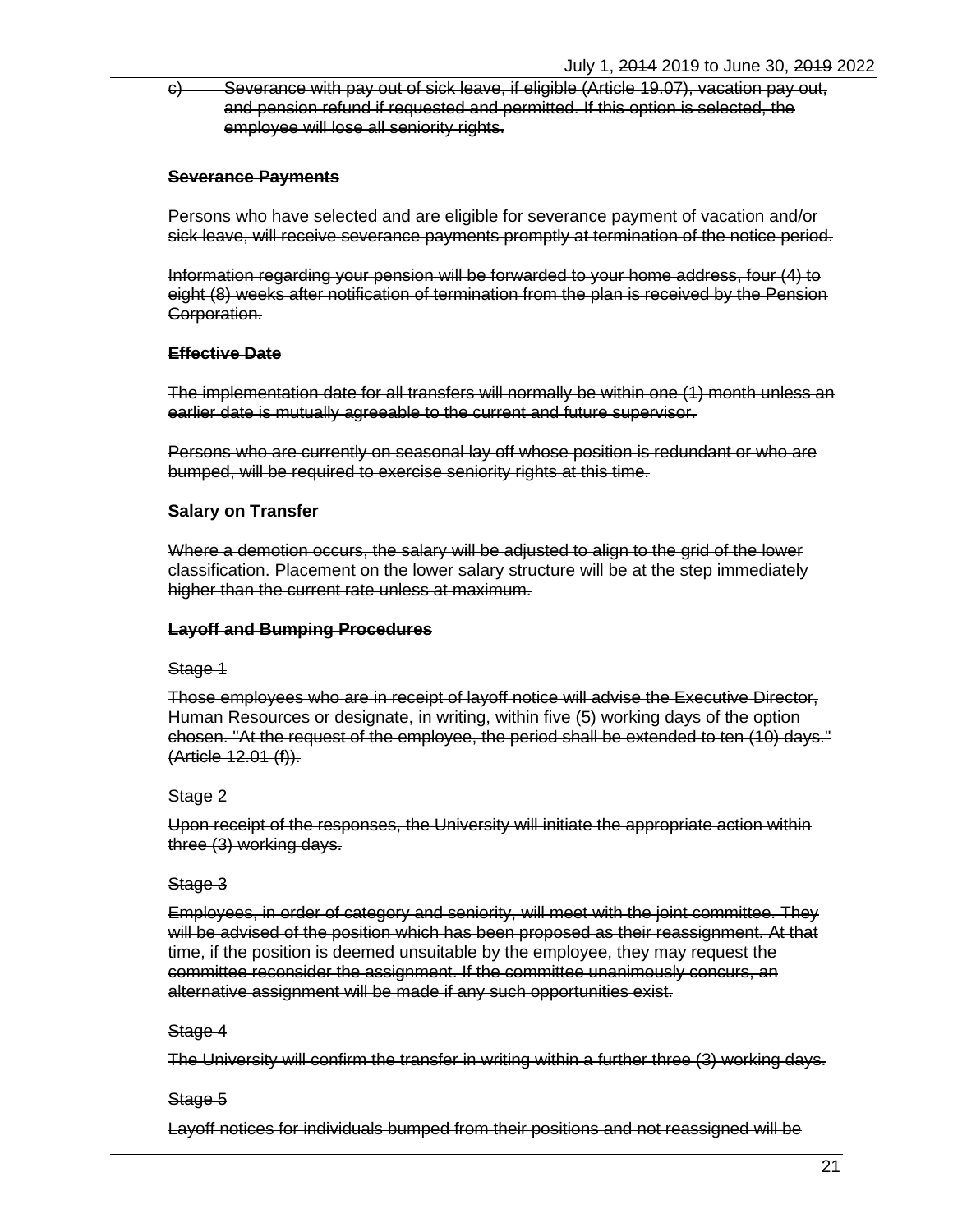~~c) Severance with pay out of sick leave, if eligible (Article 19.07), vacation pay out, and pension refund if requested and permitted. If this option is selected, the employee will lose all seniority rights.~~

~~**Severance Payments**~~

~~Persons who have selected and are eligible for severance payment of vacation and/or sick leave, will receive severance payments promptly at termination of the notice period.~~

~~Information regarding your pension will be forwarded to your home address, four (4) to eight (8) weeks after notification of termination from the plan is received by the Pension Corporation.~~

~~**Effective Date**~~

~~The implementation date for all transfers will normally be within one (1) month unless an earlier date is mutually agreeable to the current and future supervisor.~~

~~Persons who are currently on seasonal lay off whose position is redundant or who are bumped, will be required to exercise seniority rights at this time.~~

~~**Salary on Transfer**~~

~~Where a demotion occurs, the salary will be adjusted to align to the grid of the lower classification. Placement on the lower salary structure will be at the step immediately higher than the current rate unless at maximum.~~

~~**Layoff and Bumping Procedures**~~

~~Stage 1~~

~~Those employees who are in receipt of layoff notice will advise the Executive Director, Human Resources or designate, in writing, within five (5) working days of the option chosen. "At the request of the employee, the period shall be extended to ten (10) days." (Article 12.01 (f)).~~

~~Stage 2~~

~~Upon receipt of the responses, the University will initiate the appropriate action within three (3) working days.~~

~~Stage 3~~

~~Employees, in order of category and seniority, will meet with the joint committee. They will be advised of the position which has been proposed as their reassignment. At that time, if the position is deemed unsuitable by the employee, they may request the committee reconsider the assignment. If the committee unanimously concurs, an alternative assignment will be made if any such opportunities exist.~~

~~Stage 4~~

~~The University will confirm the transfer in writing within a further three (3) working days.~~

~~Stage 5~~

~~Layoff notices for individuals bumped from their positions and not reassigned will be~~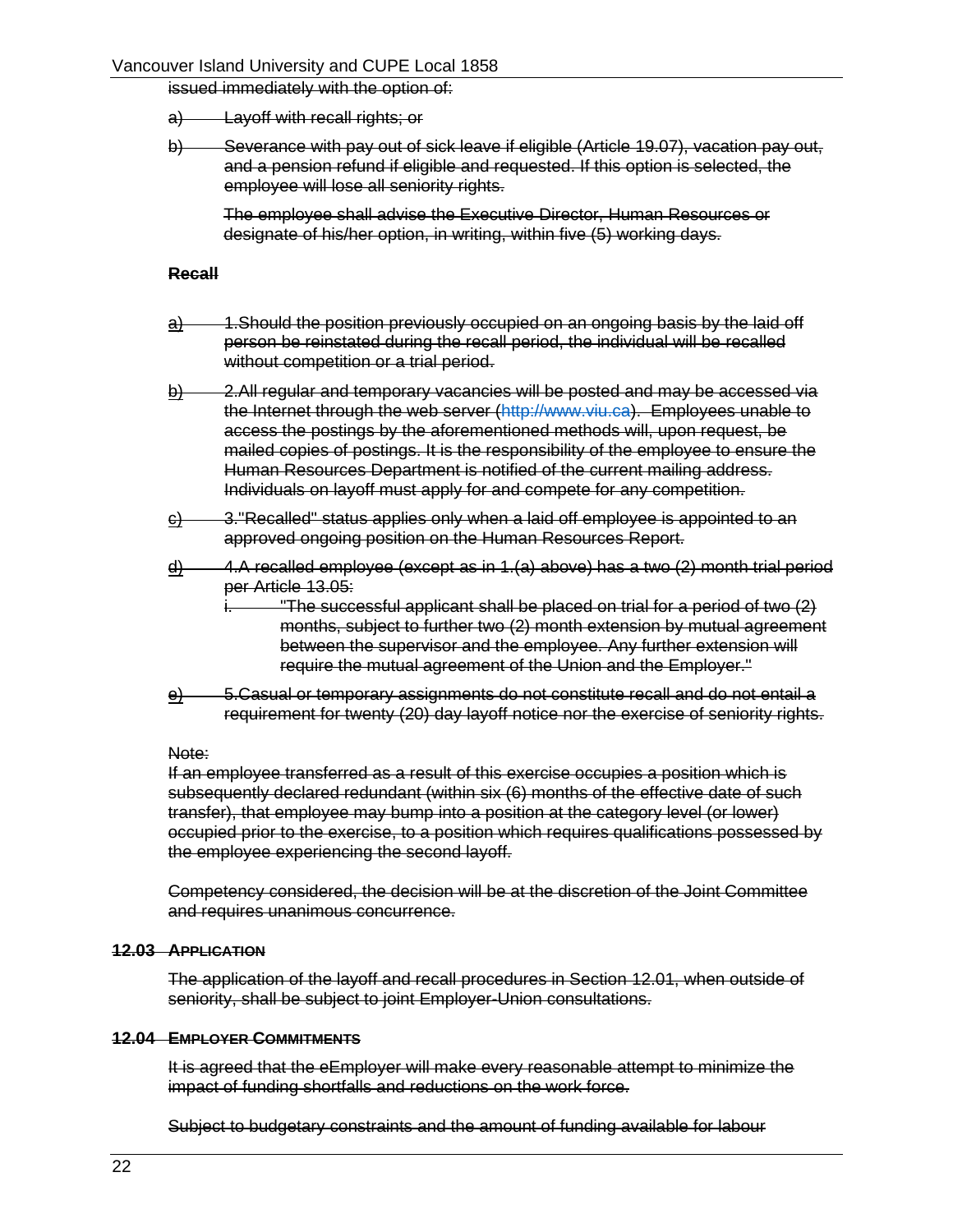issued immediately with the option of:

a) Layoff with recall rights; or

b) Severance with pay out of sick leave if eligible (Article 19.07), vacation pay out, and a pension refund if eligible and requested. If this option is selected, the employee will lose all seniority rights.

The employee shall advise the Executive Director, Human Resources or designate of his/her option, in writing, within five (5) working days.

**Recall**

a) 1.Should the position previously occupied on an ongoing basis by the laid off person be reinstated during the recall period, the individual will be recalled without competition or a trial period.

b) 2.All regular and temporary vacancies will be posted and may be accessed via the Internet through the web server (http://www.viu.ca). Employees unable to access the postings by the aforementioned methods will, upon request, be mailed copies of postings. It is the responsibility of the employee to ensure the Human Resources Department is notified of the current mailing address. Individuals on layoff must apply for and compete for any competition.

c) 3."Recalled" status applies only when a laid off employee is appointed to an approved ongoing position on the Human Resources Report.

d) 4.A recalled employee (except as in 1.(a) above) has a two (2) month trial period per Article 13.05:
   i. "The successful applicant shall be placed on trial for a period of two (2) months, subject to further two (2) month extension by mutual agreement between the supervisor and the employee. Any further extension will require the mutual agreement of the Union and the Employer."

e) 5.Casual or temporary assignments do not constitute recall and do not entail a requirement for twenty (20) day layoff notice nor the exercise of seniority rights.

Note:
If an employee transferred as a result of this exercise occupies a position which is subsequently declared redundant (within six (6) months of the effective date of such transfer), that employee may bump into a position at the category level (or lower) occupied prior to the exercise, to a position which requires qualifications possessed by the employee experiencing the second layoff.

Competency considered, the decision will be at the discretion of the Joint Committee and requires unanimous concurrence.

#### 12.03 APPLICATION

The application of the layoff and recall procedures in Section 12.01, when outside of seniority, shall be subject to joint Employer-Union consultations.

#### 12.04 EMPLOYER COMMITMENTS

It is agreed that the eEmployer will make every reasonable attempt to minimize the impact of funding shortfalls and reductions on the work force.

Subject to budgetary constraints and the amount of funding available for labour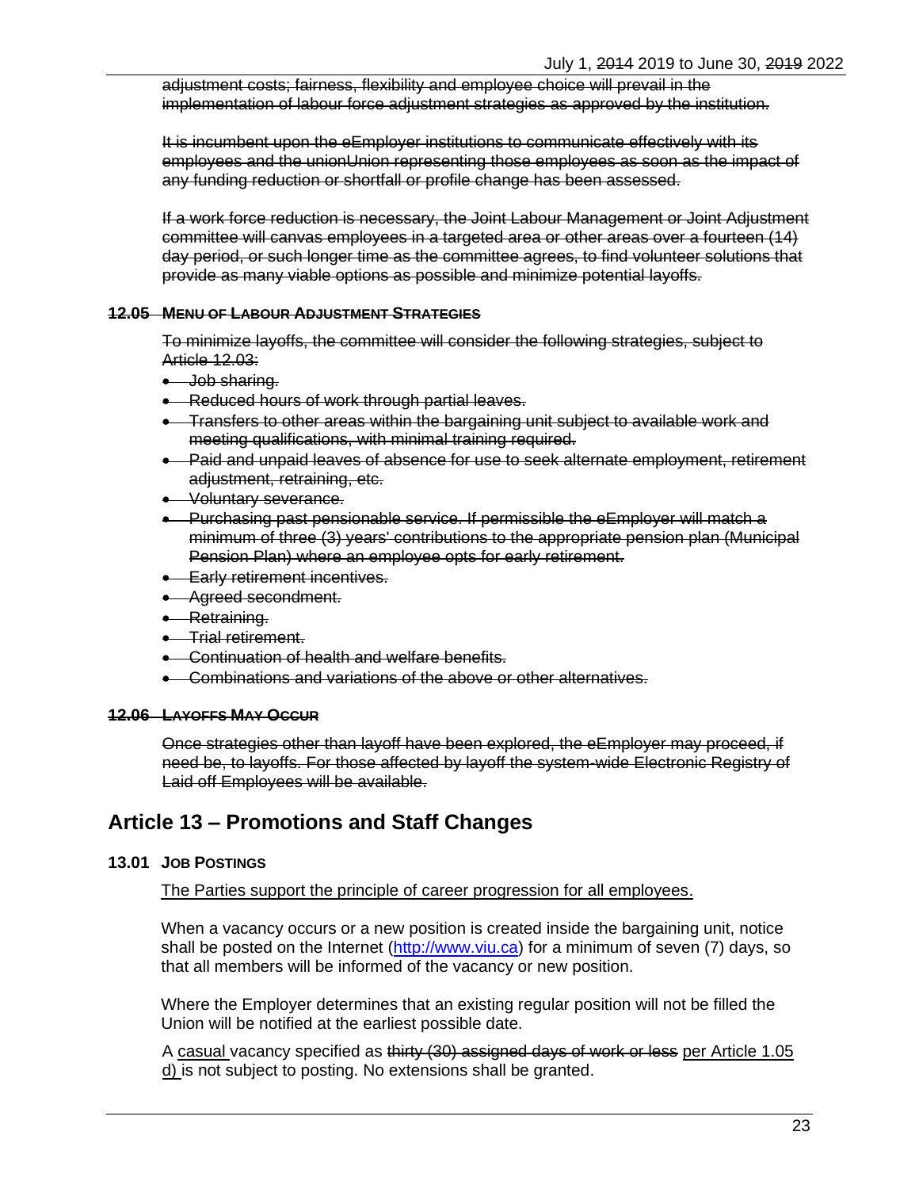~~adjustment costs; fairness, flexibility and employee choice will prevail in the implementation of labour force adjustment strategies as approved by the institution.~~

~~It is incumbent upon the eEmployer institutions to communicate effectively with its employees and the unionUnion representing those employees as soon as the impact of any funding reduction or shortfall or profile change has been assessed.~~

~~If a work force reduction is necessary, the Joint Labour Management or Joint Adjustment committee will canvas employees in a targeted area or other areas over a fourteen (14) day period, or such longer time as the committee agrees, to find volunteer solutions that provide as many viable options as possible and minimize potential layoffs.~~

### ~~12.05 MENU OF LABOUR ADJUSTMENT STRATEGIES~~

~~To minimize layoffs, the committee will consider the following strategies, subject to Article 12.03:~~

- ~~Job sharing.~~
- ~~Reduced hours of work through partial leaves.~~
- ~~Transfers to other areas within the bargaining unit subject to available work and meeting qualifications, with minimal training required.~~
- ~~Paid and unpaid leaves of absence for use to seek alternate employment, retirement adjustment, retraining, etc.~~
- ~~Voluntary severance.~~
- ~~Purchasing past pensionable service. If permissible the eEmployer will match a minimum of three (3) years' contributions to the appropriate pension plan (Municipal Pension Plan) where an employee opts for early retirement.~~
- ~~Early retirement incentives.~~
- ~~Agreed secondment.~~
- ~~Retraining.~~
- ~~Trial retirement.~~
- ~~Continuation of health and welfare benefits.~~
- ~~Combinations and variations of the above or other alternatives.~~

### ~~12.06 LAYOFFS MAY OCCUR~~

~~Once strategies other than layoff have been explored, the eEmployer may proceed, if need be, to layoffs. For those affected by layoff the system-wide Electronic Registry of Laid off Employees will be available.~~

## Article 13 – Promotions and Staff Changes

### 13.01 JOB POSTINGS

<u>The Parties support the principle of career progression for all employees.</u>

When a vacancy occurs or a new position is created inside the bargaining unit, notice shall be posted on the Internet (http://www.viu.ca) for a minimum of seven (7) days, so that all members will be informed of the vacancy or new position.

Where the Employer determines that an existing regular position will not be filled the Union will be notified at the earliest possible date.

A <u>casual</u> vacancy specified as ~~thirty (30) assigned days of work or less~~ <u>per Article 1.05 d)</u> is not subject to posting. No extensions shall be granted.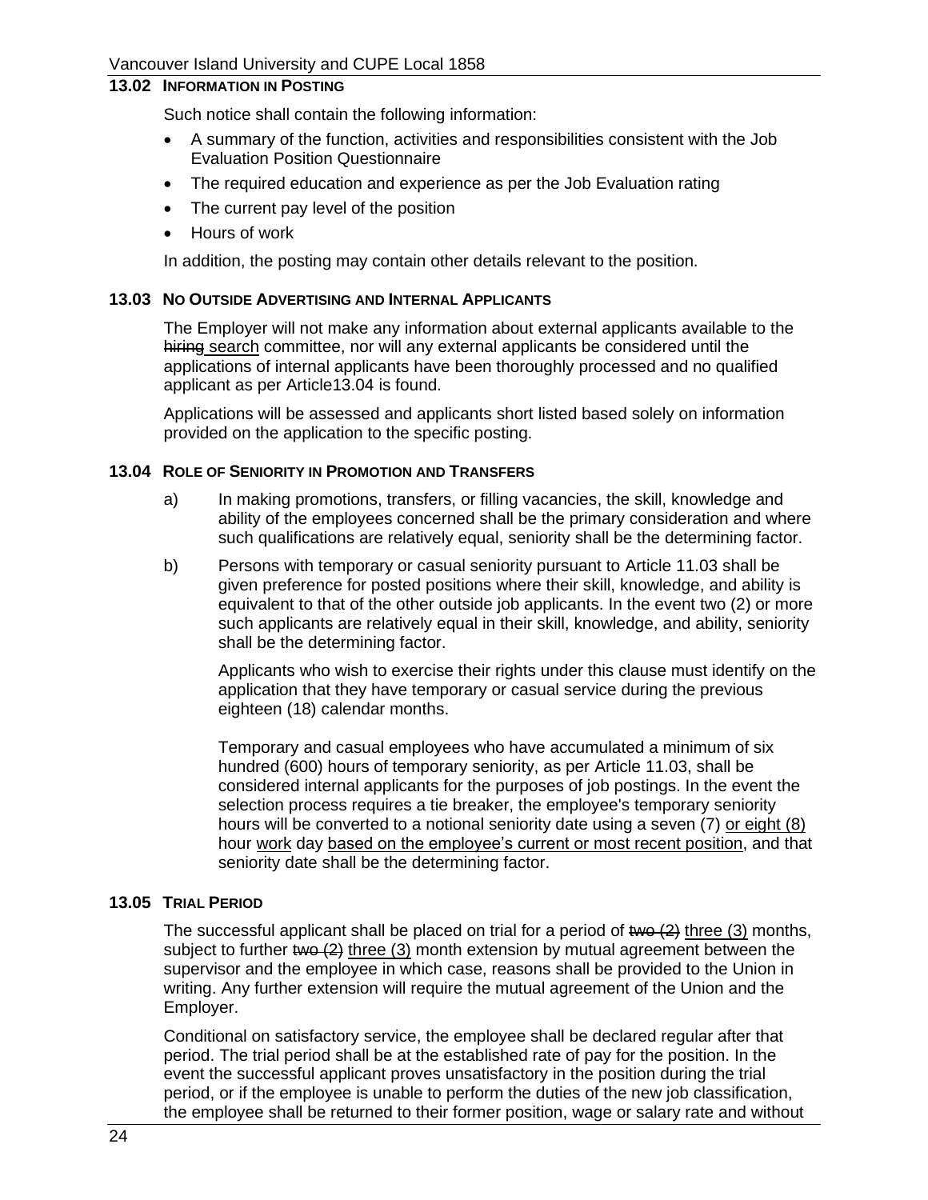### 13.02 Information in Posting

Such notice shall contain the following information:

- A summary of the function, activities and responsibilities consistent with the Job Evaluation Position Questionnaire
- The required education and experience as per the Job Evaluation rating
- The current pay level of the position
- Hours of work

In addition, the posting may contain other details relevant to the position.

### 13.03 No Outside Advertising and Internal Applicants

The Employer will not make any information about external applicants available to the ~~hiring~~ search committee, nor will any external applicants be considered until the applications of internal applicants have been thoroughly processed and no qualified applicant as per Article13.04 is found.

Applications will be assessed and applicants short listed based solely on information provided on the application to the specific posting.

### 13.04 Role of Seniority in Promotion and Transfers

a) In making promotions, transfers, or filling vacancies, the skill, knowledge and ability of the employees concerned shall be the primary consideration and where such qualifications are relatively equal, seniority shall be the determining factor.

b) Persons with temporary or casual seniority pursuant to Article 11.03 shall be given preference for posted positions where their skill, knowledge, and ability is equivalent to that of the other outside job applicants. In the event two (2) or more such applicants are relatively equal in their skill, knowledge, and ability, seniority shall be the determining factor.

Applicants who wish to exercise their rights under this clause must identify on the application that they have temporary or casual service during the previous eighteen (18) calendar months.

Temporary and casual employees who have accumulated a minimum of six hundred (600) hours of temporary seniority, as per Article 11.03, shall be considered internal applicants for the purposes of job postings. In the event the selection process requires a tie breaker, the employee's temporary seniority hours will be converted to a notional seniority date using a seven (7) or eight (8) hour work day based on the employee's current or most recent position, and that seniority date shall be the determining factor.

### 13.05 Trial Period

The successful applicant shall be placed on trial for a period of ~~two (2)~~ three (3) months, subject to further ~~two (2)~~ three (3) month extension by mutual agreement between the supervisor and the employee in which case, reasons shall be provided to the Union in writing. Any further extension will require the mutual agreement of the Union and the Employer.

Conditional on satisfactory service, the employee shall be declared regular after that period. The trial period shall be at the established rate of pay for the position. In the event the successful applicant proves unsatisfactory in the position during the trial period, or if the employee is unable to perform the duties of the new job classification, the employee shall be returned to their former position, wage or salary rate and without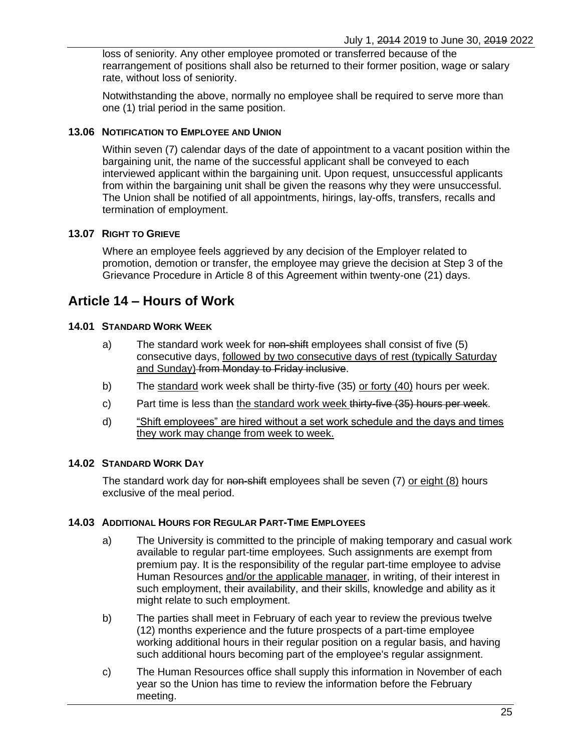loss of seniority. Any other employee promoted or transferred because of the rearrangement of positions shall also be returned to their former position, wage or salary rate, without loss of seniority.

Notwithstanding the above, normally no employee shall be required to serve more than one (1) trial period in the same position.

### 13.06 NOTIFICATION TO EMPLOYEE AND UNION

Within seven (7) calendar days of the date of appointment to a vacant position within the bargaining unit, the name of the successful applicant shall be conveyed to each interviewed applicant within the bargaining unit. Upon request, unsuccessful applicants from within the bargaining unit shall be given the reasons why they were unsuccessful. The Union shall be notified of all appointments, hirings, lay-offs, transfers, recalls and termination of employment.

### 13.07 RIGHT TO GRIEVE

Where an employee feels aggrieved by any decision of the Employer related to promotion, demotion or transfer, the employee may grieve the decision at Step 3 of the Grievance Procedure in Article 8 of this Agreement within twenty-one (21) days.

## Article 14 – Hours of Work

### 14.01 STANDARD WORK WEEK

a) The standard work week for ~~non-shift~~ employees shall consist of five (5) consecutive days, <u>followed by two consecutive days of rest (typically Saturday and Sunday)</u> ~~from Monday to Friday inclusive~~.

b) The <u>standard</u> work week shall be thirty-five (35) <u>or forty (40)</u> hours per week.

c) Part time is less than <u>the standard work week</u> ~~thirty-five (35) hours per week~~.

d) <u>"Shift employees" are hired without a set work schedule and the days and times they work may change from week to week.</u>

### 14.02 STANDARD WORK DAY

The standard work day for ~~non-shift~~ employees shall be seven (7) <u>or eight (8)</u> hours exclusive of the meal period.

### 14.03 ADDITIONAL HOURS FOR REGULAR PART-TIME EMPLOYEES

a) The University is committed to the principle of making temporary and casual work available to regular part-time employees. Such assignments are exempt from premium pay. It is the responsibility of the regular part-time employee to advise Human Resources <u>and/or the applicable manager</u>, in writing, of their interest in such employment, their availability, and their skills, knowledge and ability as it might relate to such employment.

b) The parties shall meet in February of each year to review the previous twelve (12) months experience and the future prospects of a part-time employee working additional hours in their regular position on a regular basis, and having such additional hours becoming part of the employee's regular assignment.

c) The Human Resources office shall supply this information in November of each year so the Union has time to review the information before the February meeting.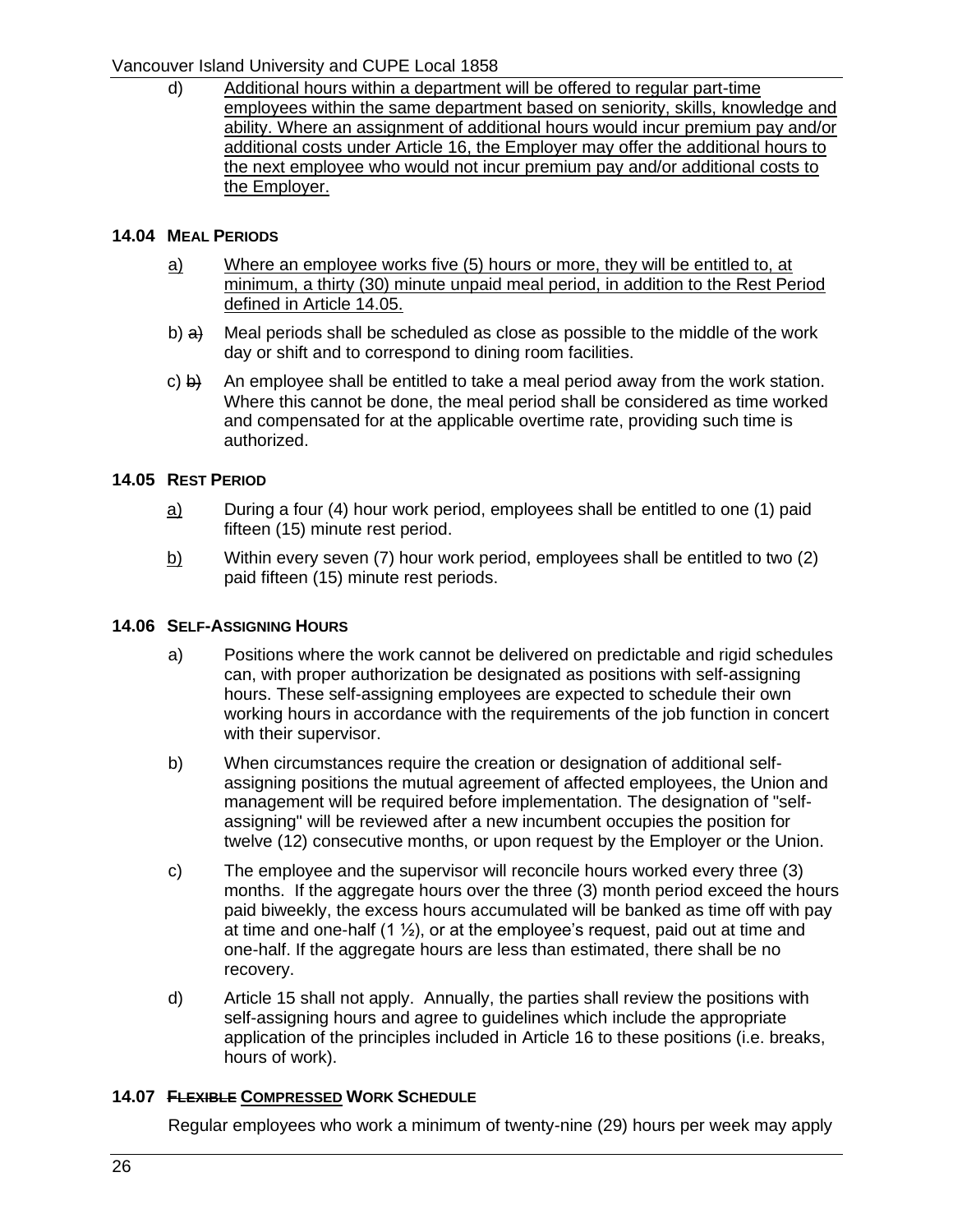d) Additional hours within a department will be offered to regular part-time employees within the same department based on seniority, skills, knowledge and ability. Where an assignment of additional hours would incur premium pay and/or additional costs under Article 16, the Employer may offer the additional hours to the next employee who would not incur premium pay and/or additional costs to the Employer.

### 14.04 MEAL PERIODS

a) Where an employee works five (5) hours or more, they will be entitled to, at minimum, a thirty (30) minute unpaid meal period, in addition to the Rest Period defined in Article 14.05.

b) ~~a)~~ Meal periods shall be scheduled as close as possible to the middle of the work day or shift and to correspond to dining room facilities.

c) ~~b)~~ An employee shall be entitled to take a meal period away from the work station. Where this cannot be done, the meal period shall be considered as time worked and compensated for at the applicable overtime rate, providing such time is authorized.

### 14.05 REST PERIOD

a) During a four (4) hour work period, employees shall be entitled to one (1) paid fifteen (15) minute rest period.

b) Within every seven (7) hour work period, employees shall be entitled to two (2) paid fifteen (15) minute rest periods.

### 14.06 SELF-ASSIGNING HOURS

a) Positions where the work cannot be delivered on predictable and rigid schedules can, with proper authorization be designated as positions with self-assigning hours. These self-assigning employees are expected to schedule their own working hours in accordance with the requirements of the job function in concert with their supervisor.

b) When circumstances require the creation or designation of additional self-assigning positions the mutual agreement of affected employees, the Union and management will be required before implementation. The designation of "self-assigning" will be reviewed after a new incumbent occupies the position for twelve (12) consecutive months, or upon request by the Employer or the Union.

c) The employee and the supervisor will reconcile hours worked every three (3) months. If the aggregate hours over the three (3) month period exceed the hours paid biweekly, the excess hours accumulated will be banked as time off with pay at time and one-half (1 ½), or at the employee's request, paid out at time and one-half. If the aggregate hours are less than estimated, there shall be no recovery.

d) Article 15 shall not apply. Annually, the parties shall review the positions with self-assigning hours and agree to guidelines which include the appropriate application of the principles included in Article 16 to these positions (i.e. breaks, hours of work).

### 14.07 ~~FLEXIBLE~~ COMPRESSED WORK SCHEDULE

Regular employees who work a minimum of twenty-nine (29) hours per week may apply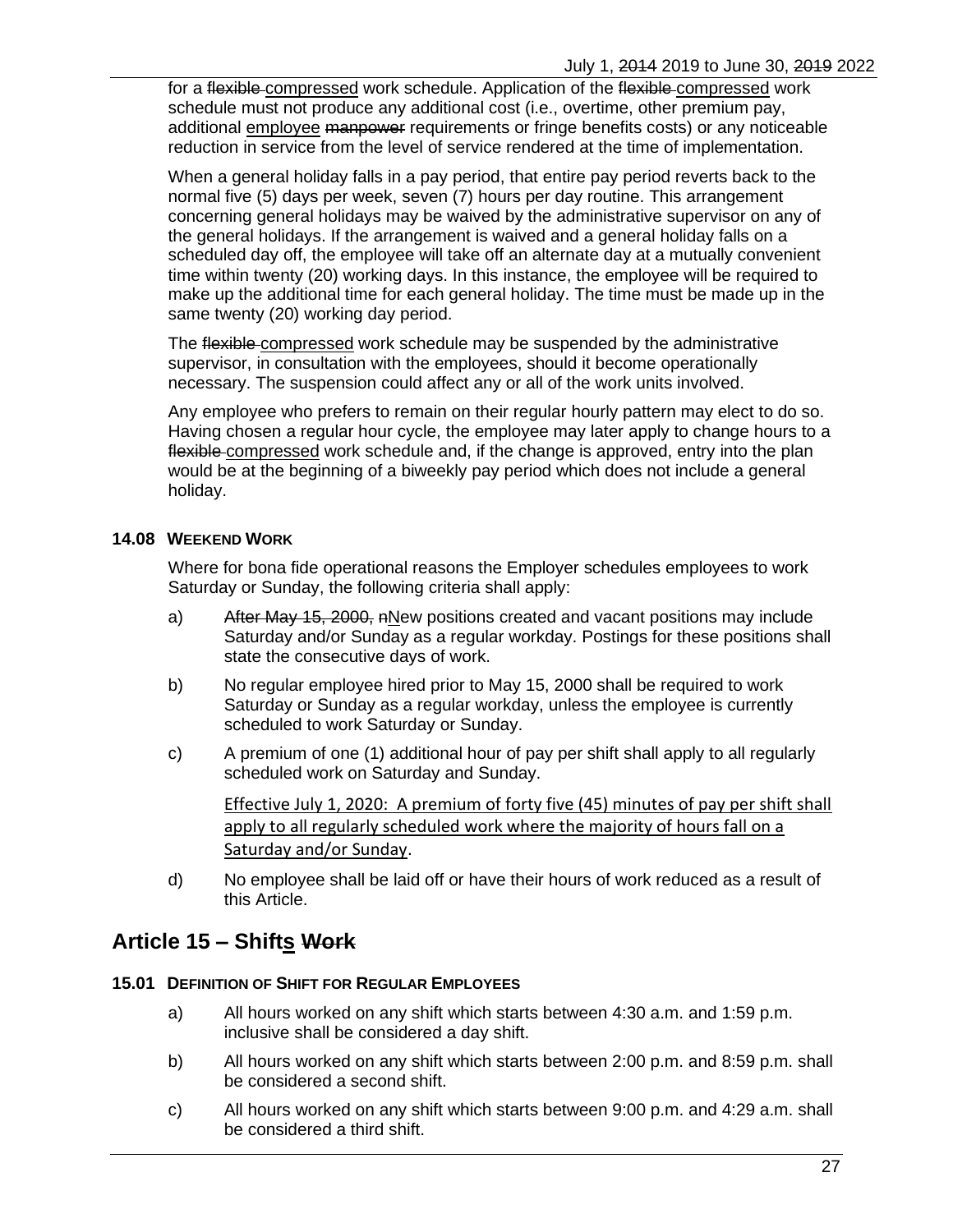for a ~~flexible~~ <u>compressed</u> work schedule. Application of the ~~flexible~~ <u>compressed</u> work schedule must not produce any additional cost (i.e., overtime, other premium pay, additional <u>employee</u> ~~manpower~~ requirements or fringe benefits costs) or any noticeable reduction in service from the level of service rendered at the time of implementation.

When a general holiday falls in a pay period, that entire pay period reverts back to the normal five (5) days per week, seven (7) hours per day routine. This arrangement concerning general holidays may be waived by the administrative supervisor on any of the general holidays. If the arrangement is waived and a general holiday falls on a scheduled day off, the employee will take off an alternate day at a mutually convenient time within twenty (20) working days. In this instance, the employee will be required to make up the additional time for each general holiday. The time must be made up in the same twenty (20) working day period.

The ~~flexible~~ <u>compressed</u> work schedule may be suspended by the administrative supervisor, in consultation with the employees, should it become operationally necessary. The suspension could affect any or all of the work units involved.

Any employee who prefers to remain on their regular hourly pattern may elect to do so. Having chosen a regular hour cycle, the employee may later apply to change hours to a ~~flexible~~ <u>compressed</u> work schedule and, if the change is approved, entry into the plan would be at the beginning of a biweekly pay period which does not include a general holiday.

### 14.08 WEEKEND WORK

Where for bona fide operational reasons the Employer schedules employees to work Saturday or Sunday, the following criteria shall apply:

a) ~~After May 15, 2000, n~~<u>N</u>ew positions created and vacant positions may include Saturday and/or Sunday as a regular workday. Postings for these positions shall state the consecutive days of work.

b) No regular employee hired prior to May 15, 2000 shall be required to work Saturday or Sunday as a regular workday, unless the employee is currently scheduled to work Saturday or Sunday.

c) A premium of one (1) additional hour of pay per shift shall apply to all regularly scheduled work on Saturday and Sunday.

   <u>Effective July 1, 2020: A premium of forty five (45) minutes of pay per shift shall apply to all regularly scheduled work where the majority of hours fall on a Saturday and/or Sunday</u>.

d) No employee shall be laid off or have their hours of work reduced as a result of this Article.

## Article 15 – Shift<u>s</u> ~~Work~~

### 15.01 DEFINITION OF SHIFT FOR REGULAR EMPLOYEES

a) All hours worked on any shift which starts between 4:30 a.m. and 1:59 p.m. inclusive shall be considered a day shift.

b) All hours worked on any shift which starts between 2:00 p.m. and 8:59 p.m. shall be considered a second shift.

c) All hours worked on any shift which starts between 9:00 p.m. and 4:29 a.m. shall be considered a third shift.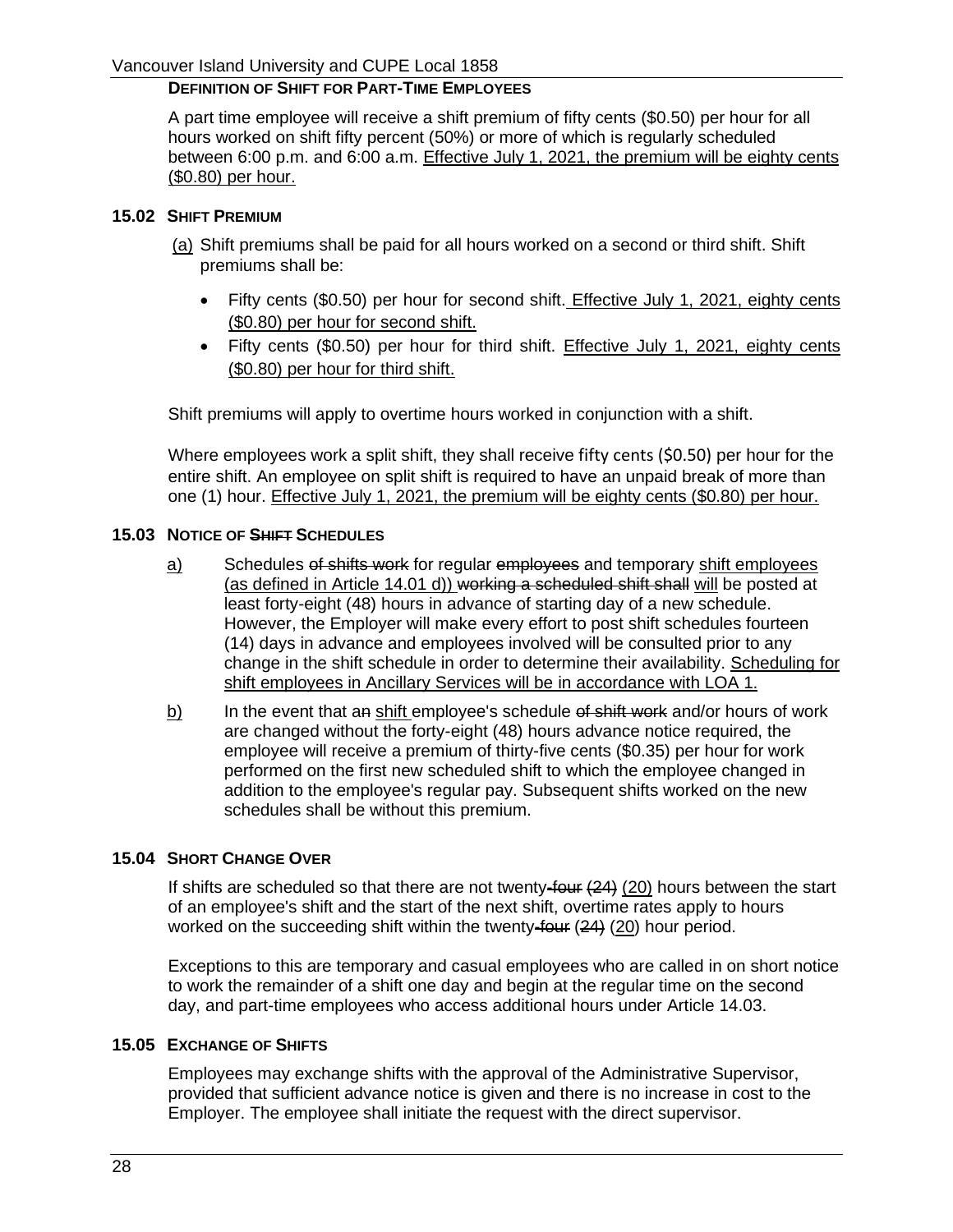**DEFINITION OF SHIFT FOR PART-TIME EMPLOYEES**

A part time employee will receive a shift premium of fifty cents ($0.50) per hour for all hours worked on shift fifty percent (50%) or more of which is regularly scheduled between 6:00 p.m. and 6:00 a.m. <u>Effective July 1, 2021, the premium will be eighty cents ($0.80) per hour.</u>

### 15.02 SHIFT PREMIUM

<u>(a)</u> Shift premiums shall be paid for all hours worked on a second or third shift. Shift premiums shall be:

- Fifty cents ($0.50) per hour for second shift. <u>Effective July 1, 2021, eighty cents ($0.80) per hour for second shift.</u>
- Fifty cents ($0.50) per hour for third shift. <u>Effective July 1, 2021, eighty cents ($0.80) per hour for third shift.</u>

Shift premiums will apply to overtime hours worked in conjunction with a shift.

Where employees work a split shift, they shall receive fifty cents ($0.50) per hour for the entire shift. An employee on split shift is required to have an unpaid break of more than one (1) hour. <u>Effective July 1, 2021, the premium will be eighty cents ($0.80) per hour.</u>

### 15.03 NOTICE OF ~~SHIFT~~ SCHEDULES

<u>a)</u> Schedules ~~of shifts work~~ for regular ~~employees~~ and temporary <u>shift employees (as defined in Article 14.01 d))</u> ~~working a scheduled shift shall~~ <u>will</u> be posted at least forty-eight (48) hours in advance of starting day of a new schedule. However, the Employer will make every effort to post shift schedules fourteen (14) days in advance and employees involved will be consulted prior to any change in the shift schedule in order to determine their availability. <u>Scheduling for shift employees in Ancillary Services will be in accordance with LOA 1.</u>

<u>b)</u> In the event that a~~n~~ <u>shift</u> employee's schedule ~~of shift work~~ and/or hours of work are changed without the forty-eight (48) hours advance notice required, the employee will receive a premium of thirty-five cents ($0.35) per hour for work performed on the first new scheduled shift to which the employee changed in addition to the employee's regular pay. Subsequent shifts worked on the new schedules shall be without this premium.

### 15.04 SHORT CHANGE OVER

If shifts are scheduled so that there are not twenty~~-four (24)~~ <u>(20)</u> hours between the start of an employee's shift and the start of the next shift, overtime rates apply to hours worked on the succeeding shift within the twenty~~-four (24)~~ <u>(20)</u> hour period.

Exceptions to this are temporary and casual employees who are called in on short notice to work the remainder of a shift one day and begin at the regular time on the second day, and part-time employees who access additional hours under Article 14.03.

### 15.05 EXCHANGE OF SHIFTS

Employees may exchange shifts with the approval of the Administrative Supervisor, provided that sufficient advance notice is given and there is no increase in cost to the Employer. The employee shall initiate the request with the direct supervisor.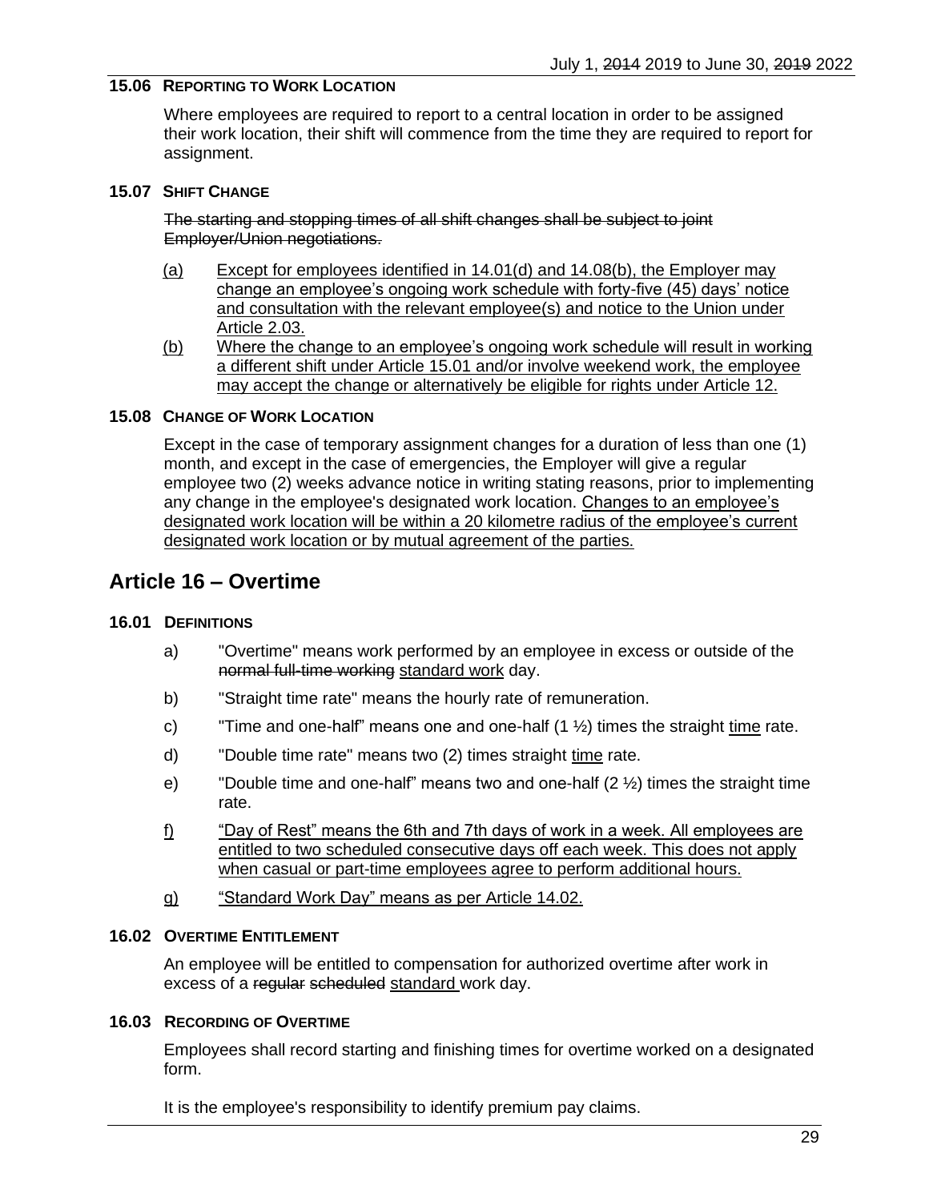### 15.06 Reporting to Work Location

Where employees are required to report to a central location in order to be assigned their work location, their shift will commence from the time they are required to report for assignment.

### 15.07 Shift Change

~~The starting and stopping times of all shift changes shall be subject to joint Employer/Union negotiations.~~

(a) Except for employees identified in 14.01(d) and 14.08(b), the Employer may change an employee's ongoing work schedule with forty-five (45) days' notice and consultation with the relevant employee(s) and notice to the Union under Article 2.03.

(b) Where the change to an employee's ongoing work schedule will result in working a different shift under Article 15.01 and/or involve weekend work, the employee may accept the change or alternatively be eligible for rights under Article 12.

### 15.08 Change of Work Location

Except in the case of temporary assignment changes for a duration of less than one (1) month, and except in the case of emergencies, the Employer will give a regular employee two (2) weeks advance notice in writing stating reasons, prior to implementing any change in the employee's designated work location. Changes to an employee's designated work location will be within a 20 kilometre radius of the employee's current designated work location or by mutual agreement of the parties.

## Article 16 – Overtime

### 16.01 Definitions

a) "Overtime" means work performed by an employee in excess or outside of the ~~normal full-time working~~ standard work day.

b) "Straight time rate" means the hourly rate of remuneration.

c) "Time and one-half" means one and one-half (1 ½) times the straight time rate.

d) "Double time rate" means two (2) times straight time rate.

e) "Double time and one-half" means two and one-half (2 ½) times the straight time rate.

f) "Day of Rest" means the 6th and 7th days of work in a week. All employees are entitled to two scheduled consecutive days off each week. This does not apply when casual or part-time employees agree to perform additional hours.

g) "Standard Work Day" means as per Article 14.02.

### 16.02 Overtime Entitlement

An employee will be entitled to compensation for authorized overtime after work in excess of a ~~regular scheduled~~ standard work day.

### 16.03 Recording of Overtime

Employees shall record starting and finishing times for overtime worked on a designated form.

It is the employee's responsibility to identify premium pay claims.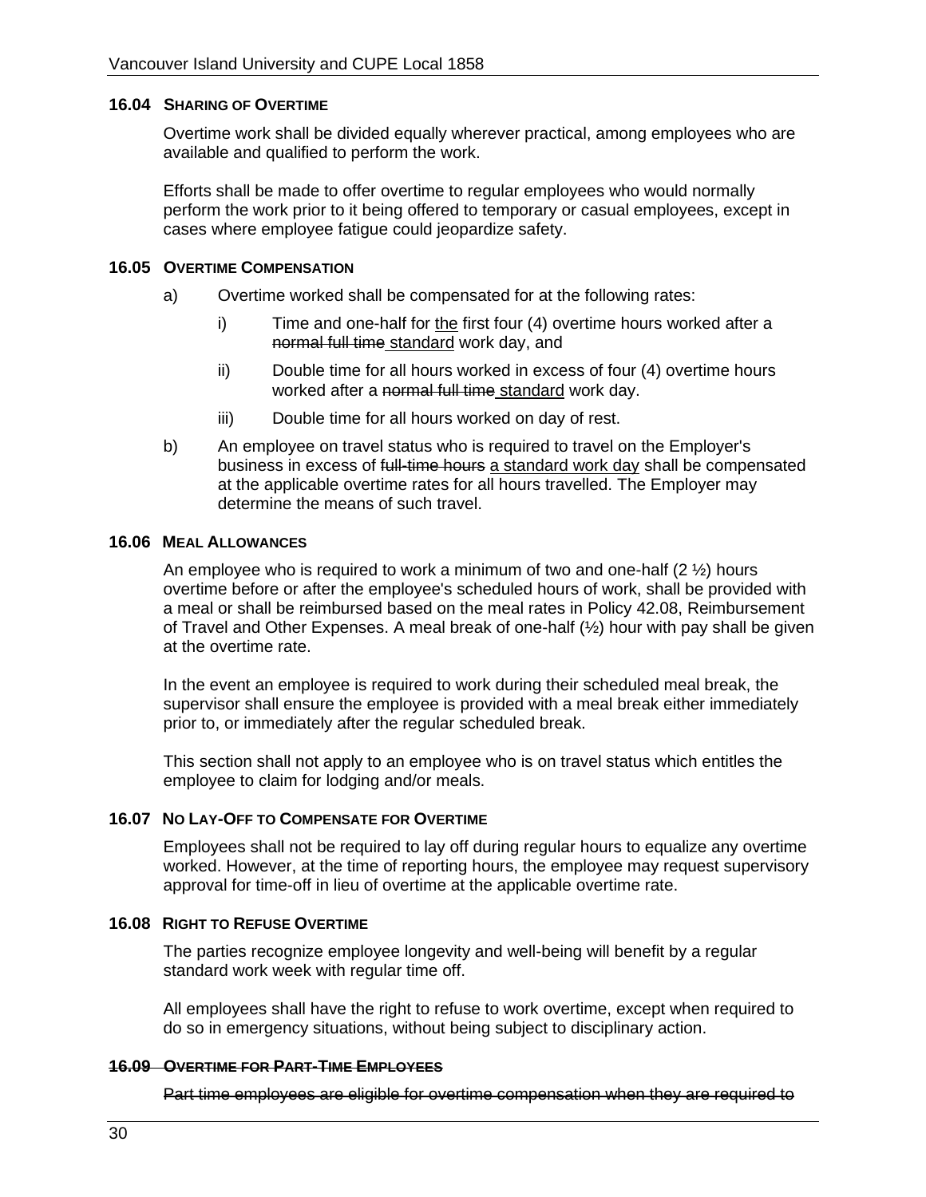#### 16.04 SHARING OF OVERTIME

Overtime work shall be divided equally wherever practical, among employees who are available and qualified to perform the work.

Efforts shall be made to offer overtime to regular employees who would normally perform the work prior to it being offered to temporary or casual employees, except in cases where employee fatigue could jeopardize safety.

#### 16.05 OVERTIME COMPENSATION

a) Overtime worked shall be compensated for at the following rates:

   i) Time and one-half for <u>the</u> first four (4) overtime hours worked after a ~~normal full time~~ <u>standard</u> work day, and

   ii) Double time for all hours worked in excess of four (4) overtime hours worked after a ~~normal full time~~ <u>standard</u> work day.

   iii) Double time for all hours worked on day of rest.

b) An employee on travel status who is required to travel on the Employer's business in excess of ~~full-time hours~~ <u>a standard work day</u> shall be compensated at the applicable overtime rates for all hours travelled. The Employer may determine the means of such travel.

#### 16.06 MEAL ALLOWANCES

An employee who is required to work a minimum of two and one-half (2 ½) hours overtime before or after the employee's scheduled hours of work, shall be provided with a meal or shall be reimbursed based on the meal rates in Policy 42.08, Reimbursement of Travel and Other Expenses. A meal break of one-half (½) hour with pay shall be given at the overtime rate.

In the event an employee is required to work during their scheduled meal break, the supervisor shall ensure the employee is provided with a meal break either immediately prior to, or immediately after the regular scheduled break.

This section shall not apply to an employee who is on travel status which entitles the employee to claim for lodging and/or meals.

#### 16.07 NO LAY-OFF TO COMPENSATE FOR OVERTIME

Employees shall not be required to lay off during regular hours to equalize any overtime worked. However, at the time of reporting hours, the employee may request supervisory approval for time-off in lieu of overtime at the applicable overtime rate.

#### 16.08 RIGHT TO REFUSE OVERTIME

The parties recognize employee longevity and well-being will benefit by a regular standard work week with regular time off.

All employees shall have the right to refuse to work overtime, except when required to do so in emergency situations, without being subject to disciplinary action.

#### ~~16.09 OVERTIME FOR PART-TIME EMPLOYEES~~

~~Part time employees are eligible for overtime compensation when they are required to~~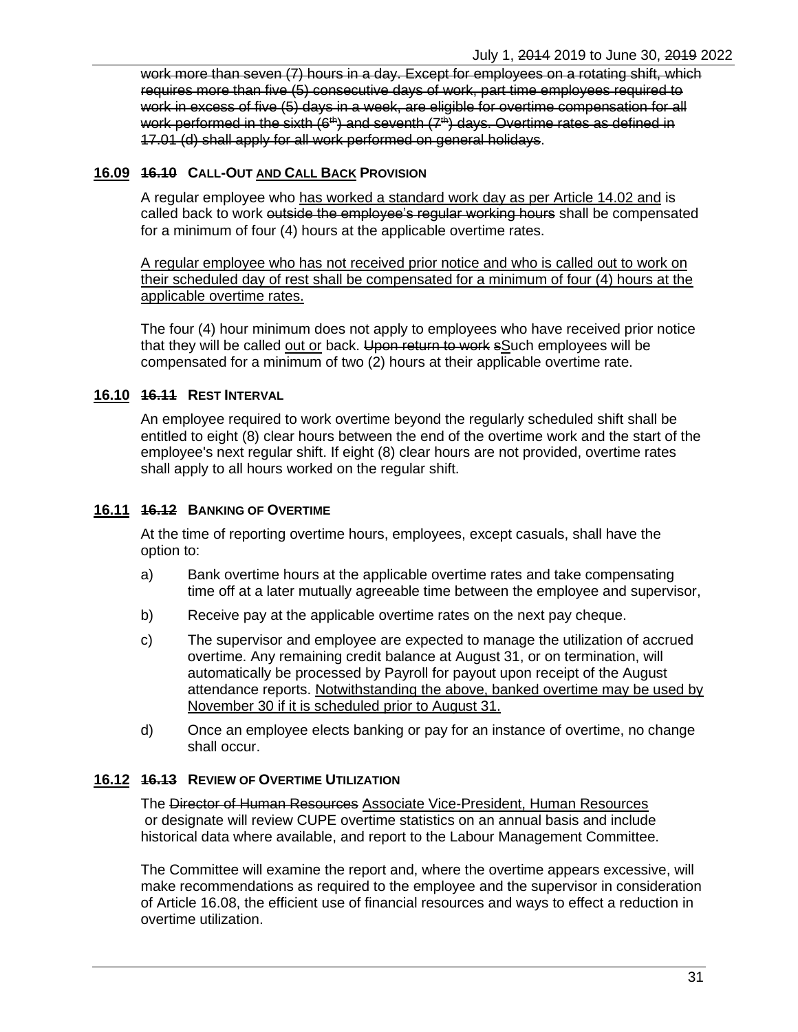work more than seven (7) hours in a day. Except for employees on a rotating shift, which requires more than five (5) consecutive days of work, part time employees required to work in excess of five (5) days in a week, are eligible for overtime compensation for all work performed in the sixth (6th) and seventh (7th) days. Overtime rates as defined in 17.01 (d) shall apply for all work performed on general holidays.

### 16.09 ~~16.10~~ CALL-OUT AND CALL BACK PROVISION

A regular employee who has worked a standard work day as per Article 14.02 and is called back to work ~~outside the employee's regular working hours~~ shall be compensated for a minimum of four (4) hours at the applicable overtime rates.

A regular employee who has not received prior notice and who is called out to work on their scheduled day of rest shall be compensated for a minimum of four (4) hours at the applicable overtime rates.

The four (4) hour minimum does not apply to employees who have received prior notice that they will be called out or back. ~~Upon return to work s~~Such employees will be compensated for a minimum of two (2) hours at their applicable overtime rate.

### 16.10 ~~16.11~~ REST INTERVAL

An employee required to work overtime beyond the regularly scheduled shift shall be entitled to eight (8) clear hours between the end of the overtime work and the start of the employee's next regular shift. If eight (8) clear hours are not provided, overtime rates shall apply to all hours worked on the regular shift.

### 16.11 ~~16.12~~ BANKING OF OVERTIME

At the time of reporting overtime hours, employees, except casuals, shall have the option to:

a) Bank overtime hours at the applicable overtime rates and take compensating time off at a later mutually agreeable time between the employee and supervisor,

b) Receive pay at the applicable overtime rates on the next pay cheque.

c) The supervisor and employee are expected to manage the utilization of accrued overtime. Any remaining credit balance at August 31, or on termination, will automatically be processed by Payroll for payout upon receipt of the August attendance reports. Notwithstanding the above, banked overtime may be used by November 30 if it is scheduled prior to August 31.

d) Once an employee elects banking or pay for an instance of overtime, no change shall occur.

### 16.12 ~~16.13~~ REVIEW OF OVERTIME UTILIZATION

The ~~Director of Human Resources~~ Associate Vice-President, Human Resources or designate will review CUPE overtime statistics on an annual basis and include historical data where available, and report to the Labour Management Committee.

The Committee will examine the report and, where the overtime appears excessive, will make recommendations as required to the employee and the supervisor in consideration of Article 16.08, the efficient use of financial resources and ways to effect a reduction in overtime utilization.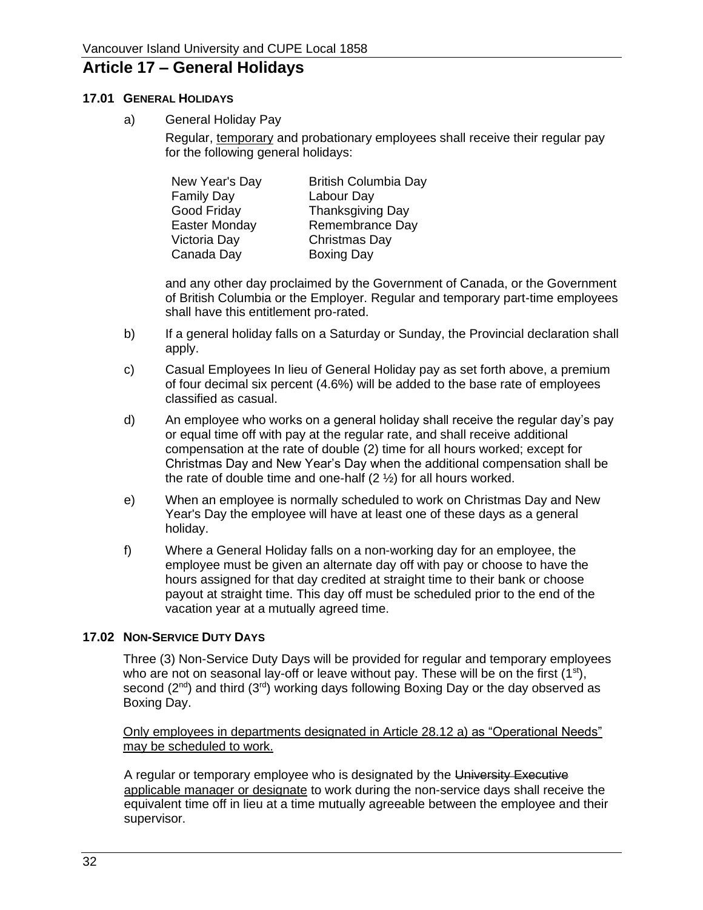# Article 17 – General Holidays

### 17.01 GENERAL HOLIDAYS

a) General Holiday Pay

Regular, temporary and probationary employees shall receive their regular pay for the following general holidays:

| | |
|---|---|
| New Year's Day | British Columbia Day |
| Family Day | Labour Day |
| Good Friday | Thanksgiving Day |
| Easter Monday | Remembrance Day |
| Victoria Day | Christmas Day |
| Canada Day | Boxing Day |

and any other day proclaimed by the Government of Canada, or the Government of British Columbia or the Employer. Regular and temporary part-time employees shall have this entitlement pro-rated.

b) If a general holiday falls on a Saturday or Sunday, the Provincial declaration shall apply.

c) Casual Employees In lieu of General Holiday pay as set forth above, a premium of four decimal six percent (4.6%) will be added to the base rate of employees classified as casual.

d) An employee who works on a general holiday shall receive the regular day's pay or equal time off with pay at the regular rate, and shall receive additional compensation at the rate of double (2) time for all hours worked; except for Christmas Day and New Year's Day when the additional compensation shall be the rate of double time and one-half (2 ½) for all hours worked.

e) When an employee is normally scheduled to work on Christmas Day and New Year's Day the employee will have at least one of these days as a general holiday.

f) Where a General Holiday falls on a non-working day for an employee, the employee must be given an alternate day off with pay or choose to have the hours assigned for that day credited at straight time to their bank or choose payout at straight time. This day off must be scheduled prior to the end of the vacation year at a mutually agreed time.

### 17.02 NON-SERVICE DUTY DAYS

Three (3) Non-Service Duty Days will be provided for regular and temporary employees who are not on seasonal lay-off or leave without pay. These will be on the first (1st), second (2nd) and third (3rd) working days following Boxing Day or the day observed as Boxing Day.

Only employees in departments designated in Article 28.12 a) as "Operational Needs" may be scheduled to work.

A regular or temporary employee who is designated by the ~~University Executive~~ applicable manager or designate to work during the non-service days shall receive the equivalent time off in lieu at a time mutually agreeable between the employee and their supervisor.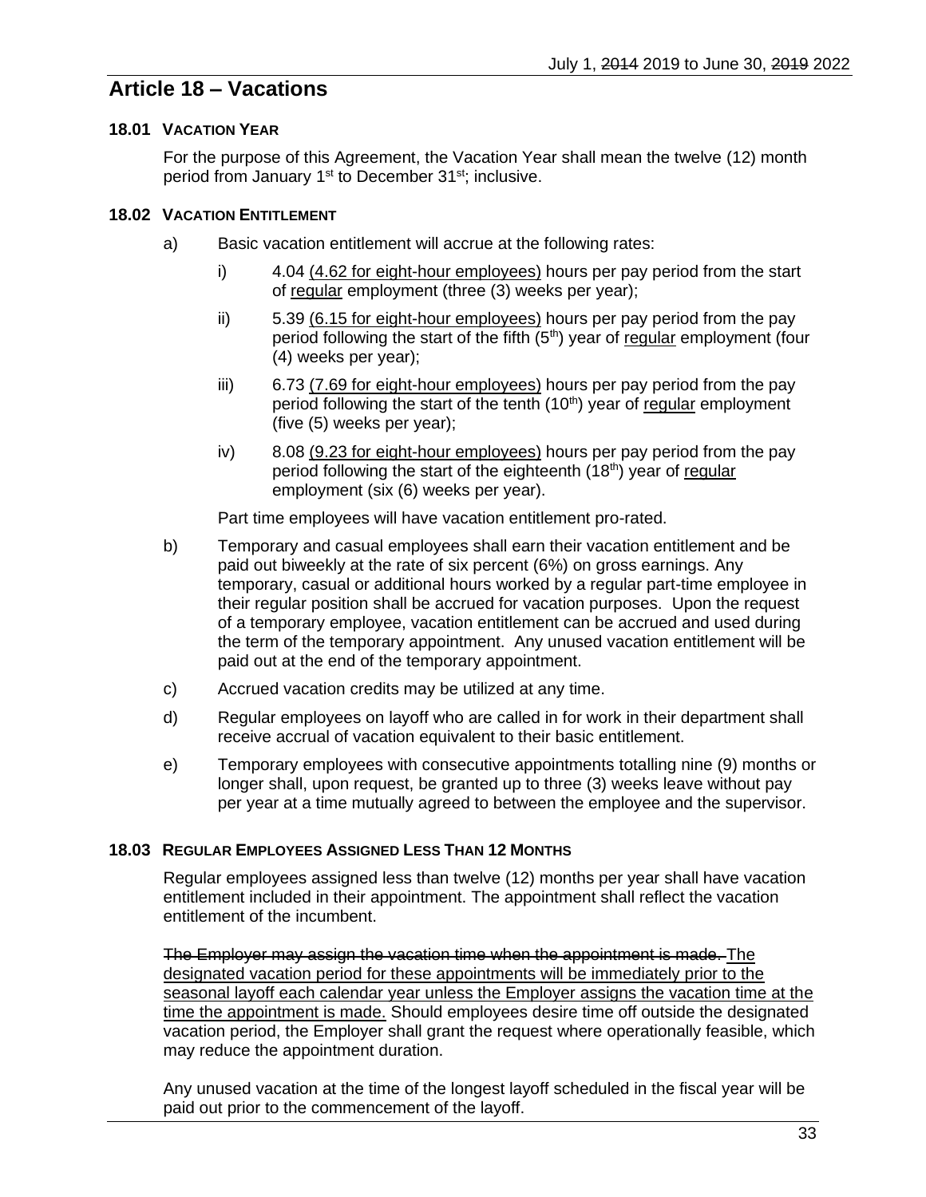# Article 18 – Vacations

### 18.01 VACATION YEAR

For the purpose of this Agreement, the Vacation Year shall mean the twelve (12) month period from January 1st to December 31st; inclusive.

### 18.02 VACATION ENTITLEMENT

a) Basic vacation entitlement will accrue at the following rates:

   i) 4.04 (4.62 for eight-hour employees) hours per pay period from the start of regular employment (three (3) weeks per year);

   ii) 5.39 (6.15 for eight-hour employees) hours per pay period from the pay period following the start of the fifth (5th) year of regular employment (four (4) weeks per year);

   iii) 6.73 (7.69 for eight-hour employees) hours per pay period from the pay period following the start of the tenth (10th) year of regular employment (five (5) weeks per year);

   iv) 8.08 (9.23 for eight-hour employees) hours per pay period from the pay period following the start of the eighteenth (18th) year of regular employment (six (6) weeks per year).

   Part time employees will have vacation entitlement pro-rated.

b) Temporary and casual employees shall earn their vacation entitlement and be paid out biweekly at the rate of six percent (6%) on gross earnings. Any temporary, casual or additional hours worked by a regular part-time employee in their regular position shall be accrued for vacation purposes. Upon the request of a temporary employee, vacation entitlement can be accrued and used during the term of the temporary appointment. Any unused vacation entitlement will be paid out at the end of the temporary appointment.

c) Accrued vacation credits may be utilized at any time.

d) Regular employees on layoff who are called in for work in their department shall receive accrual of vacation equivalent to their basic entitlement.

e) Temporary employees with consecutive appointments totalling nine (9) months or longer shall, upon request, be granted up to three (3) weeks leave without pay per year at a time mutually agreed to between the employee and the supervisor.

### 18.03 REGULAR EMPLOYEES ASSIGNED LESS THAN 12 MONTHS

Regular employees assigned less than twelve (12) months per year shall have vacation entitlement included in their appointment. The appointment shall reflect the vacation entitlement of the incumbent.

~~The Employer may assign the vacation time when the appointment is made.~~ The designated vacation period for these appointments will be immediately prior to the seasonal layoff each calendar year unless the Employer assigns the vacation time at the time the appointment is made. Should employees desire time off outside the designated vacation period, the Employer shall grant the request where operationally feasible, which may reduce the appointment duration.

Any unused vacation at the time of the longest layoff scheduled in the fiscal year will be paid out prior to the commencement of the layoff.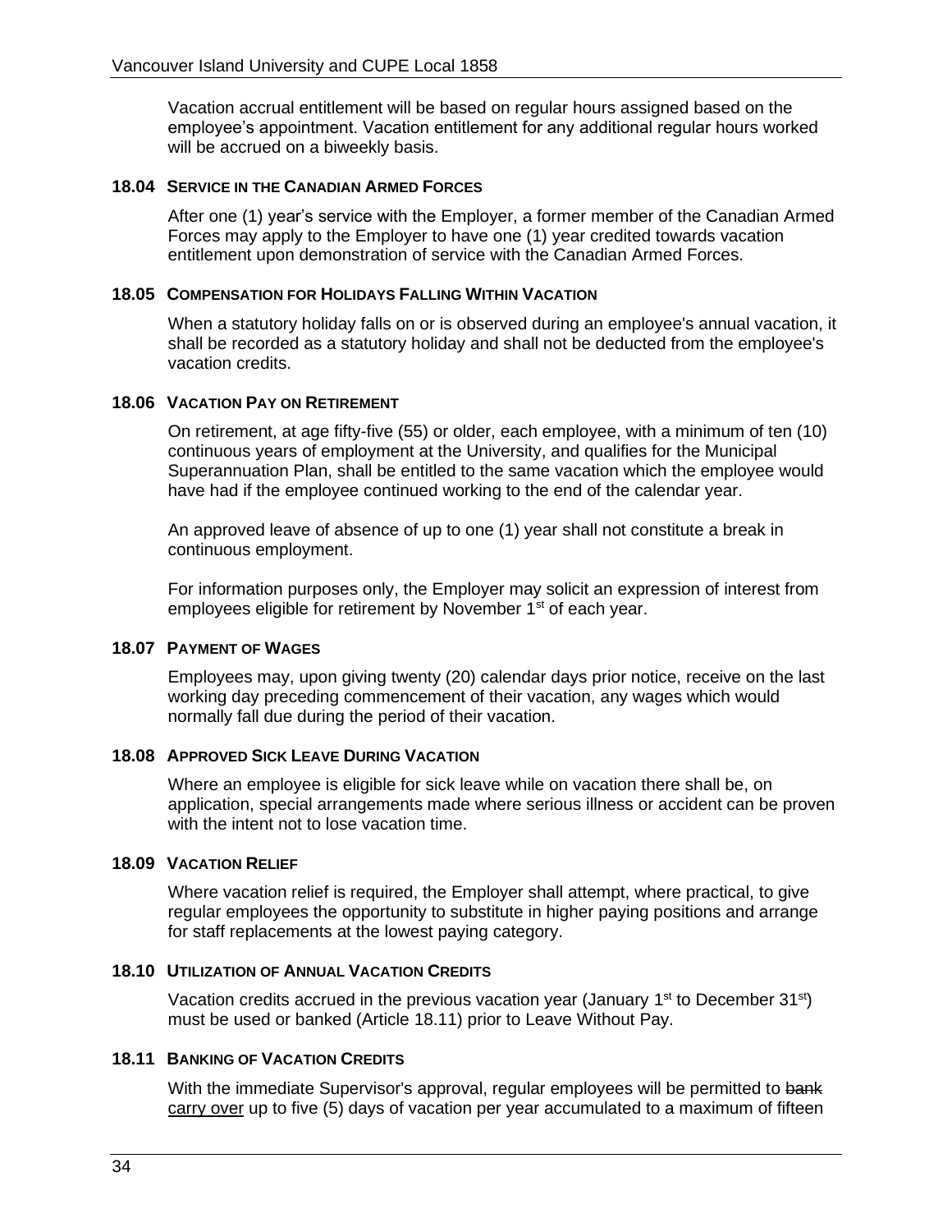Vacation accrual entitlement will be based on regular hours assigned based on the employee's appointment. Vacation entitlement for any additional regular hours worked will be accrued on a biweekly basis.

### 18.04 SERVICE IN THE CANADIAN ARMED FORCES

After one (1) year's service with the Employer, a former member of the Canadian Armed Forces may apply to the Employer to have one (1) year credited towards vacation entitlement upon demonstration of service with the Canadian Armed Forces.

### 18.05 COMPENSATION FOR HOLIDAYS FALLING WITHIN VACATION

When a statutory holiday falls on or is observed during an employee's annual vacation, it shall be recorded as a statutory holiday and shall not be deducted from the employee's vacation credits.

### 18.06 VACATION PAY ON RETIREMENT

On retirement, at age fifty-five (55) or older, each employee, with a minimum of ten (10) continuous years of employment at the University, and qualifies for the Municipal Superannuation Plan, shall be entitled to the same vacation which the employee would have had if the employee continued working to the end of the calendar year.

An approved leave of absence of up to one (1) year shall not constitute a break in continuous employment.

For information purposes only, the Employer may solicit an expression of interest from employees eligible for retirement by November 1st of each year.

### 18.07 PAYMENT OF WAGES

Employees may, upon giving twenty (20) calendar days prior notice, receive on the last working day preceding commencement of their vacation, any wages which would normally fall due during the period of their vacation.

### 18.08 APPROVED SICK LEAVE DURING VACATION

Where an employee is eligible for sick leave while on vacation there shall be, on application, special arrangements made where serious illness or accident can be proven with the intent not to lose vacation time.

### 18.09 VACATION RELIEF

Where vacation relief is required, the Employer shall attempt, where practical, to give regular employees the opportunity to substitute in higher paying positions and arrange for staff replacements at the lowest paying category.

### 18.10 UTILIZATION OF ANNUAL VACATION CREDITS

Vacation credits accrued in the previous vacation year (January 1st to December 31st) must be used or banked (Article 18.11) prior to Leave Without Pay.

### 18.11 BANKING OF VACATION CREDITS

With the immediate Supervisor's approval, regular employees will be permitted to ~~bank~~ <u>carry over</u> up to five (5) days of vacation per year accumulated to a maximum of fifteen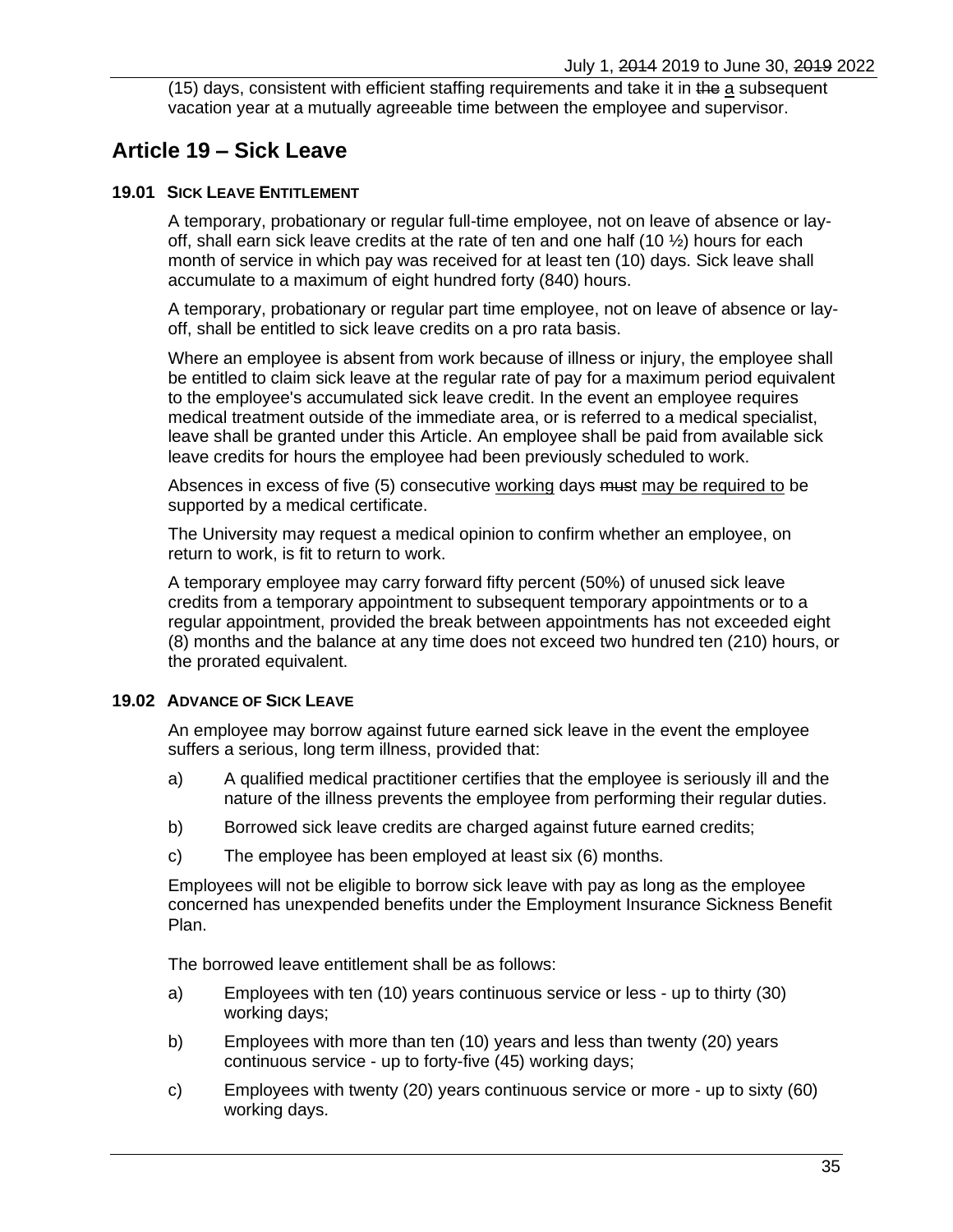(15) days, consistent with efficient staffing requirements and take it in ~~the~~ a subsequent vacation year at a mutually agreeable time between the employee and supervisor.

## Article 19 – Sick Leave

### 19.01 Sick Leave Entitlement

A temporary, probationary or regular full-time employee, not on leave of absence or lay-off, shall earn sick leave credits at the rate of ten and one half (10 ½) hours for each month of service in which pay was received for at least ten (10) days. Sick leave shall accumulate to a maximum of eight hundred forty (840) hours.

A temporary, probationary or regular part time employee, not on leave of absence or lay-off, shall be entitled to sick leave credits on a pro rata basis.

Where an employee is absent from work because of illness or injury, the employee shall be entitled to claim sick leave at the regular rate of pay for a maximum period equivalent to the employee's accumulated sick leave credit. In the event an employee requires medical treatment outside of the immediate area, or is referred to a medical specialist, leave shall be granted under this Article. An employee shall be paid from available sick leave credits for hours the employee had been previously scheduled to work.

Absences in excess of five (5) consecutive working days ~~must~~ may be required to be supported by a medical certificate.

The University may request a medical opinion to confirm whether an employee, on return to work, is fit to return to work.

A temporary employee may carry forward fifty percent (50%) of unused sick leave credits from a temporary appointment to subsequent temporary appointments or to a regular appointment, provided the break between appointments has not exceeded eight (8) months and the balance at any time does not exceed two hundred ten (210) hours, or the prorated equivalent.

### 19.02 Advance of Sick Leave

An employee may borrow against future earned sick leave in the event the employee suffers a serious, long term illness, provided that:

a) A qualified medical practitioner certifies that the employee is seriously ill and the nature of the illness prevents the employee from performing their regular duties.

b) Borrowed sick leave credits are charged against future earned credits;

c) The employee has been employed at least six (6) months.

Employees will not be eligible to borrow sick leave with pay as long as the employee concerned has unexpended benefits under the Employment Insurance Sickness Benefit Plan.

The borrowed leave entitlement shall be as follows:

a) Employees with ten (10) years continuous service or less - up to thirty (30) working days;

b) Employees with more than ten (10) years and less than twenty (20) years continuous service - up to forty-five (45) working days;

c) Employees with twenty (20) years continuous service or more - up to sixty (60) working days.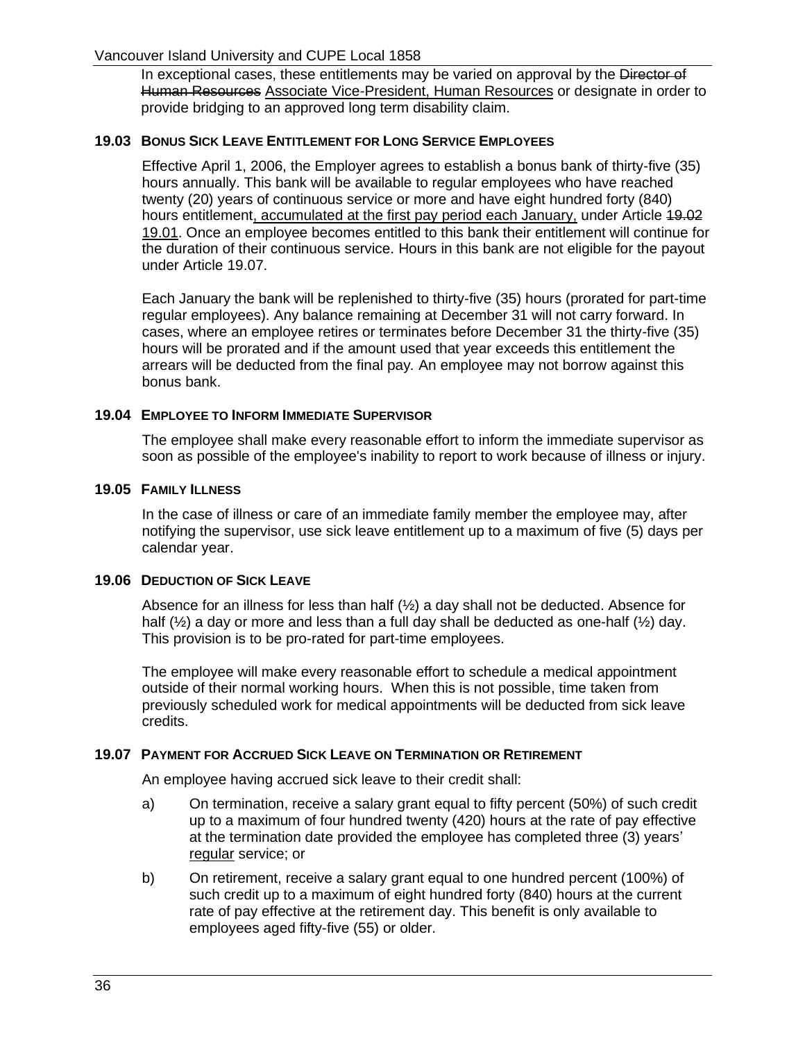In exceptional cases, these entitlements may be varied on approval by the ~~Director of Human Resources~~ Associate Vice-President, Human Resources or designate in order to provide bridging to an approved long term disability claim.

### 19.03 Bonus Sick Leave Entitlement for Long Service Employees

Effective April 1, 2006, the Employer agrees to establish a bonus bank of thirty-five (35) hours annually. This bank will be available to regular employees who have reached twenty (20) years of continuous service or more and have eight hundred forty (840) hours entitlement, accumulated at the first pay period each January, under Article ~~19.02~~ 19.01. Once an employee becomes entitled to this bank their entitlement will continue for the duration of their continuous service. Hours in this bank are not eligible for the payout under Article 19.07.

Each January the bank will be replenished to thirty-five (35) hours (prorated for part-time regular employees). Any balance remaining at December 31 will not carry forward. In cases, where an employee retires or terminates before December 31 the thirty-five (35) hours will be prorated and if the amount used that year exceeds this entitlement the arrears will be deducted from the final pay. An employee may not borrow against this bonus bank.

### 19.04 Employee to Inform Immediate Supervisor

The employee shall make every reasonable effort to inform the immediate supervisor as soon as possible of the employee's inability to report to work because of illness or injury.

### 19.05 Family Illness

In the case of illness or care of an immediate family member the employee may, after notifying the supervisor, use sick leave entitlement up to a maximum of five (5) days per calendar year.

### 19.06 Deduction of Sick Leave

Absence for an illness for less than half (½) a day shall not be deducted. Absence for half (½) a day or more and less than a full day shall be deducted as one-half (½) day. This provision is to be pro-rated for part-time employees.

The employee will make every reasonable effort to schedule a medical appointment outside of their normal working hours. When this is not possible, time taken from previously scheduled work for medical appointments will be deducted from sick leave credits.

### 19.07 Payment for Accrued Sick Leave on Termination or Retirement

An employee having accrued sick leave to their credit shall:

a) On termination, receive a salary grant equal to fifty percent (50%) of such credit up to a maximum of four hundred twenty (420) hours at the rate of pay effective at the termination date provided the employee has completed three (3) years' regular service; or

b) On retirement, receive a salary grant equal to one hundred percent (100%) of such credit up to a maximum of eight hundred forty (840) hours at the current rate of pay effective at the retirement day. This benefit is only available to employees aged fifty-five (55) or older.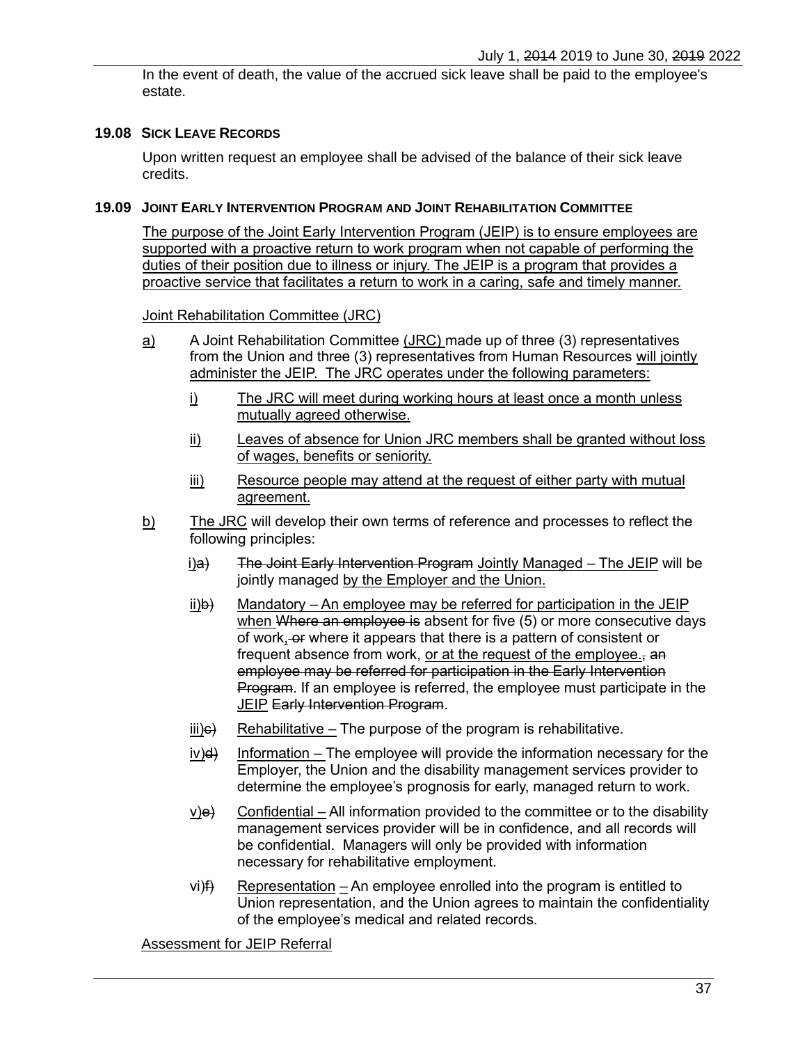In the event of death, the value of the accrued sick leave shall be paid to the employee's estate.

### 19.08 SICK LEAVE RECORDS

Upon written request an employee shall be advised of the balance of their sick leave credits.

### 19.09 JOINT EARLY INTERVENTION PROGRAM AND JOINT REHABILITATION COMMITTEE

The purpose of the Joint Early Intervention Program (JEIP) is to ensure employees are supported with a proactive return to work program when not capable of performing the duties of their position due to illness or injury. The JEIP is a program that provides a proactive service that facilitates a return to work in a caring, safe and timely manner.

Joint Rehabilitation Committee (JRC)

a) A Joint Rehabilitation Committee (JRC) made up of three (3) representatives from the Union and three (3) representatives from Human Resources will jointly administer the JEIP. The JRC operates under the following parameters:

   i) The JRC will meet during working hours at least once a month unless mutually agreed otherwise.

   ii) Leaves of absence for Union JRC members shall be granted without loss of wages, benefits or seniority.

   iii) Resource people may attend at the request of either party with mutual agreement.

b) The JRC will develop their own terms of reference and processes to reflect the following principles:

   i)~~a)~~ ~~The Joint Early Intervention Program~~ Jointly Managed – The JEIP will be jointly managed by the Employer and the Union.

   ii)~~b)~~ Mandatory – An employee may be referred for participation in the JEIP when ~~Where an employee is~~ absent for five (5) or more consecutive days of work, ~~or~~ where it appears that there is a pattern of consistent or frequent absence from work, or at the request of the employee.~~,~~ ~~an employee may be referred for participation in the Early Intervention Program~~. If an employee is referred, the employee must participate in the JEIP ~~Early Intervention Program~~.

   iii)~~c)~~ Rehabilitative – The purpose of the program is rehabilitative.

   iv)~~d)~~ Information – The employee will provide the information necessary for the Employer, the Union and the disability management services provider to determine the employee's prognosis for early, managed return to work.

   v)~~e)~~ Confidential – All information provided to the committee or to the disability management services provider will be in confidence, and all records will be confidential. Managers will only be provided with information necessary for rehabilitative employment.

   vi)~~f)~~ Representation – An employee enrolled into the program is entitled to Union representation, and the Union agrees to maintain the confidentiality of the employee's medical and related records.

Assessment for JEIP Referral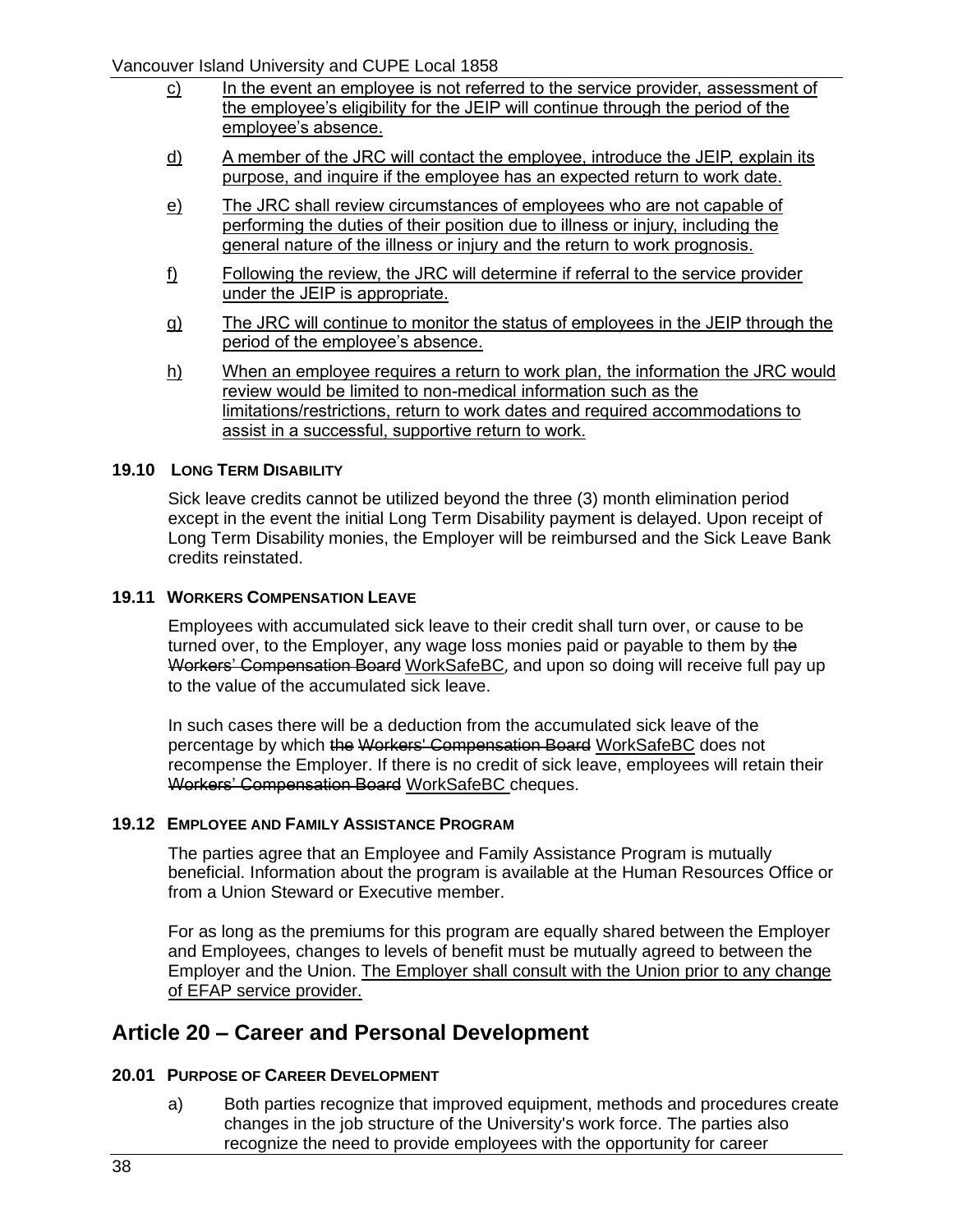c) In the event an employee is not referred to the service provider, assessment of the employee's eligibility for the JEIP will continue through the period of the employee's absence.

d) A member of the JRC will contact the employee, introduce the JEIP, explain its purpose, and inquire if the employee has an expected return to work date.

e) The JRC shall review circumstances of employees who are not capable of performing the duties of their position due to illness or injury, including the general nature of the illness or injury and the return to work prognosis.

f) Following the review, the JRC will determine if referral to the service provider under the JEIP is appropriate.

g) The JRC will continue to monitor the status of employees in the JEIP through the period of the employee's absence.

h) When an employee requires a return to work plan, the information the JRC would review would be limited to non-medical information such as the limitations/restrictions, return to work dates and required accommodations to assist in a successful, supportive return to work.

### 19.10 Long Term Disability

Sick leave credits cannot be utilized beyond the three (3) month elimination period except in the event the initial Long Term Disability payment is delayed. Upon receipt of Long Term Disability monies, the Employer will be reimbursed and the Sick Leave Bank credits reinstated.

### 19.11 Workers Compensation Leave

Employees with accumulated sick leave to their credit shall turn over, or cause to be turned over, to the Employer, any wage loss monies paid or payable to them by ~~the Workers' Compensation Board~~ WorkSafeBC, and upon so doing will receive full pay up to the value of the accumulated sick leave.

In such cases there will be a deduction from the accumulated sick leave of the percentage by which ~~the Workers' Compensation Board~~ WorkSafeBC does not recompense the Employer. If there is no credit of sick leave, employees will retain their ~~Workers' Compensation Board~~ WorkSafeBC cheques.

### 19.12 Employee and Family Assistance Program

The parties agree that an Employee and Family Assistance Program is mutually beneficial. Information about the program is available at the Human Resources Office or from a Union Steward or Executive member.

For as long as the premiums for this program are equally shared between the Employer and Employees, changes to levels of benefit must be mutually agreed to between the Employer and the Union. The Employer shall consult with the Union prior to any change of EFAP service provider.

## Article 20 – Career and Personal Development

### 20.01 Purpose of Career Development

a) Both parties recognize that improved equipment, methods and procedures create changes in the job structure of the University's work force. The parties also recognize the need to provide employees with the opportunity for career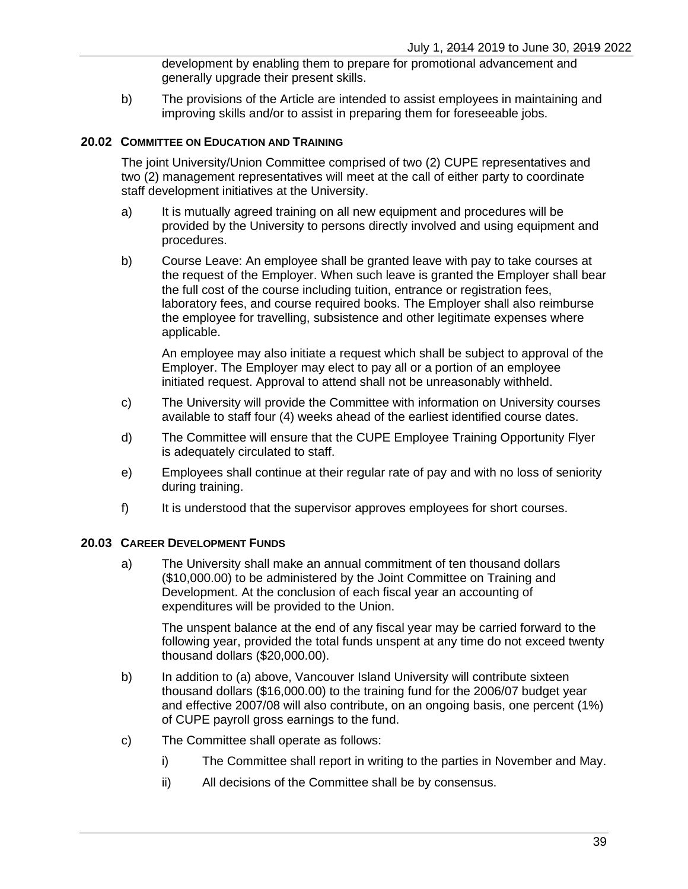development by enabling them to prepare for promotional advancement and generally upgrade their present skills.

b) The provisions of the Article are intended to assist employees in maintaining and improving skills and/or to assist in preparing them for foreseeable jobs.

### 20.02 COMMITTEE ON EDUCATION AND TRAINING

The joint University/Union Committee comprised of two (2) CUPE representatives and two (2) management representatives will meet at the call of either party to coordinate staff development initiatives at the University.

a) It is mutually agreed training on all new equipment and procedures will be provided by the University to persons directly involved and using equipment and procedures.

b) Course Leave: An employee shall be granted leave with pay to take courses at the request of the Employer. When such leave is granted the Employer shall bear the full cost of the course including tuition, entrance or registration fees, laboratory fees, and course required books. The Employer shall also reimburse the employee for travelling, subsistence and other legitimate expenses where applicable.

   An employee may also initiate a request which shall be subject to approval of the Employer. The Employer may elect to pay all or a portion of an employee initiated request. Approval to attend shall not be unreasonably withheld.

c) The University will provide the Committee with information on University courses available to staff four (4) weeks ahead of the earliest identified course dates.

d) The Committee will ensure that the CUPE Employee Training Opportunity Flyer is adequately circulated to staff.

e) Employees shall continue at their regular rate of pay and with no loss of seniority during training.

f) It is understood that the supervisor approves employees for short courses.

### 20.03 CAREER DEVELOPMENT FUNDS

a) The University shall make an annual commitment of ten thousand dollars ($10,000.00) to be administered by the Joint Committee on Training and Development. At the conclusion of each fiscal year an accounting of expenditures will be provided to the Union.

   The unspent balance at the end of any fiscal year may be carried forward to the following year, provided the total funds unspent at any time do not exceed twenty thousand dollars ($20,000.00).

b) In addition to (a) above, Vancouver Island University will contribute sixteen thousand dollars ($16,000.00) to the training fund for the 2006/07 budget year and effective 2007/08 will also contribute, on an ongoing basis, one percent (1%) of CUPE payroll gross earnings to the fund.

c) The Committee shall operate as follows:

   i) The Committee shall report in writing to the parties in November and May.

   ii) All decisions of the Committee shall be by consensus.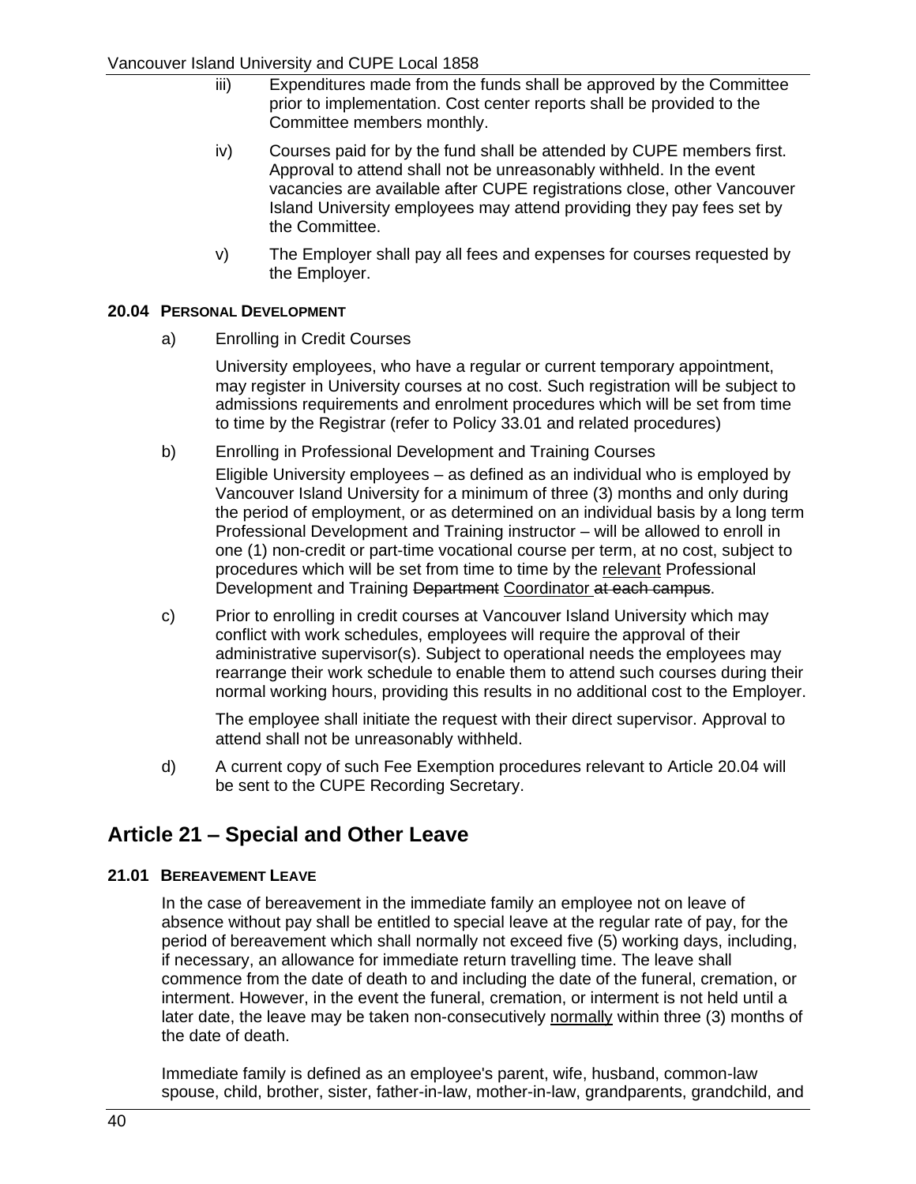iii) Expenditures made from the funds shall be approved by the Committee prior to implementation. Cost center reports shall be provided to the Committee members monthly.

iv) Courses paid for by the fund shall be attended by CUPE members first. Approval to attend shall not be unreasonably withheld. In the event vacancies are available after CUPE registrations close, other Vancouver Island University employees may attend providing they pay fees set by the Committee.

v) The Employer shall pay all fees and expenses for courses requested by the Employer.

**20.04 PERSONAL DEVELOPMENT**

a) Enrolling in Credit Courses

University employees, who have a regular or current temporary appointment, may register in University courses at no cost. Such registration will be subject to admissions requirements and enrolment procedures which will be set from time to time by the Registrar (refer to Policy 33.01 and related procedures)

b) Enrolling in Professional Development and Training Courses

Eligible University employees – as defined as an individual who is employed by Vancouver Island University for a minimum of three (3) months and only during the period of employment, or as determined on an individual basis by a long term Professional Development and Training instructor – will be allowed to enroll in one (1) non-credit or part-time vocational course per term, at no cost, subject to procedures which will be set from time to time by the <u>relevant</u> Professional Development and Training ~~Department~~ <u>Coordinator</u> ~~at each campus~~.

c) Prior to enrolling in credit courses at Vancouver Island University which may conflict with work schedules, employees will require the approval of their administrative supervisor(s). Subject to operational needs the employees may rearrange their work schedule to enable them to attend such courses during their normal working hours, providing this results in no additional cost to the Employer.

The employee shall initiate the request with their direct supervisor. Approval to attend shall not be unreasonably withheld.

d) A current copy of such Fee Exemption procedures relevant to Article 20.04 will be sent to the CUPE Recording Secretary.

## Article 21 – Special and Other Leave

**21.01 BEREAVEMENT LEAVE**

In the case of bereavement in the immediate family an employee not on leave of absence without pay shall be entitled to special leave at the regular rate of pay, for the period of bereavement which shall normally not exceed five (5) working days, including, if necessary, an allowance for immediate return travelling time. The leave shall commence from the date of death to and including the date of the funeral, cremation, or interment. However, in the event the funeral, cremation, or interment is not held until a later date, the leave may be taken non-consecutively <u>normally</u> within three (3) months of the date of death.

Immediate family is defined as an employee's parent, wife, husband, common-law spouse, child, brother, sister, father-in-law, mother-in-law, grandparents, grandchild, and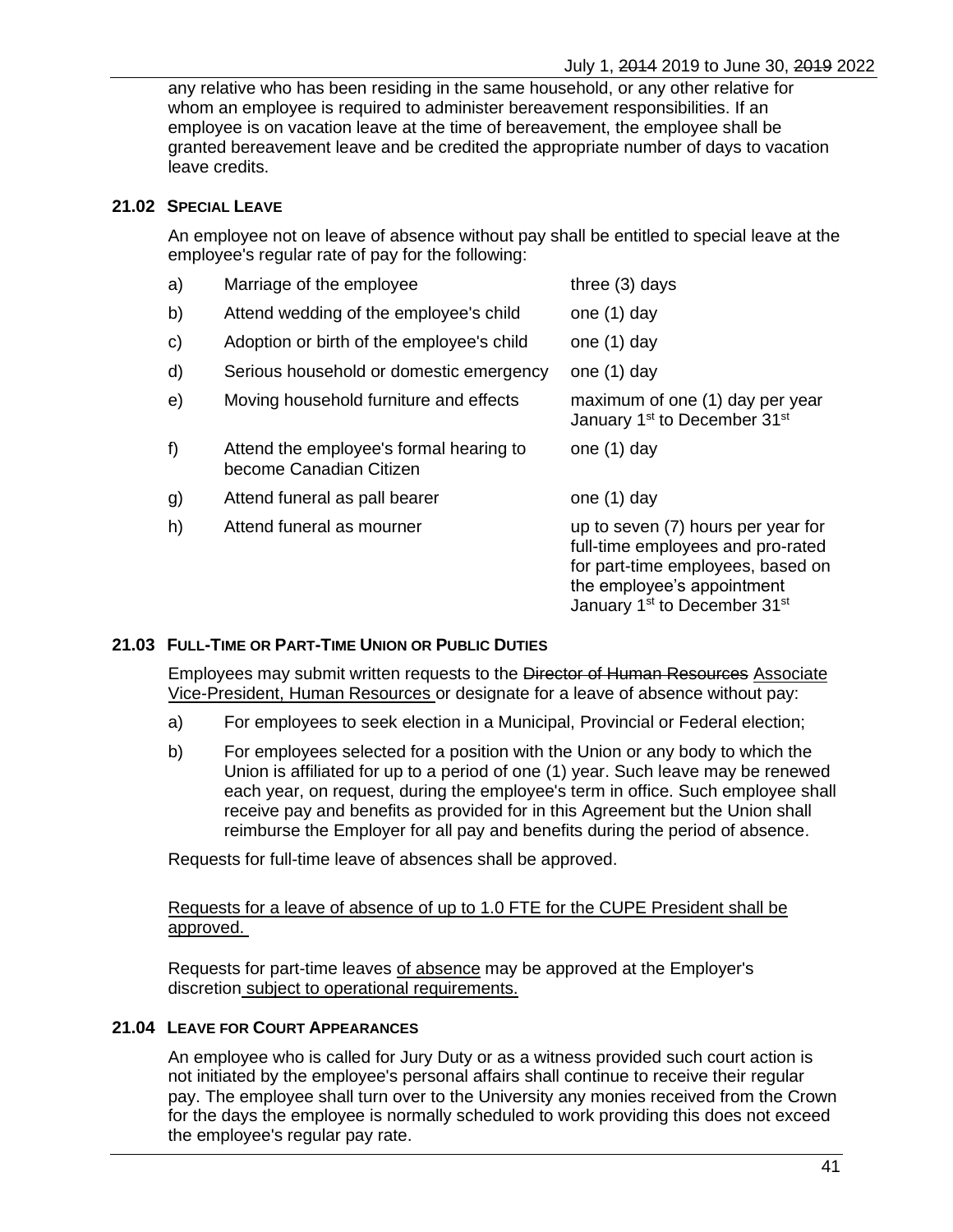any relative who has been residing in the same household, or any other relative for whom an employee is required to administer bereavement responsibilities. If an employee is on vacation leave at the time of bereavement, the employee shall be granted bereavement leave and be credited the appropriate number of days to vacation leave credits.

### 21.02 Special Leave

An employee not on leave of absence without pay shall be entitled to special leave at the employee's regular rate of pay for the following:

| | | |
|---|---|---|
| a) | Marriage of the employee | three (3) days |
| b) | Attend wedding of the employee's child | one (1) day |
| c) | Adoption or birth of the employee's child | one (1) day |
| d) | Serious household or domestic emergency | one (1) day |
| e) | Moving household furniture and effects | maximum of one (1) day per year January 1st to December 31st |
| f) | Attend the employee's formal hearing to become Canadian Citizen | one (1) day |
| g) | Attend funeral as pall bearer | one (1) day |
| h) | Attend funeral as mourner | up to seven (7) hours per year for full-time employees and pro-rated for part-time employees, based on the employee's appointment January 1st to December 31st |

### 21.03 Full-Time or Part-Time Union or Public Duties

Employees may submit written requests to the ~~Director of Human Resources~~ Associate Vice-President, Human Resources or designate for a leave of absence without pay:

a) For employees to seek election in a Municipal, Provincial or Federal election;

b) For employees selected for a position with the Union or any body to which the Union is affiliated for up to a period of one (1) year. Such leave may be renewed each year, on request, during the employee's term in office. Such employee shall receive pay and benefits as provided for in this Agreement but the Union shall reimburse the Employer for all pay and benefits during the period of absence.

Requests for full-time leave of absences shall be approved.

Requests for a leave of absence of up to 1.0 FTE for the CUPE President shall be approved.

Requests for part-time leaves of absence may be approved at the Employer's discretion subject to operational requirements.

### 21.04 Leave for Court Appearances

An employee who is called for Jury Duty or as a witness provided such court action is not initiated by the employee's personal affairs shall continue to receive their regular pay. The employee shall turn over to the University any monies received from the Crown for the days the employee is normally scheduled to work providing this does not exceed the employee's regular pay rate.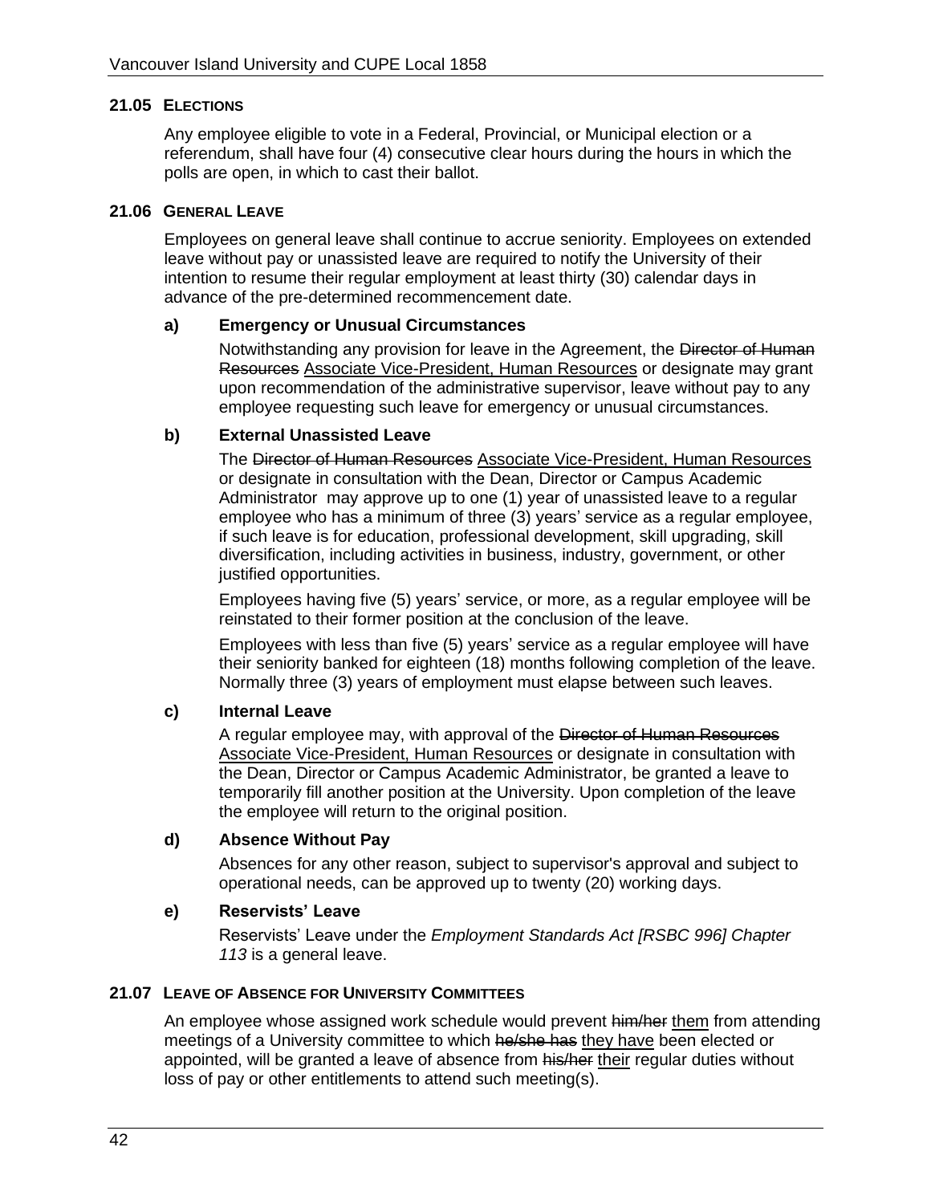### 21.05 ELECTIONS

Any employee eligible to vote in a Federal, Provincial, or Municipal election or a referendum, shall have four (4) consecutive clear hours during the hours in which the polls are open, in which to cast their ballot.

### 21.06 GENERAL LEAVE

Employees on general leave shall continue to accrue seniority. Employees on extended leave without pay or unassisted leave are required to notify the University of their intention to resume their regular employment at least thirty (30) calendar days in advance of the pre-determined recommencement date.

**a) Emergency or Unusual Circumstances**

Notwithstanding any provision for leave in the Agreement, the ~~Director of Human Resources~~ <u>Associate Vice-President, Human Resources</u> or designate may grant upon recommendation of the administrative supervisor, leave without pay to any employee requesting such leave for emergency or unusual circumstances.

**b) External Unassisted Leave**

The ~~Director of Human Resources~~ <u>Associate Vice-President, Human Resources</u> or designate in consultation with the Dean, Director or Campus Academic Administrator may approve up to one (1) year of unassisted leave to a regular employee who has a minimum of three (3) years' service as a regular employee, if such leave is for education, professional development, skill upgrading, skill diversification, including activities in business, industry, government, or other justified opportunities.

Employees having five (5) years' service, or more, as a regular employee will be reinstated to their former position at the conclusion of the leave.

Employees with less than five (5) years' service as a regular employee will have their seniority banked for eighteen (18) months following completion of the leave. Normally three (3) years of employment must elapse between such leaves.

**c) Internal Leave**

A regular employee may, with approval of the ~~Director of Human Resources~~ <u>Associate Vice-President, Human Resources</u> or designate in consultation with the Dean, Director or Campus Academic Administrator, be granted a leave to temporarily fill another position at the University. Upon completion of the leave the employee will return to the original position.

**d) Absence Without Pay**

Absences for any other reason, subject to supervisor's approval and subject to operational needs, can be approved up to twenty (20) working days.

**e) Reservists' Leave**

Reservists' Leave under the *Employment Standards Act [RSBC 996] Chapter 113* is a general leave.

### 21.07 LEAVE OF ABSENCE FOR UNIVERSITY COMMITTEES

An employee whose assigned work schedule would prevent ~~him/her~~ <u>them</u> from attending meetings of a University committee to which ~~he/she has~~ <u>they have</u> been elected or appointed, will be granted a leave of absence from ~~his/her~~ <u>their</u> regular duties without loss of pay or other entitlements to attend such meeting(s).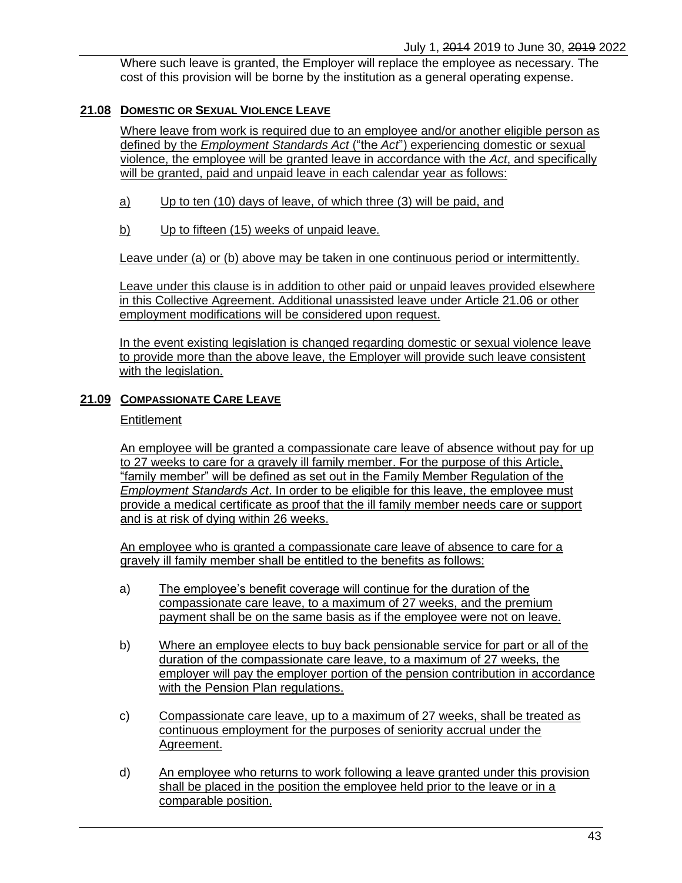Where such leave is granted, the Employer will replace the employee as necessary. The cost of this provision will be borne by the institution as a general operating expense.

### 21.08 DOMESTIC OR SEXUAL VIOLENCE LEAVE

Where leave from work is required due to an employee and/or another eligible person as defined by the *Employment Standards Act* ("the *Act*") experiencing domestic or sexual violence, the employee will be granted leave in accordance with the *Act*, and specifically will be granted, paid and unpaid leave in each calendar year as follows:

a) Up to ten (10) days of leave, of which three (3) will be paid, and

b) Up to fifteen (15) weeks of unpaid leave.

Leave under (a) or (b) above may be taken in one continuous period or intermittently.

Leave under this clause is in addition to other paid or unpaid leaves provided elsewhere in this Collective Agreement. Additional unassisted leave under Article 21.06 or other employment modifications will be considered upon request.

In the event existing legislation is changed regarding domestic or sexual violence leave to provide more than the above leave, the Employer will provide such leave consistent with the legislation.

### 21.09 COMPASSIONATE CARE LEAVE

Entitlement

An employee will be granted a compassionate care leave of absence without pay for up to 27 weeks to care for a gravely ill family member. For the purpose of this Article, "family member" will be defined as set out in the Family Member Regulation of the *Employment Standards Act*. In order to be eligible for this leave, the employee must provide a medical certificate as proof that the ill family member needs care or support and is at risk of dying within 26 weeks.

An employee who is granted a compassionate care leave of absence to care for a gravely ill family member shall be entitled to the benefits as follows:

a) The employee's benefit coverage will continue for the duration of the compassionate care leave, to a maximum of 27 weeks, and the premium payment shall be on the same basis as if the employee were not on leave.

b) Where an employee elects to buy back pensionable service for part or all of the duration of the compassionate care leave, to a maximum of 27 weeks, the employer will pay the employer portion of the pension contribution in accordance with the Pension Plan regulations.

c) Compassionate care leave, up to a maximum of 27 weeks, shall be treated as continuous employment for the purposes of seniority accrual under the Agreement.

d) An employee who returns to work following a leave granted under this provision shall be placed in the position the employee held prior to the leave or in a comparable position.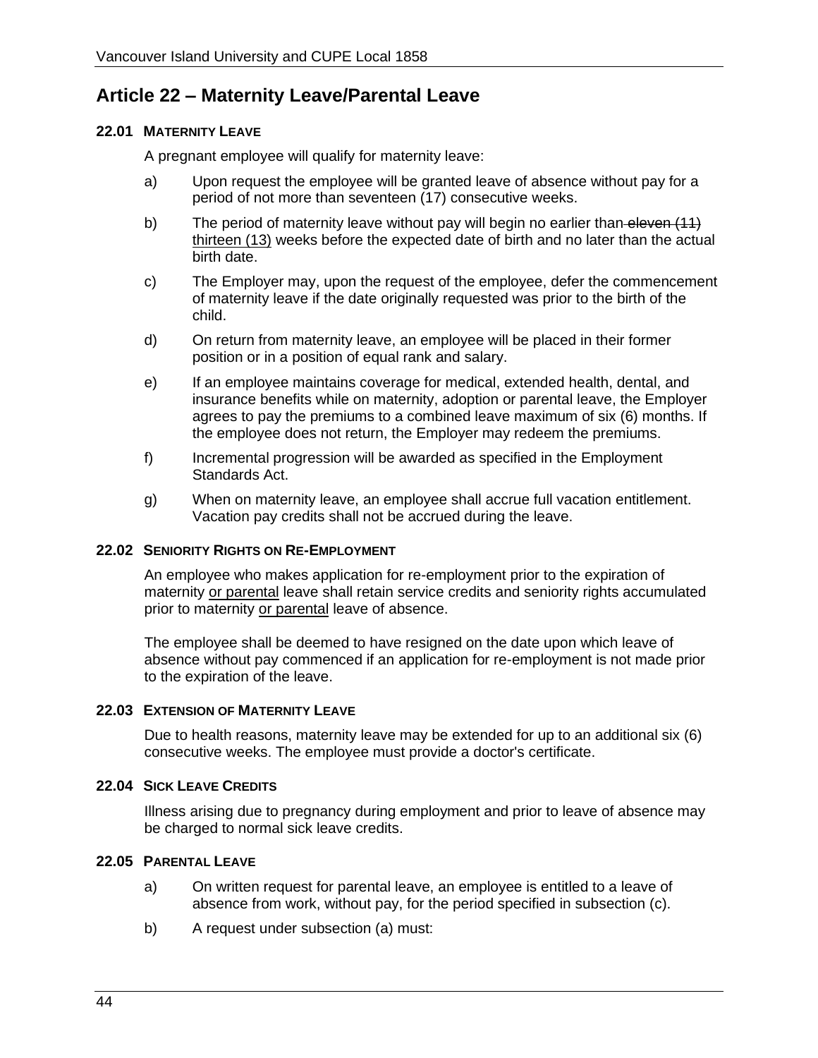# Article 22 – Maternity Leave/Parental Leave

### 22.01 MATERNITY LEAVE

A pregnant employee will qualify for maternity leave:

a) Upon request the employee will be granted leave of absence without pay for a period of not more than seventeen (17) consecutive weeks.

b) The period of maternity leave without pay will begin no earlier than ~~eleven (11)~~ thirteen (13) weeks before the expected date of birth and no later than the actual birth date.

c) The Employer may, upon the request of the employee, defer the commencement of maternity leave if the date originally requested was prior to the birth of the child.

d) On return from maternity leave, an employee will be placed in their former position or in a position of equal rank and salary.

e) If an employee maintains coverage for medical, extended health, dental, and insurance benefits while on maternity, adoption or parental leave, the Employer agrees to pay the premiums to a combined leave maximum of six (6) months. If the employee does not return, the Employer may redeem the premiums.

f) Incremental progression will be awarded as specified in the Employment Standards Act.

g) When on maternity leave, an employee shall accrue full vacation entitlement. Vacation pay credits shall not be accrued during the leave.

### 22.02 SENIORITY RIGHTS ON RE-EMPLOYMENT

An employee who makes application for re-employment prior to the expiration of maternity or parental leave shall retain service credits and seniority rights accumulated prior to maternity or parental leave of absence.

The employee shall be deemed to have resigned on the date upon which leave of absence without pay commenced if an application for re-employment is not made prior to the expiration of the leave.

### 22.03 EXTENSION OF MATERNITY LEAVE

Due to health reasons, maternity leave may be extended for up to an additional six (6) consecutive weeks. The employee must provide a doctor's certificate.

### 22.04 SICK LEAVE CREDITS

Illness arising due to pregnancy during employment and prior to leave of absence may be charged to normal sick leave credits.

### 22.05 PARENTAL LEAVE

a) On written request for parental leave, an employee is entitled to a leave of absence from work, without pay, for the period specified in subsection (c).

b) A request under subsection (a) must: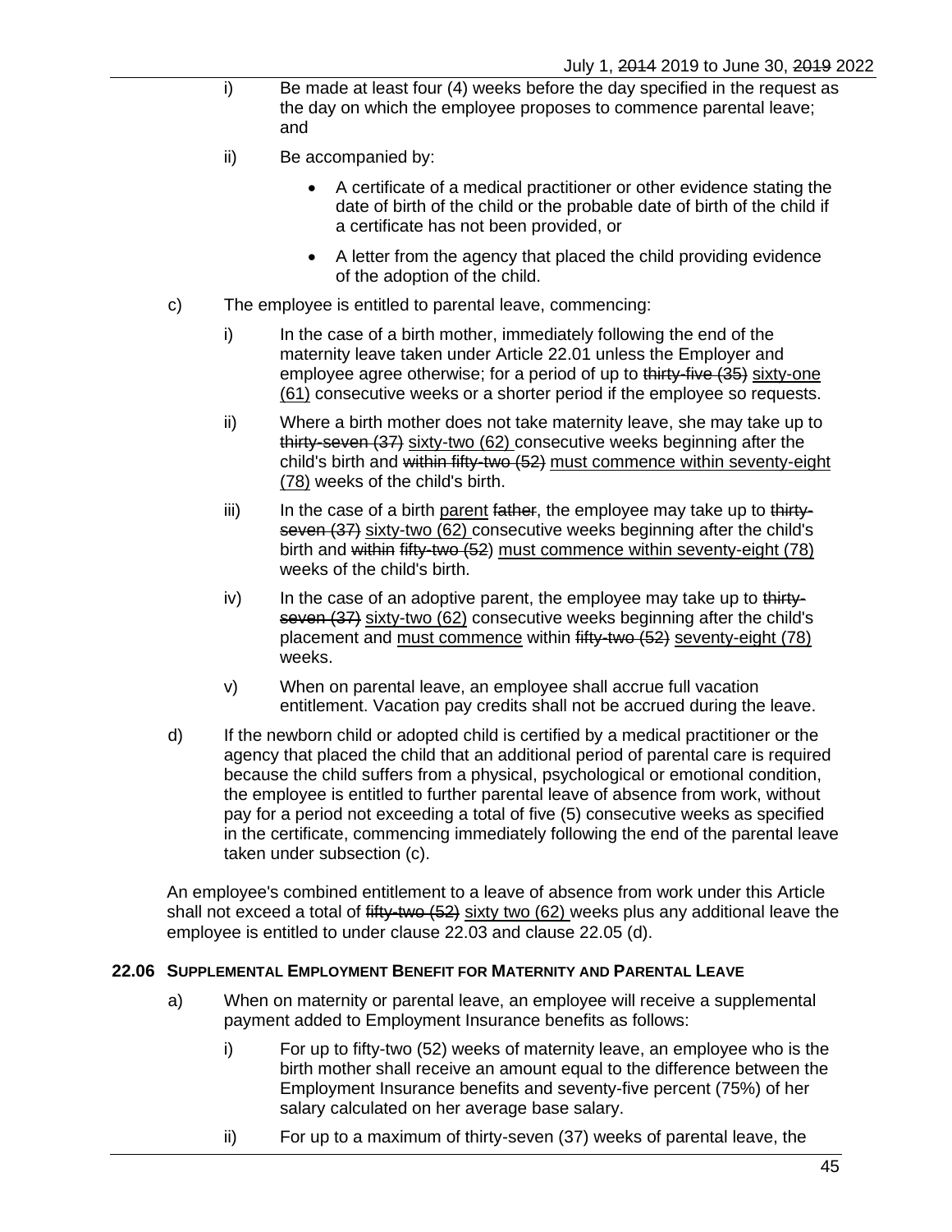i) Be made at least four (4) weeks before the day specified in the request as the day on which the employee proposes to commence parental leave; and

ii) Be accompanied by:

- A certificate of a medical practitioner or other evidence stating the date of birth of the child or the probable date of birth of the child if a certificate has not been provided, or
- A letter from the agency that placed the child providing evidence of the adoption of the child.

c) The employee is entitled to parental leave, commencing:

i) In the case of a birth mother, immediately following the end of the maternity leave taken under Article 22.01 unless the Employer and employee agree otherwise; for a period of up to ~~thirty-five (35)~~ <u>sixty-one (61)</u> consecutive weeks or a shorter period if the employee so requests.

ii) Where a birth mother does not take maternity leave, she may take up to ~~thirty-seven (37)~~ <u>sixty-two (62)</u> consecutive weeks beginning after the child's birth and ~~within fifty-two (52)~~ <u>must commence within seventy-eight (78)</u> weeks of the child's birth.

iii) In the case of a birth <u>parent</u> ~~father~~, the employee may take up to ~~thirty-seven (37)~~ <u>sixty-two (62)</u> consecutive weeks beginning after the child's birth and ~~within fifty-two (52)~~ <u>must commence within seventy-eight (78)</u> weeks of the child's birth.

iv) In the case of an adoptive parent, the employee may take up to ~~thirty-seven (37)~~ <u>sixty-two (62)</u> consecutive weeks beginning after the child's placement and <u>must commence</u> within ~~fifty-two (52)~~ <u>seventy-eight (78)</u> weeks.

v) When on parental leave, an employee shall accrue full vacation entitlement. Vacation pay credits shall not be accrued during the leave.

d) If the newborn child or adopted child is certified by a medical practitioner or the agency that placed the child that an additional period of parental care is required because the child suffers from a physical, psychological or emotional condition, the employee is entitled to further parental leave of absence from work, without pay for a period not exceeding a total of five (5) consecutive weeks as specified in the certificate, commencing immediately following the end of the parental leave taken under subsection (c).

An employee's combined entitlement to a leave of absence from work under this Article shall not exceed a total of ~~fifty-two (52)~~ <u>sixty two (62)</u> weeks plus any additional leave the employee is entitled to under clause 22.03 and clause 22.05 (d).

### 22.06 SUPPLEMENTAL EMPLOYMENT BENEFIT FOR MATERNITY AND PARENTAL LEAVE

a) When on maternity or parental leave, an employee will receive a supplemental payment added to Employment Insurance benefits as follows:

i) For up to fifty-two (52) weeks of maternity leave, an employee who is the birth mother shall receive an amount equal to the difference between the Employment Insurance benefits and seventy-five percent (75%) of her salary calculated on her average base salary.

ii) For up to a maximum of thirty-seven (37) weeks of parental leave, the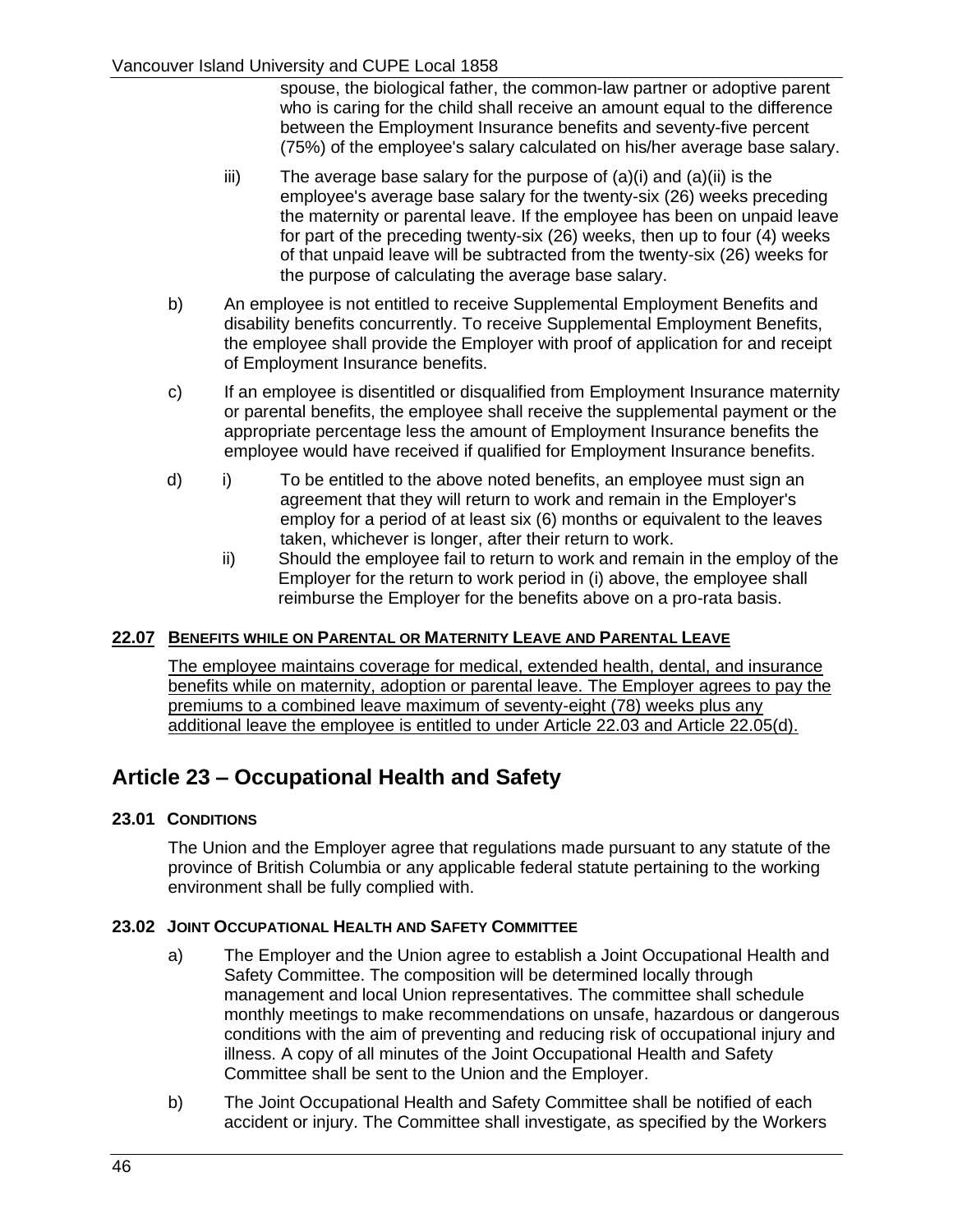spouse, the biological father, the common-law partner or adoptive parent who is caring for the child shall receive an amount equal to the difference between the Employment Insurance benefits and seventy-five percent (75%) of the employee's salary calculated on his/her average base salary.

iii) The average base salary for the purpose of (a)(i) and (a)(ii) is the employee's average base salary for the twenty-six (26) weeks preceding the maternity or parental leave. If the employee has been on unpaid leave for part of the preceding twenty-six (26) weeks, then up to four (4) weeks of that unpaid leave will be subtracted from the twenty-six (26) weeks for the purpose of calculating the average base salary.

b) An employee is not entitled to receive Supplemental Employment Benefits and disability benefits concurrently. To receive Supplemental Employment Benefits, the employee shall provide the Employer with proof of application for and receipt of Employment Insurance benefits.

c) If an employee is disentitled or disqualified from Employment Insurance maternity or parental benefits, the employee shall receive the supplemental payment or the appropriate percentage less the amount of Employment Insurance benefits the employee would have received if qualified for Employment Insurance benefits.

d) i) To be entitled to the above noted benefits, an employee must sign an agreement that they will return to work and remain in the Employer's employ for a period of at least six (6) months or equivalent to the leaves taken, whichever is longer, after their return to work.

ii) Should the employee fail to return to work and remain in the employ of the Employer for the return to work period in (i) above, the employee shall reimburse the Employer for the benefits above on a pro-rata basis.

### 22.07 BENEFITS WHILE ON PARENTAL OR MATERNITY LEAVE AND PARENTAL LEAVE

The employee maintains coverage for medical, extended health, dental, and insurance benefits while on maternity, adoption or parental leave. The Employer agrees to pay the premiums to a combined leave maximum of seventy-eight (78) weeks plus any additional leave the employee is entitled to under Article 22.03 and Article 22.05(d).

## Article 23 – Occupational Health and Safety

### 23.01 CONDITIONS

The Union and the Employer agree that regulations made pursuant to any statute of the province of British Columbia or any applicable federal statute pertaining to the working environment shall be fully complied with.

### 23.02 JOINT OCCUPATIONAL HEALTH AND SAFETY COMMITTEE

a) The Employer and the Union agree to establish a Joint Occupational Health and Safety Committee. The composition will be determined locally through management and local Union representatives. The committee shall schedule monthly meetings to make recommendations on unsafe, hazardous or dangerous conditions with the aim of preventing and reducing risk of occupational injury and illness. A copy of all minutes of the Joint Occupational Health and Safety Committee shall be sent to the Union and the Employer.

b) The Joint Occupational Health and Safety Committee shall be notified of each accident or injury. The Committee shall investigate, as specified by the Workers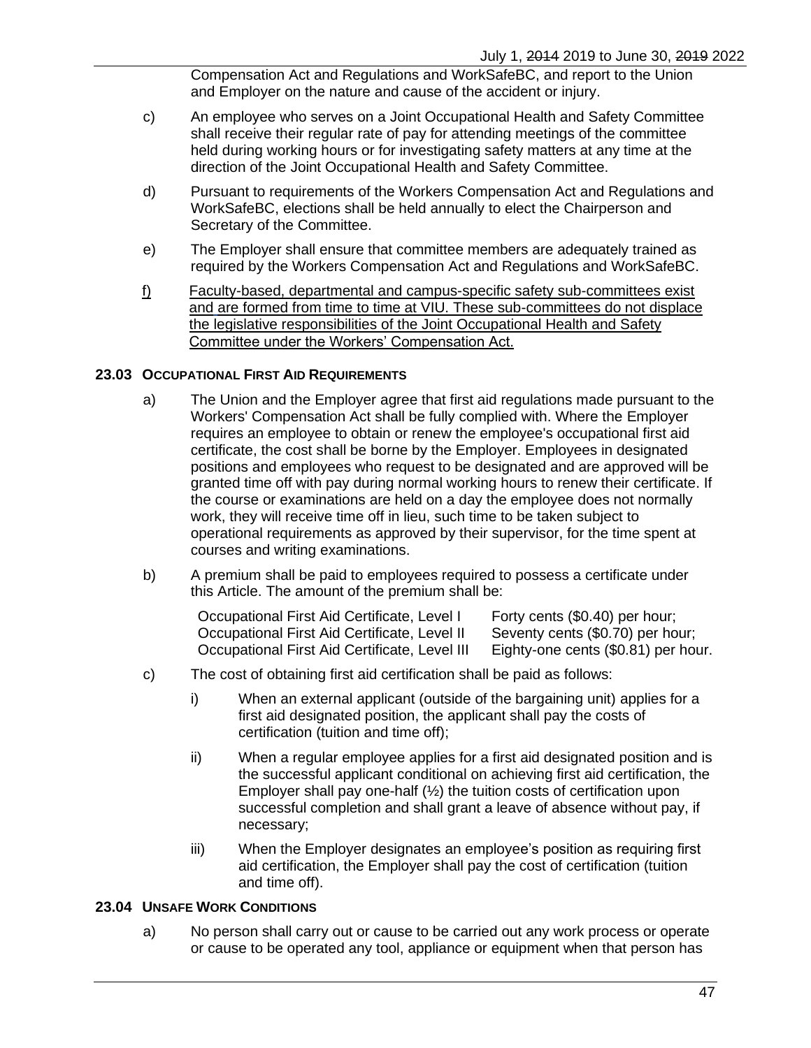Compensation Act and Regulations and WorkSafeBC, and report to the Union and Employer on the nature and cause of the accident or injury.

c) An employee who serves on a Joint Occupational Health and Safety Committee shall receive their regular rate of pay for attending meetings of the committee held during working hours or for investigating safety matters at any time at the direction of the Joint Occupational Health and Safety Committee.

d) Pursuant to requirements of the Workers Compensation Act and Regulations and WorkSafeBC, elections shall be held annually to elect the Chairperson and Secretary of the Committee.

e) The Employer shall ensure that committee members are adequately trained as required by the Workers Compensation Act and Regulations and WorkSafeBC.

f) Faculty-based, departmental and campus-specific safety sub-committees exist and are formed from time to time at VIU. These sub-committees do not displace the legislative responsibilities of the Joint Occupational Health and Safety Committee under the Workers' Compensation Act.

### 23.03 OCCUPATIONAL FIRST AID REQUIREMENTS

a) The Union and the Employer agree that first aid regulations made pursuant to the Workers' Compensation Act shall be fully complied with. Where the Employer requires an employee to obtain or renew the employee's occupational first aid certificate, the cost shall be borne by the Employer. Employees in designated positions and employees who request to be designated and are approved will be granted time off with pay during normal working hours to renew their certificate. If the course or examinations are held on a day the employee does not normally work, they will receive time off in lieu, such time to be taken subject to operational requirements as approved by their supervisor, for the time spent at courses and writing examinations.

b) A premium shall be paid to employees required to possess a certificate under this Article. The amount of the premium shall be:

| | |
|---|---|
| Occupational First Aid Certificate, Level I | Forty cents ($0.40) per hour; |
| Occupational First Aid Certificate, Level II | Seventy cents ($0.70) per hour; |
| Occupational First Aid Certificate, Level III | Eighty-one cents ($0.81) per hour. |

c) The cost of obtaining first aid certification shall be paid as follows:

i) When an external applicant (outside of the bargaining unit) applies for a first aid designated position, the applicant shall pay the costs of certification (tuition and time off);

ii) When a regular employee applies for a first aid designated position and is the successful applicant conditional on achieving first aid certification, the Employer shall pay one-half (½) the tuition costs of certification upon successful completion and shall grant a leave of absence without pay, if necessary;

iii) When the Employer designates an employee's position as requiring first aid certification, the Employer shall pay the cost of certification (tuition and time off).

### 23.04 UNSAFE WORK CONDITIONS

a) No person shall carry out or cause to be carried out any work process or operate or cause to be operated any tool, appliance or equipment when that person has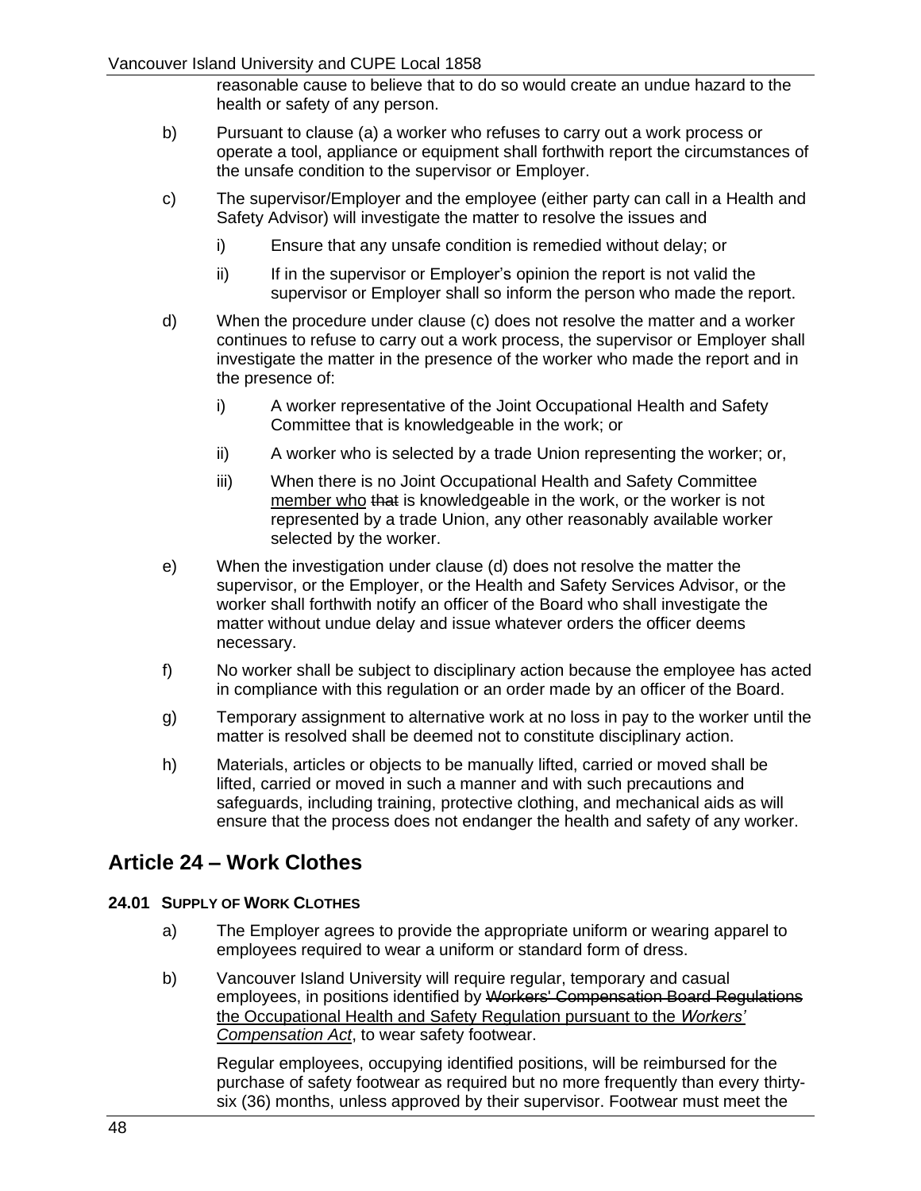reasonable cause to believe that to do so would create an undue hazard to the health or safety of any person.

b) Pursuant to clause (a) a worker who refuses to carry out a work process or operate a tool, appliance or equipment shall forthwith report the circumstances of the unsafe condition to the supervisor or Employer.

c) The supervisor/Employer and the employee (either party can call in a Health and Safety Advisor) will investigate the matter to resolve the issues and

   i) Ensure that any unsafe condition is remedied without delay; or

   ii) If in the supervisor or Employer's opinion the report is not valid the supervisor or Employer shall so inform the person who made the report.

d) When the procedure under clause (c) does not resolve the matter and a worker continues to refuse to carry out a work process, the supervisor or Employer shall investigate the matter in the presence of the worker who made the report and in the presence of:

   i) A worker representative of the Joint Occupational Health and Safety Committee that is knowledgeable in the work; or

   ii) A worker who is selected by a trade Union representing the worker; or,

   iii) When there is no Joint Occupational Health and Safety Committee <u>member who</u> ~~that~~ is knowledgeable in the work, or the worker is not represented by a trade Union, any other reasonably available worker selected by the worker.

e) When the investigation under clause (d) does not resolve the matter the supervisor, or the Employer, or the Health and Safety Services Advisor, or the worker shall forthwith notify an officer of the Board who shall investigate the matter without undue delay and issue whatever orders the officer deems necessary.

f) No worker shall be subject to disciplinary action because the employee has acted in compliance with this regulation or an order made by an officer of the Board.

g) Temporary assignment to alternative work at no loss in pay to the worker until the matter is resolved shall be deemed not to constitute disciplinary action.

h) Materials, articles or objects to be manually lifted, carried or moved shall be lifted, carried or moved in such a manner and with such precautions and safeguards, including training, protective clothing, and mechanical aids as will ensure that the process does not endanger the health and safety of any worker.

## Article 24 – Work Clothes

### 24.01 Supply of Work Clothes

a) The Employer agrees to provide the appropriate uniform or wearing apparel to employees required to wear a uniform or standard form of dress.

b) Vancouver Island University will require regular, temporary and casual employees, in positions identified by ~~Workers' Compensation Board Regulations~~ <u>the Occupational Health and Safety Regulation pursuant to the *Workers' Compensation Act*</u>, to wear safety footwear.

   Regular employees, occupying identified positions, will be reimbursed for the purchase of safety footwear as required but no more frequently than every thirty-six (36) months, unless approved by their supervisor. Footwear must meet the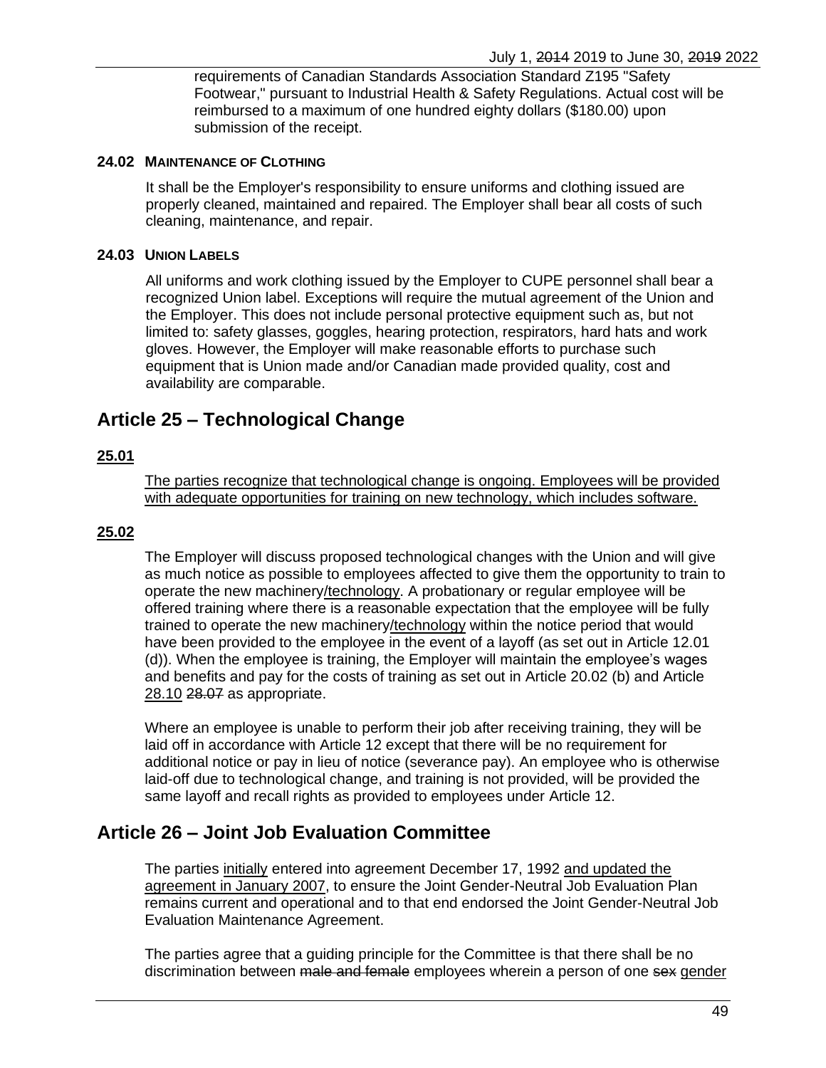requirements of Canadian Standards Association Standard Z195 "Safety Footwear," pursuant to Industrial Health & Safety Regulations. Actual cost will be reimbursed to a maximum of one hundred eighty dollars ($180.00) upon submission of the receipt.

### 24.02 Maintenance of Clothing

It shall be the Employer's responsibility to ensure uniforms and clothing issued are properly cleaned, maintained and repaired. The Employer shall bear all costs of such cleaning, maintenance, and repair.

### 24.03 Union Labels

All uniforms and work clothing issued by the Employer to CUPE personnel shall bear a recognized Union label. Exceptions will require the mutual agreement of the Union and the Employer. This does not include personal protective equipment such as, but not limited to: safety glasses, goggles, hearing protection, respirators, hard hats and work gloves. However, the Employer will make reasonable efforts to purchase such equipment that is Union made and/or Canadian made provided quality, cost and availability are comparable.

## Article 25 – Technological Change

### 25.01

The parties recognize that technological change is ongoing. Employees will be provided with adequate opportunities for training on new technology, which includes software.

### 25.02

The Employer will discuss proposed technological changes with the Union and will give as much notice as possible to employees affected to give them the opportunity to train to operate the new machinery/technology. A probationary or regular employee will be offered training where there is a reasonable expectation that the employee will be fully trained to operate the new machinery/technology within the notice period that would have been provided to the employee in the event of a layoff (as set out in Article 12.01 (d)). When the employee is training, the Employer will maintain the employee's wages and benefits and pay for the costs of training as set out in Article 20.02 (b) and Article 28.10 ~~28.07~~ as appropriate.

Where an employee is unable to perform their job after receiving training, they will be laid off in accordance with Article 12 except that there will be no requirement for additional notice or pay in lieu of notice (severance pay). An employee who is otherwise laid-off due to technological change, and training is not provided, will be provided the same layoff and recall rights as provided to employees under Article 12.

## Article 26 – Joint Job Evaluation Committee

The parties initially entered into agreement December 17, 1992 and updated the agreement in January 2007, to ensure the Joint Gender-Neutral Job Evaluation Plan remains current and operational and to that end endorsed the Joint Gender-Neutral Job Evaluation Maintenance Agreement.

The parties agree that a guiding principle for the Committee is that there shall be no discrimination between ~~male and female~~ employees wherein a person of one ~~sex~~ gender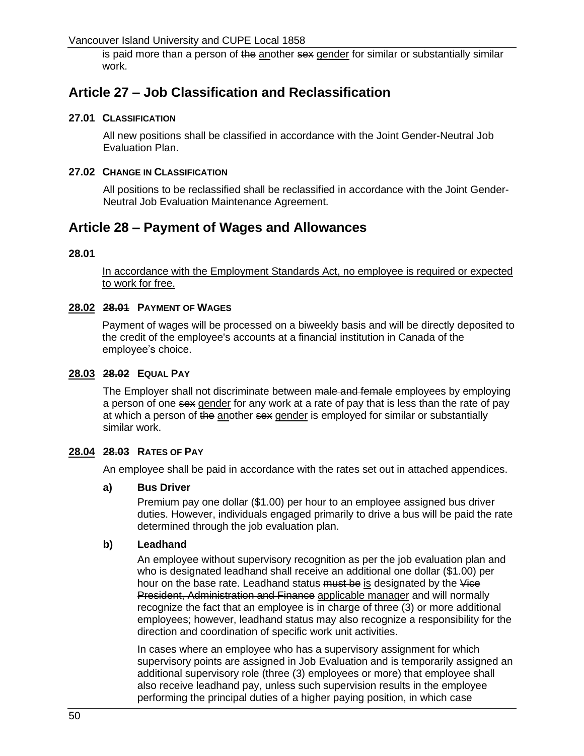is paid more than a person of ~~the~~ <u>an</u>other ~~sex~~ <u>gender</u> for similar or substantially similar work.

## Article 27 – Job Classification and Reclassification

### 27.01 CLASSIFICATION

All new positions shall be classified in accordance with the Joint Gender-Neutral Job Evaluation Plan.

### 27.02 CHANGE IN CLASSIFICATION

All positions to be reclassified shall be reclassified in accordance with the Joint Gender-Neutral Job Evaluation Maintenance Agreement.

## Article 28 – Payment of Wages and Allowances

### 28.01

<u>In accordance with the Employment Standards Act, no employee is required or expected to work for free.</u>

### <u>28.02</u> ~~28.01~~ PAYMENT OF WAGES

Payment of wages will be processed on a biweekly basis and will be directly deposited to the credit of the employee's accounts at a financial institution in Canada of the employee's choice.

### <u>28.03</u> ~~28.02~~ EQUAL PAY

The Employer shall not discriminate between ~~male and female~~ employees by employing a person of one ~~sex~~ <u>gender</u> for any work at a rate of pay that is less than the rate of pay at which a person of ~~the~~ <u>an</u>other ~~sex~~ <u>gender</u> is employed for similar or substantially similar work.

### <u>28.04</u> ~~28.03~~ RATES OF PAY

An employee shall be paid in accordance with the rates set out in attached appendices.

**a) Bus Driver**

Premium pay one dollar ($1.00) per hour to an employee assigned bus driver duties. However, individuals engaged primarily to drive a bus will be paid the rate determined through the job evaluation plan.

**b) Leadhand**

An employee without supervisory recognition as per the job evaluation plan and who is designated leadhand shall receive an additional one dollar ($1.00) per hour on the base rate. Leadhand status ~~must be~~ <u>is</u> designated by the ~~Vice President, Administration and Finance~~ <u>applicable manager</u> and will normally recognize the fact that an employee is in charge of three (3) or more additional employees; however, leadhand status may also recognize a responsibility for the direction and coordination of specific work unit activities.

In cases where an employee who has a supervisory assignment for which supervisory points are assigned in Job Evaluation and is temporarily assigned an additional supervisory role (three (3) employees or more) that employee shall also receive leadhand pay, unless such supervision results in the employee performing the principal duties of a higher paying position, in which case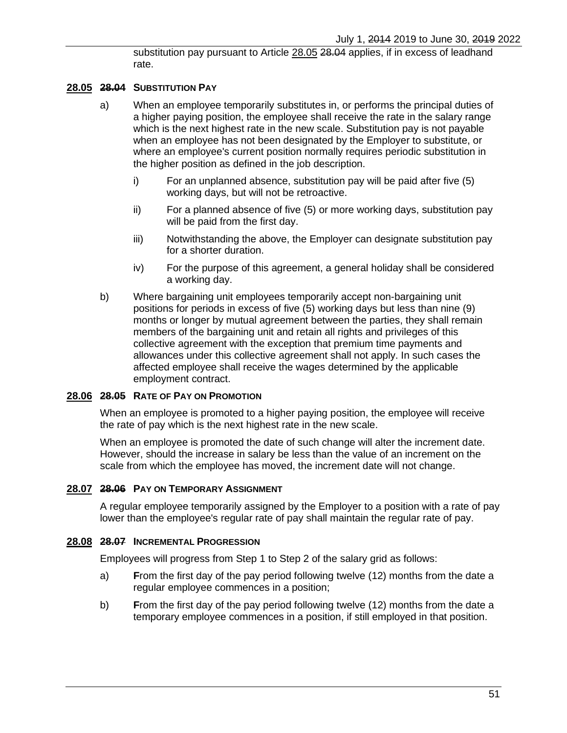substitution pay pursuant to Article 28.05 ~~28.04~~ applies, if in excess of leadhand rate.

### 28.05 ~~28.04~~ SUBSTITUTION PAY

a) When an employee temporarily substitutes in, or performs the principal duties of a higher paying position, the employee shall receive the rate in the salary range which is the next highest rate in the new scale. Substitution pay is not payable when an employee has not been designated by the Employer to substitute, or where an employee's current position normally requires periodic substitution in the higher position as defined in the job description.

   i) For an unplanned absence, substitution pay will be paid after five (5) working days, but will not be retroactive.

   ii) For a planned absence of five (5) or more working days, substitution pay will be paid from the first day.

   iii) Notwithstanding the above, the Employer can designate substitution pay for a shorter duration.

   iv) For the purpose of this agreement, a general holiday shall be considered a working day.

b) Where bargaining unit employees temporarily accept non-bargaining unit positions for periods in excess of five (5) working days but less than nine (9) months or longer by mutual agreement between the parties, they shall remain members of the bargaining unit and retain all rights and privileges of this collective agreement with the exception that premium time payments and allowances under this collective agreement shall not apply. In such cases the affected employee shall receive the wages determined by the applicable employment contract.

### 28.06 ~~28.05~~ RATE OF PAY ON PROMOTION

When an employee is promoted to a higher paying position, the employee will receive the rate of pay which is the next highest rate in the new scale.

When an employee is promoted the date of such change will alter the increment date. However, should the increase in salary be less than the value of an increment on the scale from which the employee has moved, the increment date will not change.

### 28.07 ~~28.06~~ PAY ON TEMPORARY ASSIGNMENT

A regular employee temporarily assigned by the Employer to a position with a rate of pay lower than the employee's regular rate of pay shall maintain the regular rate of pay.

### 28.08 ~~28.07~~ INCREMENTAL PROGRESSION

Employees will progress from Step 1 to Step 2 of the salary grid as follows:

a) **F**rom the first day of the pay period following twelve (12) months from the date a regular employee commences in a position;

b) **F**rom the first day of the pay period following twelve (12) months from the date a temporary employee commences in a position, if still employed in that position.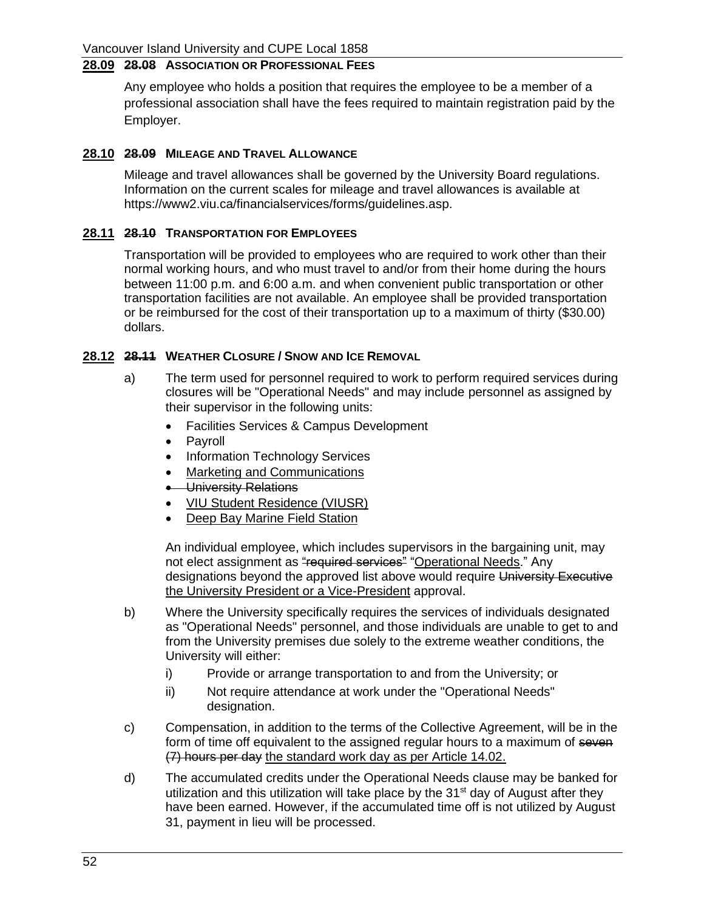## 28.09 ~~28.08~~ ASSOCIATION OR PROFESSIONAL FEES

Any employee who holds a position that requires the employee to be a member of a professional association shall have the fees required to maintain registration paid by the Employer.

## 28.10 ~~28.09~~ MILEAGE AND TRAVEL ALLOWANCE

Mileage and travel allowances shall be governed by the University Board regulations. Information on the current scales for mileage and travel allowances is available at https://www2.viu.ca/financialservices/forms/guidelines.asp.

## 28.11 ~~28.10~~ TRANSPORTATION FOR EMPLOYEES

Transportation will be provided to employees who are required to work other than their normal working hours, and who must travel to and/or from their home during the hours between 11:00 p.m. and 6:00 a.m. and when convenient public transportation or other transportation facilities are not available. An employee shall be provided transportation or be reimbursed for the cost of their transportation up to a maximum of thirty ($30.00) dollars.

## 28.12 ~~28.11~~ WEATHER CLOSURE / SNOW AND ICE REMOVAL

a) The term used for personnel required to work to perform required services during closures will be "Operational Needs" and may include personnel as assigned by their supervisor in the following units:

- Facilities Services & Campus Development
- Payroll
- Information Technology Services
- <u>Marketing and Communications</u>
- ~~University Relations~~
- <u>VIU Student Residence (VIUSR)</u>
- <u>Deep Bay Marine Field Station</u>

An individual employee, which includes supervisors in the bargaining unit, may not elect assignment as ~~"required services"~~ "<u>Operational Needs</u>." Any designations beyond the approved list above would require ~~University Executive~~ <u>the University President or a Vice-President</u> approval.

b) Where the University specifically requires the services of individuals designated as "Operational Needs" personnel, and those individuals are unable to get to and from the University premises due solely to the extreme weather conditions, the University will either:

i) Provide or arrange transportation to and from the University; or

ii) Not require attendance at work under the "Operational Needs" designation.

c) Compensation, in addition to the terms of the Collective Agreement, will be in the form of time off equivalent to the assigned regular hours to a maximum of ~~seven (7) hours per day~~ <u>the standard work day as per Article 14.02.</u>

d) The accumulated credits under the Operational Needs clause may be banked for utilization and this utilization will take place by the 31st day of August after they have been earned. However, if the accumulated time off is not utilized by August 31, payment in lieu will be processed.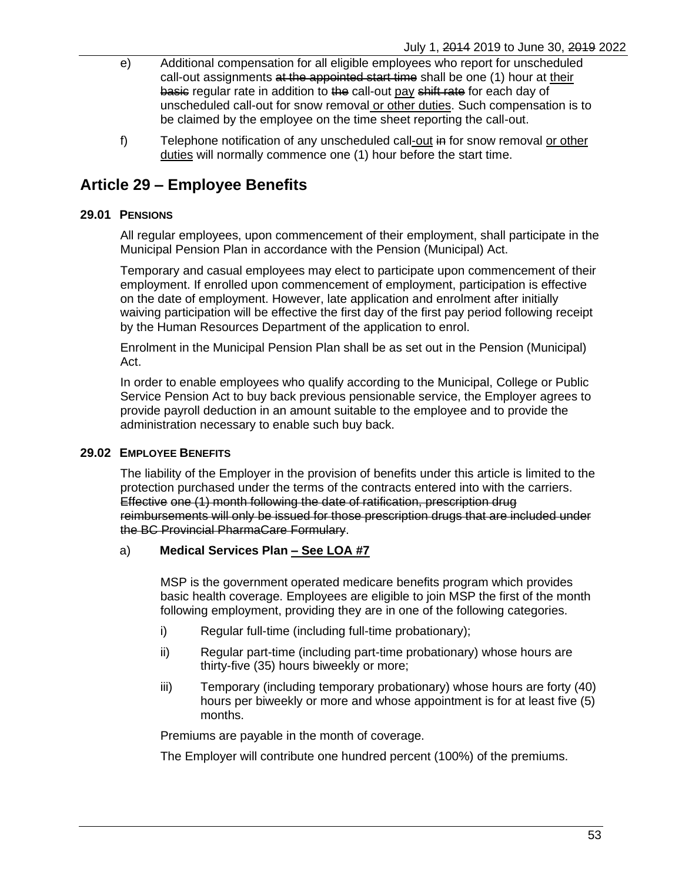e) Additional compensation for all eligible employees who report for unscheduled call-out assignments ~~at the appointed start time~~ shall be one (1) hour at <u>their</u> ~~basic~~ regular rate in addition to ~~the~~ call-out <u>pay</u> ~~shift rate~~ for each day of unscheduled call-out for snow removal <u>or other duties</u>. Such compensation is to be claimed by the employee on the time sheet reporting the call-out.

f) Telephone notification of any unscheduled call<u>-out</u> ~~in~~ for snow removal <u>or other duties</u> will normally commence one (1) hour before the start time.

## Article 29 – Employee Benefits

### 29.01 PENSIONS

All regular employees, upon commencement of their employment, shall participate in the Municipal Pension Plan in accordance with the Pension (Municipal) Act.

Temporary and casual employees may elect to participate upon commencement of their employment. If enrolled upon commencement of employment, participation is effective on the date of employment. However, late application and enrolment after initially waiving participation will be effective the first day of the first pay period following receipt by the Human Resources Department of the application to enrol.

Enrolment in the Municipal Pension Plan shall be as set out in the Pension (Municipal) Act.

In order to enable employees who qualify according to the Municipal, College or Public Service Pension Act to buy back previous pensionable service, the Employer agrees to provide payroll deduction in an amount suitable to the employee and to provide the administration necessary to enable such buy back.

### 29.02 EMPLOYEE BENEFITS

The liability of the Employer in the provision of benefits under this article is limited to the protection purchased under the terms of the contracts entered into with the carriers. ~~Effective one (1) month following the date of ratification, prescription drug reimbursements will only be issued for those prescription drugs that are included under the BC Provincial PharmaCare Formulary~~.

a) **Medical Services Plan <u>– See LOA #7</u>**

MSP is the government operated medicare benefits program which provides basic health coverage. Employees are eligible to join MSP the first of the month following employment, providing they are in one of the following categories.

i) Regular full-time (including full-time probationary);

ii) Regular part-time (including part-time probationary) whose hours are thirty-five (35) hours biweekly or more;

iii) Temporary (including temporary probationary) whose hours are forty (40) hours per biweekly or more and whose appointment is for at least five (5) months.

Premiums are payable in the month of coverage.

The Employer will contribute one hundred percent (100%) of the premiums.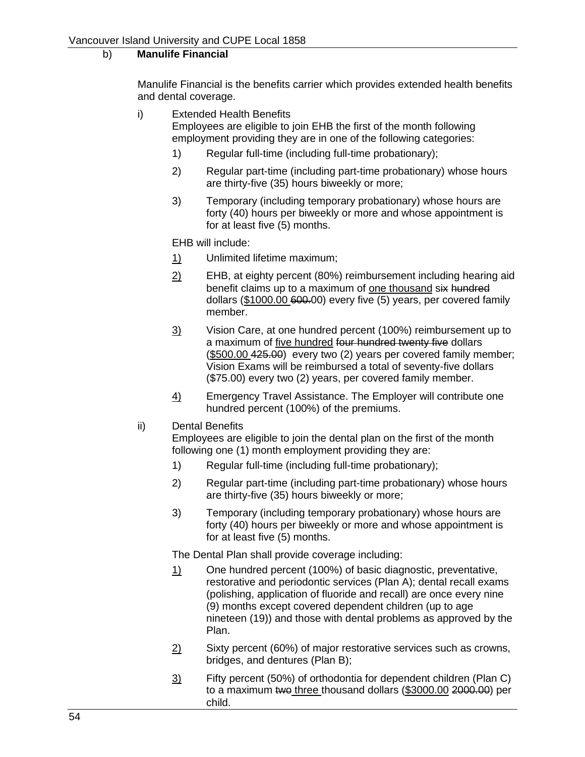b) **Manulife Financial**

Manulife Financial is the benefits carrier which provides extended health benefits and dental coverage.

i) Extended Health Benefits
Employees are eligible to join EHB the first of the month following employment providing they are in one of the following categories:

1) Regular full-time (including full-time probationary);

2) Regular part-time (including part-time probationary) whose hours are thirty-five (35) hours biweekly or more;

3) Temporary (including temporary probationary) whose hours are forty (40) hours per biweekly or more and whose appointment is for at least five (5) months.

EHB will include:

<u>1)</u> Unlimited lifetime maximum;

<u>2)</u> EHB, at eighty percent (80%) reimbursement including hearing aid benefit claims up to a maximum of <u>one thousand</u> ~~six hundred~~ dollars (<u>$1000.00</u> ~~600.~~00) every five (5) years, per covered family member.

<u>3)</u> Vision Care, at one hundred percent (100%) reimbursement up to a maximum of <u>five hundred</u> ~~four hundred twenty five~~ dollars (<u>$500.00</u> ~~425.00~~) every two (2) years per covered family member; Vision Exams will be reimbursed a total of seventy-five dollars ($75.00) every two (2) years, per covered family member.

<u>4)</u> Emergency Travel Assistance. The Employer will contribute one hundred percent (100%) of the premiums.

ii) Dental Benefits
Employees are eligible to join the dental plan on the first of the month following one (1) month employment providing they are:

1) Regular full-time (including full-time probationary);

2) Regular part-time (including part-time probationary) whose hours are thirty-five (35) hours biweekly or more;

3) Temporary (including temporary probationary) whose hours are forty (40) hours per biweekly or more and whose appointment is for at least five (5) months.

The Dental Plan shall provide coverage including:

<u>1)</u> One hundred percent (100%) of basic diagnostic, preventative, restorative and periodontic services (Plan A); dental recall exams (polishing, application of fluoride and recall) are once every nine (9) months except covered dependent children (up to age nineteen (19)) and those with dental problems as approved by the Plan.

<u>2)</u> Sixty percent (60%) of major restorative services such as crowns, bridges, and dentures (Plan B);

<u>3)</u> Fifty percent (50%) of orthodontia for dependent children (Plan C) to a maximum ~~two~~ <u>three</u> thousand dollars (<u>$3000.00</u> ~~2000.00~~) per child.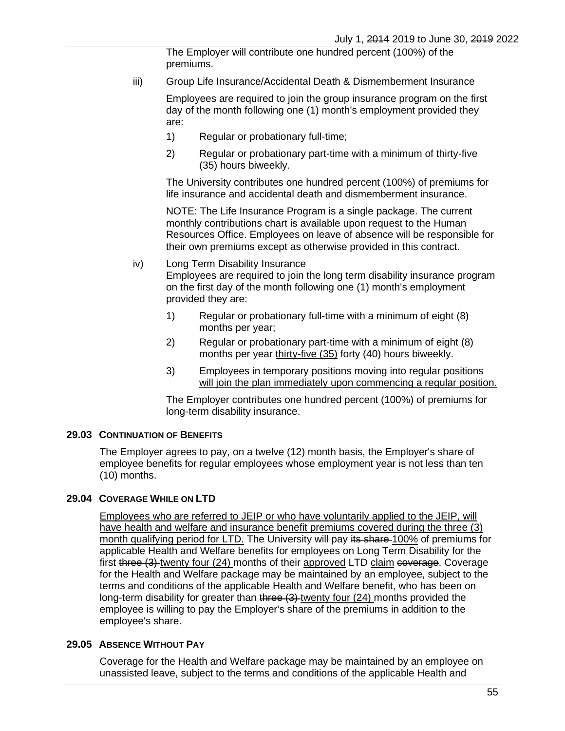The Employer will contribute one hundred percent (100%) of the premiums.

iii) Group Life Insurance/Accidental Death & Dismemberment Insurance

Employees are required to join the group insurance program on the first day of the month following one (1) month's employment provided they are:

1) Regular or probationary full-time;

2) Regular or probationary part-time with a minimum of thirty-five (35) hours biweekly.

The University contributes one hundred percent (100%) of premiums for life insurance and accidental death and dismemberment insurance.

NOTE: The Life Insurance Program is a single package. The current monthly contributions chart is available upon request to the Human Resources Office. Employees on leave of absence will be responsible for their own premiums except as otherwise provided in this contract.

iv) Long Term Disability Insurance
Employees are required to join the long term disability insurance program on the first day of the month following one (1) month's employment provided they are:

1) Regular or probationary full-time with a minimum of eight (8) months per year;

2) Regular or probationary part-time with a minimum of eight (8) months per year <u>thirty-five (35)</u> ~~forty (40)~~ hours biweekly.

<u>3)</u> <u>Employees in temporary positions moving into regular positions will join the plan immediately upon commencing a regular position.</u>

The Employer contributes one hundred percent (100%) of premiums for long-term disability insurance.

### 29.03 CONTINUATION OF BENEFITS

The Employer agrees to pay, on a twelve (12) month basis, the Employer's share of employee benefits for regular employees whose employment year is not less than ten (10) months.

### 29.04 COVERAGE WHILE ON LTD

<u>Employees who are referred to JEIP or who have voluntarily applied to the JEIP, will have health and welfare and insurance benefit premiums covered during the three (3) month qualifying period for LTD.</u> The University will pay ~~its share~~ <u>100%</u> of premiums for applicable Health and Welfare benefits for employees on Long Term Disability for the first ~~three (3)~~ <u>twenty four (24)</u> months of their <u>approved</u> LTD <u>claim</u> ~~coverage~~. Coverage for the Health and Welfare package may be maintained by an employee, subject to the terms and conditions of the applicable Health and Welfare benefit, who has been on long-term disability for greater than ~~three (3)~~ <u>twenty four (24)</u> months provided the employee is willing to pay the Employer's share of the premiums in addition to the employee's share.

### 29.05 ABSENCE WITHOUT PAY

Coverage for the Health and Welfare package may be maintained by an employee on unassisted leave, subject to the terms and conditions of the applicable Health and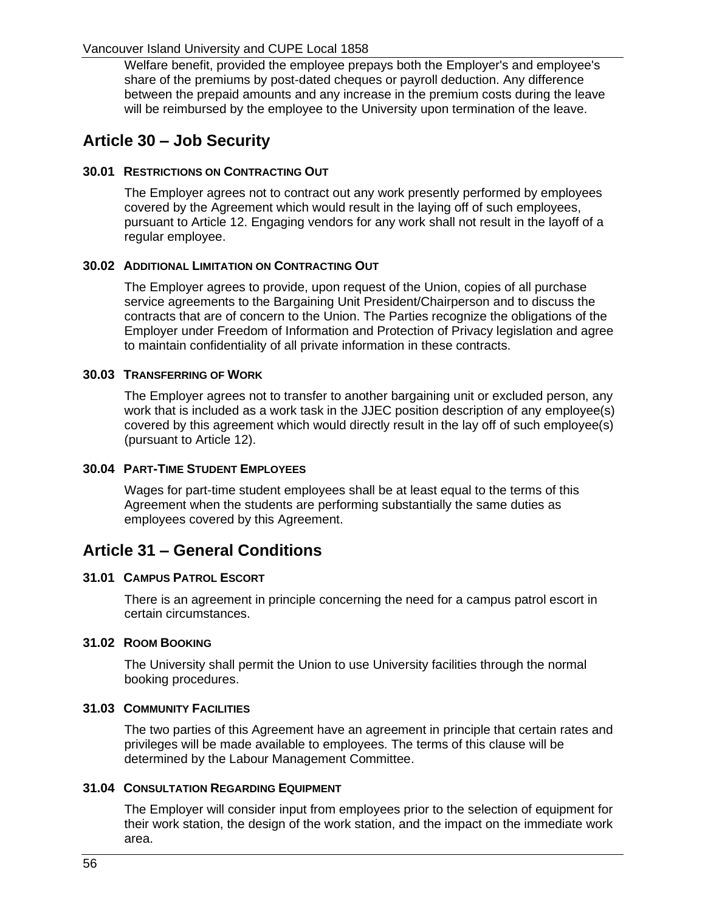Welfare benefit, provided the employee prepays both the Employer's and employee's share of the premiums by post-dated cheques or payroll deduction. Any difference between the prepaid amounts and any increase in the premium costs during the leave will be reimbursed by the employee to the University upon termination of the leave.

## Article 30 – Job Security

### 30.01 RESTRICTIONS ON CONTRACTING OUT

The Employer agrees not to contract out any work presently performed by employees covered by the Agreement which would result in the laying off of such employees, pursuant to Article 12. Engaging vendors for any work shall not result in the layoff of a regular employee.

### 30.02 ADDITIONAL LIMITATION ON CONTRACTING OUT

The Employer agrees to provide, upon request of the Union, copies of all purchase service agreements to the Bargaining Unit President/Chairperson and to discuss the contracts that are of concern to the Union. The Parties recognize the obligations of the Employer under Freedom of Information and Protection of Privacy legislation and agree to maintain confidentiality of all private information in these contracts.

### 30.03 TRANSFERRING OF WORK

The Employer agrees not to transfer to another bargaining unit or excluded person, any work that is included as a work task in the JJEC position description of any employee(s) covered by this agreement which would directly result in the lay off of such employee(s) (pursuant to Article 12).

### 30.04 PART-TIME STUDENT EMPLOYEES

Wages for part-time student employees shall be at least equal to the terms of this Agreement when the students are performing substantially the same duties as employees covered by this Agreement.

## Article 31 – General Conditions

### 31.01 CAMPUS PATROL ESCORT

There is an agreement in principle concerning the need for a campus patrol escort in certain circumstances.

### 31.02 ROOM BOOKING

The University shall permit the Union to use University facilities through the normal booking procedures.

### 31.03 COMMUNITY FACILITIES

The two parties of this Agreement have an agreement in principle that certain rates and privileges will be made available to employees. The terms of this clause will be determined by the Labour Management Committee.

### 31.04 CONSULTATION REGARDING EQUIPMENT

The Employer will consider input from employees prior to the selection of equipment for their work station, the design of the work station, and the impact on the immediate work area.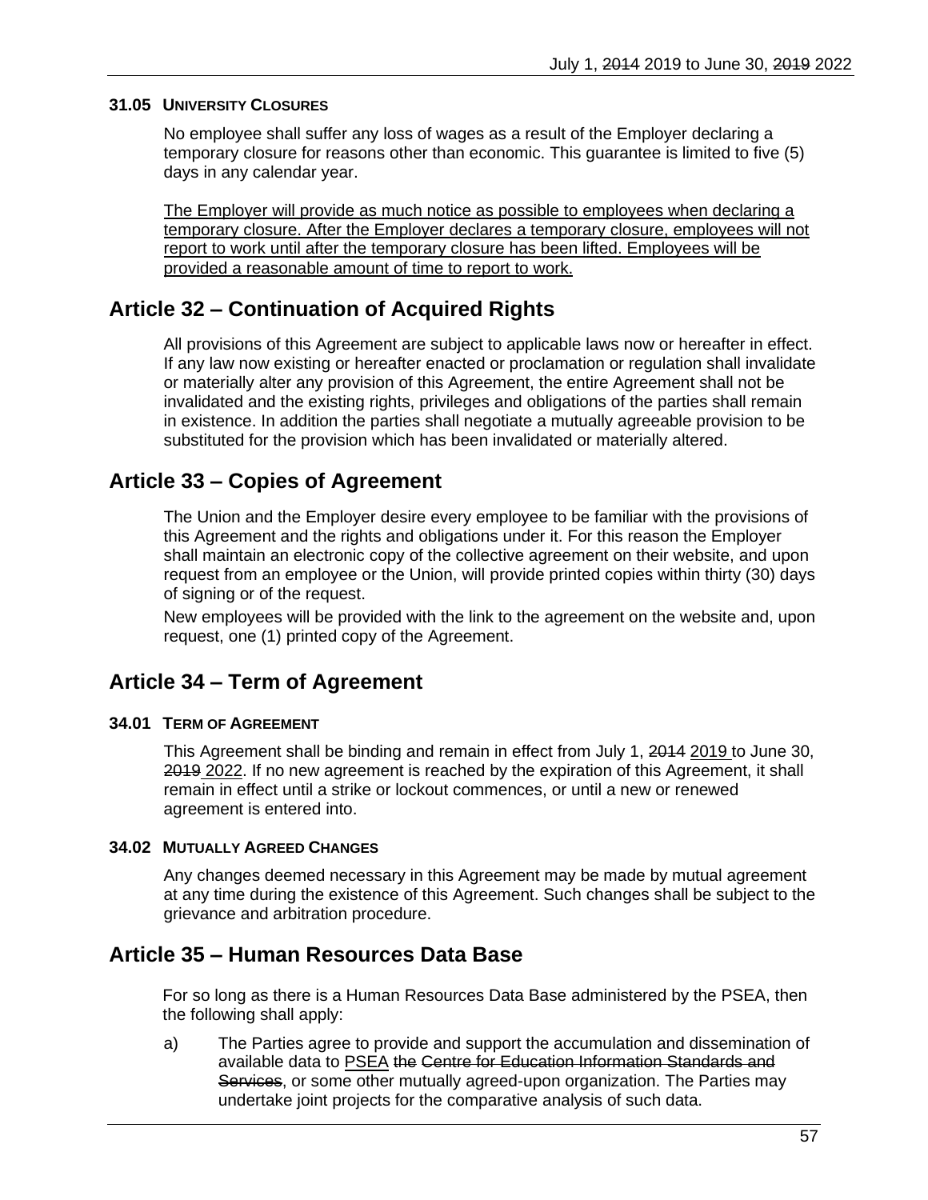### 31.05 University Closures

No employee shall suffer any loss of wages as a result of the Employer declaring a temporary closure for reasons other than economic. This guarantee is limited to five (5) days in any calendar year.

The Employer will provide as much notice as possible to employees when declaring a temporary closure. After the Employer declares a temporary closure, employees will not report to work until after the temporary closure has been lifted. Employees will be provided a reasonable amount of time to report to work.

## Article 32 – Continuation of Acquired Rights

All provisions of this Agreement are subject to applicable laws now or hereafter in effect. If any law now existing or hereafter enacted or proclamation or regulation shall invalidate or materially alter any provision of this Agreement, the entire Agreement shall not be invalidated and the existing rights, privileges and obligations of the parties shall remain in existence. In addition the parties shall negotiate a mutually agreeable provision to be substituted for the provision which has been invalidated or materially altered.

## Article 33 – Copies of Agreement

The Union and the Employer desire every employee to be familiar with the provisions of this Agreement and the rights and obligations under it. For this reason the Employer shall maintain an electronic copy of the collective agreement on their website, and upon request from an employee or the Union, will provide printed copies within thirty (30) days of signing or of the request.

New employees will be provided with the link to the agreement on the website and, upon request, one (1) printed copy of the Agreement.

## Article 34 – Term of Agreement

### 34.01 Term of Agreement

This Agreement shall be binding and remain in effect from July 1, ~~2014~~ 2019 to June 30, ~~2019~~ 2022. If no new agreement is reached by the expiration of this Agreement, it shall remain in effect until a strike or lockout commences, or until a new or renewed agreement is entered into.

### 34.02 Mutually Agreed Changes

Any changes deemed necessary in this Agreement may be made by mutual agreement at any time during the existence of this Agreement. Such changes shall be subject to the grievance and arbitration procedure.

## Article 35 – Human Resources Data Base

For so long as there is a Human Resources Data Base administered by the PSEA, then the following shall apply:

a) The Parties agree to provide and support the accumulation and dissemination of available data to PSEA ~~the Centre for Education Information Standards and Services~~, or some other mutually agreed-upon organization. The Parties may undertake joint projects for the comparative analysis of such data.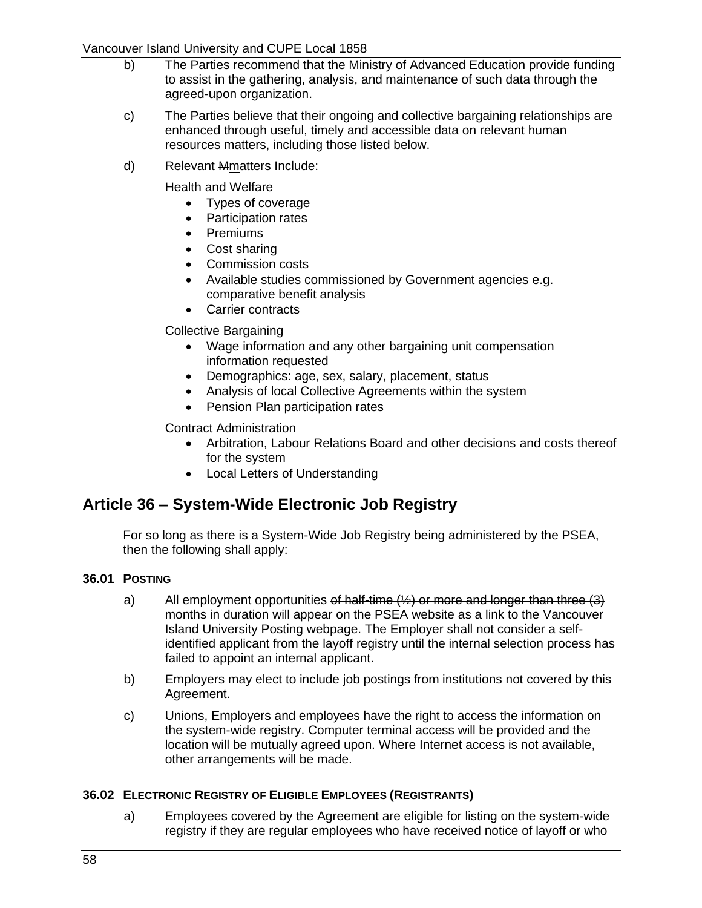b) The Parties recommend that the Ministry of Advanced Education provide funding to assist in the gathering, analysis, and maintenance of such data through the agreed-upon organization.

c) The Parties believe that their ongoing and collective bargaining relationships are enhanced through useful, timely and accessible data on relevant human resources matters, including those listed below.

d) Relevant ~~M~~matters Include:

Health and Welfare

- Types of coverage
- Participation rates
- Premiums
- Cost sharing
- Commission costs
- Available studies commissioned by Government agencies e.g. comparative benefit analysis
- Carrier contracts

Collective Bargaining

- Wage information and any other bargaining unit compensation information requested
- Demographics: age, sex, salary, placement, status
- Analysis of local Collective Agreements within the system
- Pension Plan participation rates

Contract Administration

- Arbitration, Labour Relations Board and other decisions and costs thereof for the system
- Local Letters of Understanding

## Article 36 – System-Wide Electronic Job Registry

For so long as there is a System-Wide Job Registry being administered by the PSEA, then the following shall apply:

### 36.01 Posting

a) All employment opportunities ~~of half-time (½) or more and longer than three (3) months in duration~~ will appear on the PSEA website as a link to the Vancouver Island University Posting webpage. The Employer shall not consider a self-identified applicant from the layoff registry until the internal selection process has failed to appoint an internal applicant.

b) Employers may elect to include job postings from institutions not covered by this Agreement.

c) Unions, Employers and employees have the right to access the information on the system-wide registry. Computer terminal access will be provided and the location will be mutually agreed upon. Where Internet access is not available, other arrangements will be made.

### 36.02 Electronic Registry of Eligible Employees (Registrants)

a) Employees covered by the Agreement are eligible for listing on the system-wide registry if they are regular employees who have received notice of layoff or who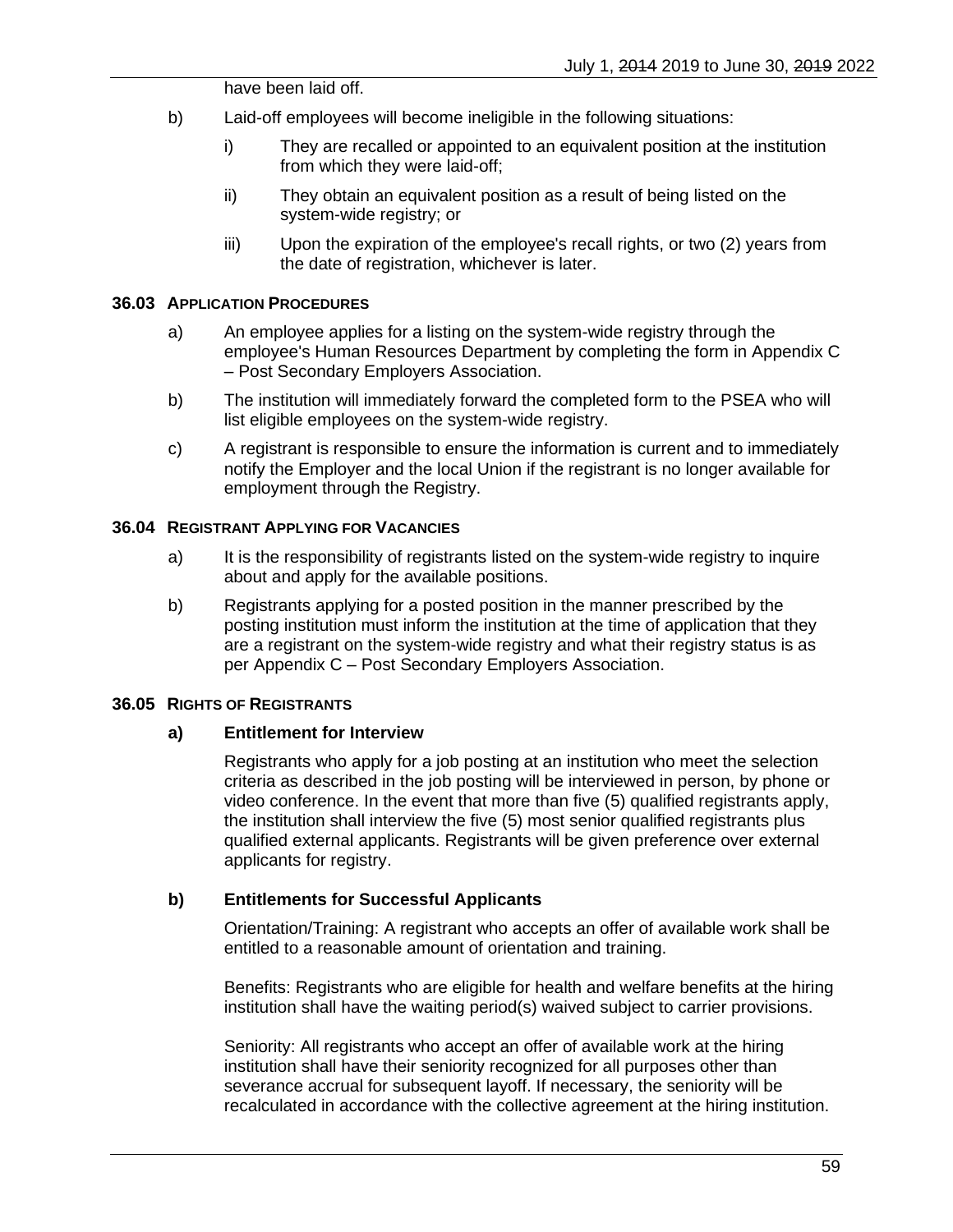have been laid off.

b) Laid-off employees will become ineligible in the following situations:

   i) They are recalled or appointed to an equivalent position at the institution from which they were laid-off;

   ii) They obtain an equivalent position as a result of being listed on the system-wide registry; or

   iii) Upon the expiration of the employee's recall rights, or two (2) years from the date of registration, whichever is later.

### 36.03 APPLICATION PROCEDURES

a) An employee applies for a listing on the system-wide registry through the employee's Human Resources Department by completing the form in Appendix C – Post Secondary Employers Association.

b) The institution will immediately forward the completed form to the PSEA who will list eligible employees on the system-wide registry.

c) A registrant is responsible to ensure the information is current and to immediately notify the Employer and the local Union if the registrant is no longer available for employment through the Registry.

### 36.04 REGISTRANT APPLYING FOR VACANCIES

a) It is the responsibility of registrants listed on the system-wide registry to inquire about and apply for the available positions.

b) Registrants applying for a posted position in the manner prescribed by the posting institution must inform the institution at the time of application that they are a registrant on the system-wide registry and what their registry status is as per Appendix C – Post Secondary Employers Association.

### 36.05 RIGHTS OF REGISTRANTS

**a) Entitlement for Interview**

Registrants who apply for a job posting at an institution who meet the selection criteria as described in the job posting will be interviewed in person, by phone or video conference. In the event that more than five (5) qualified registrants apply, the institution shall interview the five (5) most senior qualified registrants plus qualified external applicants. Registrants will be given preference over external applicants for registry.

**b) Entitlements for Successful Applicants**

Orientation/Training: A registrant who accepts an offer of available work shall be entitled to a reasonable amount of orientation and training.

Benefits: Registrants who are eligible for health and welfare benefits at the hiring institution shall have the waiting period(s) waived subject to carrier provisions.

Seniority: All registrants who accept an offer of available work at the hiring institution shall have their seniority recognized for all purposes other than severance accrual for subsequent layoff. If necessary, the seniority will be recalculated in accordance with the collective agreement at the hiring institution.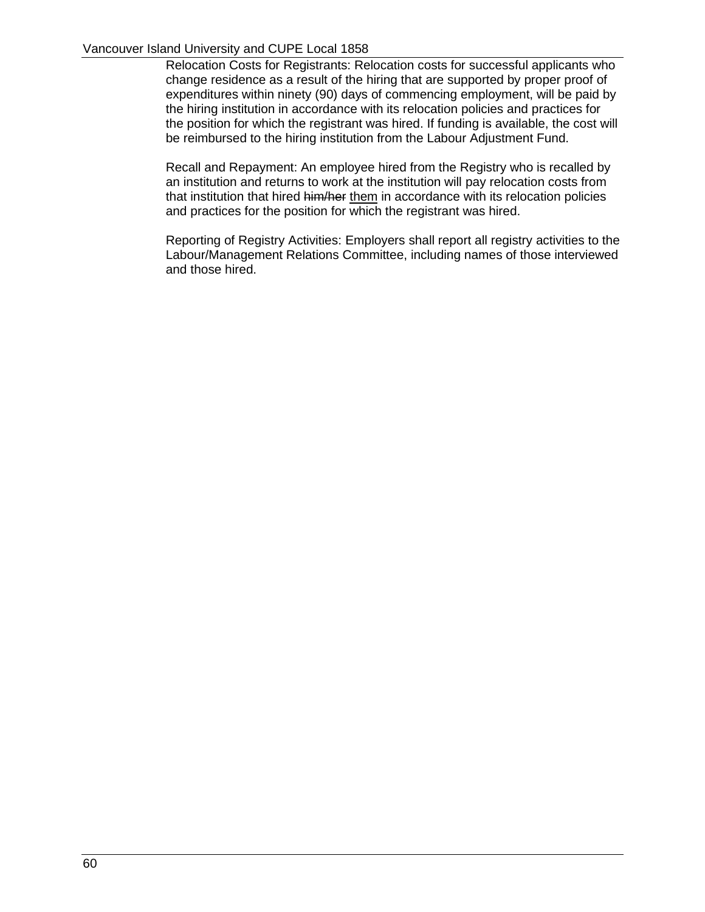Relocation Costs for Registrants: Relocation costs for successful applicants who change residence as a result of the hiring that are supported by proper proof of expenditures within ninety (90) days of commencing employment, will be paid by the hiring institution in accordance with its relocation policies and practices for the position for which the registrant was hired. If funding is available, the cost will be reimbursed to the hiring institution from the Labour Adjustment Fund.

Recall and Repayment: An employee hired from the Registry who is recalled by an institution and returns to work at the institution will pay relocation costs from that institution that hired ~~him/her~~ <u>them</u> in accordance with its relocation policies and practices for the position for which the registrant was hired.

Reporting of Registry Activities: Employers shall report all registry activities to the Labour/Management Relations Committee, including names of those interviewed and those hired.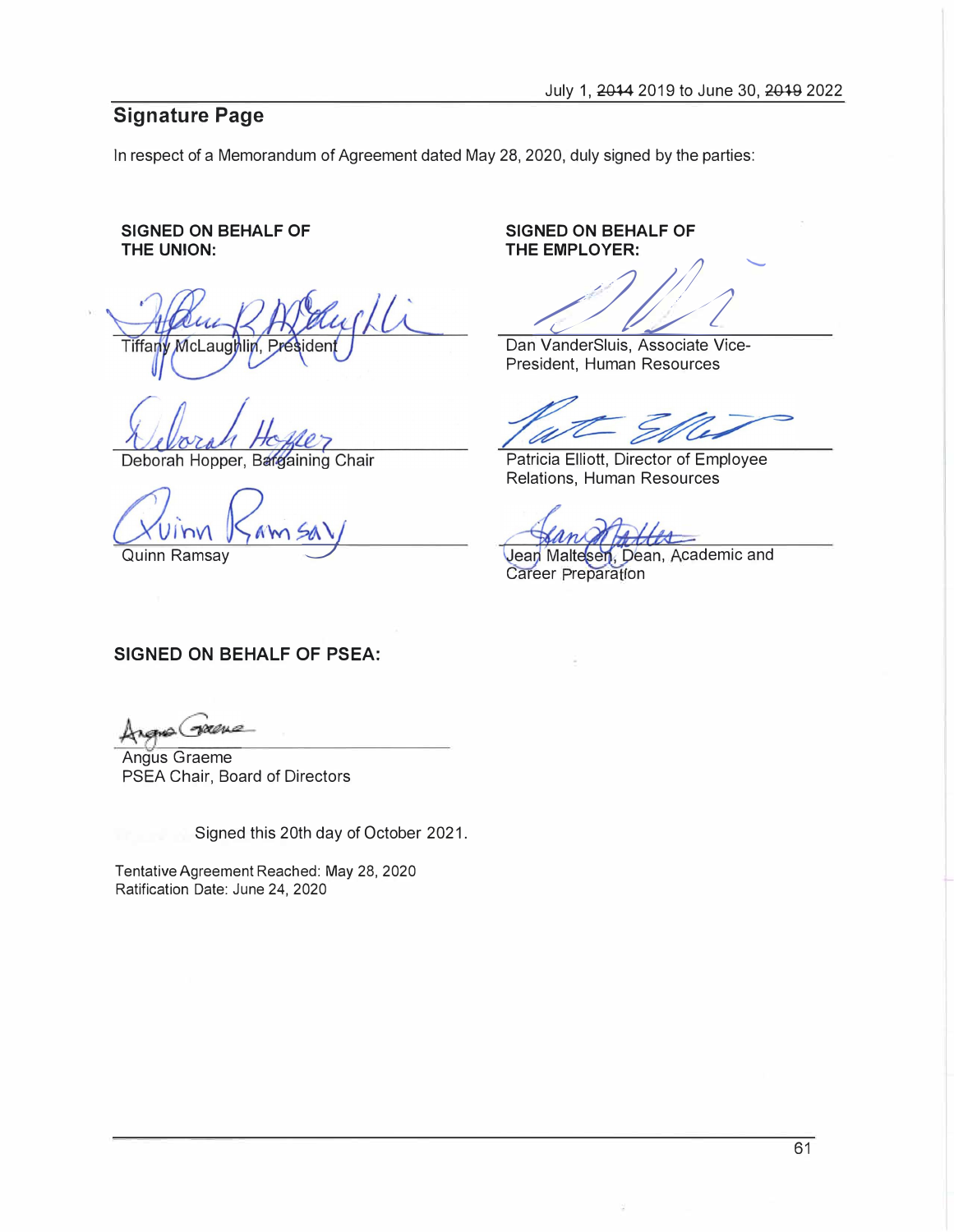## Signature Page

In respect of a Memorandum of Agreement dated May 28, 2020, duly signed by the parties:

**SIGNED ON BEHALF OF THE UNION:**

Tiffany McLaughlin, President

Deborah Hopper, Bargaining Chair

Quinn Ramsay

**SIGNED ON BEHALF OF THE EMPLOYER:**

Dan VanderSluis, Associate Vice-President, Human Resources

Patricia Elliott, Director of Employee Relations, Human Resources

Jean Maltesen, Dean, Academic and Career Preparation

**SIGNED ON BEHALF OF PSEA:**

Angus Graeme
PSEA Chair, Board of Directors

Signed this 20th day of October 2021.

Tentative Agreement Reached: May 28, 2020
Ratification Date: June 24, 2020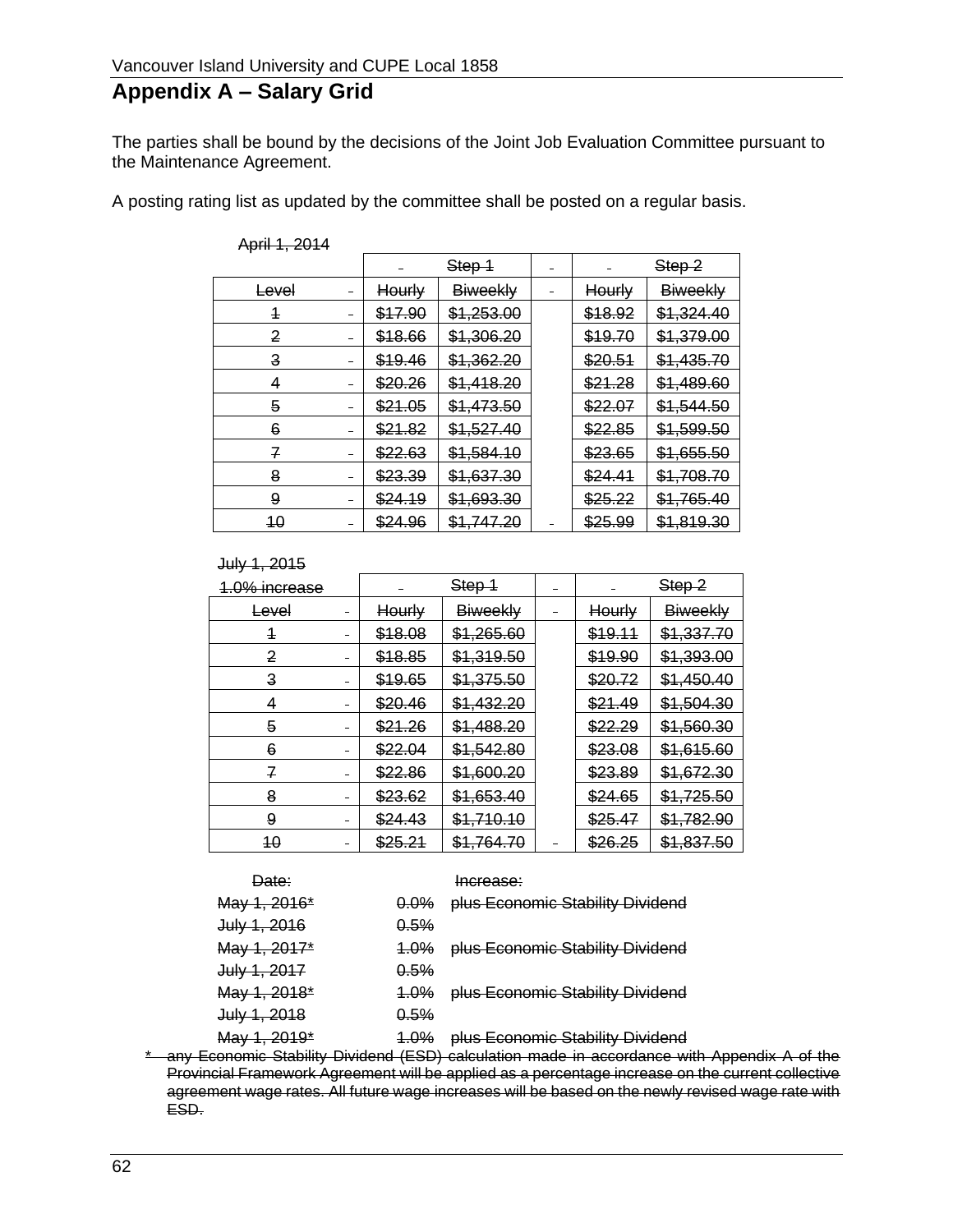## Appendix A – Salary Grid

The parties shall be bound by the decisions of the Joint Job Evaluation Committee pursuant to the Maintenance Agreement.

A posting rating list as updated by the committee shall be posted on a regular basis.

~~April 1, 2014~~

| | | ~~Step 1~~ | | ~~Step 2~~ |
|---|---|---|---|---|
| ~~Level~~ | ~~Hourly~~ | ~~Biweekly~~ | ~~Hourly~~ | ~~Biweekly~~ |
| ~~1~~ | ~~$17.90~~ | ~~$1,253.00~~ | ~~$18.92~~ | ~~$1,324.40~~ |
| ~~2~~ | ~~$18.66~~ | ~~$1,306.20~~ | ~~$19.70~~ | ~~$1,379.00~~ |
| ~~3~~ | ~~$19.46~~ | ~~$1,362.20~~ | ~~$20.51~~ | ~~$1,435.70~~ |
| ~~4~~ | ~~$20.26~~ | ~~$1,418.20~~ | ~~$21.28~~ | ~~$1,489.60~~ |
| ~~5~~ | ~~$21.05~~ | ~~$1,473.50~~ | ~~$22.07~~ | ~~$1,544.50~~ |
| ~~6~~ | ~~$21.82~~ | ~~$1,527.40~~ | ~~$22.85~~ | ~~$1,599.50~~ |
| ~~7~~ | ~~$22.63~~ | ~~$1,584.10~~ | ~~$23.65~~ | ~~$1,655.50~~ |
| ~~8~~ | ~~$23.39~~ | ~~$1,637.30~~ | ~~$24.41~~ | ~~$1,708.70~~ |
| ~~9~~ | ~~$24.19~~ | ~~$1,693.30~~ | ~~$25.22~~ | ~~$1,765.40~~ |
| ~~10~~ | ~~$24.96~~ | ~~$1,747.20~~ | ~~$25.99~~ | ~~$1,819.30~~ |

~~July 1, 2015~~

| ~~1.0% increase~~ | | ~~Step 1~~ | | ~~Step 2~~ |
|---|---|---|---|---|
| ~~Level~~ | ~~Hourly~~ | ~~Biweekly~~ | ~~Hourly~~ | ~~Biweekly~~ |
| ~~1~~ | ~~$18.08~~ | ~~$1,265.60~~ | ~~$19.11~~ | ~~$1,337.70~~ |
| ~~2~~ | ~~$18.85~~ | ~~$1,319.50~~ | ~~$19.90~~ | ~~$1,393.00~~ |
| ~~3~~ | ~~$19.65~~ | ~~$1,375.50~~ | ~~$20.72~~ | ~~$1,450.40~~ |
| ~~4~~ | ~~$20.46~~ | ~~$1,432.20~~ | ~~$21.49~~ | ~~$1,504.30~~ |
| ~~5~~ | ~~$21.26~~ | ~~$1,488.20~~ | ~~$22.29~~ | ~~$1,560.30~~ |
| ~~6~~ | ~~$22.04~~ | ~~$1,542.80~~ | ~~$23.08~~ | ~~$1,615.60~~ |
| ~~7~~ | ~~$22.86~~ | ~~$1,600.20~~ | ~~$23.89~~ | ~~$1,672.30~~ |
| ~~8~~ | ~~$23.62~~ | ~~$1,653.40~~ | ~~$24.65~~ | ~~$1,725.50~~ |
| ~~9~~ | ~~$24.43~~ | ~~$1,710.10~~ | ~~$25.47~~ | ~~$1,782.90~~ |
| ~~10~~ | ~~$25.21~~ | ~~$1,764.70~~ | ~~$26.25~~ | ~~$1,837.50~~ |

| ~~Date:~~ | | ~~Increase:~~ |
|---|---|---|
| ~~May 1, 2016*~~ | ~~0.0%~~ | ~~plus Economic Stability Dividend~~ |
| ~~July 1, 2016~~ | ~~0.5%~~ | |
| ~~May 1, 2017*~~ | ~~1.0%~~ | ~~plus Economic Stability Dividend~~ |
| ~~July 1, 2017~~ | ~~0.5%~~ | |
| ~~May 1, 2018*~~ | ~~1.0%~~ | ~~plus Economic Stability Dividend~~ |
| ~~July 1, 2018~~ | ~~0.5%~~ | |
| ~~May 1, 2019*~~ | ~~1.0%~~ | ~~plus Economic Stability Dividend~~ |

~~* any Economic Stability Dividend (ESD) calculation made in accordance with Appendix A of the Provincial Framework Agreement will be applied as a percentage increase on the current collective agreement wage rates. All future wage increases will be based on the newly revised wage rate with ESD.~~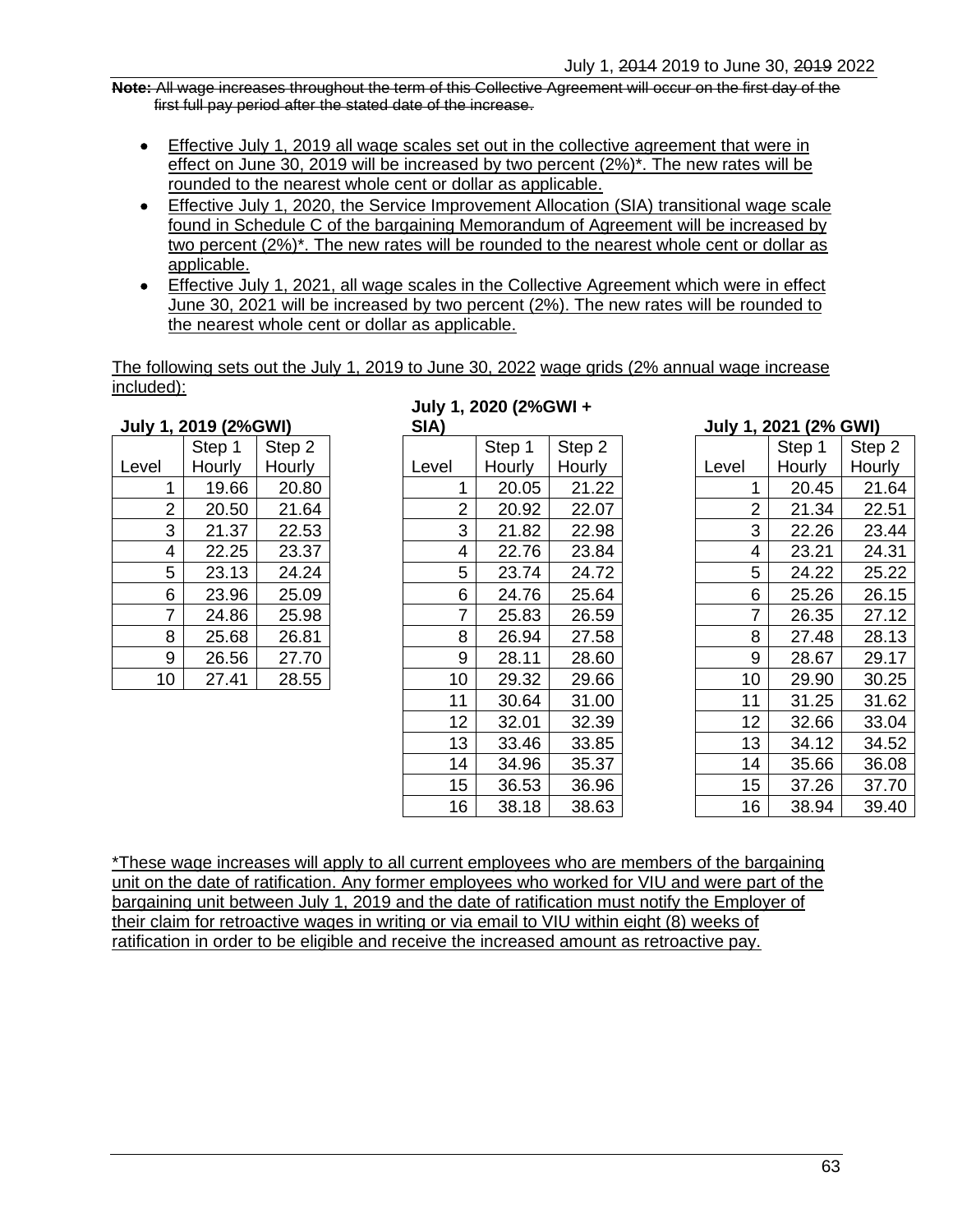**Note:** ~~All wage increases throughout the term of this Collective Agreement will occur on the first day of the first full pay period after the stated date of the increase.~~

- Effective July 1, 2019 all wage scales set out in the collective agreement that were in effect on June 30, 2019 will be increased by two percent (2%)*. The new rates will be rounded to the nearest whole cent or dollar as applicable.
- Effective July 1, 2020, the Service Improvement Allocation (SIA) transitional wage scale found in Schedule C of the bargaining Memorandum of Agreement will be increased by two percent (2%)*. The new rates will be rounded to the nearest whole cent or dollar as applicable.
- Effective July 1, 2021, all wage scales in the Collective Agreement which were in effect June 30, 2021 will be increased by two percent (2%). The new rates will be rounded to the nearest whole cent or dollar as applicable.

The following sets out the July 1, 2019 to June 30, 2022 wage grids (2% annual wage increase included):

**July 1, 2019 (2%GWI)**

| Level | Step 1 Hourly | Step 2 Hourly |
|---|---|---|
| 1 | 19.66 | 20.80 |
| 2 | 20.50 | 21.64 |
| 3 | 21.37 | 22.53 |
| 4 | 22.25 | 23.37 |
| 5 | 23.13 | 24.24 |
| 6 | 23.96 | 25.09 |
| 7 | 24.86 | 25.98 |
| 8 | 25.68 | 26.81 |
| 9 | 26.56 | 27.70 |
| 10 | 27.41 | 28.55 |

**July 1, 2020 (2%GWI + SIA)**

| Level | Step 1 Hourly | Step 2 Hourly |
|---|---|---|
| 1 | 20.05 | 21.22 |
| 2 | 20.92 | 22.07 |
| 3 | 21.82 | 22.98 |
| 4 | 22.76 | 23.84 |
| 5 | 23.74 | 24.72 |
| 6 | 24.76 | 25.64 |
| 7 | 25.83 | 26.59 |
| 8 | 26.94 | 27.58 |
| 9 | 28.11 | 28.60 |
| 10 | 29.32 | 29.66 |
| 11 | 30.64 | 31.00 |
| 12 | 32.01 | 32.39 |
| 13 | 33.46 | 33.85 |
| 14 | 34.96 | 35.37 |
| 15 | 36.53 | 36.96 |
| 16 | 38.18 | 38.63 |

**July 1, 2021 (2% GWI)**

| Level | Step 1 Hourly | Step 2 Hourly |
|---|---|---|
| 1 | 20.45 | 21.64 |
| 2 | 21.34 | 22.51 |
| 3 | 22.26 | 23.44 |
| 4 | 23.21 | 24.31 |
| 5 | 24.22 | 25.22 |
| 6 | 25.26 | 26.15 |
| 7 | 26.35 | 27.12 |
| 8 | 27.48 | 28.13 |
| 9 | 28.67 | 29.17 |
| 10 | 29.90 | 30.25 |
| 11 | 31.25 | 31.62 |
| 12 | 32.66 | 33.04 |
| 13 | 34.12 | 34.52 |
| 14 | 35.66 | 36.08 |
| 15 | 37.26 | 37.70 |
| 16 | 38.94 | 39.40 |

*These wage increases will apply to all current employees who are members of the bargaining unit on the date of ratification. Any former employees who worked for VIU and were part of the bargaining unit between July 1, 2019 and the date of ratification must notify the Employer of their claim for retroactive wages in writing or via email to VIU within eight (8) weeks of ratification in order to be eligible and receive the increased amount as retroactive pay.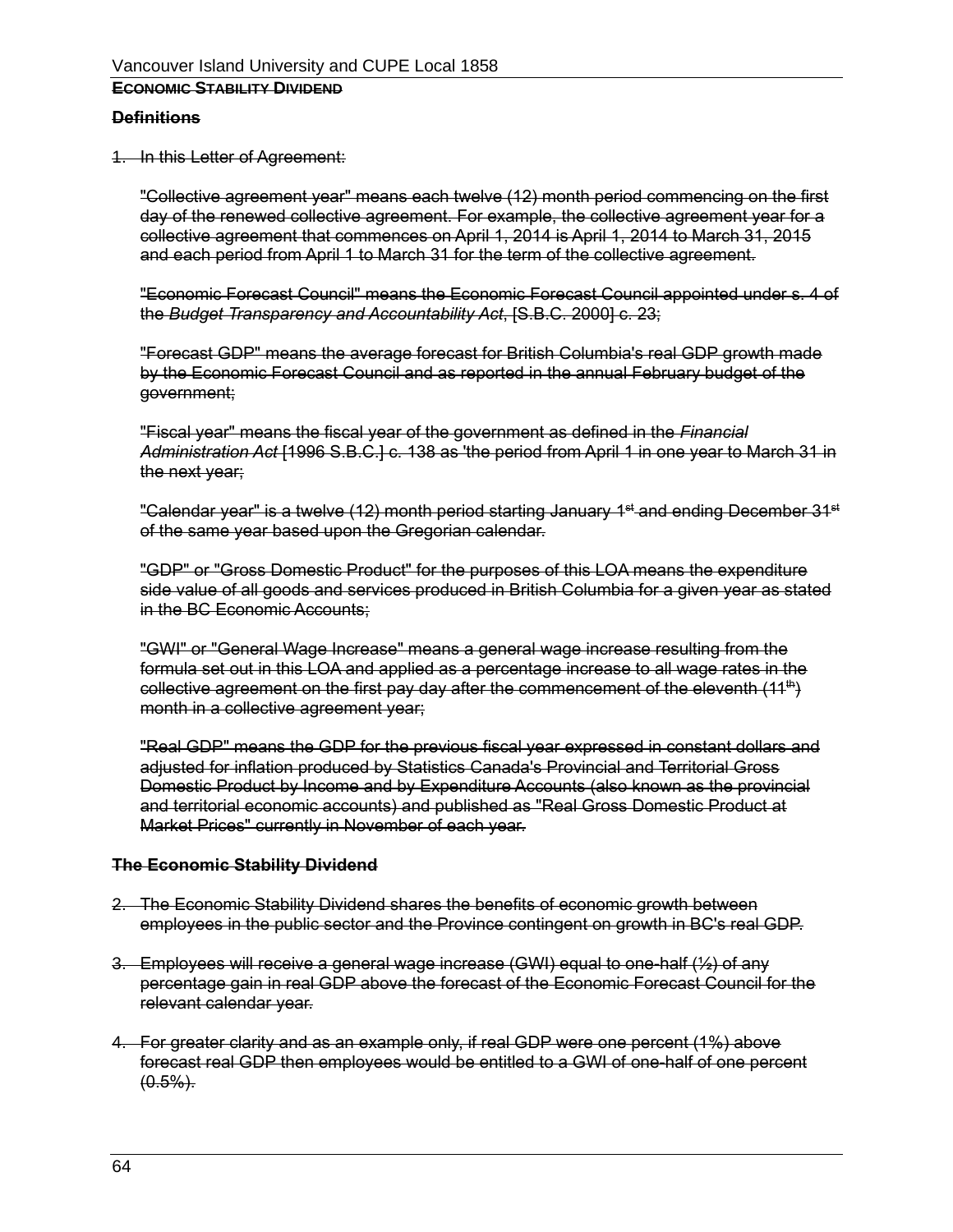**~~ECONOMIC STABILITY DIVIDEND~~**

**~~Definitions~~**

1. ~~In this Letter of Agreement:~~

   ~~"Collective agreement year" means each twelve (12) month period commencing on the first day of the renewed collective agreement. For example, the collective agreement year for a collective agreement that commences on April 1, 2014 is April 1, 2014 to March 31, 2015 and each period from April 1 to March 31 for the term of the collective agreement.~~

   ~~"Economic Forecast Council" means the Economic Forecast Council appointed under s. 4 of the *Budget Transparency and Accountability Act*, [S.B.C. 2000] c. 23;~~

   ~~"Forecast GDP" means the average forecast for British Columbia's real GDP growth made by the Economic Forecast Council and as reported in the annual February budget of the government;~~

   ~~"Fiscal year" means the fiscal year of the government as defined in the *Financial Administration Act* [1996 S.B.C.] c. 138 as 'the period from April 1 in one year to March 31 in the next year;~~

   ~~"Calendar year" is a twelve (12) month period starting January 1st and ending December 31st of the same year based upon the Gregorian calendar.~~

   ~~"GDP" or "Gross Domestic Product" for the purposes of this LOA means the expenditure side value of all goods and services produced in British Columbia for a given year as stated in the BC Economic Accounts;~~

   ~~"GWI" or "General Wage Increase" means a general wage increase resulting from the formula set out in this LOA and applied as a percentage increase to all wage rates in the collective agreement on the first pay day after the commencement of the eleventh (11th) month in a collective agreement year;~~

   ~~"Real GDP" means the GDP for the previous fiscal year expressed in constant dollars and adjusted for inflation produced by Statistics Canada's Provincial and Territorial Gross Domestic Product by Income and by Expenditure Accounts (also known as the provincial and territorial economic accounts) and published as "Real Gross Domestic Product at Market Prices" currently in November of each year.~~

**~~The Economic Stability Dividend~~**

2. ~~The Economic Stability Dividend shares the benefits of economic growth between employees in the public sector and the Province contingent on growth in BC's real GDP.~~

3. ~~Employees will receive a general wage increase (GWI) equal to one-half (½) of any percentage gain in real GDP above the forecast of the Economic Forecast Council for the relevant calendar year.~~

4. ~~For greater clarity and as an example only, if real GDP were one percent (1%) above forecast real GDP then employees would be entitled to a GWI of one-half of one percent (0.5%).~~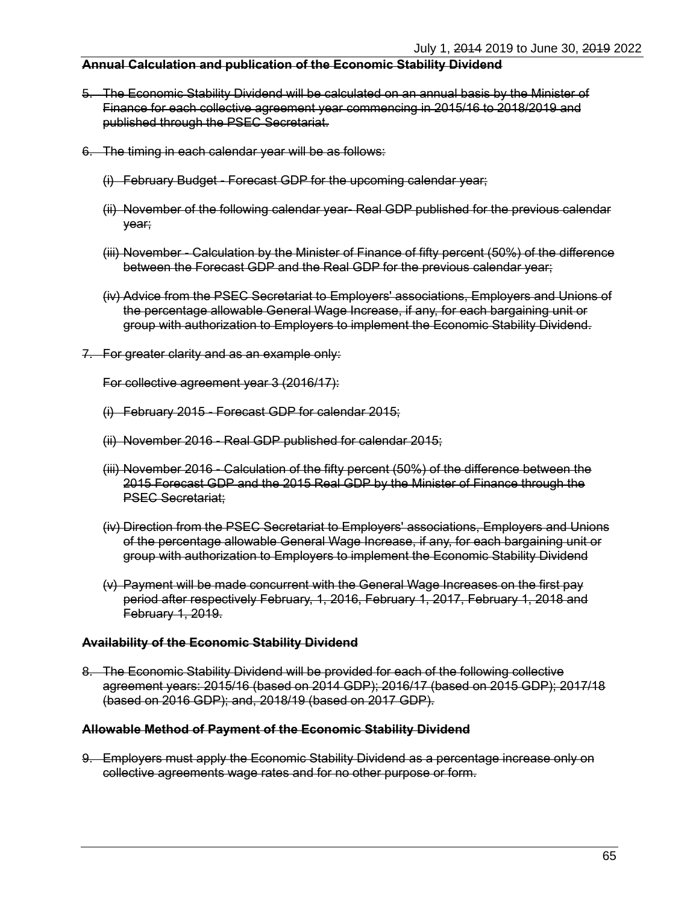~~**Annual Calculation and publication of the Economic Stability Dividend**~~

5. ~~The Economic Stability Dividend will be calculated on an annual basis by the Minister of Finance for each collective agreement year commencing in 2015/16 to 2018/2019 and published through the PSEC Secretariat.~~

6. ~~The timing in each calendar year will be as follows:~~

   ~~(i) February Budget - Forecast GDP for the upcoming calendar year;~~

   ~~(ii) November of the following calendar year- Real GDP published for the previous calendar year;~~

   ~~(iii) November - Calculation by the Minister of Finance of fifty percent (50%) of the difference between the Forecast GDP and the Real GDP for the previous calendar year;~~

   ~~(iv) Advice from the PSEC Secretariat to Employers' associations, Employers and Unions of the percentage allowable General Wage Increase, if any, for each bargaining unit or group with authorization to Employers to implement the Economic Stability Dividend.~~

7. ~~For greater clarity and as an example only:~~

   ~~For collective agreement year 3 (2016/17):~~

   ~~(i) February 2015 - Forecast GDP for calendar 2015;~~

   ~~(ii) November 2016 - Real GDP published for calendar 2015;~~

   ~~(iii) November 2016 - Calculation of the fifty percent (50%) of the difference between the 2015 Forecast GDP and the 2015 Real GDP by the Minister of Finance through the PSEC Secretariat;~~

   ~~(iv) Direction from the PSEC Secretariat to Employers' associations, Employers and Unions of the percentage allowable General Wage Increase, if any, for each bargaining unit or group with authorization to Employers to implement the Economic Stability Dividend~~

   ~~(v) Payment will be made concurrent with the General Wage Increases on the first pay period after respectively February, 1, 2016, February 1, 2017, February 1, 2018 and February 1, 2019.~~

~~**Availability of the Economic Stability Dividend**~~

8. ~~The Economic Stability Dividend will be provided for each of the following collective agreement years: 2015/16 (based on 2014 GDP); 2016/17 (based on 2015 GDP); 2017/18 (based on 2016 GDP); and, 2018/19 (based on 2017 GDP).~~

~~**Allowable Method of Payment of the Economic Stability Dividend**~~

9. ~~Employers must apply the Economic Stability Dividend as a percentage increase only on collective agreements wage rates and for no other purpose or form.~~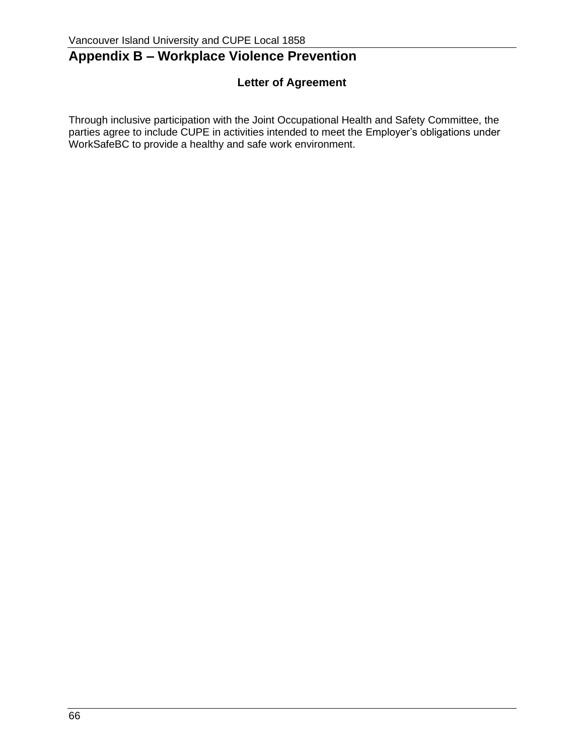# Appendix B – Workplace Violence Prevention

**Letter of Agreement**

Through inclusive participation with the Joint Occupational Health and Safety Committee, the parties agree to include CUPE in activities intended to meet the Employer's obligations under WorkSafeBC to provide a healthy and safe work environment.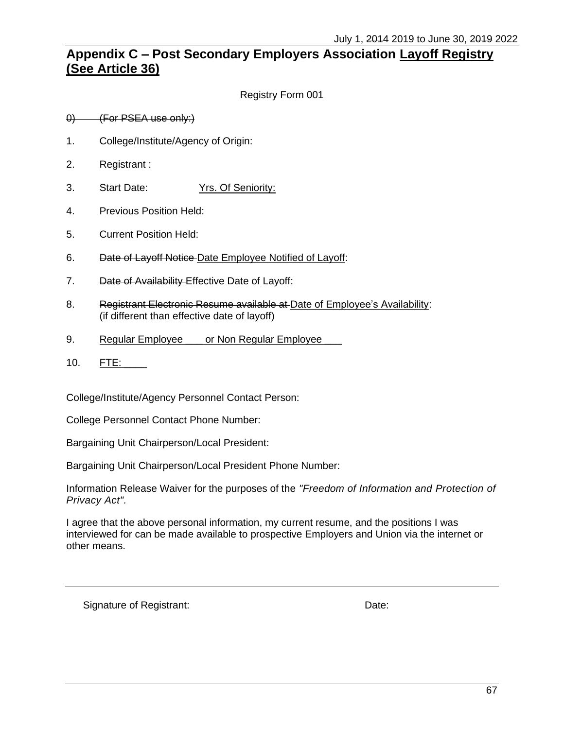## Appendix C – Post Secondary Employers Association Layoff Registry (See Article 36)

Registry Form 001

0) (For PSEA use only:)

1. College/Institute/Agency of Origin:
2. Registrant :
3. Start Date: Yrs. Of Seniority:
4. Previous Position Held:
5. Current Position Held:
6. Date of Layoff Notice Date Employee Notified of Layoff:
7. Date of Availability Effective Date of Layoff:
8. Registrant Electronic Resume available at Date of Employee's Availability:
   (if different than effective date of layoff)
9. Regular Employee \_\_\_ or Non Regular Employee \_\_\_
10. FTE: \_\_\_\_

College/Institute/Agency Personnel Contact Person:

College Personnel Contact Phone Number:

Bargaining Unit Chairperson/Local President:

Bargaining Unit Chairperson/Local President Phone Number:

Information Release Waiver for the purposes of the *"Freedom of Information and Protection of Privacy Act".*

I agree that the above personal information, my current resume, and the positions I was interviewed for can be made available to prospective Employers and Union via the internet or other means.

Signature of Registrant: Date: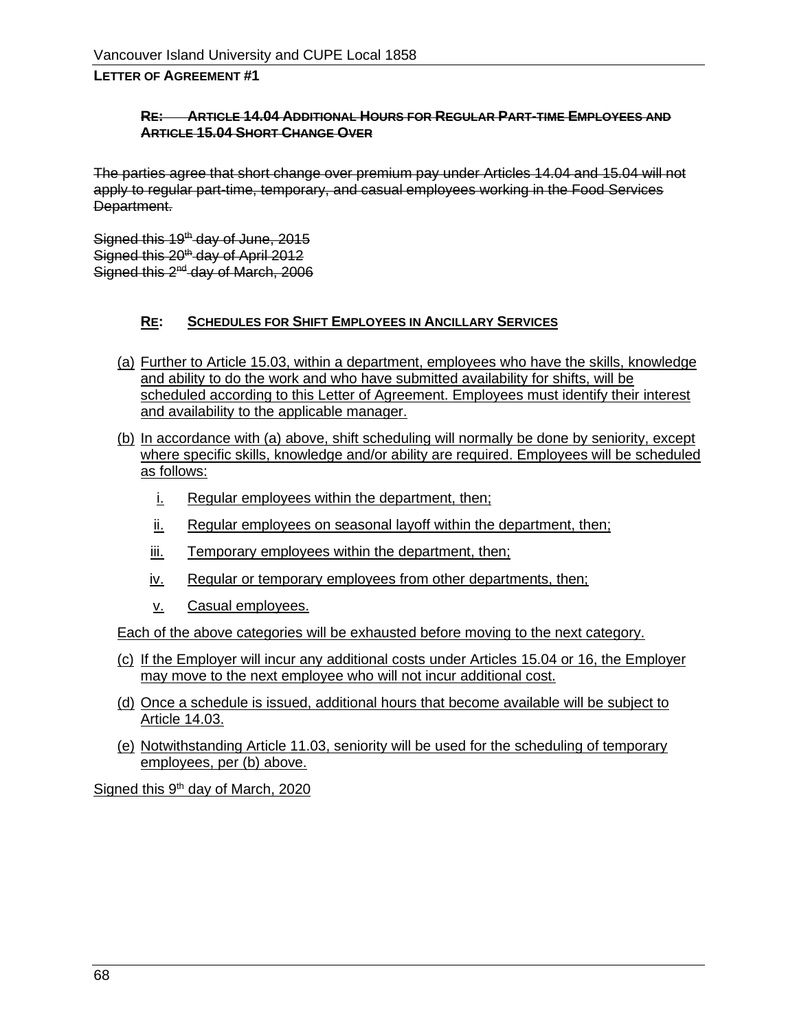## LETTER OF AGREEMENT #1

### ~~RE: ARTICLE 14.04 ADDITIONAL HOURS FOR REGULAR PART-TIME EMPLOYEES AND ARTICLE 15.04 SHORT CHANGE OVER~~

~~The parties agree that short change over premium pay under Articles 14.04 and 15.04 will not apply to regular part-time, temporary, and casual employees working in the Food Services Department.~~

~~Signed this 19th day of June, 2015~~
~~Signed this 20th day of April 2012~~
~~Signed this 2nd day of March, 2006~~

### RE: SCHEDULES FOR SHIFT EMPLOYEES IN ANCILLARY SERVICES

(a) Further to Article 15.03, within a department, employees who have the skills, knowledge and ability to do the work and who have submitted availability for shifts, will be scheduled according to this Letter of Agreement. Employees must identify their interest and availability to the applicable manager.

(b) In accordance with (a) above, shift scheduling will normally be done by seniority, except where specific skills, knowledge and/or ability are required. Employees will be scheduled as follows:

   i. Regular employees within the department, then;

   ii. Regular employees on seasonal layoff within the department, then;

   iii. Temporary employees within the department, then;

   iv. Regular or temporary employees from other departments, then;

   v. Casual employees.

Each of the above categories will be exhausted before moving to the next category.

(c) If the Employer will incur any additional costs under Articles 15.04 or 16, the Employer may move to the next employee who will not incur additional cost.

(d) Once a schedule is issued, additional hours that become available will be subject to Article 14.03.

(e) Notwithstanding Article 11.03, seniority will be used for the scheduling of temporary employees, per (b) above.

Signed this 9th day of March, 2020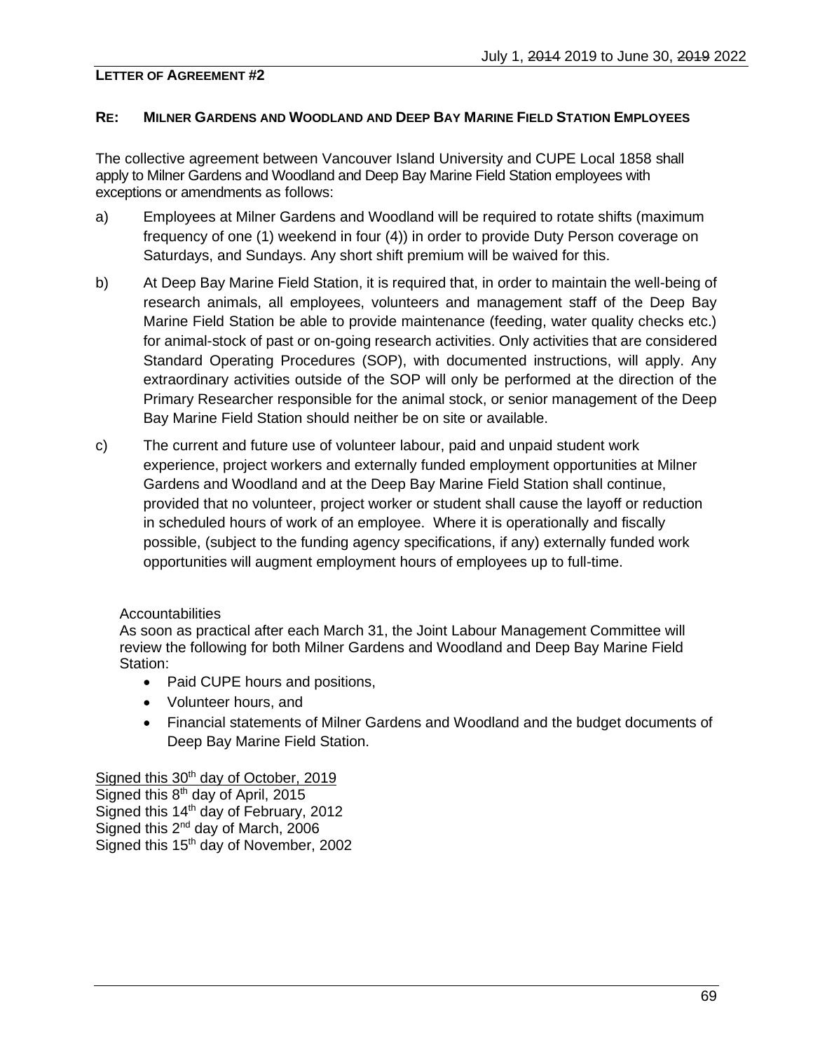**LETTER OF AGREEMENT #2**

**RE: MILNER GARDENS AND WOODLAND AND DEEP BAY MARINE FIELD STATION EMPLOYEES**

The collective agreement between Vancouver Island University and CUPE Local 1858 shall apply to Milner Gardens and Woodland and Deep Bay Marine Field Station employees with exceptions or amendments as follows:

a) Employees at Milner Gardens and Woodland will be required to rotate shifts (maximum frequency of one (1) weekend in four (4)) in order to provide Duty Person coverage on Saturdays, and Sundays. Any short shift premium will be waived for this.

b) At Deep Bay Marine Field Station, it is required that, in order to maintain the well-being of research animals, all employees, volunteers and management staff of the Deep Bay Marine Field Station be able to provide maintenance (feeding, water quality checks etc.) for animal-stock of past or on-going research activities. Only activities that are considered Standard Operating Procedures (SOP), with documented instructions, will apply. Any extraordinary activities outside of the SOP will only be performed at the direction of the Primary Researcher responsible for the animal stock, or senior management of the Deep Bay Marine Field Station should neither be on site or available.

c) The current and future use of volunteer labour, paid and unpaid student work experience, project workers and externally funded employment opportunities at Milner Gardens and Woodland and at the Deep Bay Marine Field Station shall continue, provided that no volunteer, project worker or student shall cause the layoff or reduction in scheduled hours of work of an employee. Where it is operationally and fiscally possible, (subject to the funding agency specifications, if any) externally funded work opportunities will augment employment hours of employees up to full-time.

Accountabilities

As soon as practical after each March 31, the Joint Labour Management Committee will review the following for both Milner Gardens and Woodland and Deep Bay Marine Field Station:

- Paid CUPE hours and positions,
- Volunteer hours, and
- Financial statements of Milner Gardens and Woodland and the budget documents of Deep Bay Marine Field Station.

<u>Signed this 30th day of October, 2019</u>
Signed this 8th day of April, 2015
Signed this 14th day of February, 2012
Signed this 2nd day of March, 2006
Signed this 15th day of November, 2002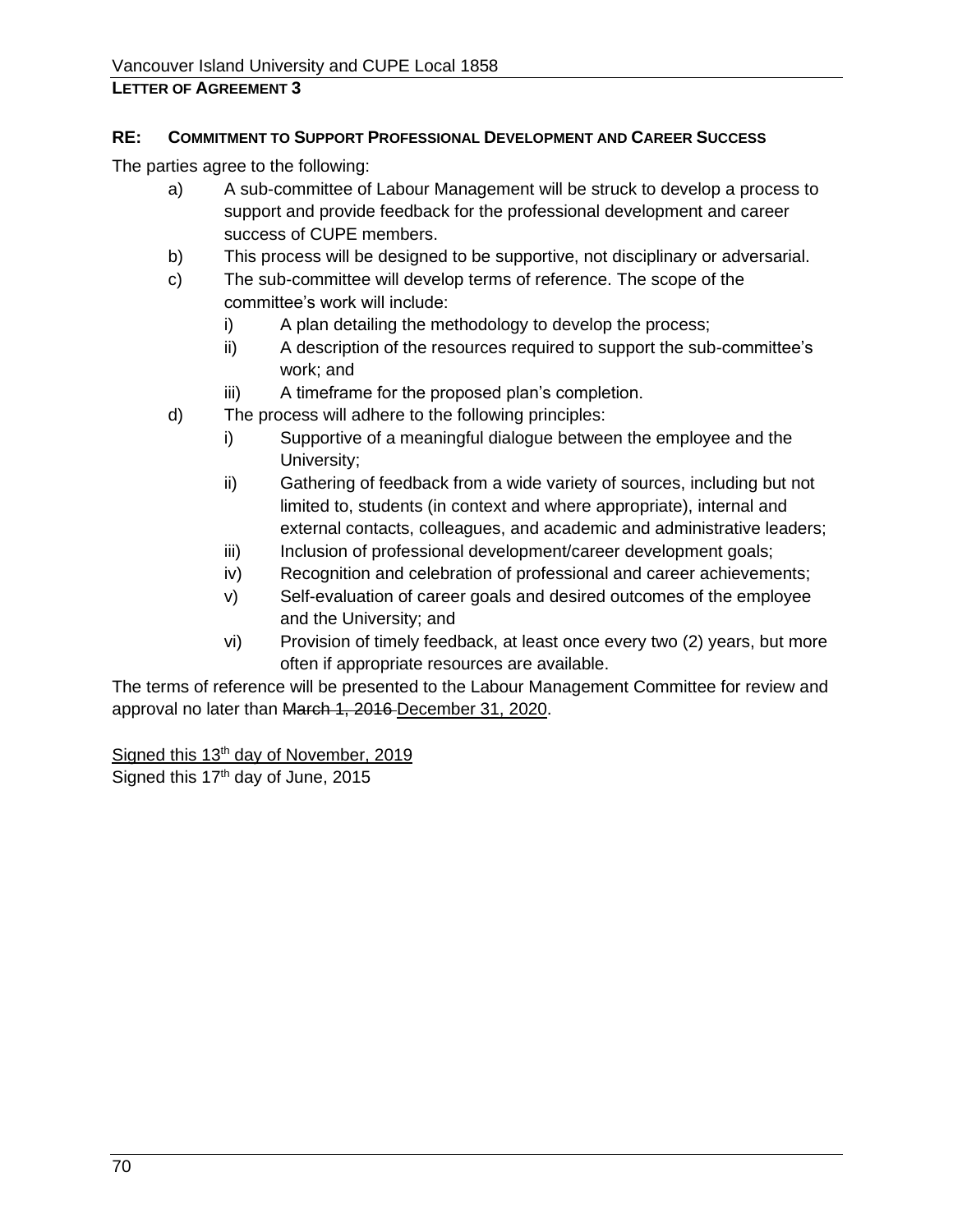# LETTER OF AGREEMENT 3

## RE: COMMITMENT TO SUPPORT PROFESSIONAL DEVELOPMENT AND CAREER SUCCESS

The parties agree to the following:

a) A sub-committee of Labour Management will be struck to develop a process to support and provide feedback for the professional development and career success of CUPE members.

b) This process will be designed to be supportive, not disciplinary or adversarial.

c) The sub-committee will develop terms of reference. The scope of the committee's work will include:
   - i) A plan detailing the methodology to develop the process;
   - ii) A description of the resources required to support the sub-committee's work; and
   - iii) A timeframe for the proposed plan's completion.

d) The process will adhere to the following principles:
   - i) Supportive of a meaningful dialogue between the employee and the University;
   - ii) Gathering of feedback from a wide variety of sources, including but not limited to, students (in context and where appropriate), internal and external contacts, colleagues, and academic and administrative leaders;
   - iii) Inclusion of professional development/career development goals;
   - iv) Recognition and celebration of professional and career achievements;
   - v) Self-evaluation of career goals and desired outcomes of the employee and the University; and
   - vi) Provision of timely feedback, at least once every two (2) years, but more often if appropriate resources are available.

The terms of reference will be presented to the Labour Management Committee for review and approval no later than ~~March 1, 2016~~ <u>December 31, 2020</u>.

<u>Signed this 13th day of November, 2019</u>
Signed this 17th day of June, 2015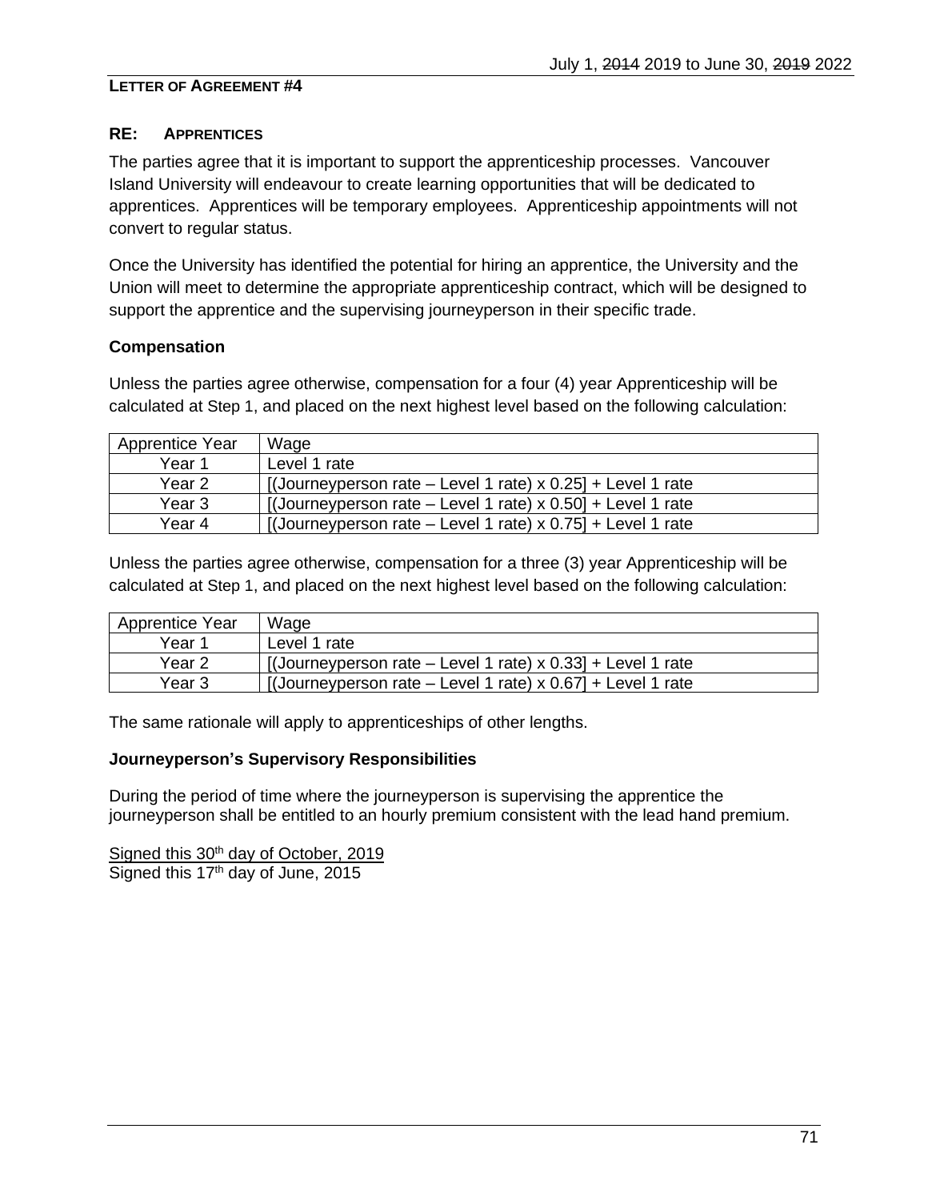## LETTER OF AGREEMENT #4

### RE: APPRENTICES

The parties agree that it is important to support the apprenticeship processes. Vancouver Island University will endeavour to create learning opportunities that will be dedicated to apprentices. Apprentices will be temporary employees. Apprenticeship appointments will not convert to regular status.

Once the University has identified the potential for hiring an apprentice, the University and the Union will meet to determine the appropriate apprenticeship contract, which will be designed to support the apprentice and the supervising journeyperson in their specific trade.

**Compensation**

Unless the parties agree otherwise, compensation for a four (4) year Apprenticeship will be calculated at Step 1, and placed on the next highest level based on the following calculation:

| Apprentice Year | Wage |
|---|---|
| Year 1 | Level 1 rate |
| Year 2 | [(Journeyperson rate – Level 1 rate) x 0.25] + Level 1 rate |
| Year 3 | [(Journeyperson rate – Level 1 rate) x 0.50] + Level 1 rate |
| Year 4 | [(Journeyperson rate – Level 1 rate) x 0.75] + Level 1 rate |

Unless the parties agree otherwise, compensation for a three (3) year Apprenticeship will be calculated at Step 1, and placed on the next highest level based on the following calculation:

| Apprentice Year | Wage |
|---|---|
| Year 1 | Level 1 rate |
| Year 2 | [(Journeyperson rate – Level 1 rate) x 0.33] + Level 1 rate |
| Year 3 | [(Journeyperson rate – Level 1 rate) x 0.67] + Level 1 rate |

The same rationale will apply to apprenticeships of other lengths.

**Journeyperson's Supervisory Responsibilities**

During the period of time where the journeyperson is supervising the apprentice the journeyperson shall be entitled to an hourly premium consistent with the lead hand premium.

Signed this 30th day of October, 2019
Signed this 17th day of June, 2015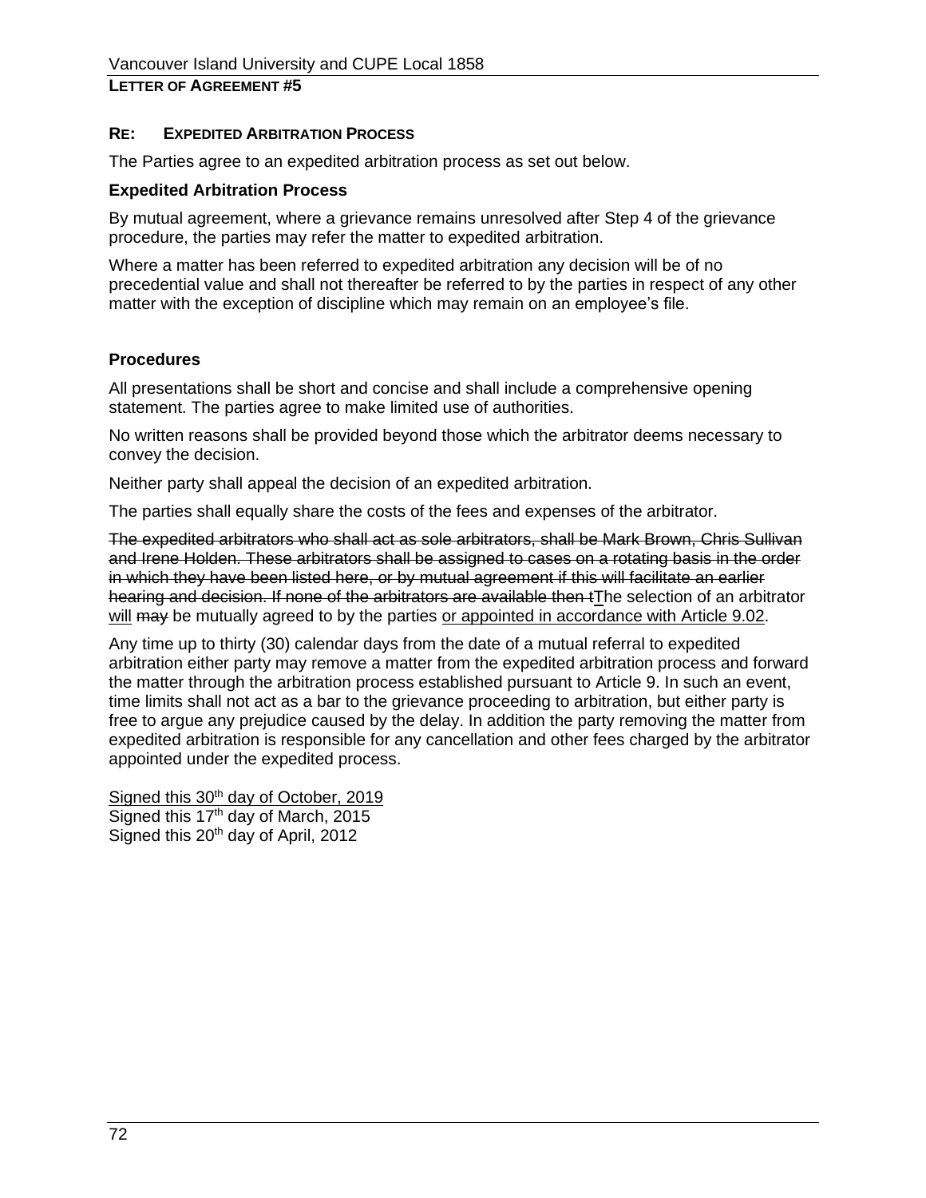**LETTER OF AGREEMENT #5**

**RE: EXPEDITED ARBITRATION PROCESS**

The Parties agree to an expedited arbitration process as set out below.

**Expedited Arbitration Process**

By mutual agreement, where a grievance remains unresolved after Step 4 of the grievance procedure, the parties may refer the matter to expedited arbitration.

Where a matter has been referred to expedited arbitration any decision will be of no precedential value and shall not thereafter be referred to by the parties in respect of any other matter with the exception of discipline which may remain on an employee's file.

**Procedures**

All presentations shall be short and concise and shall include a comprehensive opening statement. The parties agree to make limited use of authorities.

No written reasons shall be provided beyond those which the arbitrator deems necessary to convey the decision.

Neither party shall appeal the decision of an expedited arbitration.

The parties shall equally share the costs of the fees and expenses of the arbitrator.

~~The expedited arbitrators who shall act as sole arbitrators, shall be Mark Brown, Chris Sullivan and Irene Holden. These arbitrators shall be assigned to cases on a rotating basis in the order in which they have been listed here, or by mutual agreement if this will facilitate an earlier hearing and decision. If none of the arbitrators are available then t~~The selection of an arbitrator will ~~may~~ be mutually agreed to by the parties or appointed in accordance with Article 9.02.

Any time up to thirty (30) calendar days from the date of a mutual referral to expedited arbitration either party may remove a matter from the expedited arbitration process and forward the matter through the arbitration process established pursuant to Article 9. In such an event, time limits shall not act as a bar to the grievance proceeding to arbitration, but either party is free to argue any prejudice caused by the delay. In addition the party removing the matter from expedited arbitration is responsible for any cancellation and other fees charged by the arbitrator appointed under the expedited process.

Signed this 30th day of October, 2019
Signed this 17th day of March, 2015
Signed this 20th day of April, 2012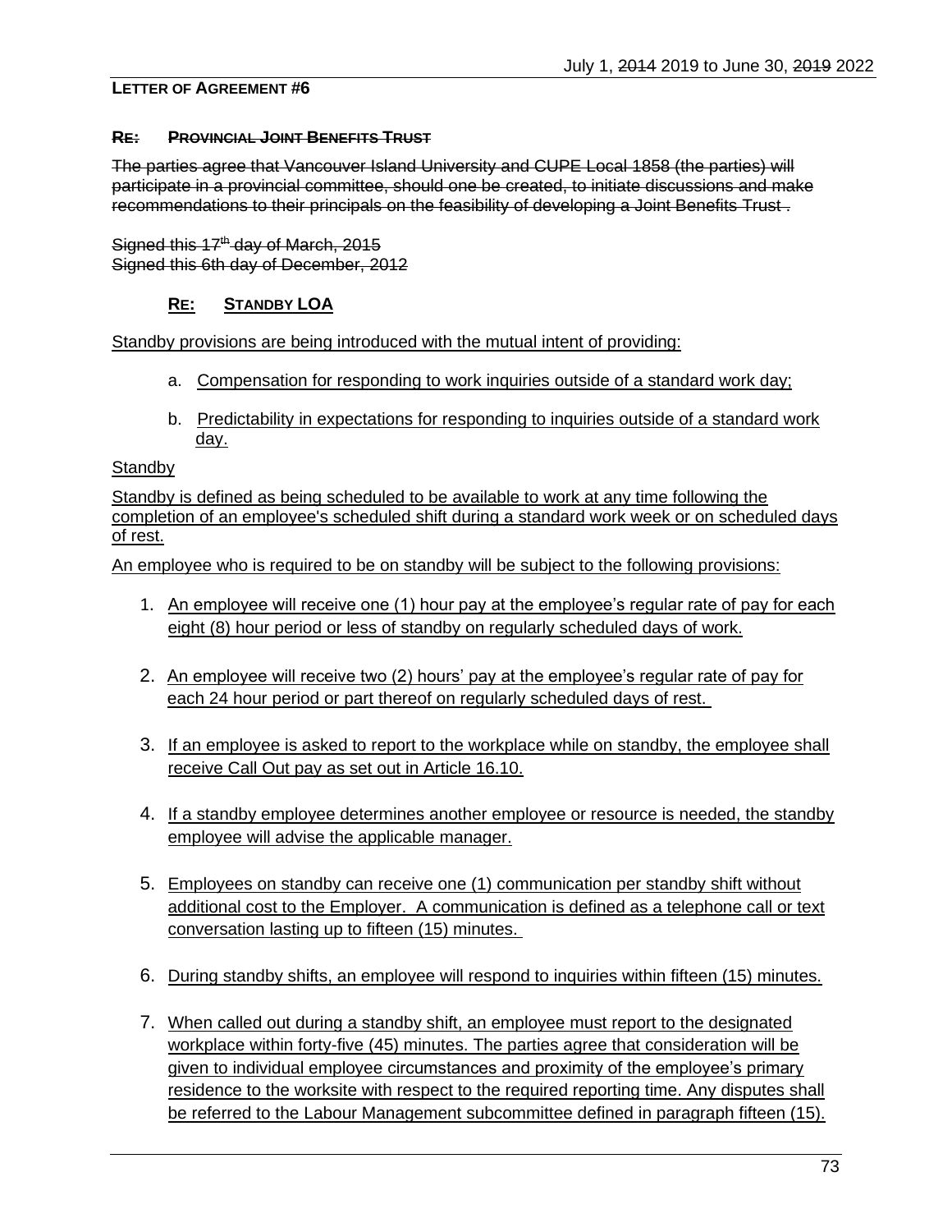## LETTER OF AGREEMENT #6

### ~~RE: PROVINCIAL JOINT BENEFITS TRUST~~

~~The parties agree that Vancouver Island University and CUPE Local 1858 (the parties) will participate in a provincial committee, should one be created, to initiate discussions and make recommendations to their principals on the feasibility of developing a Joint Benefits Trust .~~

~~Signed this 17th day of March, 2015~~
~~Signed this 6th day of December, 2012~~

### RE: STANDBY LOA

Standby provisions are being introduced with the mutual intent of providing:

a. Compensation for responding to work inquiries outside of a standard work day;

b. Predictability in expectations for responding to inquiries outside of a standard work day.

Standby

Standby is defined as being scheduled to be available to work at any time following the completion of an employee's scheduled shift during a standard work week or on scheduled days of rest.

An employee who is required to be on standby will be subject to the following provisions:

1. An employee will receive one (1) hour pay at the employee's regular rate of pay for each eight (8) hour period or less of standby on regularly scheduled days of work.

2. An employee will receive two (2) hours' pay at the employee's regular rate of pay for each 24 hour period or part thereof on regularly scheduled days of rest.

3. If an employee is asked to report to the workplace while on standby, the employee shall receive Call Out pay as set out in Article 16.10.

4. If a standby employee determines another employee or resource is needed, the standby employee will advise the applicable manager.

5. Employees on standby can receive one (1) communication per standby shift without additional cost to the Employer. A communication is defined as a telephone call or text conversation lasting up to fifteen (15) minutes.

6. During standby shifts, an employee will respond to inquiries within fifteen (15) minutes.

7. When called out during a standby shift, an employee must report to the designated workplace within forty-five (45) minutes. The parties agree that consideration will be given to individual employee circumstances and proximity of the employee's primary residence to the worksite with respect to the required reporting time. Any disputes shall be referred to the Labour Management subcommittee defined in paragraph fifteen (15).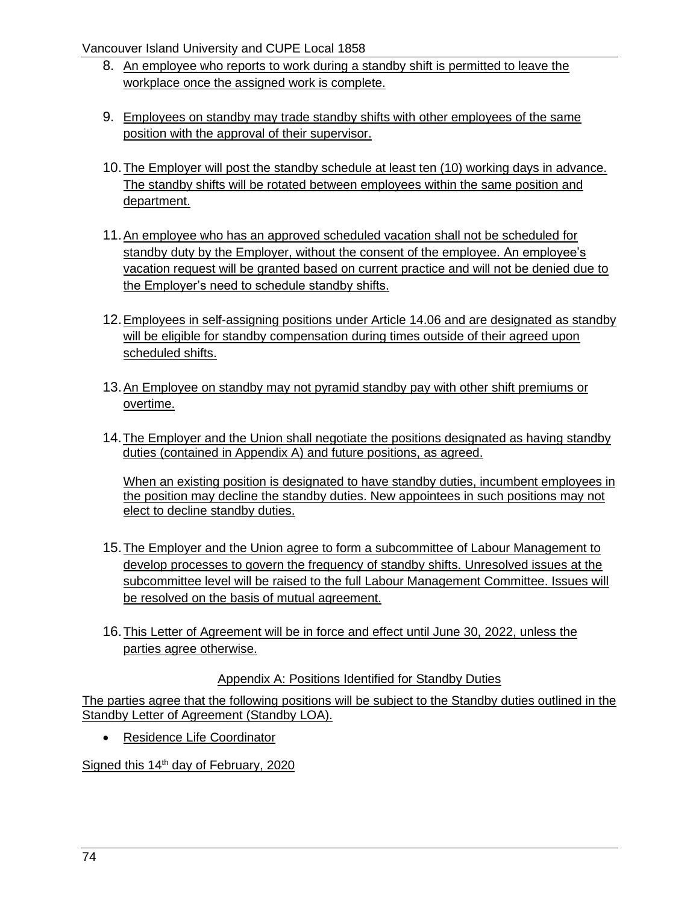8. An employee who reports to work during a standby shift is permitted to leave the workplace once the assigned work is complete.

9. Employees on standby may trade standby shifts with other employees of the same position with the approval of their supervisor.

10. The Employer will post the standby schedule at least ten (10) working days in advance. The standby shifts will be rotated between employees within the same position and department.

11. An employee who has an approved scheduled vacation shall not be scheduled for standby duty by the Employer, without the consent of the employee. An employee's vacation request will be granted based on current practice and will not be denied due to the Employer's need to schedule standby shifts.

12. Employees in self-assigning positions under Article 14.06 and are designated as standby will be eligible for standby compensation during times outside of their agreed upon scheduled shifts.

13. An Employee on standby may not pyramid standby pay with other shift premiums or overtime.

14. The Employer and the Union shall negotiate the positions designated as having standby duties (contained in Appendix A) and future positions, as agreed.

    When an existing position is designated to have standby duties, incumbent employees in the position may decline the standby duties. New appointees in such positions may not elect to decline standby duties.

15. The Employer and the Union agree to form a subcommittee of Labour Management to develop processes to govern the frequency of standby shifts. Unresolved issues at the subcommittee level will be raised to the full Labour Management Committee. Issues will be resolved on the basis of mutual agreement.

16. This Letter of Agreement will be in force and effect until June 30, 2022, unless the parties agree otherwise.

## Appendix A: Positions Identified for Standby Duties

The parties agree that the following positions will be subject to the Standby duties outlined in the Standby Letter of Agreement (Standby LOA).

- Residence Life Coordinator

Signed this 14th day of February, 2020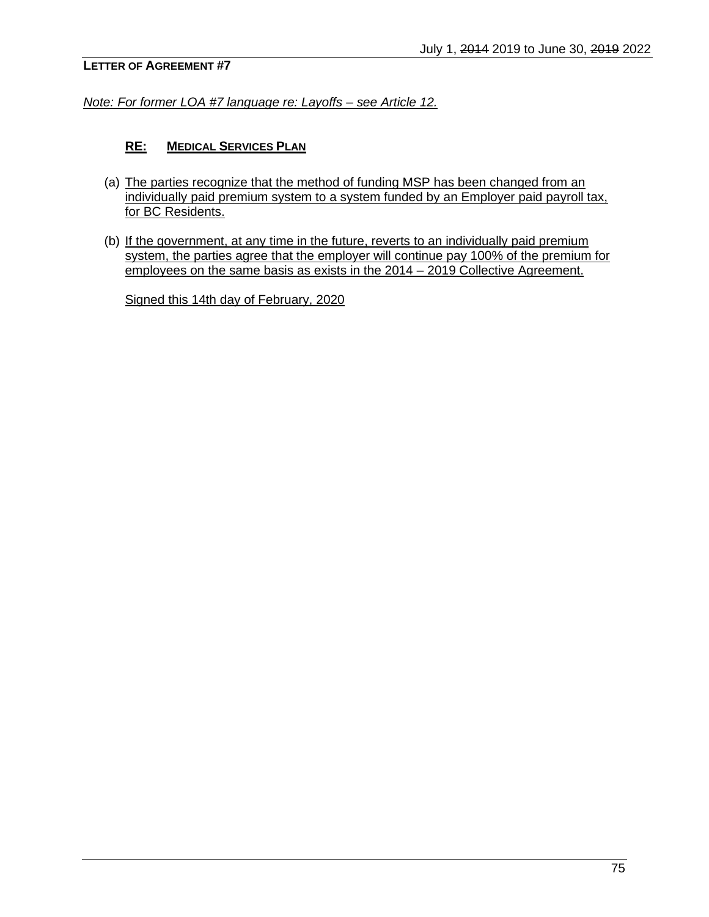**LETTER OF AGREEMENT #7**

*Note: For former LOA #7 language re: Layoffs – see Article 12.*

**RE: MEDICAL SERVICES PLAN**

(a) The parties recognize that the method of funding MSP has been changed from an individually paid premium system to a system funded by an Employer paid payroll tax, for BC Residents.

(b) If the government, at any time in the future, reverts to an individually paid premium system, the parties agree that the employer will continue pay 100% of the premium for employees on the same basis as exists in the 2014 – 2019 Collective Agreement.

Signed this 14th day of February, 2020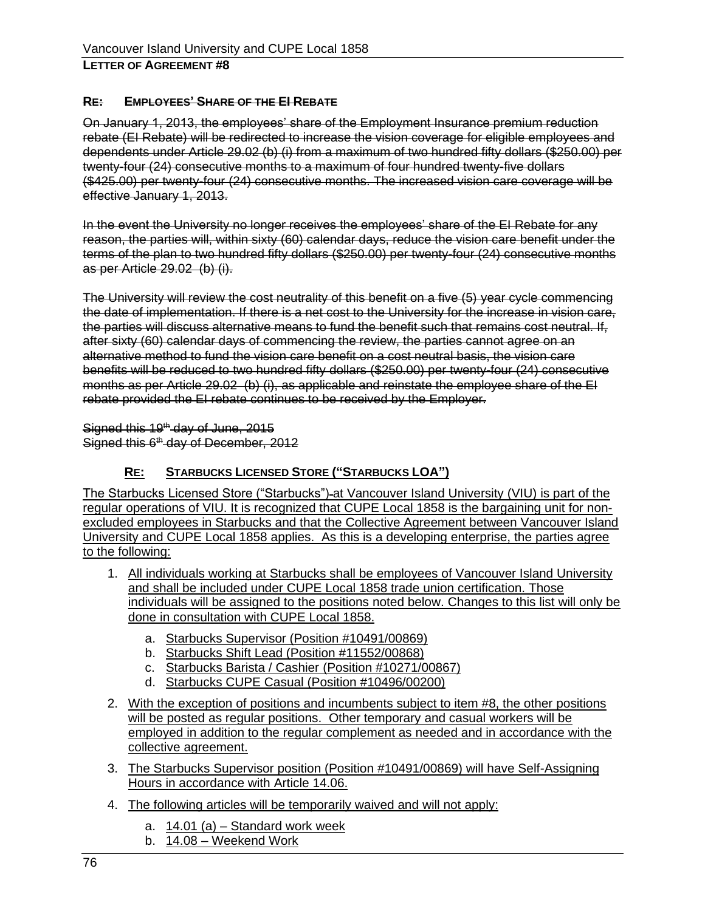Vancouver Island University and CUPE Local 1858

**LETTER OF AGREEMENT #8**

**~~RE: EMPLOYEES' SHARE OF THE EI REBATE~~**

~~On January 1, 2013, the employees' share of the Employment Insurance premium reduction rebate (EI Rebate) will be redirected to increase the vision coverage for eligible employees and dependents under Article 29.02 (b) (i) from a maximum of two hundred fifty dollars ($250.00) per twenty-four (24) consecutive months to a maximum of four hundred twenty-five dollars ($425.00) per twenty-four (24) consecutive months. The increased vision care coverage will be effective January 1, 2013.~~

~~In the event the University no longer receives the employees' share of the EI Rebate for any reason, the parties will, within sixty (60) calendar days, reduce the vision care benefit under the terms of the plan to two hundred fifty dollars ($250.00) per twenty-four (24) consecutive months as per Article 29.02 (b) (i).~~

~~The University will review the cost neutrality of this benefit on a five (5) year cycle commencing the date of implementation. If there is a net cost to the University for the increase in vision care, the parties will discuss alternative means to fund the benefit such that remains cost neutral. If, after sixty (60) calendar days of commencing the review, the parties cannot agree on an alternative method to fund the vision care benefit on a cost neutral basis, the vision care benefits will be reduced to two hundred fifty dollars ($250.00) per twenty-four (24) consecutive months as per Article 29.02 (b) (i), as applicable and reinstate the employee share of the EI rebate provided the EI rebate continues to be received by the Employer.~~

~~Signed this 19th day of June, 2015~~
~~Signed this 6th day of December, 2012~~

**RE: STARBUCKS LICENSED STORE ("STARBUCKS LOA")**

The Starbucks Licensed Store ("Starbucks") at Vancouver Island University (VIU) is part of the regular operations of VIU. It is recognized that CUPE Local 1858 is the bargaining unit for non-excluded employees in Starbucks and that the Collective Agreement between Vancouver Island University and CUPE Local 1858 applies. As this is a developing enterprise, the parties agree to the following:

1. All individuals working at Starbucks shall be employees of Vancouver Island University and shall be included under CUPE Local 1858 trade union certification. Those individuals will be assigned to the positions noted below. Changes to this list will only be done in consultation with CUPE Local 1858.
   a. Starbucks Supervisor (Position #10491/00869)
   b. Starbucks Shift Lead (Position #11552/00868)
   c. Starbucks Barista / Cashier (Position #10271/00867)
   d. Starbucks CUPE Casual (Position #10496/00200)
2. With the exception of positions and incumbents subject to item #8, the other positions will be posted as regular positions. Other temporary and casual workers will be employed in addition to the regular complement as needed and in accordance with the collective agreement.
3. The Starbucks Supervisor position (Position #10491/00869) will have Self-Assigning Hours in accordance with Article 14.06.
4. The following articles will be temporarily waived and will not apply:
   a. 14.01 (a) – Standard work week
   b. 14.08 – Weekend Work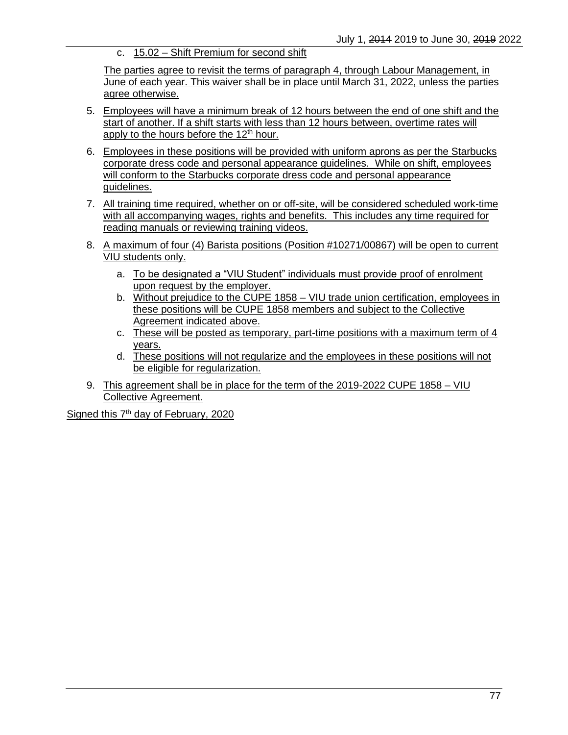c. 15.02 – Shift Premium for second shift

The parties agree to revisit the terms of paragraph 4, through Labour Management, in June of each year. This waiver shall be in place until March 31, 2022, unless the parties agree otherwise.

5. Employees will have a minimum break of 12 hours between the end of one shift and the start of another. If a shift starts with less than 12 hours between, overtime rates will apply to the hours before the 12th hour.
6. Employees in these positions will be provided with uniform aprons as per the Starbucks corporate dress code and personal appearance guidelines. While on shift, employees will conform to the Starbucks corporate dress code and personal appearance guidelines.
7. All training time required, whether on or off-site, will be considered scheduled work-time with all accompanying wages, rights and benefits. This includes any time required for reading manuals or reviewing training videos.
8. A maximum of four (4) Barista positions (Position #10271/00867) will be open to current VIU students only.
   a. To be designated a "VIU Student" individuals must provide proof of enrolment upon request by the employer.
   b. Without prejudice to the CUPE 1858 – VIU trade union certification, employees in these positions will be CUPE 1858 members and subject to the Collective Agreement indicated above.
   c. These will be posted as temporary, part-time positions with a maximum term of 4 years.
   d. These positions will not regularize and the employees in these positions will not be eligible for regularization.
9. This agreement shall be in place for the term of the 2019-2022 CUPE 1858 – VIU Collective Agreement.

Signed this 7th day of February, 2020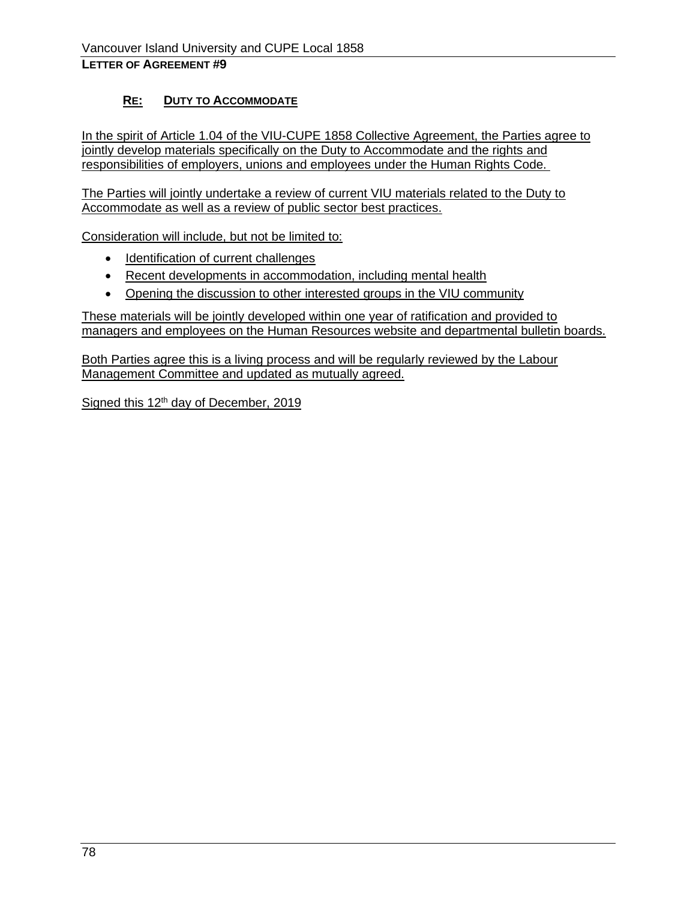**LETTER OF AGREEMENT #9**

**RE: DUTY TO ACCOMMODATE**

In the spirit of Article 1.04 of the VIU-CUPE 1858 Collective Agreement, the Parties agree to jointly develop materials specifically on the Duty to Accommodate and the rights and responsibilities of employers, unions and employees under the Human Rights Code.

The Parties will jointly undertake a review of current VIU materials related to the Duty to Accommodate as well as a review of public sector best practices.

Consideration will include, but not be limited to:

- Identification of current challenges
- Recent developments in accommodation, including mental health
- Opening the discussion to other interested groups in the VIU community

These materials will be jointly developed within one year of ratification and provided to managers and employees on the Human Resources website and departmental bulletin boards.

Both Parties agree this is a living process and will be regularly reviewed by the Labour Management Committee and updated as mutually agreed.

Signed this 12th day of December, 2019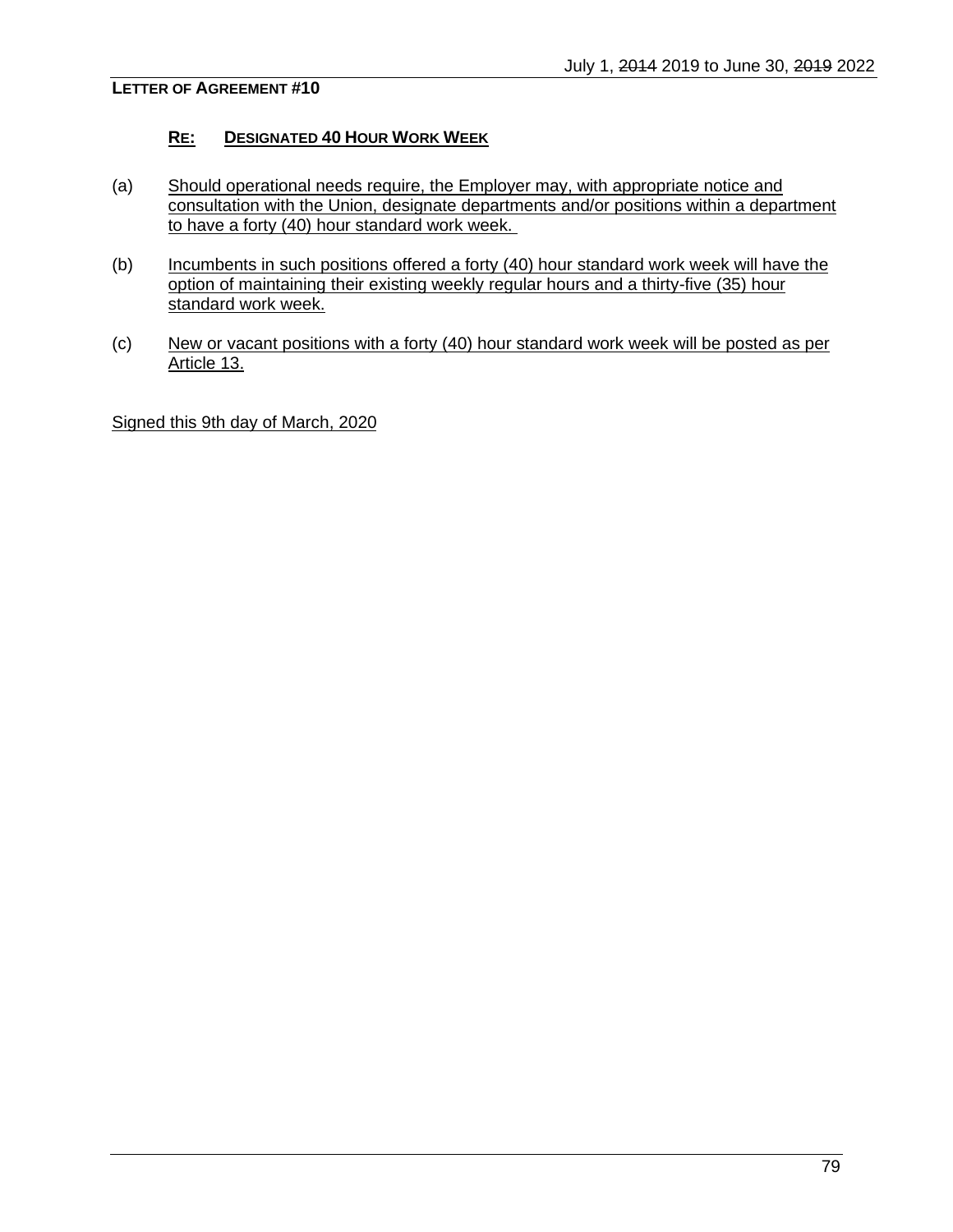**LETTER OF AGREEMENT #10**

**RE: DESIGNATED 40 HOUR WORK WEEK**

(a) Should operational needs require, the Employer may, with appropriate notice and consultation with the Union, designate departments and/or positions within a department to have a forty (40) hour standard work week.

(b) Incumbents in such positions offered a forty (40) hour standard work week will have the option of maintaining their existing weekly regular hours and a thirty-five (35) hour standard work week.

(c) New or vacant positions with a forty (40) hour standard work week will be posted as per Article 13.

Signed this 9th day of March, 2020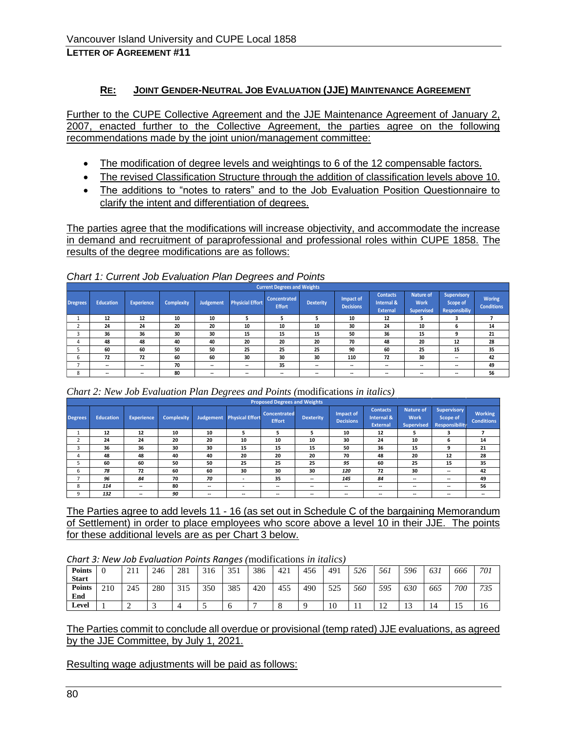## LETTER OF AGREEMENT #11

### RE: JOINT GENDER-NEUTRAL JOB EVALUATION (JJE) MAINTENANCE AGREEMENT

Further to the CUPE Collective Agreement and the JJE Maintenance Agreement of January 2, 2007, enacted further to the Collective Agreement, the parties agree on the following recommendations made by the joint union/management committee:

- The modification of degree levels and weightings to 6 of the 12 compensable factors.
- The revised Classification Structure through the addition of classification levels above 10.
- The additions to "notes to raters" and to the Job Evaluation Position Questionnaire to clarify the intent and differentiation of degrees.

The parties agree that the modifications will increase objectivity, and accommodate the increase in demand and recruitment of paraprofessional and professional roles within CUPE 1858. The results of the degree modifications are as follows:

*Chart 1: Current Job Evaluation Plan Degrees and Points*

| Current Degrees and Weights | | | | | | | | | | | | |
|---|---|---|---|---|---|---|---|---|---|---|---|---|
| Dregrees | Education | Experience | Complexity | Judgement | Physicial Effort | Concentrated Effort | Dexterity | Impact of Decisions | Contacts Internal & External | Nature of Work Supervised | Supervisory Scope of Responsibiliy | Woring Conditions |
| 1 | 12 | 12 | 10 | 10 | 5 | 5 | 5 | 10 | 12 | 5 | 3 | 7 |
| 2 | 24 | 24 | 20 | 20 | 10 | 10 | 10 | 30 | 24 | 10 | 6 | 14 |
| 3 | 36 | 36 | 30 | 30 | 15 | 15 | 15 | 50 | 36 | 15 | 9 | 21 |
| 4 | 48 | 48 | 40 | 40 | 20 | 20 | 20 | 70 | 48 | 20 | 12 | 28 |
| 5 | 60 | 60 | 50 | 50 | 25 | 25 | 25 | 90 | 60 | 25 | 15 | 35 |
| 6 | 72 | 72 | 60 | 60 | 30 | 30 | 30 | 110 | 72 | 30 | -- | 42 |
| 7 | -- | -- | 70 | -- | -- | 35 | -- | -- | -- | -- | -- | 49 |
| 8 | -- | -- | 80 | -- | -- | -- | -- | -- | -- | -- | -- | 56 |

*Chart 2: New Job Evaluation Plan Degrees and Points* (modifications *in italics*)

| Proposed Degrees and Weights | | | | | | | | | | | | |
|---|---|---|---|---|---|---|---|---|---|---|---|---|
| Degrees | Education | Experience | Complexity | Judgement | Physicial Effort | Concentrated Effort | Dexterity | Impact of Decisions | Contacts Internal & External | Nature of Work Supervised | Supervisory Scope of Responsibility | Working Conditions |
| 1 | 12 | 12 | 10 | 10 | 5 | 5 | 5 | 10 | 12 | 5 | 3 | 7 |
| 2 | 24 | 24 | 20 | 20 | 10 | 10 | 10 | 30 | 24 | 10 | 6 | 14 |
| 3 | 36 | 36 | 30 | 30 | 15 | 15 | 15 | 50 | 36 | 15 | 9 | 21 |
| 4 | 48 | 48 | 40 | 40 | 20 | 20 | 20 | 70 | 48 | 20 | 12 | 28 |
| 5 | 60 | 60 | 50 | 50 | 25 | 25 | 25 | *95* | 60 | 25 | 15 | 35 |
| 6 | *78* | 72 | 60 | 60 | 30 | 30 | 30 | *120* | 72 | 30 | -- | 42 |
| 7 | *96* | *84* | 70 | *70* | - | 35 | -- | *145* | *84* | -- | -- | 49 |
| 8 | *114* | -- | 80 | -- | - | -- | -- | -- | -- | -- | -- | 56 |
| 9 | *132* | -- | *90* | -- | -- | -- | -- | -- | -- | -- | -- | -- |

The Parties agree to add levels 11 - 16 (as set out in Schedule C of the bargaining Memorandum of Settlement) in order to place employees who score above a level 10 in their JJE. The points for these additional levels are as per Chart 3 below.

*Chart 3: New Job Evaluation Points Ranges* (modifications *in italics*)

| Points Start | 0 | 211 | 246 | 281 | 316 | 351 | 386 | 421 | 456 | 491 | *526* | *561* | *596* | *631* | *666* | *701* |
|---|---|---|---|---|---|---|---|---|---|---|---|---|---|---|---|---|
| Points End | 210 | 245 | 280 | 315 | 350 | 385 | 420 | 455 | 490 | 525 | *560* | *595* | *630* | *665* | *700* | *735* |
| Level | 1 | 2 | 3 | 4 | 5 | 6 | 7 | 8 | 9 | 10 | 11 | 12 | 13 | 14 | 15 | 16 |

The Parties commit to conclude all overdue or provisional (temp rated) JJE evaluations, as agreed by the JJE Committee, by July 1, 2021.

Resulting wage adjustments will be paid as follows: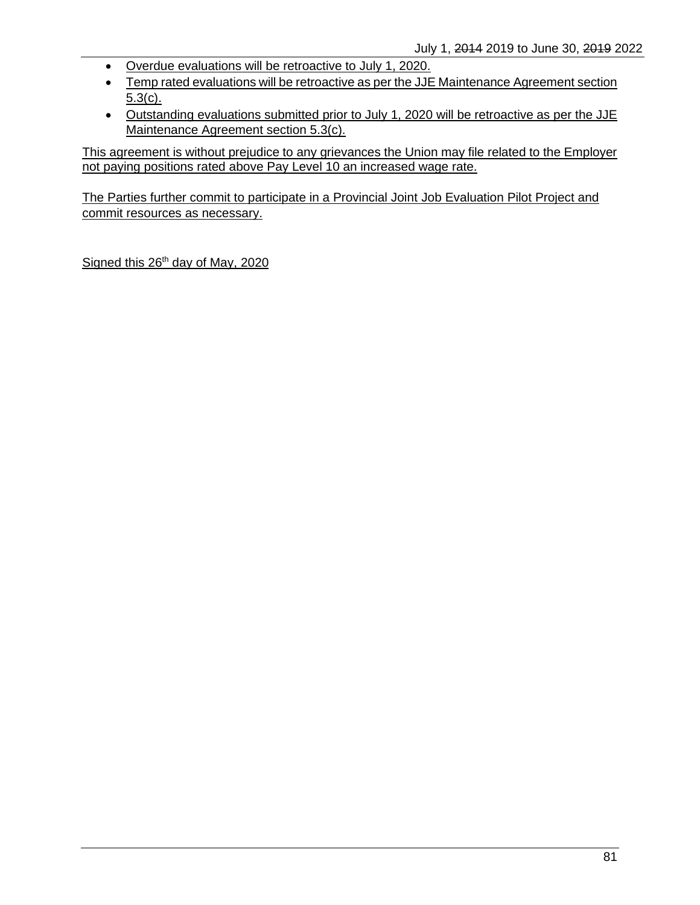- Overdue evaluations will be retroactive to July 1, 2020.
- Temp rated evaluations will be retroactive as per the JJE Maintenance Agreement section 5.3(c).
- Outstanding evaluations submitted prior to July 1, 2020 will be retroactive as per the JJE Maintenance Agreement section 5.3(c).

This agreement is without prejudice to any grievances the Union may file related to the Employer not paying positions rated above Pay Level 10 an increased wage rate.

The Parties further commit to participate in a Provincial Joint Job Evaluation Pilot Project and commit resources as necessary.

Signed this 26th day of May, 2020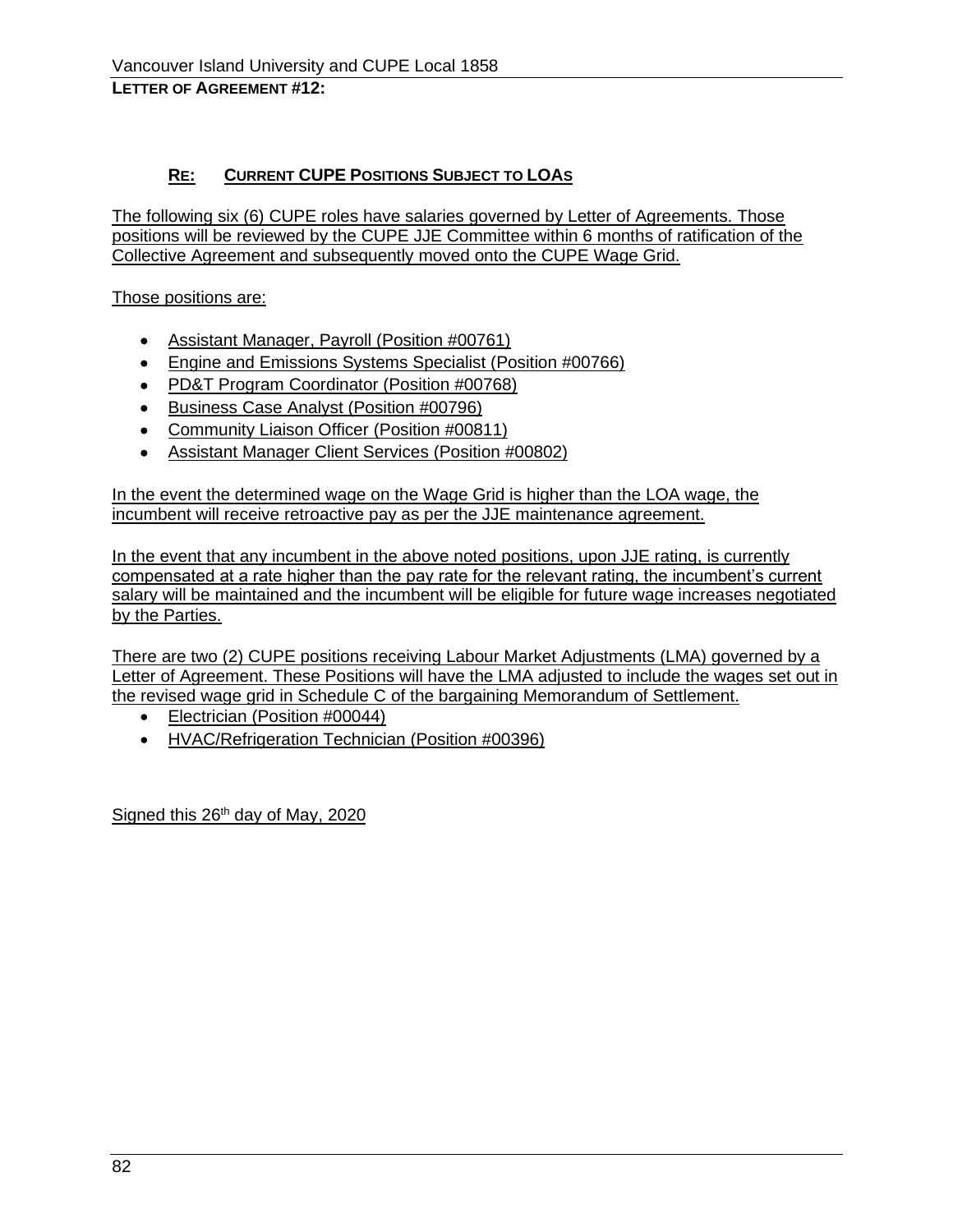**LETTER OF AGREEMENT #12:**

**RE: CURRENT CUPE POSITIONS SUBJECT TO LOAS**

The following six (6) CUPE roles have salaries governed by Letter of Agreements. Those positions will be reviewed by the CUPE JJE Committee within 6 months of ratification of the Collective Agreement and subsequently moved onto the CUPE Wage Grid.

Those positions are:

- Assistant Manager, Payroll (Position #00761)
- Engine and Emissions Systems Specialist (Position #00766)
- PD&T Program Coordinator (Position #00768)
- Business Case Analyst (Position #00796)
- Community Liaison Officer (Position #00811)
- Assistant Manager Client Services (Position #00802)

In the event the determined wage on the Wage Grid is higher than the LOA wage, the incumbent will receive retroactive pay as per the JJE maintenance agreement.

In the event that any incumbent in the above noted positions, upon JJE rating, is currently compensated at a rate higher than the pay rate for the relevant rating, the incumbent's current salary will be maintained and the incumbent will be eligible for future wage increases negotiated by the Parties.

There are two (2) CUPE positions receiving Labour Market Adjustments (LMA) governed by a Letter of Agreement. These Positions will have the LMA adjusted to include the wages set out in the revised wage grid in Schedule C of the bargaining Memorandum of Settlement.

- Electrician (Position #00044)
- HVAC/Refrigeration Technician (Position #00396)

Signed this 26th day of May, 2020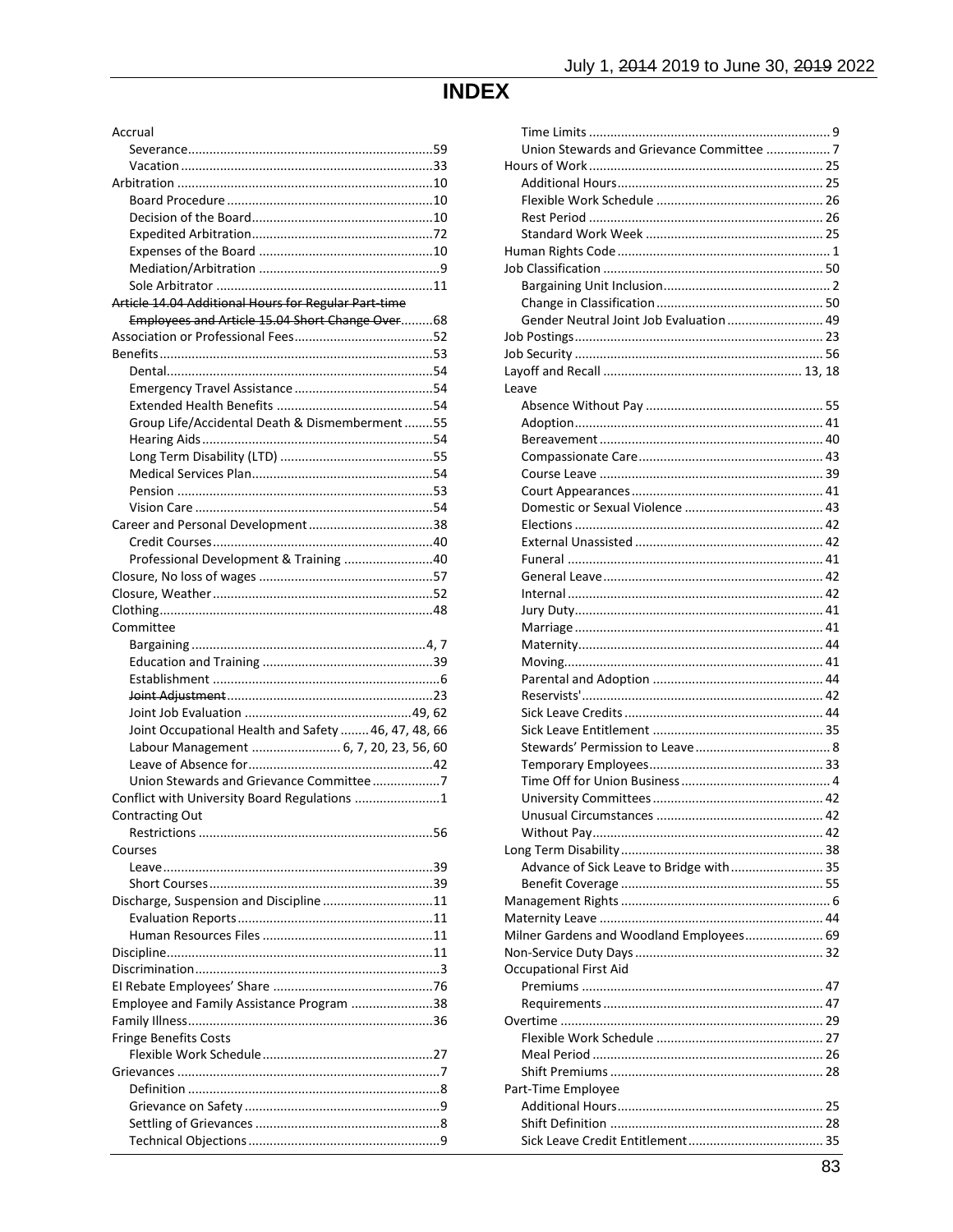# INDEX

Accrual
- Severance....59
- Vacation....33

Arbitration....10
- Board Procedure....10
- Decision of the Board....10
- Expedited Arbitration....72
- Expenses of the Board....10
- Mediation/Arbitration....9
- Sole Arbitrator....11

~~Article 14.04 Additional Hours for Regular Part-time Employees and Article 15.04 Short Change Over....68~~

Association or Professional Fees....52

Benefits....53
- Dental....54
- Emergency Travel Assistance....54
- Extended Health Benefits....54
- Group Life/Accidental Death & Dismemberment....55
- Hearing Aids....54
- Long Term Disability (LTD)....55
- Medical Services Plan....54
- Pension....53
- Vision Care....54

Career and Personal Development....38
- Credit Courses....40
- Professional Development & Training....40

Closure, No loss of wages....57

Closure, Weather....52

Clothing....48

Committee
- Bargaining....4, 7
- Education and Training....39
- Establishment....6
- ~~Joint Adjustment~~....23
- Joint Job Evaluation....49, 62
- Joint Occupational Health and Safety....46, 47, 48, 66
- Labour Management....6, 7, 20, 23, 56, 60
- Leave of Absence for....42
- Union Stewards and Grievance Committee....7

Conflict with University Board Regulations....1

Contracting Out
- Restrictions....56

Courses
- Leave....39
- Short Courses....39

Discharge, Suspension and Discipline....11
- Evaluation Reports....11
- Human Resources Files....11

Discipline....11

Discrimination....3

EI Rebate Employees' Share....76

Employee and Family Assistance Program....38

Family Illness....36

Fringe Benefits Costs
- Flexible Work Schedule....27

Grievances....7
- Definition....8
- Grievance on Safety....9
- Settling of Grievances....8
- Technical Objections....9
- Time Limits....9
- Union Stewards and Grievance Committee....7

Hours of Work....25
- Additional Hours....25
- Flexible Work Schedule....26
- Rest Period....26
- Standard Work Week....25

Human Rights Code....1

Job Classification....50
- Bargaining Unit Inclusion....2
- Change in Classification....50
- Gender Neutral Joint Job Evaluation....49

Job Postings....23

Job Security....56

Layoff and Recall....13, 18

Leave
- Absence Without Pay....55
- Adoption....41
- Bereavement....40
- Compassionate Care....43
- Course Leave....39
- Court Appearances....41
- Domestic or Sexual Violence....43
- Elections....42
- External Unassisted....42
- Funeral....41
- General Leave....42
- Internal....42
- Jury Duty....41
- Marriage....41
- Maternity....44
- Moving....41
- Parental and Adoption....44
- Reservists'....42
- Sick Leave Credits....44
- Sick Leave Entitlement....35
- Stewards' Permission to Leave....8
- Temporary Employees....33
- Time Off for Union Business....4
- University Committees....42
- Unusual Circumstances....42
- Without Pay....42

Long Term Disability....38
- Advance of Sick Leave to Bridge with....35
- Benefit Coverage....55

Management Rights....6

Maternity Leave....44

Milner Gardens and Woodland Employees....69

Non-Service Duty Days....32

Occupational First Aid
- Premiums....47
- Requirements....47

Overtime....29
- Flexible Work Schedule....27
- Meal Period....26
- Shift Premiums....28

Part-Time Employee
- Additional Hours....25
- Shift Definition....28
- Sick Leave Credit Entitlement....35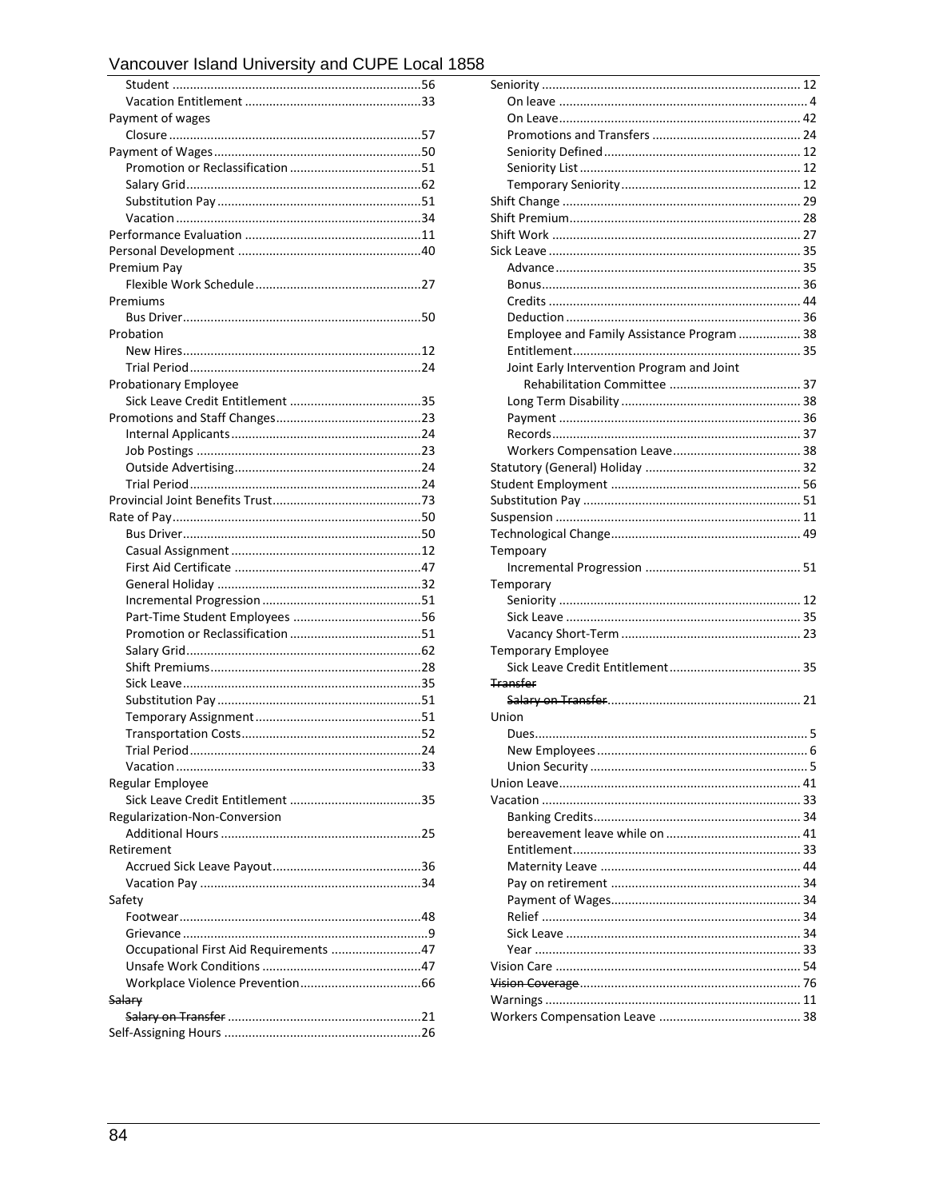Student .......................................................................56
Vacation Entitlement ..................................................33

Payment of wages
Closure ........................................................................57

Payment of Wages ...........................................................50
Promotion or Reclassification ......................................51
Salary Grid ...................................................................62
Substitution Pay ..........................................................51
Vacation ......................................................................34

Performance Evaluation ..................................................11

Personal Development ....................................................40

Premium Pay
Flexible Work Schedule ...............................................27

Premiums
Bus Driver ....................................................................50

Probation
New Hires ....................................................................12
Trial Period ..................................................................24

Probationary Employee
Sick Leave Credit Entitlement ......................................35

Promotions and Staff Changes ..........................................23
Internal Applicants ......................................................24
Job Postings ................................................................23
Outside Advertising .....................................................24
Trial Period ..................................................................24

Provincial Joint Benefits Trust ..........................................73

Rate of Pay .......................................................................50
Bus Driver ....................................................................50
Casual Assignment ......................................................12
First Aid Certificate .....................................................47
General Holiday ..........................................................32
Incremental Progression .............................................51
Part-Time Student Employees .....................................56
Promotion or Reclassification ......................................51
Salary Grid ...................................................................62
Shift Premiums ............................................................28
Sick Leave ....................................................................35
Substitution Pay ..........................................................51
Temporary Assignment ...............................................51
Transportation Costs ...................................................52
Trial Period ..................................................................24
Vacation ......................................................................33

Regular Employee
Sick Leave Credit Entitlement ......................................35

Regularization-Non-Conversion
Additional Hours .........................................................25

Retirement
Accrued Sick Leave Payout ...........................................36
Vacation Pay ...............................................................34

Safety
Footwear .....................................................................48
Grievance ......................................................................9
Occupational First Aid Requirements ..........................47
Unsafe Work Conditions .............................................47
Workplace Violence Prevention ..................................66

~~Salary~~
~~Salary on Transfer~~ .......................................................21

Self-Assigning Hours .........................................................26

Seniority ...........................................................................12
On leave ........................................................................4
On Leave ......................................................................42
Promotions and Transfers ...........................................24
Seniority Defined .........................................................12
Seniority List ................................................................12
Temporary Seniority ....................................................12

Shift Change .....................................................................29

Shift Premium ...................................................................28

Shift Work ........................................................................27

Sick Leave .........................................................................35
Advance .......................................................................35
Bonus ...........................................................................36
Credits .........................................................................44
Deduction ....................................................................36
Employee and Family Assistance Program ..................38
Entitlement ..................................................................35
Joint Early Intervention Program and Joint Rehabilitation Committee ......................................37
Long Term Disability ....................................................38
Payment ......................................................................36
Records ........................................................................37
Workers Compensation Leave .....................................38

Statutory (General) Holiday .............................................32

Student Employment .......................................................56

Substitution Pay ...............................................................51

Suspension .......................................................................11

Technological Change .......................................................49

Tempoary
Incremental Progression .............................................51

Temporary
Seniority ......................................................................12
Sick Leave ....................................................................35
Vacancy Short-Term ....................................................23

Temporary Employee
Sick Leave Credit Entitlement ......................................35

~~Transfer~~
~~Salary on Transfer~~ .......................................................21

Union
Dues ..............................................................................5
New Employees .............................................................6
Union Security ...............................................................5

Union Leave ......................................................................41

Vacation ...........................................................................33
Banking Credits ............................................................34
bereavement leave while on .......................................41
Entitlement ..................................................................33
Maternity Leave ..........................................................44
Pay on retirement .......................................................34
Payment of Wages .......................................................34
Relief ...........................................................................34
Sick Leave ....................................................................34
Year .............................................................................33

Vision Care .......................................................................54

~~Vision Coverage~~ ...............................................................76

Warnings ..........................................................................11

Workers Compensation Leave .........................................38